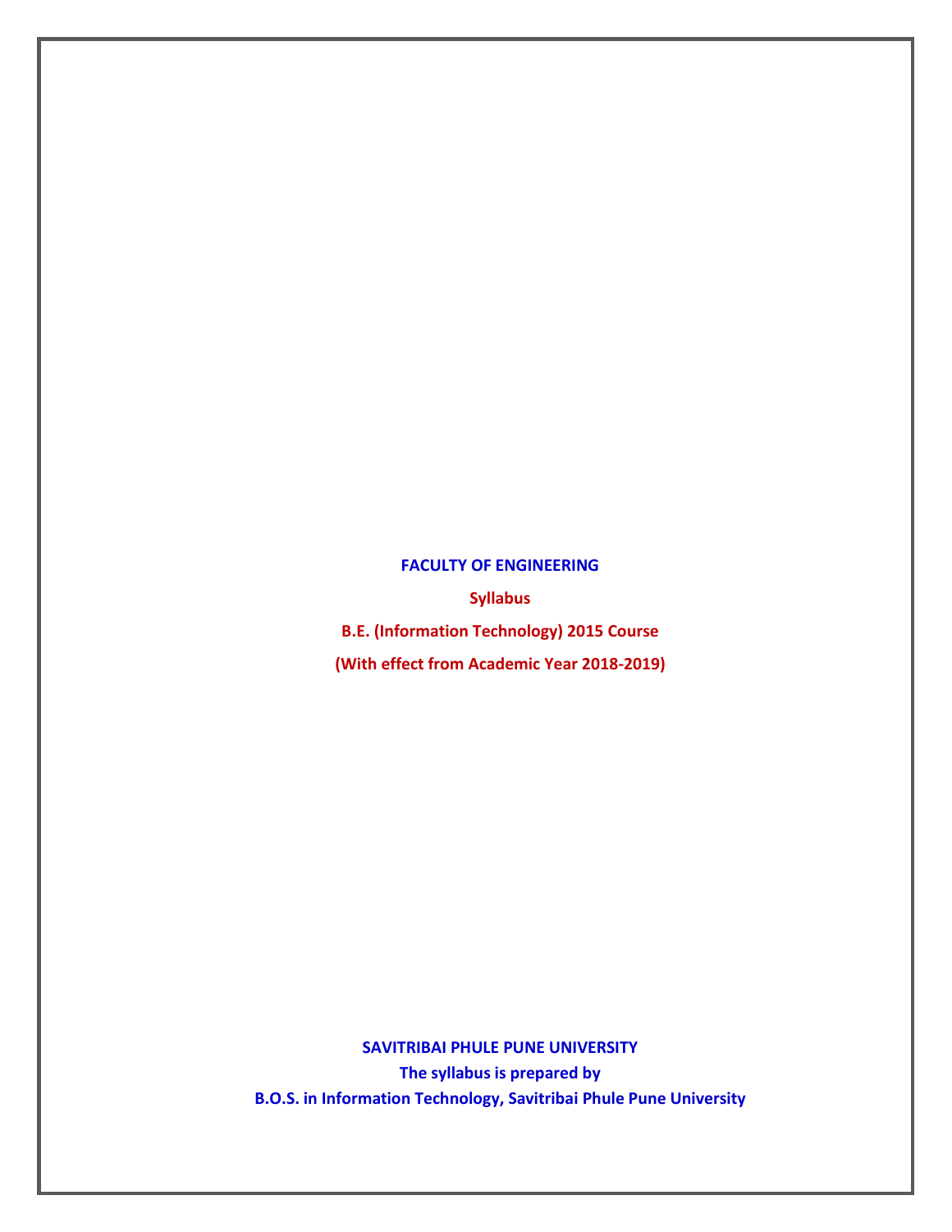**FACULTY OF ENGINEERING**

**Syllabus**

**B.E. (Information Technology) 2015 Course**

**(With effect from Academic Year 2018-2019)**

**SAVITRIBAI PHULE PUNE UNIVERSITY**

**The syllabus is prepared by**

**B.O.S. in Information Technology, Savitribai Phule Pune University**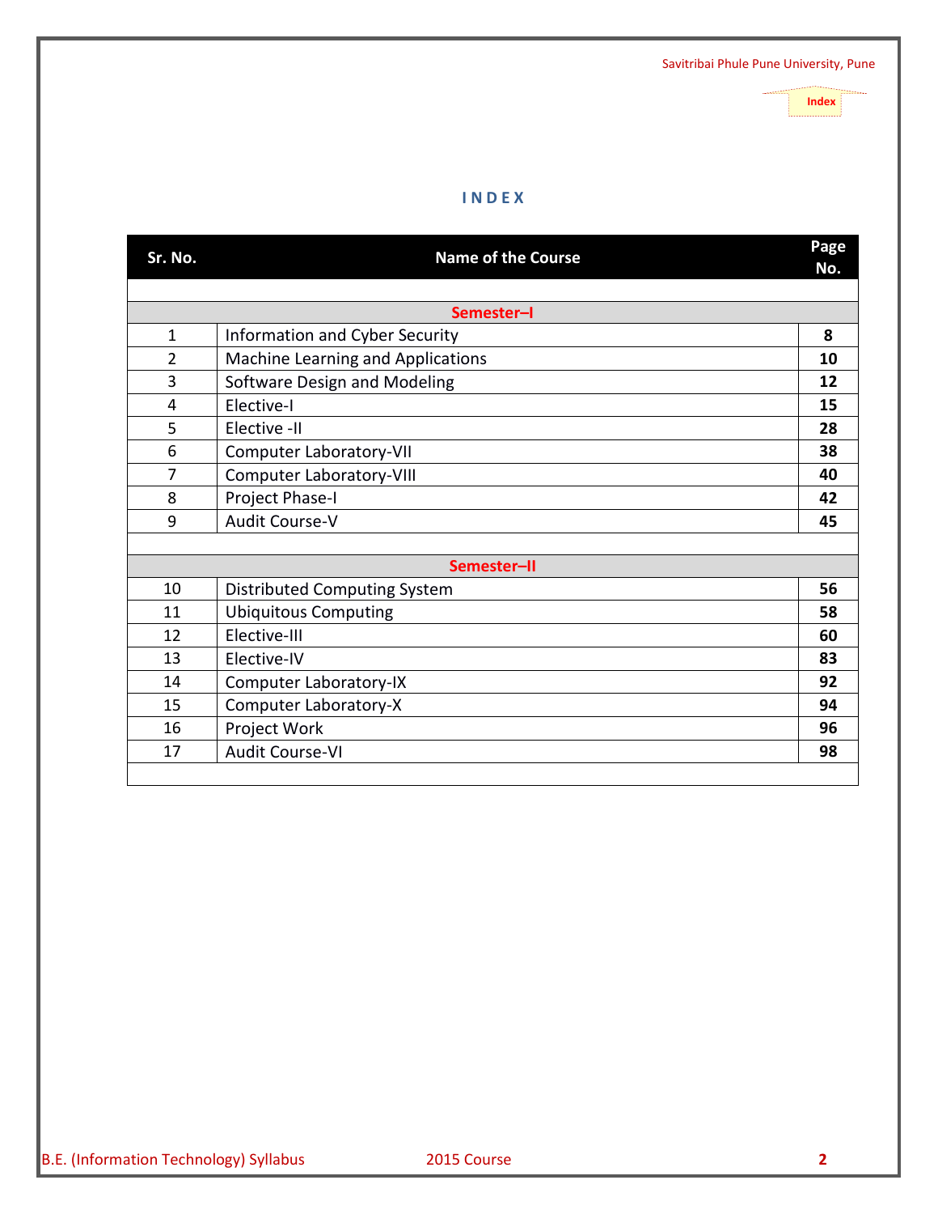# INDEX

| Sr. No. | Name of the Course | Page No. |
|---|---|---|
| | **Semester–I** | |
| 1 | Information and Cyber Security | **8** |
| 2 | Machine Learning and Applications | **10** |
| 3 | Software Design and Modeling | **12** |
| 4 | Elective-I | **15** |
| 5 | Elective -II | **28** |
| 6 | Computer Laboratory-VII | **38** |
| 7 | Computer Laboratory-VIII | **40** |
| 8 | Project Phase-I | **42** |
| 9 | Audit Course-V | **45** |
| | **Semester–II** | |
| 10 | Distributed Computing System | **56** |
| 11 | Ubiquitous Computing | **58** |
| 12 | Elective-III | **60** |
| 13 | Elective-IV | **83** |
| 14 | Computer Laboratory-IX | **92** |
| 15 | Computer Laboratory-X | **94** |
| 16 | Project Work | **96** |
| 17 | Audit Course-VI | **98** |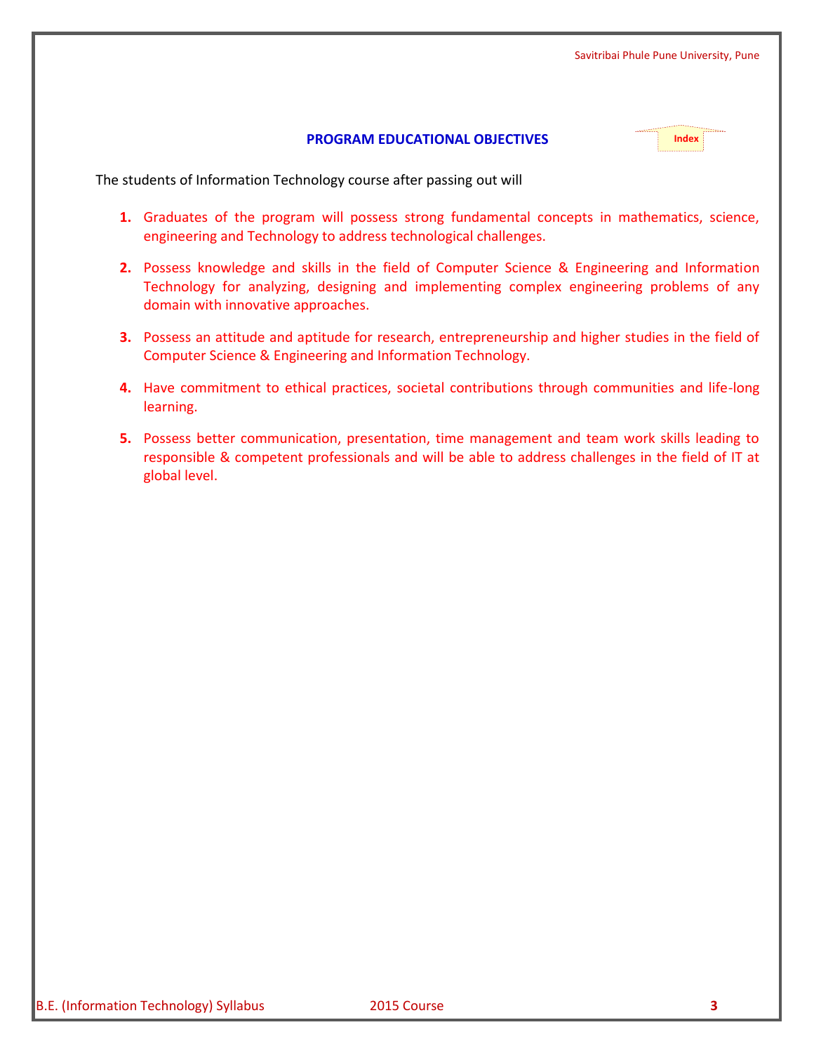## PROGRAM EDUCATIONAL OBJECTIVES

The students of Information Technology course after passing out will

1. Graduates of the program will possess strong fundamental concepts in mathematics, science, engineering and Technology to address technological challenges.
2. Possess knowledge and skills in the field of Computer Science & Engineering and Information Technology for analyzing, designing and implementing complex engineering problems of any domain with innovative approaches.
3. Possess an attitude and aptitude for research, entrepreneurship and higher studies in the field of Computer Science & Engineering and Information Technology.
4. Have commitment to ethical practices, societal contributions through communities and life-long learning.
5. Possess better communication, presentation, time management and team work skills leading to responsible & competent professionals and will be able to address challenges in the field of IT at global level.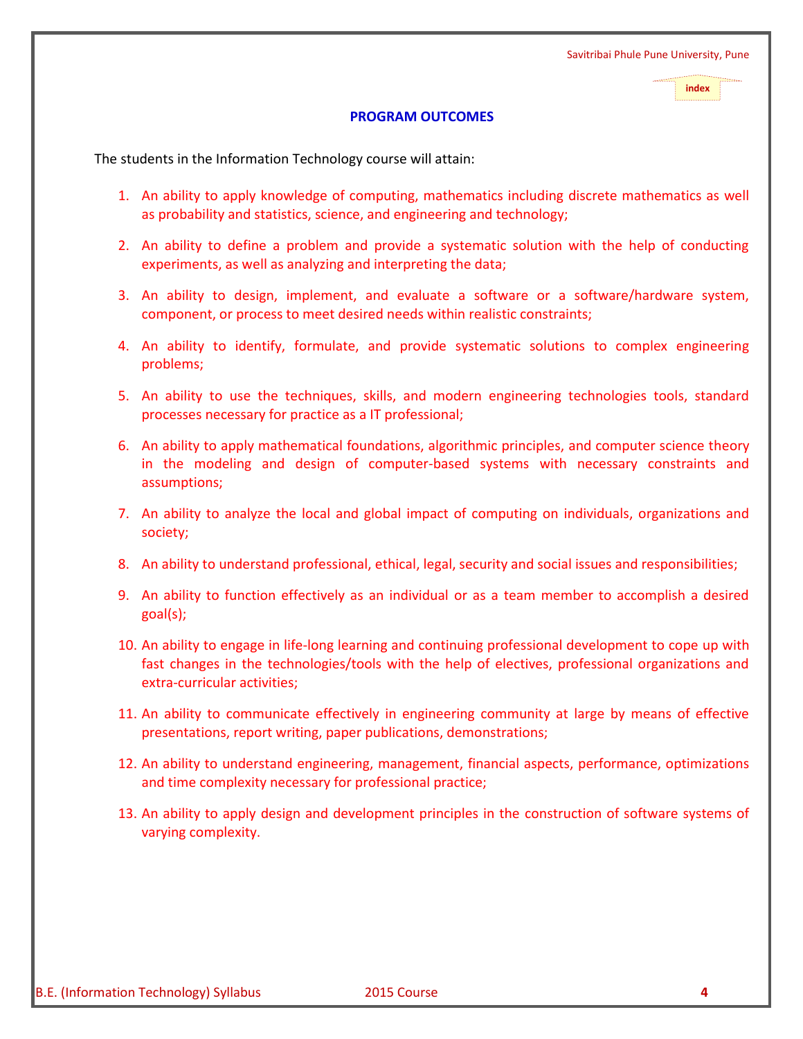## PROGRAM OUTCOMES

The students in the Information Technology course will attain:

1. An ability to apply knowledge of computing, mathematics including discrete mathematics as well as probability and statistics, science, and engineering and technology;
2. An ability to define a problem and provide a systematic solution with the help of conducting experiments, as well as analyzing and interpreting the data;
3. An ability to design, implement, and evaluate a software or a software/hardware system, component, or process to meet desired needs within realistic constraints;
4. An ability to identify, formulate, and provide systematic solutions to complex engineering problems;
5. An ability to use the techniques, skills, and modern engineering technologies tools, standard processes necessary for practice as a IT professional;
6. An ability to apply mathematical foundations, algorithmic principles, and computer science theory in the modeling and design of computer-based systems with necessary constraints and assumptions;
7. An ability to analyze the local and global impact of computing on individuals, organizations and society;
8. An ability to understand professional, ethical, legal, security and social issues and responsibilities;
9. An ability to function effectively as an individual or as a team member to accomplish a desired goal(s);
10. An ability to engage in life-long learning and continuing professional development to cope up with fast changes in the technologies/tools with the help of electives, professional organizations and extra-curricular activities;
11. An ability to communicate effectively in engineering community at large by means of effective presentations, report writing, paper publications, demonstrations;
12. An ability to understand engineering, management, financial aspects, performance, optimizations and time complexity necessary for professional practice;
13. An ability to apply design and development principles in the construction of software systems of varying complexity.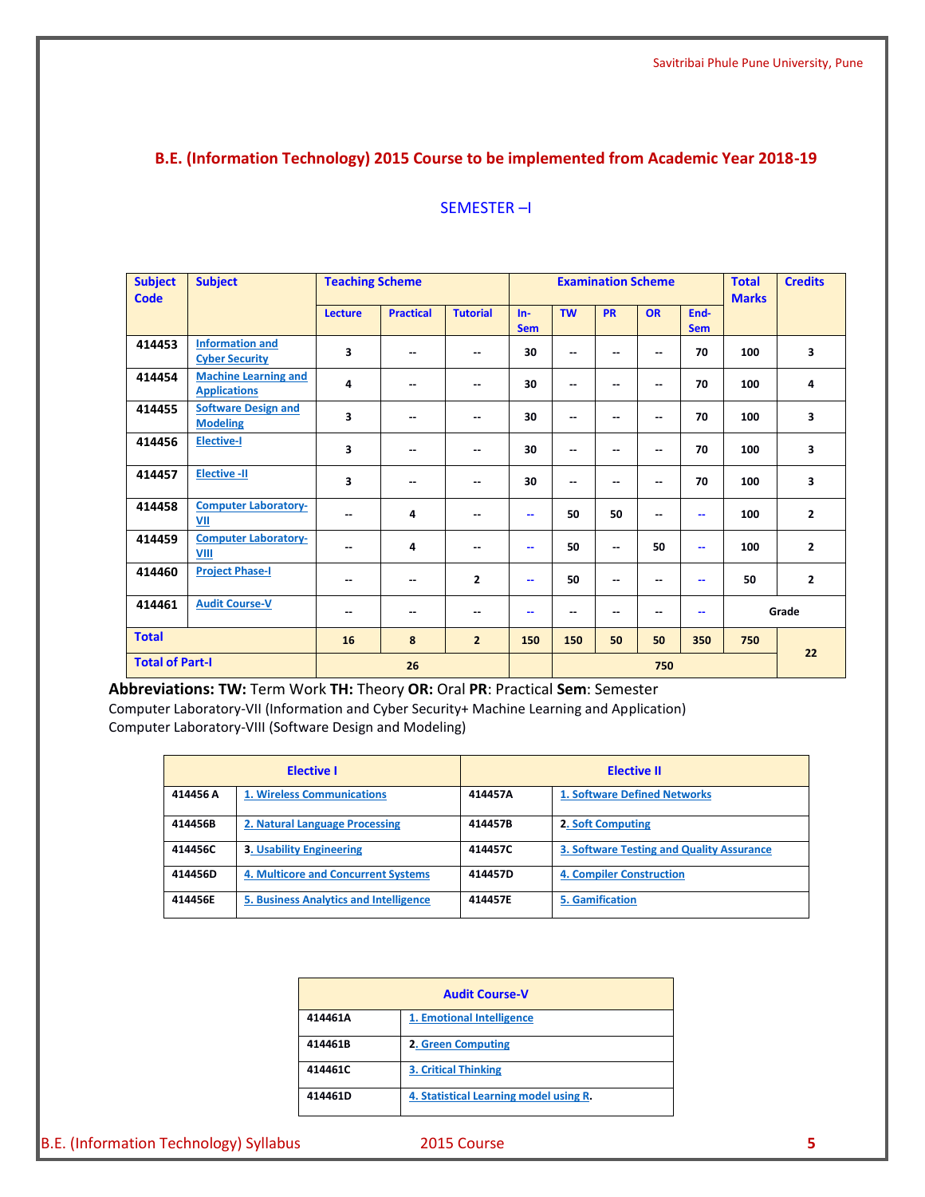# B.E. (Information Technology) 2015 Course to be implemented from Academic Year 2018-19

## SEMESTER –I

| Subject Code | Subject | Teaching Scheme | | | Examination Scheme | | | | | Total Marks | Credits |
|---|---|---|---|---|---|---|---|---|---|---|---|
| | | Lecture | Practical | Tutorial | In-Sem | TW | PR | OR | End-Sem | | |
| 414453 | Information and Cyber Security | 3 | -- | -- | 30 | -- | -- | -- | 70 | 100 | 3 |
| 414454 | Machine Learning and Applications | 4 | -- | -- | 30 | -- | -- | -- | 70 | 100 | 4 |
| 414455 | Software Design and Modeling | 3 | -- | -- | 30 | -- | -- | -- | 70 | 100 | 3 |
| 414456 | Elective-I | 3 | -- | -- | 30 | -- | -- | -- | 70 | 100 | 3 |
| 414457 | Elective -II | 3 | -- | -- | 30 | -- | -- | -- | 70 | 100 | 3 |
| 414458 | Computer Laboratory-VII | -- | 4 | -- | -- | 50 | 50 | -- | -- | 100 | 2 |
| 414459 | Computer Laboratory-VIII | -- | 4 | -- | -- | 50 | -- | 50 | -- | 100 | 2 |
| 414460 | Project Phase-I | -- | -- | 2 | -- | 50 | -- | -- | -- | 50 | 2 |
| 414461 | Audit Course-V | -- | -- | -- | -- | -- | -- | -- | -- | Grade | |
| Total | | 16 | 8 | 2 | 150 | 150 | 50 | 50 | 350 | 750 | 22 |
| Total of Part-I | | 26 | | | | 750 | | | | | |

**Abbreviations: TW:** Term Work **TH:** Theory **OR:** Oral **PR**: Practical **Sem**: Semester

Computer Laboratory-VII (Information and Cyber Security+ Machine Learning and Application)

Computer Laboratory-VIII (Software Design and Modeling)

| Elective I | | Elective II | |
|---|---|---|---|
| 414456 A | 1. Wireless Communications | 414457A | 1. Software Defined Networks |
| 414456B | 2. Natural Language Processing | 414457B | 2. Soft Computing |
| 414456C | 3. Usability Engineering | 414457C | 3. Software Testing and Quality Assurance |
| 414456D | 4. Multicore and Concurrent Systems | 414457D | 4. Compiler Construction |
| 414456E | 5. Business Analytics and Intelligence | 414457E | 5. Gamification |

| Audit Course-V | |
|---|---|
| 414461A | 1. Emotional Intelligence |
| 414461B | 2. Green Computing |
| 414461C | 3. Critical Thinking |
| 414461D | 4. Statistical Learning model using R. |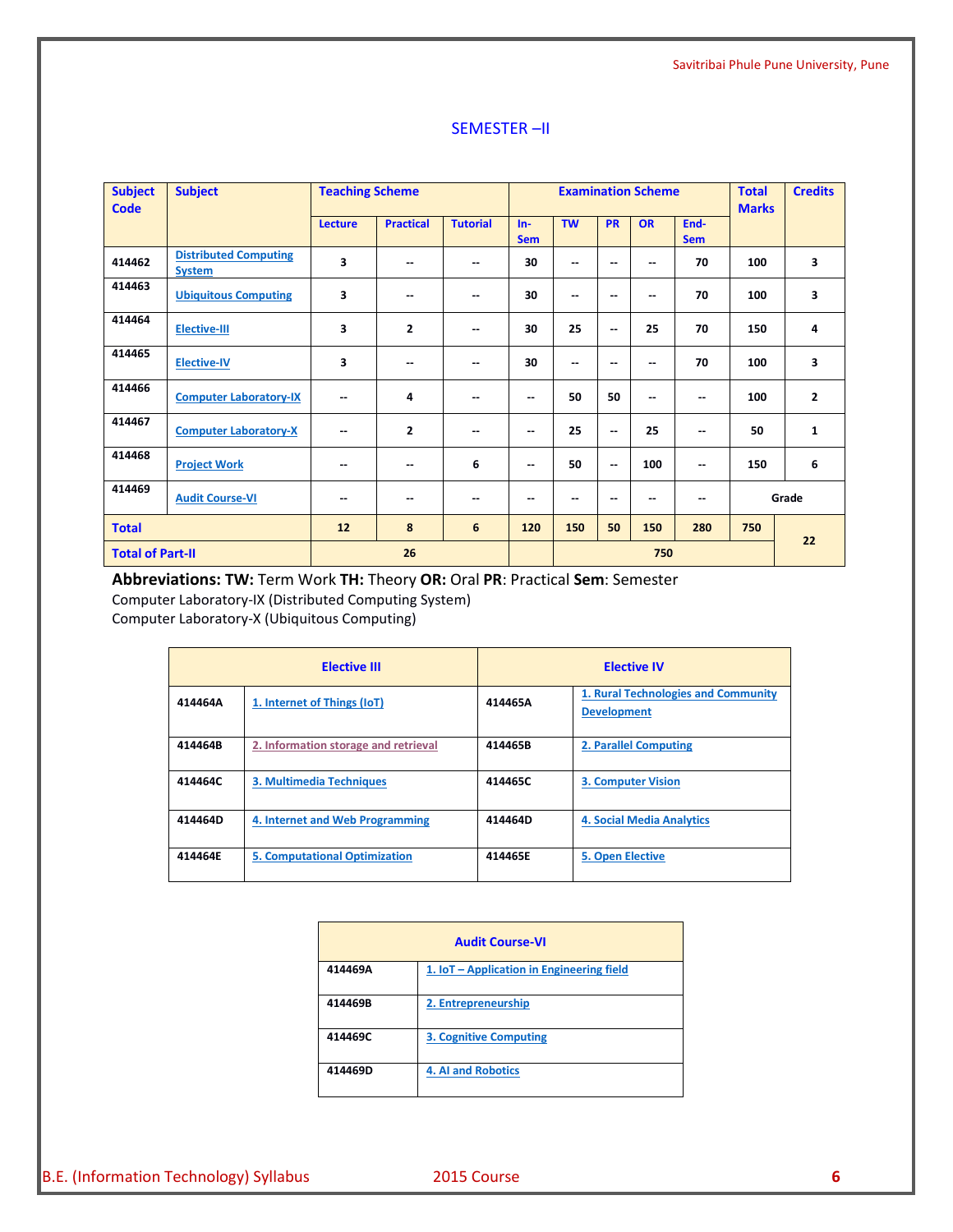## SEMESTER –II

| Subject Code | Subject | Teaching Scheme | | | Examination Scheme | | | | | Total Marks | Credits |
|---|---|---|---|---|---|---|---|---|---|---|---|
| | | Lecture | Practical | Tutorial | In-Sem | TW | PR | OR | End-Sem | | |
| 414462 | Distributed Computing System | 3 | -- | -- | 30 | -- | -- | -- | 70 | 100 | 3 |
| 414463 | Ubiquitous Computing | 3 | -- | -- | 30 | -- | -- | -- | 70 | 100 | 3 |
| 414464 | Elective-III | 3 | 2 | -- | 30 | 25 | -- | 25 | 70 | 150 | 4 |
| 414465 | Elective-IV | 3 | -- | -- | 30 | -- | -- | -- | 70 | 100 | 3 |
| 414466 | Computer Laboratory-IX | -- | 4 | -- | -- | 50 | 50 | -- | -- | 100 | 2 |
| 414467 | Computer Laboratory-X | -- | 2 | -- | -- | 25 | -- | 25 | -- | 50 | 1 |
| 414468 | Project Work | -- | -- | 6 | -- | 50 | -- | 100 | -- | 150 | 6 |
| 414469 | Audit Course-VI | -- | -- | -- | -- | -- | -- | -- | -- | Grade | |
| **Total** | | 12 | 8 | 6 | 120 | 150 | 50 | 150 | 280 | 750 | 22 |
| **Total of Part-II** | | 26 | | | | 750 | | | | | |

**Abbreviations: TW:** Term Work **TH:** Theory **OR:** Oral **PR**: Practical **Sem**: Semester
Computer Laboratory-IX (Distributed Computing System)
Computer Laboratory-X (Ubiquitous Computing)

| Elective III | | Elective IV | |
|---|---|---|---|
| 414464A | 1. Internet of Things (IoT) | 414465A | 1. Rural Technologies and Community Development |
| 414464B | 2. Information storage and retrieval | 414465B | 2. Parallel Computing |
| 414464C | 3. Multimedia Techniques | 414465C | 3. Computer Vision |
| 414464D | 4. Internet and Web Programming | 414464D | 4. Social Media Analytics |
| 414464E | 5. Computational Optimization | 414465E | 5. Open Elective |

| Audit Course-VI | |
|---|---|
| 414469A | 1. IoT – Application in Engineering field |
| 414469B | 2. Entrepreneurship |
| 414469C | 3. Cognitive Computing |
| 414469D | 4. AI and Robotics |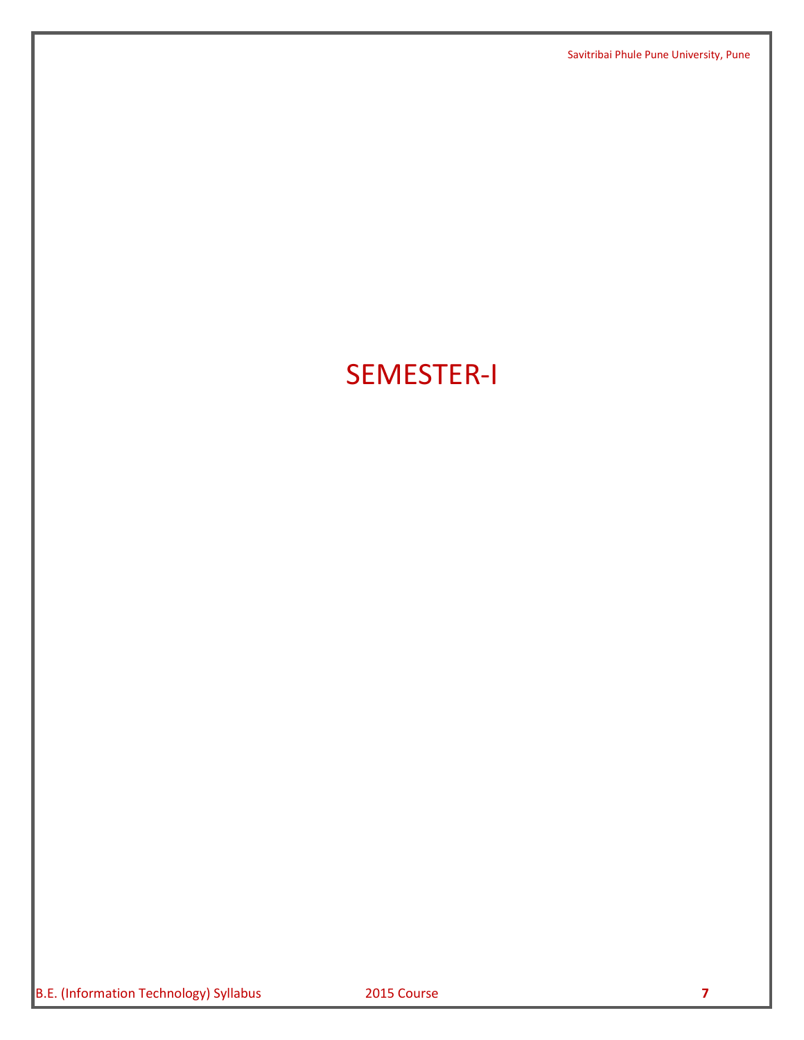# SEMESTER-I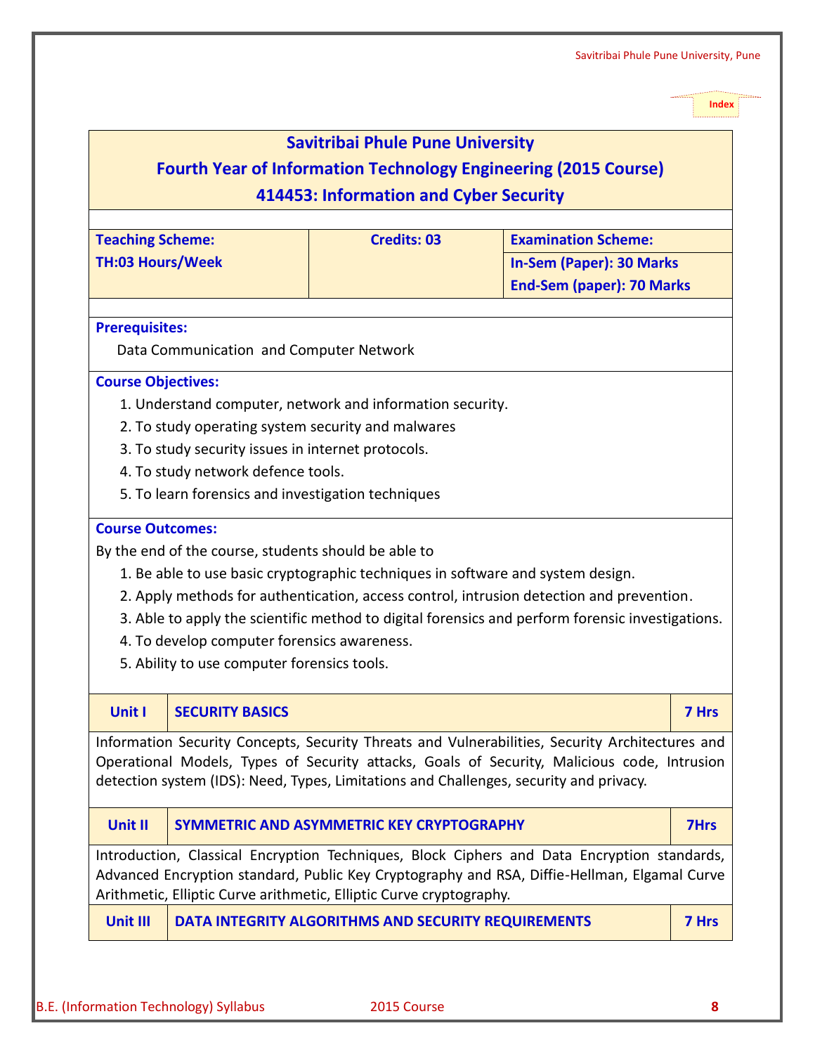# Savitribai Phule Pune University
## Fourth Year of Information Technology Engineering (2015 Course)
## 414453: Information and Cyber Security

| Teaching Scheme: | Credits: 03 | Examination Scheme: |
|---|---|---|
| TH:03 Hours/Week | | In-Sem (Paper): 30 Marks |
| | | End-Sem (paper): 70 Marks |

**Prerequisites:**

Data Communication and Computer Network

**Course Objectives:**

1. Understand computer, network and information security.
2. To study operating system security and malwares
3. To study security issues in internet protocols.
4. To study network defence tools.
5. To learn forensics and investigation techniques

**Course Outcomes:**

By the end of the course, students should be able to

1. Be able to use basic cryptographic techniques in software and system design.
2. Apply methods for authentication, access control, intrusion detection and prevention.
3. Able to apply the scientific method to digital forensics and perform forensic investigations.
4. To develop computer forensics awareness.
5. Ability to use computer forensics tools.

| Unit I | SECURITY BASICS | 7 Hrs |
|---|---|---|

Information Security Concepts, Security Threats and Vulnerabilities, Security Architectures and Operational Models, Types of Security attacks, Goals of Security, Malicious code, Intrusion detection system (IDS): Need, Types, Limitations and Challenges, security and privacy.

| Unit II | SYMMETRIC AND ASYMMETRIC KEY CRYPTOGRAPHY | 7Hrs |
|---|---|---|

Introduction, Classical Encryption Techniques, Block Ciphers and Data Encryption standards, Advanced Encryption standard, Public Key Cryptography and RSA, Diffie-Hellman, Elgamal Curve Arithmetic, Elliptic Curve arithmetic, Elliptic Curve cryptography.

| Unit III | DATA INTEGRITY ALGORITHMS AND SECURITY REQUIREMENTS | 7 Hrs |
|---|---|---|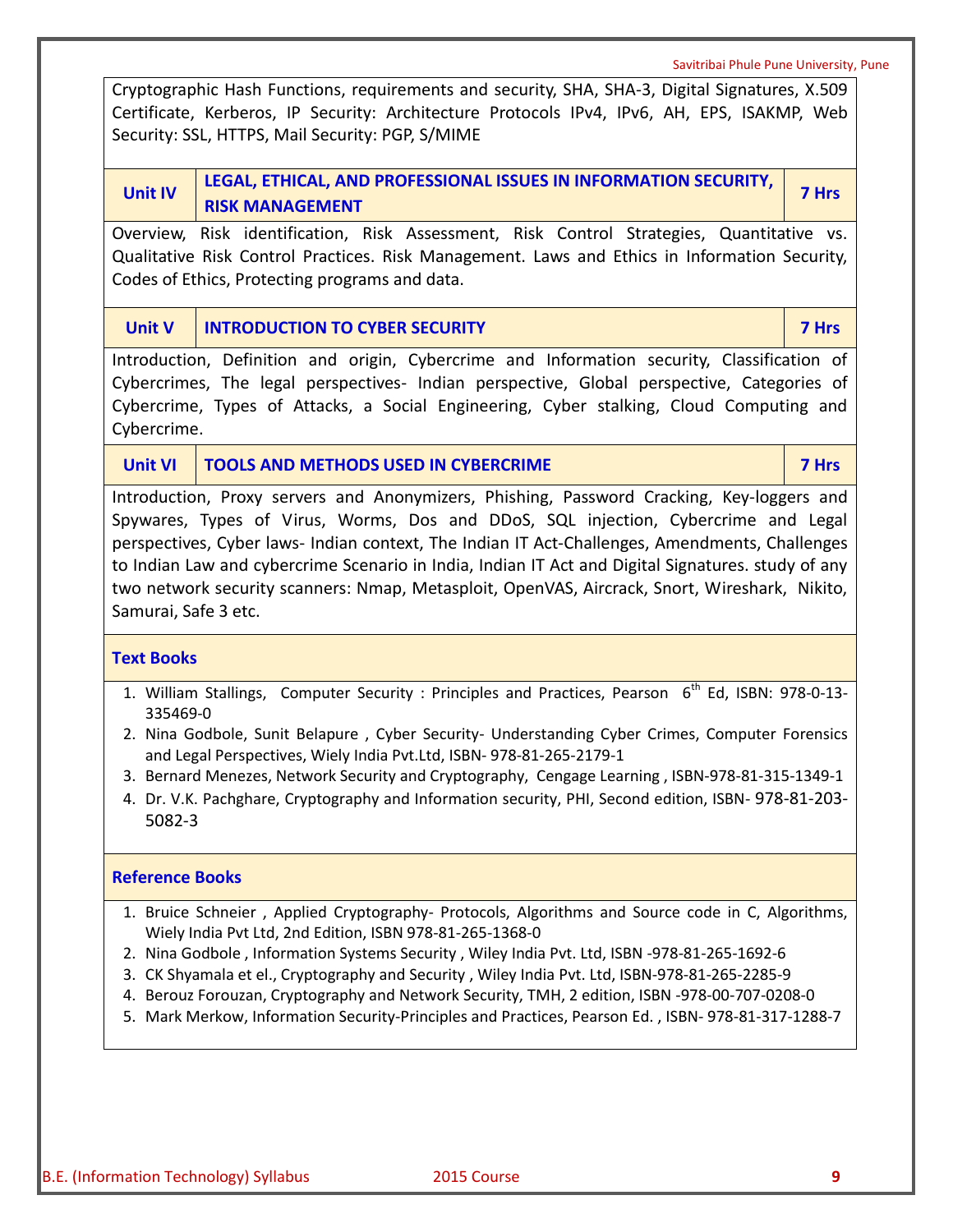Cryptographic Hash Functions, requirements and security, SHA, SHA-3, Digital Signatures, X.509 Certificate, Kerberos, IP Security: Architecture Protocols IPv4, IPv6, AH, EPS, ISAKMP, Web Security: SSL, HTTPS, Mail Security: PGP, S/MIME

| Unit IV | LEGAL, ETHICAL, AND PROFESSIONAL ISSUES IN INFORMATION SECURITY, RISK MANAGEMENT | 7 Hrs |
|---|---|---|

Overview, Risk identification, Risk Assessment, Risk Control Strategies, Quantitative vs. Qualitative Risk Control Practices. Risk Management. Laws and Ethics in Information Security, Codes of Ethics, Protecting programs and data.

| Unit V | INTRODUCTION TO CYBER SECURITY | 7 Hrs |
|---|---|---|

Introduction, Definition and origin, Cybercrime and Information security, Classification of Cybercrimes, The legal perspectives- Indian perspective, Global perspective, Categories of Cybercrime, Types of Attacks, a Social Engineering, Cyber stalking, Cloud Computing and Cybercrime.

| Unit VI | TOOLS AND METHODS USED IN CYBERCRIME | 7 Hrs |
|---|---|---|

Introduction, Proxy servers and Anonymizers, Phishing, Password Cracking, Key-loggers and Spywares, Types of Virus, Worms, Dos and DDoS, SQL injection, Cybercrime and Legal perspectives, Cyber laws- Indian context, The Indian IT Act-Challenges, Amendments, Challenges to Indian Law and cybercrime Scenario in India, Indian IT Act and Digital Signatures. study of any two network security scanners: Nmap, Metasploit, OpenVAS, Aircrack, Snort, Wireshark, Nikito, Samurai, Safe 3 etc.

### Text Books

1. William Stallings, Computer Security : Principles and Practices, Pearson 6th Ed, ISBN: 978-0-13-335469-0
2. Nina Godbole, Sunit Belapure , Cyber Security- Understanding Cyber Crimes, Computer Forensics and Legal Perspectives, Wiely India Pvt.Ltd, ISBN- 978-81-265-2179-1
3. Bernard Menezes, Network Security and Cryptography, Cengage Learning , ISBN-978-81-315-1349-1
4. Dr. V.K. Pachghare, Cryptography and Information security, PHI, Second edition, ISBN- 978-81-203-5082-3

### Reference Books

1. Bruice Schneier , Applied Cryptography- Protocols, Algorithms and Source code in C, Algorithms, Wiely India Pvt Ltd, 2nd Edition, ISBN 978-81-265-1368-0
2. Nina Godbole , Information Systems Security , Wiley India Pvt. Ltd, ISBN -978-81-265-1692-6
3. CK Shyamala et el., Cryptography and Security , Wiley India Pvt. Ltd, ISBN-978-81-265-2285-9
4. Berouz Forouzan, Cryptography and Network Security, TMH, 2 edition, ISBN -978-00-707-0208-0
5. Mark Merkow, Information Security-Principles and Practices, Pearson Ed. , ISBN- 978-81-317-1288-7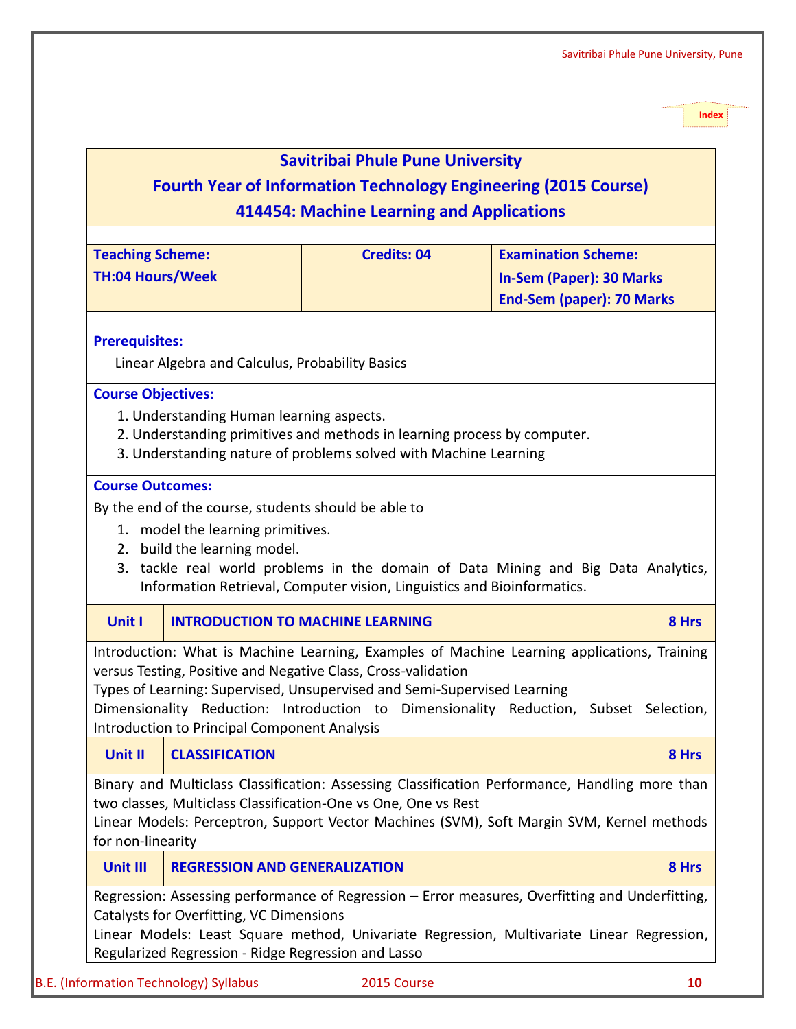## Savitribai Phule Pune University
## Fourth Year of Information Technology Engineering (2015 Course)
## 414454: Machine Learning and Applications

| Teaching Scheme: | Credits: 04 | Examination Scheme: |
|---|---|---|
| TH:04 Hours/Week | | In-Sem (Paper): 30 Marks<br>End-Sem (paper): 70 Marks |

**Prerequisites:**

Linear Algebra and Calculus, Probability Basics

**Course Objectives:**

1. Understanding Human learning aspects.
2. Understanding primitives and methods in learning process by computer.
3. Understanding nature of problems solved with Machine Learning

**Course Outcomes:**

By the end of the course, students should be able to

1. model the learning primitives.
2. build the learning model.
3. tackle real world problems in the domain of Data Mining and Big Data Analytics, Information Retrieval, Computer vision, Linguistics and Bioinformatics.

| Unit I | INTRODUCTION TO MACHINE LEARNING | 8 Hrs |
|---|---|---|

Introduction: What is Machine Learning, Examples of Machine Learning applications, Training versus Testing, Positive and Negative Class, Cross-validation

Types of Learning: Supervised, Unsupervised and Semi-Supervised Learning

Dimensionality Reduction: Introduction to Dimensionality Reduction, Subset Selection, Introduction to Principal Component Analysis

| Unit II | CLASSIFICATION | 8 Hrs |
|---|---|---|

Binary and Multiclass Classification: Assessing Classification Performance, Handling more than two classes, Multiclass Classification-One vs One, One vs Rest

Linear Models: Perceptron, Support Vector Machines (SVM), Soft Margin SVM, Kernel methods for non-linearity

| Unit III | REGRESSION AND GENERALIZATION | 8 Hrs |
|---|---|---|

Regression: Assessing performance of Regression – Error measures, Overfitting and Underfitting, Catalysts for Overfitting, VC Dimensions

Linear Models: Least Square method, Univariate Regression, Multivariate Linear Regression, Regularized Regression - Ridge Regression and Lasso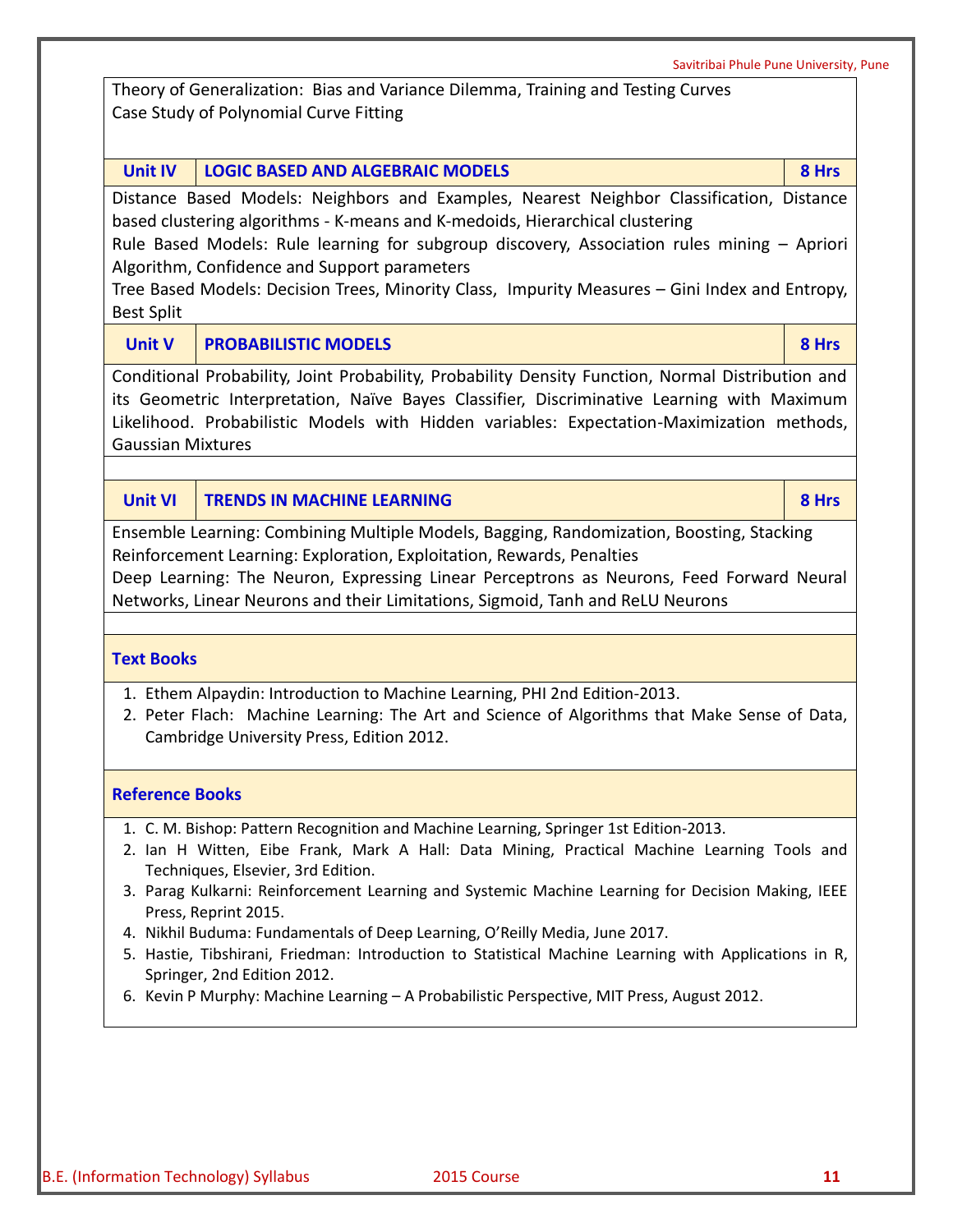Theory of Generalization: Bias and Variance Dilemma, Training and Testing Curves
Case Study of Polynomial Curve Fitting

| Unit IV | LOGIC BASED AND ALGEBRAIC MODELS | 8 Hrs |
|---|---|---|

Distance Based Models: Neighbors and Examples, Nearest Neighbor Classification, Distance based clustering algorithms - K-means and K-medoids, Hierarchical clustering
Rule Based Models: Rule learning for subgroup discovery, Association rules mining – Apriori Algorithm, Confidence and Support parameters
Tree Based Models: Decision Trees, Minority Class, Impurity Measures – Gini Index and Entropy, Best Split

| Unit V | PROBABILISTIC MODELS | 8 Hrs |
|---|---|---|

Conditional Probability, Joint Probability, Probability Density Function, Normal Distribution and its Geometric Interpretation, Naïve Bayes Classifier, Discriminative Learning with Maximum Likelihood. Probabilistic Models with Hidden variables: Expectation-Maximization methods, Gaussian Mixtures

| Unit VI | TRENDS IN MACHINE LEARNING | 8 Hrs |
|---|---|---|

Ensemble Learning: Combining Multiple Models, Bagging, Randomization, Boosting, Stacking
Reinforcement Learning: Exploration, Exploitation, Rewards, Penalties
Deep Learning: The Neuron, Expressing Linear Perceptrons as Neurons, Feed Forward Neural Networks, Linear Neurons and their Limitations, Sigmoid, Tanh and ReLU Neurons

### Text Books

1. Ethem Alpaydin: Introduction to Machine Learning, PHI 2nd Edition-2013.
2. Peter Flach: Machine Learning: The Art and Science of Algorithms that Make Sense of Data, Cambridge University Press, Edition 2012.

### Reference Books

1. C. M. Bishop: Pattern Recognition and Machine Learning, Springer 1st Edition-2013.
2. Ian H Witten, Eibe Frank, Mark A Hall: Data Mining, Practical Machine Learning Tools and Techniques, Elsevier, 3rd Edition.
3. Parag Kulkarni: Reinforcement Learning and Systemic Machine Learning for Decision Making, IEEE Press, Reprint 2015.
4. Nikhil Buduma: Fundamentals of Deep Learning, O'Reilly Media, June 2017.
5. Hastie, Tibshirani, Friedman: Introduction to Statistical Machine Learning with Applications in R, Springer, 2nd Edition 2012.
6. Kevin P Murphy: Machine Learning – A Probabilistic Perspective, MIT Press, August 2012.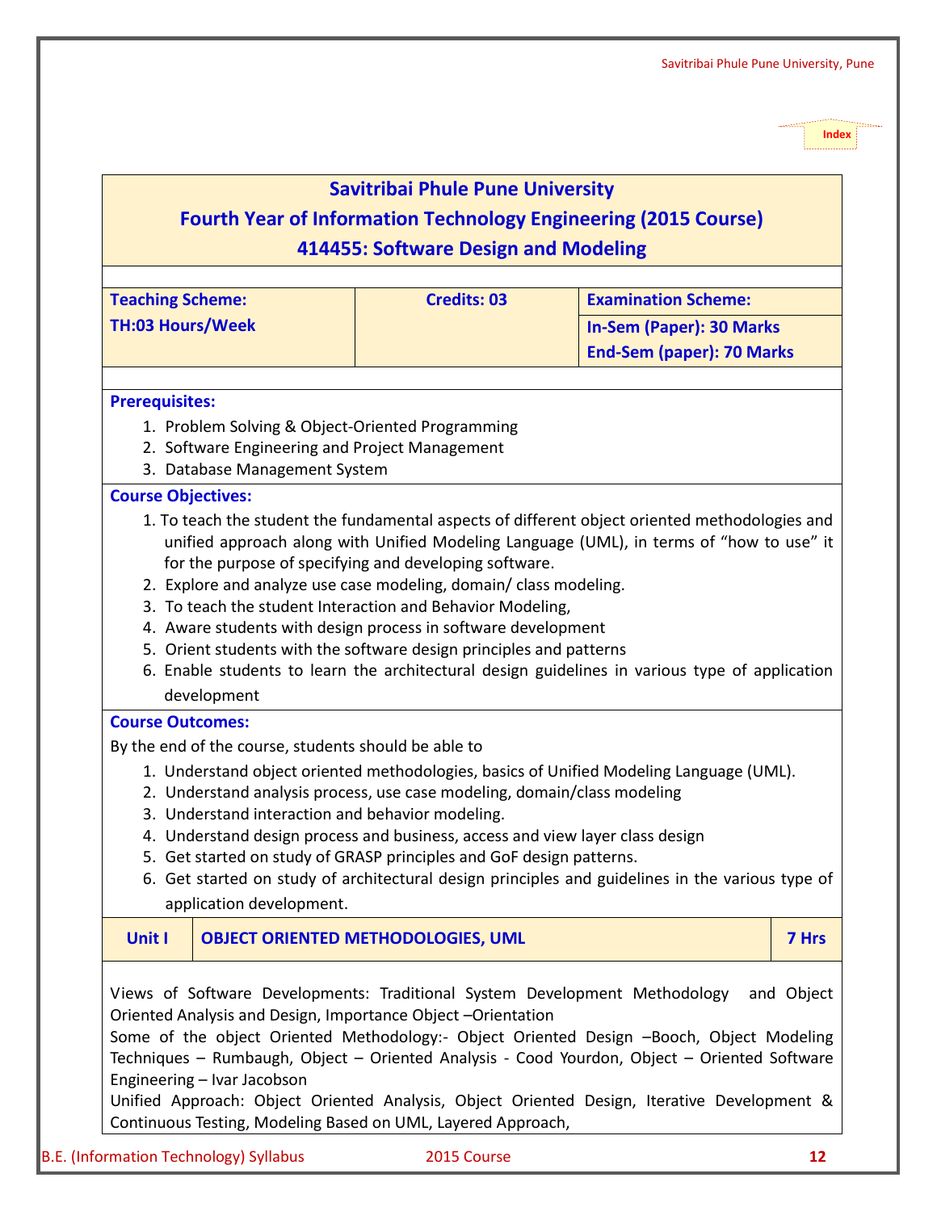Index

# Savitribai Phule Pune University
## Fourth Year of Information Technology Engineering (2015 Course)
## 414455: Software Design and Modeling

| Teaching Scheme: | Credits: 03 | Examination Scheme: |
|---|---|---|
| TH:03 Hours/Week | | In-Sem (Paper): 30 Marks<br>End-Sem (paper): 70 Marks |

**Prerequisites:**

1. Problem Solving & Object-Oriented Programming
2. Software Engineering and Project Management
3. Database Management System

**Course Objectives:**

1. To teach the student the fundamental aspects of different object oriented methodologies and unified approach along with Unified Modeling Language (UML), in terms of "how to use" it for the purpose of specifying and developing software.
2. Explore and analyze use case modeling, domain/ class modeling.
3. To teach the student Interaction and Behavior Modeling,
4. Aware students with design process in software development
5. Orient students with the software design principles and patterns
6. Enable students to learn the architectural design guidelines in various type of application development

**Course Outcomes:**

By the end of the course, students should be able to

1. Understand object oriented methodologies, basics of Unified Modeling Language (UML).
2. Understand analysis process, use case modeling, domain/class modeling
3. Understand interaction and behavior modeling.
4. Understand design process and business, access and view layer class design
5. Get started on study of GRASP principles and GoF design patterns.
6. Get started on study of architectural design principles and guidelines in the various type of application development.

| Unit I | OBJECT ORIENTED METHODOLOGIES, UML | 7 Hrs |
|---|---|---|

Views of Software Developments: Traditional System Development Methodology and Object Oriented Analysis and Design, Importance Object –Orientation

Some of the object Oriented Methodology:- Object Oriented Design –Booch, Object Modeling Techniques – Rumbaugh, Object – Oriented Analysis - Cood Yourdon, Object – Oriented Software Engineering – Ivar Jacobson

Unified Approach: Object Oriented Analysis, Object Oriented Design, Iterative Development & Continuous Testing, Modeling Based on UML, Layered Approach,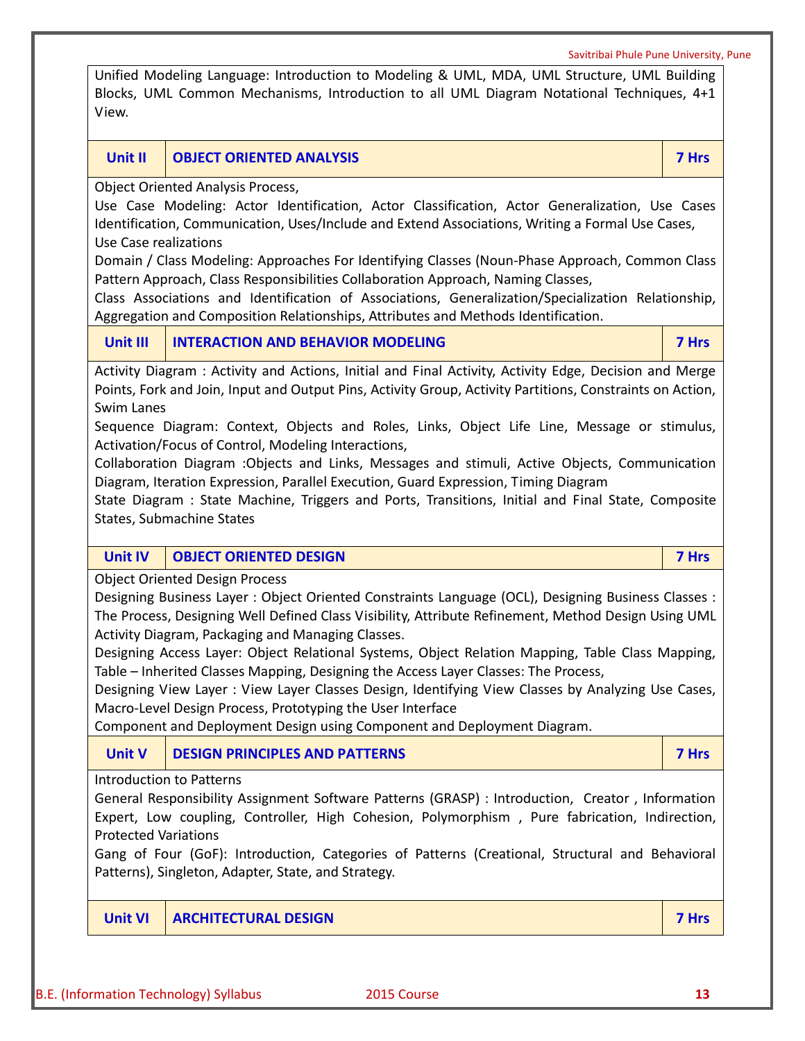Unified Modeling Language: Introduction to Modeling & UML, MDA, UML Structure, UML Building Blocks, UML Common Mechanisms, Introduction to all UML Diagram Notational Techniques, 4+1 View.

| Unit II | OBJECT ORIENTED ANALYSIS | 7 Hrs |
|---|---|---|

Object Oriented Analysis Process,
Use Case Modeling: Actor Identification, Actor Classification, Actor Generalization, Use Cases Identification, Communication, Uses/Include and Extend Associations, Writing a Formal Use Cases, Use Case realizations
Domain / Class Modeling: Approaches For Identifying Classes (Noun-Phase Approach, Common Class Pattern Approach, Class Responsibilities Collaboration Approach, Naming Classes,
Class Associations and Identification of Associations, Generalization/Specialization Relationship, Aggregation and Composition Relationships, Attributes and Methods Identification.

| Unit III | INTERACTION AND BEHAVIOR MODELING | 7 Hrs |
|---|---|---|

Activity Diagram : Activity and Actions, Initial and Final Activity, Activity Edge, Decision and Merge Points, Fork and Join, Input and Output Pins, Activity Group, Activity Partitions, Constraints on Action, Swim Lanes
Sequence Diagram: Context, Objects and Roles, Links, Object Life Line, Message or stimulus, Activation/Focus of Control, Modeling Interactions,
Collaboration Diagram :Objects and Links, Messages and stimuli, Active Objects, Communication Diagram, Iteration Expression, Parallel Execution, Guard Expression, Timing Diagram
State Diagram : State Machine, Triggers and Ports, Transitions, Initial and Final State, Composite States, Submachine States

| Unit IV | OBJECT ORIENTED DESIGN | 7 Hrs |
|---|---|---|

Object Oriented Design Process
Designing Business Layer : Object Oriented Constraints Language (OCL), Designing Business Classes : The Process, Designing Well Defined Class Visibility, Attribute Refinement, Method Design Using UML Activity Diagram, Packaging and Managing Classes.
Designing Access Layer: Object Relational Systems, Object Relation Mapping, Table Class Mapping, Table – Inherited Classes Mapping, Designing the Access Layer Classes: The Process,
Designing View Layer : View Layer Classes Design, Identifying View Classes by Analyzing Use Cases, Macro-Level Design Process, Prototyping the User Interface
Component and Deployment Design using Component and Deployment Diagram.

| Unit V | DESIGN PRINCIPLES AND PATTERNS | 7 Hrs |
|---|---|---|

Introduction to Patterns
General Responsibility Assignment Software Patterns (GRASP) : Introduction, Creator , Information Expert, Low coupling, Controller, High Cohesion, Polymorphism , Pure fabrication, Indirection, Protected Variations
Gang of Four (GoF): Introduction, Categories of Patterns (Creational, Structural and Behavioral Patterns), Singleton, Adapter, State, and Strategy.

| Unit VI | ARCHITECTURAL DESIGN | 7 Hrs |
|---|---|---|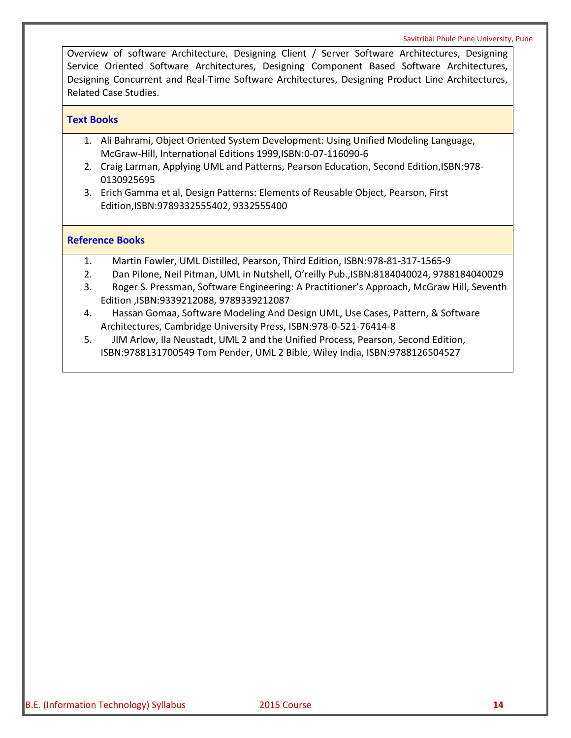Overview of software Architecture, Designing Client / Server Software Architectures, Designing Service Oriented Software Architectures, Designing Component Based Software Architectures, Designing Concurrent and Real-Time Software Architectures, Designing Product Line Architectures, Related Case Studies.

**Text Books**

1. Ali Bahrami, Object Oriented System Development: Using Unified Modeling Language, McGraw-Hill, International Editions 1999,ISBN:0-07-116090-6
2. Craig Larman, Applying UML and Patterns, Pearson Education, Second Edition,ISBN:978-0130925695
3. Erich Gamma et al, Design Patterns: Elements of Reusable Object, Pearson, First Edition,ISBN:9789332555402, 9332555400

**Reference Books**

1. Martin Fowler, UML Distilled, Pearson, Third Edition, ISBN:978-81-317-1565-9
2. Dan Pilone, Neil Pitman, UML in Nutshell, O'reilly Pub.,ISBN:8184040024, 9788184040029
3. Roger S. Pressman, Software Engineering: A Practitioner's Approach, McGraw Hill, Seventh Edition ,ISBN:9339212088, 9789339212087
4. Hassan Gomaa, Software Modeling And Design UML, Use Cases, Pattern, & Software Architectures, Cambridge University Press, ISBN:978-0-521-76414-8
5. JIM Arlow, Ila Neustadt, UML 2 and the Unified Process, Pearson, Second Edition, ISBN:9788131700549 Tom Pender, UML 2 Bible, Wiley India, ISBN:9788126504527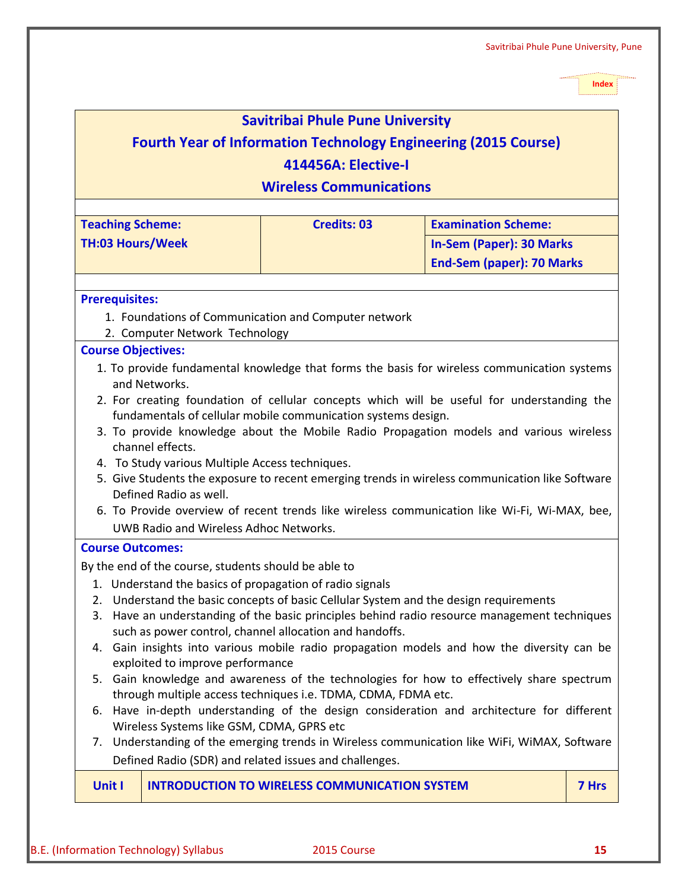# Savitribai Phule Pune University

## Fourth Year of Information Technology Engineering (2015 Course)

## 414456A: Elective-I

## Wireless Communications

| Teaching Scheme: | Credits: 03 | Examination Scheme: |
|---|---|---|
| TH:03 Hours/Week | | In-Sem (Paper): 30 Marks<br>End-Sem (paper): 70 Marks |

**Prerequisites:**

1. Foundations of Communication and Computer network
2. Computer Network Technology

**Course Objectives:**

1. To provide fundamental knowledge that forms the basis for wireless communication systems and Networks.
2. For creating foundation of cellular concepts which will be useful for understanding the fundamentals of cellular mobile communication systems design.
3. To provide knowledge about the Mobile Radio Propagation models and various wireless channel effects.
4. To Study various Multiple Access techniques.
5. Give Students the exposure to recent emerging trends in wireless communication like Software Defined Radio as well.
6. To Provide overview of recent trends like wireless communication like Wi-Fi, Wi-MAX, bee, UWB Radio and Wireless Adhoc Networks.

**Course Outcomes:**

By the end of the course, students should be able to

1. Understand the basics of propagation of radio signals
2. Understand the basic concepts of basic Cellular System and the design requirements
3. Have an understanding of the basic principles behind radio resource management techniques such as power control, channel allocation and handoffs.
4. Gain insights into various mobile radio propagation models and how the diversity can be exploited to improve performance
5. Gain knowledge and awareness of the technologies for how to effectively share spectrum through multiple access techniques i.e. TDMA, CDMA, FDMA etc.
6. Have in-depth understanding of the design consideration and architecture for different Wireless Systems like GSM, CDMA, GPRS etc
7. Understanding of the emerging trends in Wireless communication like WiFi, WiMAX, Software Defined Radio (SDR) and related issues and challenges.

| Unit I | INTRODUCTION TO WIRELESS COMMUNICATION SYSTEM | 7 Hrs |
|---|---|---|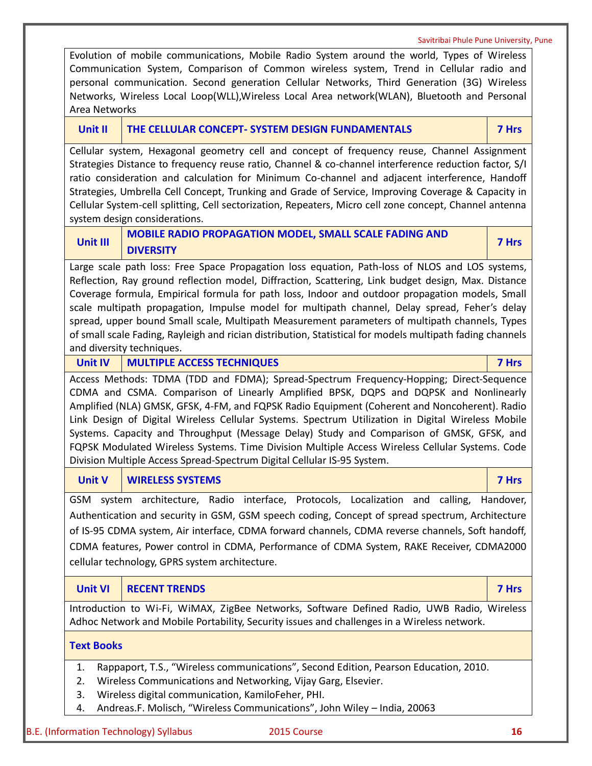Evolution of mobile communications, Mobile Radio System around the world, Types of Wireless Communication System, Comparison of Common wireless system, Trend in Cellular radio and personal communication. Second generation Cellular Networks, Third Generation (3G) Wireless Networks, Wireless Local Loop(WLL),Wireless Local Area network(WLAN), Bluetooth and Personal Area Networks

| Unit II | THE CELLULAR CONCEPT- SYSTEM DESIGN FUNDAMENTALS | 7 Hrs |
|---|---|---|

Cellular system, Hexagonal geometry cell and concept of frequency reuse, Channel Assignment Strategies Distance to frequency reuse ratio, Channel & co-channel interference reduction factor, S/I ratio consideration and calculation for Minimum Co-channel and adjacent interference, Handoff Strategies, Umbrella Cell Concept, Trunking and Grade of Service, Improving Coverage & Capacity in Cellular System-cell splitting, Cell sectorization, Repeaters, Micro cell zone concept, Channel antenna system design considerations.

| Unit III | MOBILE RADIO PROPAGATION MODEL, SMALL SCALE FADING AND DIVERSITY | 7 Hrs |
|---|---|---|

Large scale path loss: Free Space Propagation loss equation, Path-loss of NLOS and LOS systems, Reflection, Ray ground reflection model, Diffraction, Scattering, Link budget design, Max. Distance Coverage formula, Empirical formula for path loss, Indoor and outdoor propagation models, Small scale multipath propagation, Impulse model for multipath channel, Delay spread, Feher's delay spread, upper bound Small scale, Multipath Measurement parameters of multipath channels, Types of small scale Fading, Rayleigh and rician distribution, Statistical for models multipath fading channels and diversity techniques.

| Unit IV | MULTIPLE ACCESS TECHNIQUES | 7 Hrs |
|---|---|---|

Access Methods: TDMA (TDD and FDMA); Spread-Spectrum Frequency-Hopping; Direct-Sequence CDMA and CSMA. Comparison of Linearly Amplified BPSK, DQPS and DQPSK and Nonlinearly Amplified (NLA) GMSK, GFSK, 4-FM, and FQPSK Radio Equipment (Coherent and Noncoherent). Radio Link Design of Digital Wireless Cellular Systems. Spectrum Utilization in Digital Wireless Mobile Systems. Capacity and Throughput (Message Delay) Study and Comparison of GMSK, GFSK, and FQPSK Modulated Wireless Systems. Time Division Multiple Access Wireless Cellular Systems. Code Division Multiple Access Spread-Spectrum Digital Cellular IS-95 System.

| Unit V | WIRELESS SYSTEMS | 7 Hrs |
|---|---|---|

GSM system architecture, Radio interface, Protocols, Localization and calling, Handover, Authentication and security in GSM, GSM speech coding, Concept of spread spectrum, Architecture of IS-95 CDMA system, Air interface, CDMA forward channels, CDMA reverse channels, Soft handoff, CDMA features, Power control in CDMA, Performance of CDMA System, RAKE Receiver, CDMA2000 cellular technology, GPRS system architecture.

| Unit VI | RECENT TRENDS | 7 Hrs |
|---|---|---|

Introduction to Wi-Fi, WiMAX, ZigBee Networks, Software Defined Radio, UWB Radio, Wireless Adhoc Network and Mobile Portability, Security issues and challenges in a Wireless network.

**Text Books**

1. Rappaport, T.S., "Wireless communications", Second Edition, Pearson Education, 2010.
2. Wireless Communications and Networking, Vijay Garg, Elsevier.
3. Wireless digital communication, KamiloFeher, PHI.
4. Andreas.F. Molisch, "Wireless Communications", John Wiley – India, 20063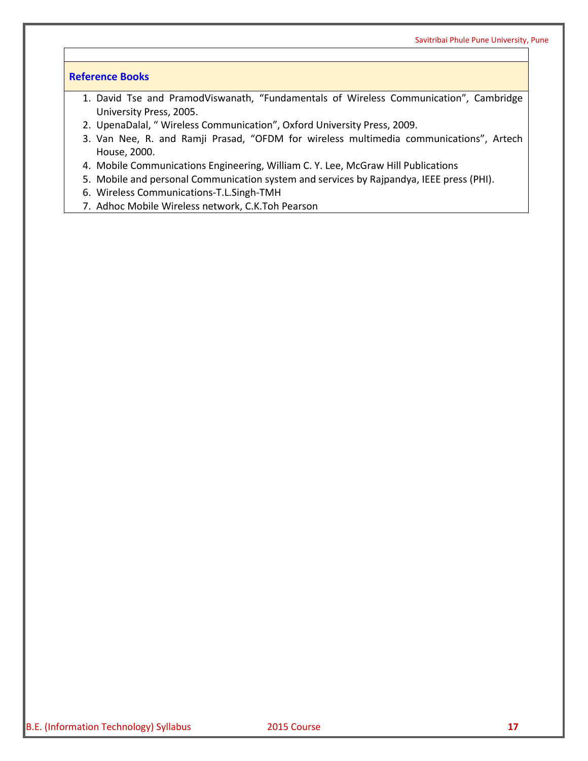### Reference Books

1. David Tse and PramodViswanath, “Fundamentals of Wireless Communication”, Cambridge University Press, 2005.
2. UpenaDalal, “ Wireless Communication”, Oxford University Press, 2009.
3. Van Nee, R. and Ramji Prasad, “OFDM for wireless multimedia communications”, Artech House, 2000.
4. Mobile Communications Engineering, William C. Y. Lee, McGraw Hill Publications
5. Mobile and personal Communication system and services by Rajpandya, IEEE press (PHI).
6. Wireless Communications-T.L.Singh-TMH
7. Adhoc Mobile Wireless network, C.K.Toh Pearson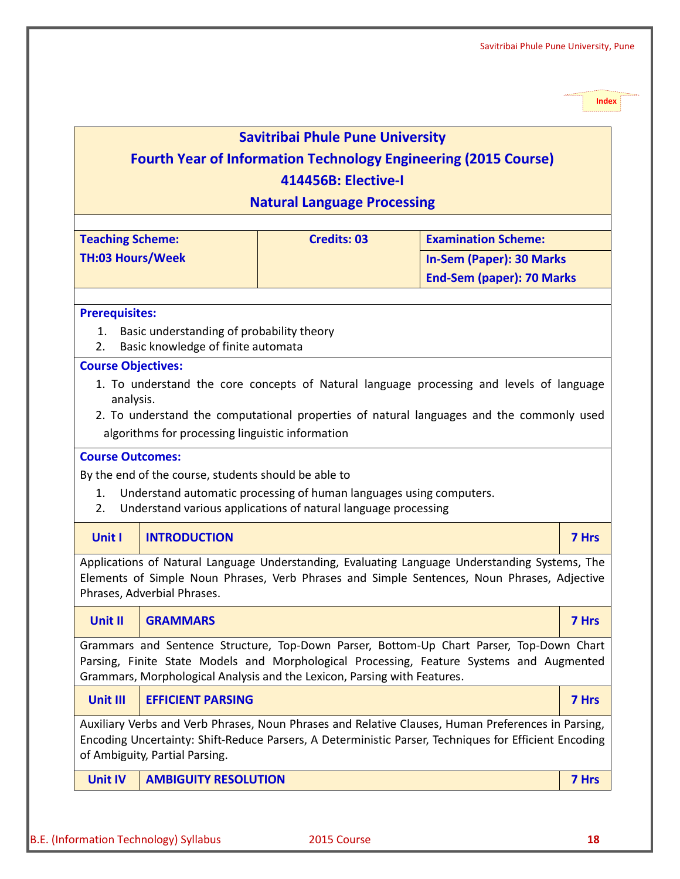Index

## Savitribai Phule Pune University
## Fourth Year of Information Technology Engineering (2015 Course)
## 414456B: Elective-I
## Natural Language Processing

| Teaching Scheme: | Credits: 03 | Examination Scheme: |
|---|---|---|
| TH:03 Hours/Week | | In-Sem (Paper): 30 Marks<br>End-Sem (paper): 70 Marks |

**Prerequisites:**

1. Basic understanding of probability theory
2. Basic knowledge of finite automata

**Course Objectives:**

1. To understand the core concepts of Natural language processing and levels of language analysis.
2. To understand the computational properties of natural languages and the commonly used algorithms for processing linguistic information

**Course Outcomes:**

By the end of the course, students should be able to

1. Understand automatic processing of human languages using computers.
2. Understand various applications of natural language processing

| Unit I | INTRODUCTION | 7 Hrs |
|---|---|---|

Applications of Natural Language Understanding, Evaluating Language Understanding Systems, The Elements of Simple Noun Phrases, Verb Phrases and Simple Sentences, Noun Phrases, Adjective Phrases, Adverbial Phrases.

| Unit II | GRAMMARS | 7 Hrs |
|---|---|---|

Grammars and Sentence Structure, Top-Down Parser, Bottom-Up Chart Parser, Top-Down Chart Parsing, Finite State Models and Morphological Processing, Feature Systems and Augmented Grammars, Morphological Analysis and the Lexicon, Parsing with Features.

| Unit III | EFFICIENT PARSING | 7 Hrs |
|---|---|---|

Auxiliary Verbs and Verb Phrases, Noun Phrases and Relative Clauses, Human Preferences in Parsing, Encoding Uncertainty: Shift-Reduce Parsers, A Deterministic Parser, Techniques for Efficient Encoding of Ambiguity, Partial Parsing.

| Unit IV | AMBIGUITY RESOLUTION | 7 Hrs |
|---|---|---|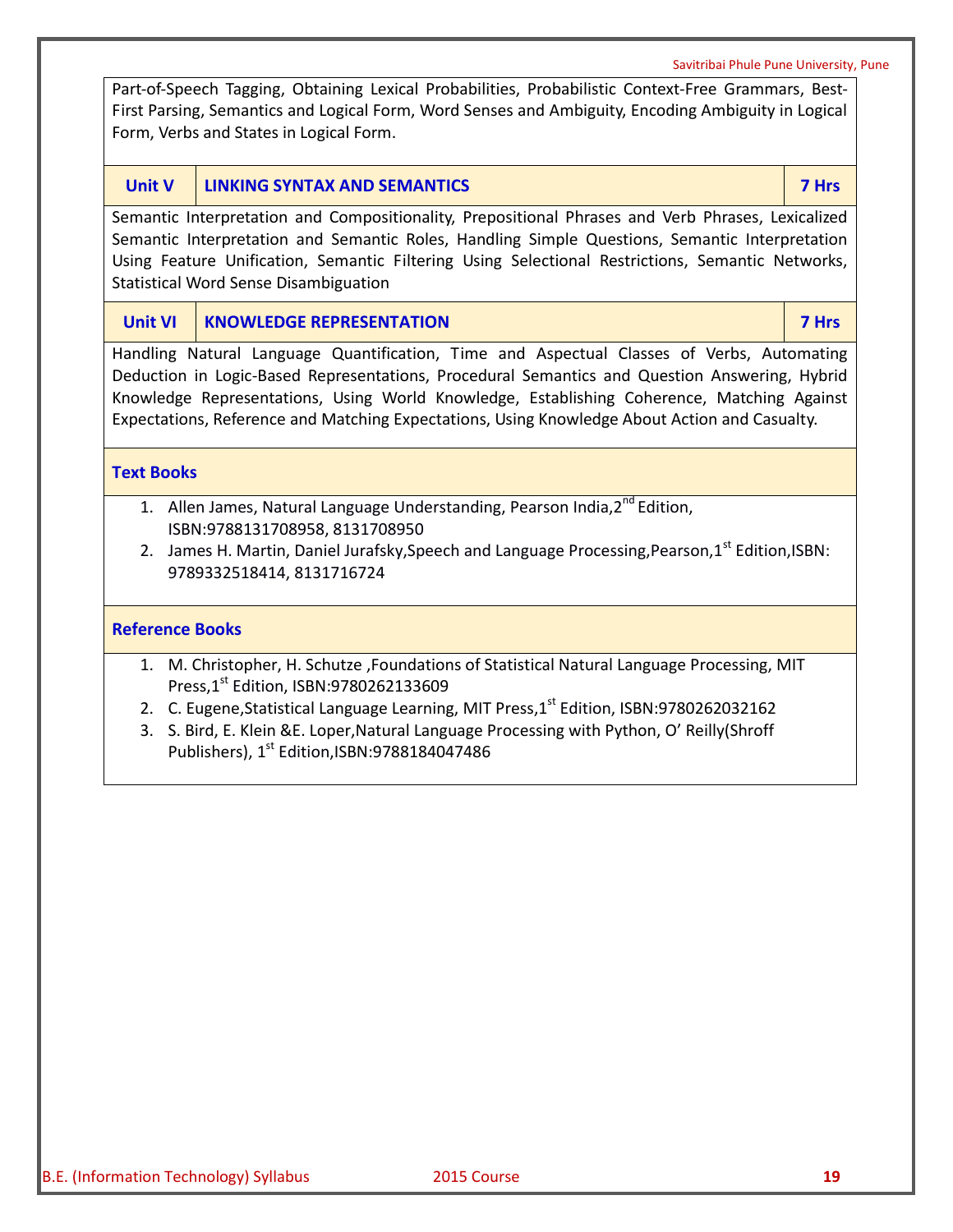Part-of-Speech Tagging, Obtaining Lexical Probabilities, Probabilistic Context-Free Grammars, Best-First Parsing, Semantics and Logical Form, Word Senses and Ambiguity, Encoding Ambiguity in Logical Form, Verbs and States in Logical Form.

| Unit V | LINKING SYNTAX AND SEMANTICS | 7 Hrs |
|---|---|---|

Semantic Interpretation and Compositionality, Prepositional Phrases and Verb Phrases, Lexicalized Semantic Interpretation and Semantic Roles, Handling Simple Questions, Semantic Interpretation Using Feature Unification, Semantic Filtering Using Selectional Restrictions, Semantic Networks, Statistical Word Sense Disambiguation

| Unit VI | KNOWLEDGE REPRESENTATION | 7 Hrs |
|---|---|---|

Handling Natural Language Quantification, Time and Aspectual Classes of Verbs, Automating Deduction in Logic-Based Representations, Procedural Semantics and Question Answering, Hybrid Knowledge Representations, Using World Knowledge, Establishing Coherence, Matching Against Expectations, Reference and Matching Expectations, Using Knowledge About Action and Casualty.

### Text Books

1. Allen James, Natural Language Understanding, Pearson India, 2nd Edition, ISBN:9788131708958, 8131708950
2. James H. Martin, Daniel Jurafsky, Speech and Language Processing, Pearson, 1st Edition, ISBN: 9789332518414, 8131716724

### Reference Books

1. M. Christopher, H. Schutze, Foundations of Statistical Natural Language Processing, MIT Press, 1st Edition, ISBN:9780262133609
2. C. Eugene, Statistical Language Learning, MIT Press, 1st Edition, ISBN:9780262032162
3. S. Bird, E. Klein & E. Loper, Natural Language Processing with Python, O' Reilly (Shroff Publishers), 1st Edition, ISBN:9788184047486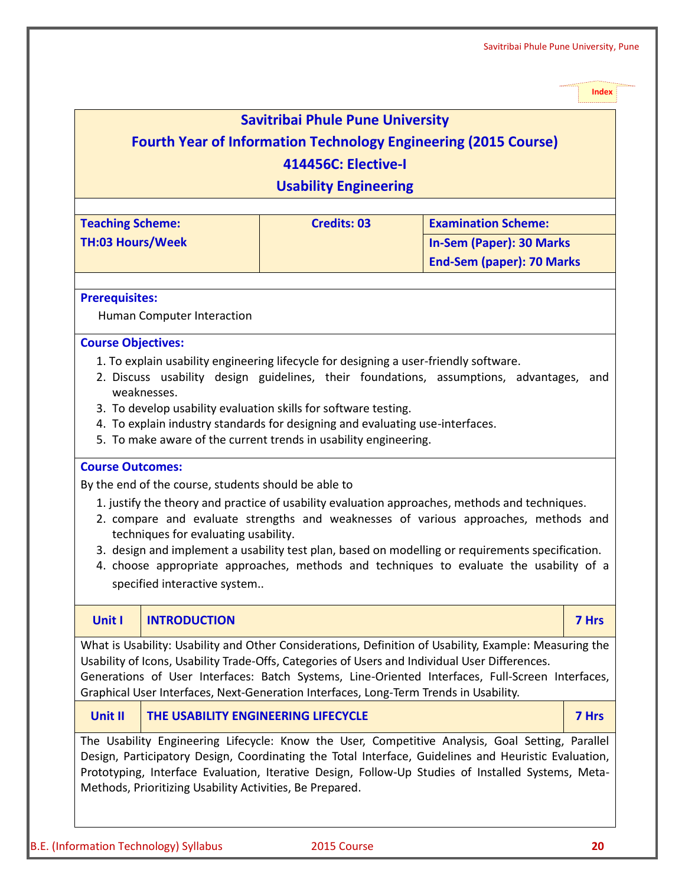Index

# Savitribai Phule Pune University
## Fourth Year of Information Technology Engineering (2015 Course)
## 414456C: Elective-I
## Usability Engineering

| Teaching Scheme: | Credits: 03 | Examination Scheme: |
|---|---|---|
| TH:03 Hours/Week | | In-Sem (Paper): 30 Marks<br>End-Sem (paper): 70 Marks |

**Prerequisites:**

Human Computer Interaction

**Course Objectives:**

1. To explain usability engineering lifecycle for designing a user-friendly software.
2. Discuss usability design guidelines, their foundations, assumptions, advantages, and weaknesses.
3. To develop usability evaluation skills for software testing.
4. To explain industry standards for designing and evaluating use-interfaces.
5. To make aware of the current trends in usability engineering.

**Course Outcomes:**

By the end of the course, students should be able to

1. justify the theory and practice of usability evaluation approaches, methods and techniques.
2. compare and evaluate strengths and weaknesses of various approaches, methods and techniques for evaluating usability.
3. design and implement a usability test plan, based on modelling or requirements specification.
4. choose appropriate approaches, methods and techniques to evaluate the usability of a specified interactive system..

| Unit I | INTRODUCTION | 7 Hrs |
|---|---|---|

What is Usability: Usability and Other Considerations, Definition of Usability, Example: Measuring the Usability of Icons, Usability Trade-Offs, Categories of Users and Individual User Differences.
Generations of User Interfaces: Batch Systems, Line-Oriented Interfaces, Full-Screen Interfaces, Graphical User Interfaces, Next-Generation Interfaces, Long-Term Trends in Usability.

| Unit II | THE USABILITY ENGINEERING LIFECYCLE | 7 Hrs |
|---|---|---|

The Usability Engineering Lifecycle: Know the User, Competitive Analysis, Goal Setting, Parallel Design, Participatory Design, Coordinating the Total Interface, Guidelines and Heuristic Evaluation, Prototyping, Interface Evaluation, Iterative Design, Follow-Up Studies of Installed Systems, Meta-Methods, Prioritizing Usability Activities, Be Prepared.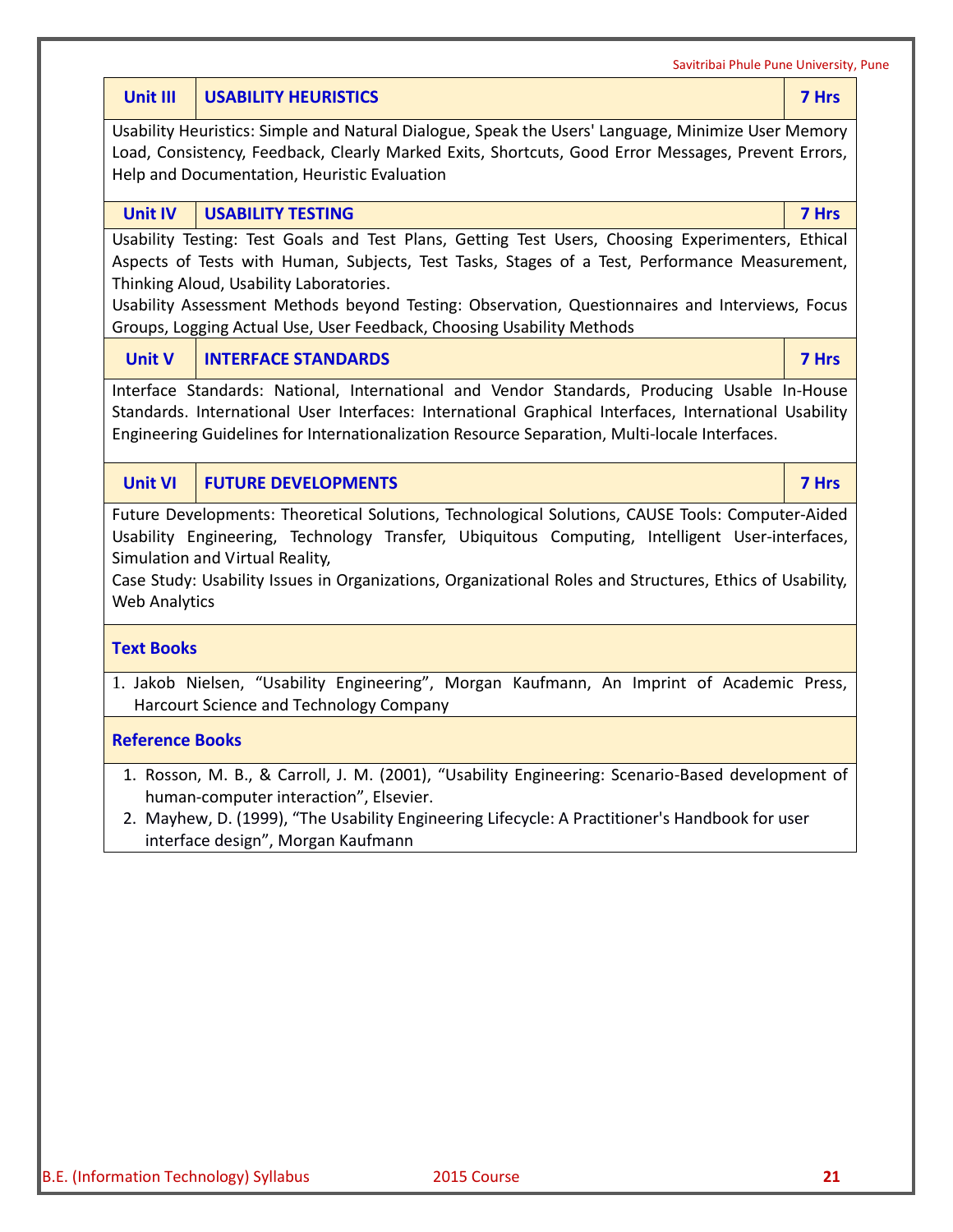| Unit III | USABILITY HEURISTICS | 7 Hrs |
|---|---|---|

Usability Heuristics: Simple and Natural Dialogue, Speak the Users' Language, Minimize User Memory Load, Consistency, Feedback, Clearly Marked Exits, Shortcuts, Good Error Messages, Prevent Errors, Help and Documentation, Heuristic Evaluation

| Unit IV | USABILITY TESTING | 7 Hrs |
|---|---|---|

Usability Testing: Test Goals and Test Plans, Getting Test Users, Choosing Experimenters, Ethical Aspects of Tests with Human, Subjects, Test Tasks, Stages of a Test, Performance Measurement, Thinking Aloud, Usability Laboratories.

Usability Assessment Methods beyond Testing: Observation, Questionnaires and Interviews, Focus Groups, Logging Actual Use, User Feedback, Choosing Usability Methods

| Unit V | INTERFACE STANDARDS | 7 Hrs |
|---|---|---|

Interface Standards: National, International and Vendor Standards, Producing Usable In-House Standards. International User Interfaces: International Graphical Interfaces, International Usability Engineering Guidelines for Internationalization Resource Separation, Multi-locale Interfaces.

| Unit VI | FUTURE DEVELOPMENTS | 7 Hrs |
|---|---|---|

Future Developments: Theoretical Solutions, Technological Solutions, CAUSE Tools: Computer-Aided Usability Engineering, Technology Transfer, Ubiquitous Computing, Intelligent User-interfaces, Simulation and Virtual Reality,

Case Study: Usability Issues in Organizations, Organizational Roles and Structures, Ethics of Usability, Web Analytics

### Text Books

1. Jakob Nielsen, "Usability Engineering", Morgan Kaufmann, An Imprint of Academic Press, Harcourt Science and Technology Company

### Reference Books

1. Rosson, M. B., & Carroll, J. M. (2001), "Usability Engineering: Scenario-Based development of human-computer interaction", Elsevier.
2. Mayhew, D. (1999), "The Usability Engineering Lifecycle: A Practitioner's Handbook for user interface design", Morgan Kaufmann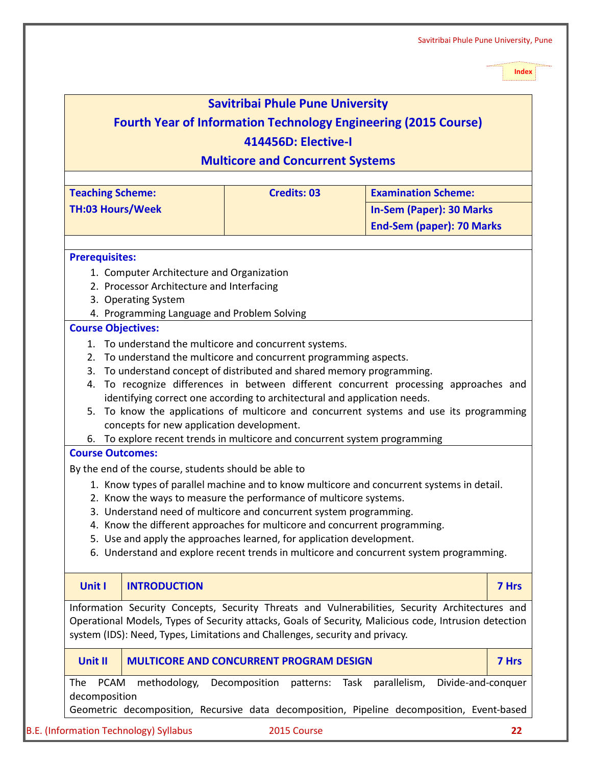# Savitribai Phule Pune University

## Fourth Year of Information Technology Engineering (2015 Course)

## 414456D: Elective-I

## Multicore and Concurrent Systems

| Teaching Scheme: | Credits: 03 | Examination Scheme: |
|---|---|---|
| TH:03 Hours/Week | | In-Sem (Paper): 30 Marks<br>End-Sem (paper): 70 Marks |

**Prerequisites:**

1. Computer Architecture and Organization
2. Processor Architecture and Interfacing
3. Operating System
4. Programming Language and Problem Solving

**Course Objectives:**

1. To understand the multicore and concurrent systems.
2. To understand the multicore and concurrent programming aspects.
3. To understand concept of distributed and shared memory programming.
4. To recognize differences in between different concurrent processing approaches and identifying correct one according to architectural and application needs.
5. To know the applications of multicore and concurrent systems and use its programming concepts for new application development.
6. To explore recent trends in multicore and concurrent system programming

**Course Outcomes:**

By the end of the course, students should be able to

1. Know types of parallel machine and to know multicore and concurrent systems in detail.
2. Know the ways to measure the performance of multicore systems.
3. Understand need of multicore and concurrent system programming.
4. Know the different approaches for multicore and concurrent programming.
5. Use and apply the approaches learned, for application development.
6. Understand and explore recent trends in multicore and concurrent system programming.

| Unit I | INTRODUCTION | 7 Hrs |
|---|---|---|

Information Security Concepts, Security Threats and Vulnerabilities, Security Architectures and Operational Models, Types of Security attacks, Goals of Security, Malicious code, Intrusion detection system (IDS): Need, Types, Limitations and Challenges, security and privacy.

| Unit II | MULTICORE AND CONCURRENT PROGRAM DESIGN | 7 Hrs |
|---|---|---|

The PCAM methodology, Decomposition patterns: Task parallelism, Divide-and-conquer decomposition

Geometric decomposition, Recursive data decomposition, Pipeline decomposition, Event-based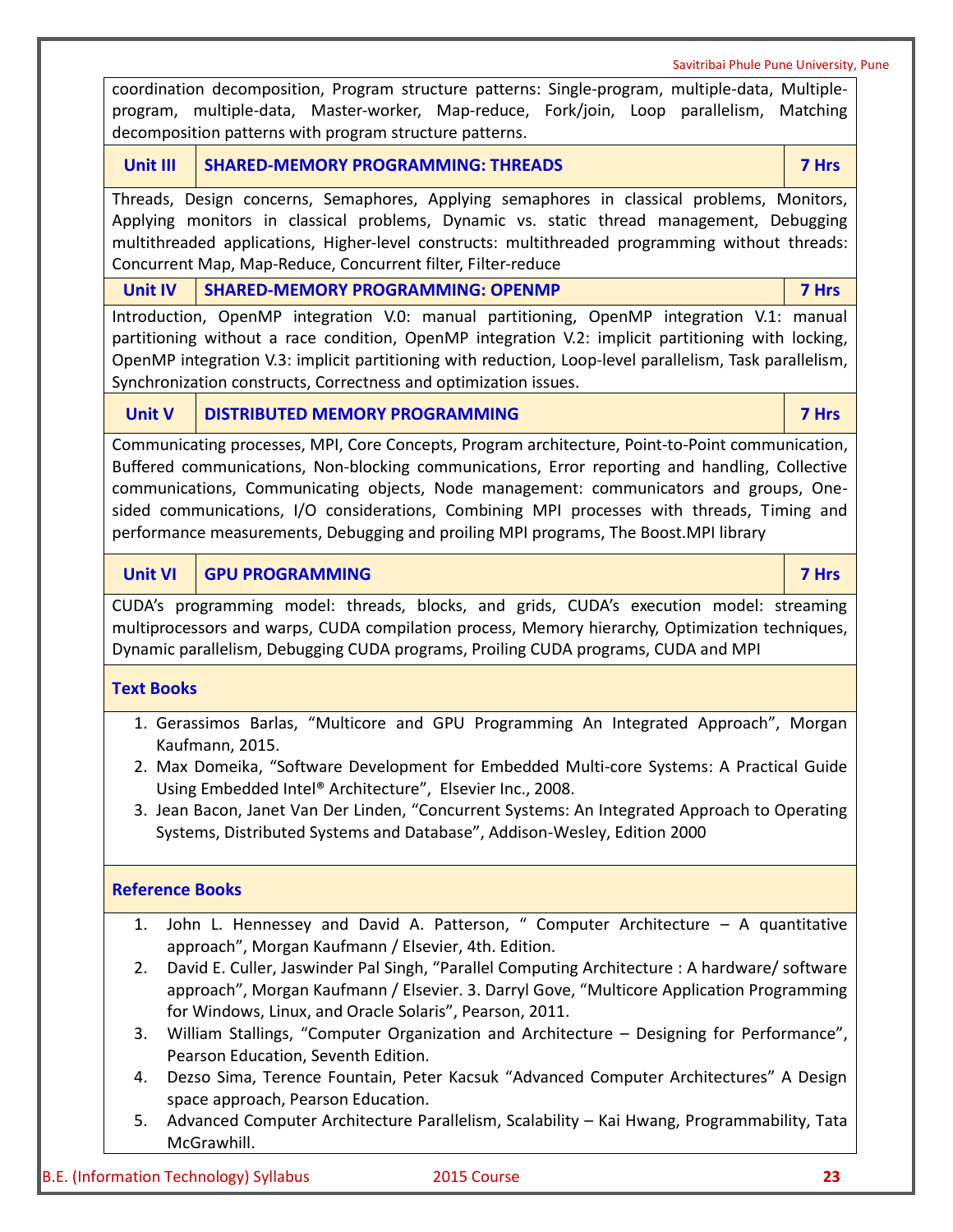coordination decomposition, Program structure patterns: Single-program, multiple-data, Multiple-program, multiple-data, Master-worker, Map-reduce, Fork/join, Loop parallelism, Matching decomposition patterns with program structure patterns.

| Unit III | SHARED-MEMORY PROGRAMMING: THREADS | 7 Hrs |
|---|---|---|

Threads, Design concerns, Semaphores, Applying semaphores in classical problems, Monitors, Applying monitors in classical problems, Dynamic vs. static thread management, Debugging multithreaded applications, Higher-level constructs: multithreaded programming without threads: Concurrent Map, Map-Reduce, Concurrent filter, Filter-reduce

| Unit IV | SHARED-MEMORY PROGRAMMING: OPENMP | 7 Hrs |
|---|---|---|

Introduction, OpenMP integration V.0: manual partitioning, OpenMP integration V.1: manual partitioning without a race condition, OpenMP integration V.2: implicit partitioning with locking, OpenMP integration V.3: implicit partitioning with reduction, Loop-level parallelism, Task parallelism, Synchronization constructs, Correctness and optimization issues.

| Unit V | DISTRIBUTED MEMORY PROGRAMMING | 7 Hrs |
|---|---|---|

Communicating processes, MPI, Core Concepts, Program architecture, Point-to-Point communication, Buffered communications, Non-blocking communications, Error reporting and handling, Collective communications, Communicating objects, Node management: communicators and groups, One-sided communications, I/O considerations, Combining MPI processes with threads, Timing and performance measurements, Debugging and proiling MPI programs, The Boost.MPI library

| Unit VI | GPU PROGRAMMING | 7 Hrs |
|---|---|---|

CUDA's programming model: threads, blocks, and grids, CUDA's execution model: streaming multiprocessors and warps, CUDA compilation process, Memory hierarchy, Optimization techniques, Dynamic parallelism, Debugging CUDA programs, Proiling CUDA programs, CUDA and MPI

### Text Books

1. Gerassimos Barlas, "Multicore and GPU Programming An Integrated Approach", Morgan Kaufmann, 2015.
2. Max Domeika, "Software Development for Embedded Multi-core Systems: A Practical Guide Using Embedded Intel® Architecture", Elsevier Inc., 2008.
3. Jean Bacon, Janet Van Der Linden, "Concurrent Systems: An Integrated Approach to Operating Systems, Distributed Systems and Database", Addison-Wesley, Edition 2000

### Reference Books

1. John L. Hennessey and David A. Patterson, " Computer Architecture – A quantitative approach", Morgan Kaufmann / Elsevier, 4th. Edition.
2. David E. Culler, Jaswinder Pal Singh, "Parallel Computing Architecture : A hardware/ software approach", Morgan Kaufmann / Elsevier. 3. Darryl Gove, "Multicore Application Programming for Windows, Linux, and Oracle Solaris", Pearson, 2011.
3. William Stallings, "Computer Organization and Architecture – Designing for Performance", Pearson Education, Seventh Edition.
4. Dezso Sima, Terence Fountain, Peter Kacsuk "Advanced Computer Architectures" A Design space approach, Pearson Education.
5. Advanced Computer Architecture Parallelism, Scalability – Kai Hwang, Programmability, Tata McGrawhill.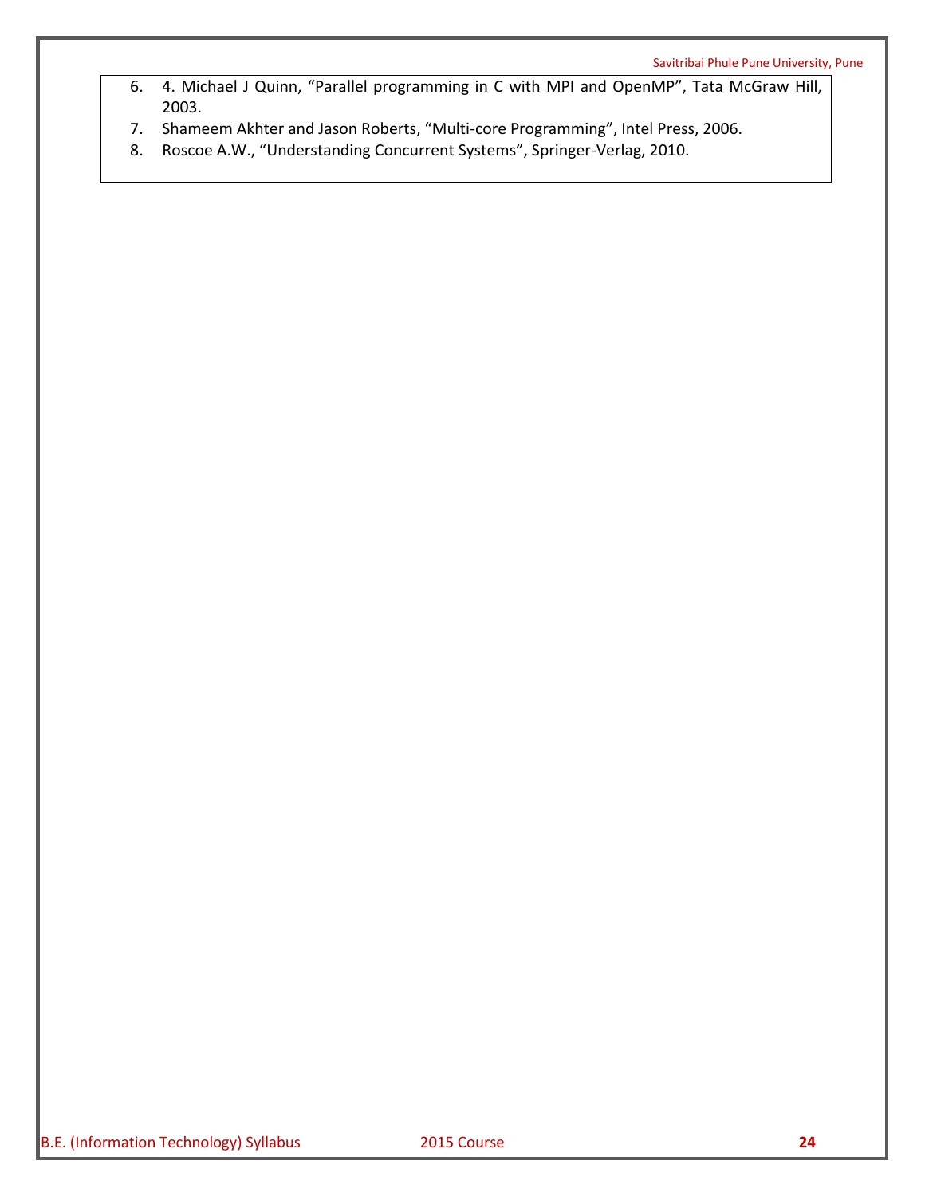6. 4. Michael J Quinn, “Parallel programming in C with MPI and OpenMP”, Tata McGraw Hill, 2003.
7. Shameem Akhter and Jason Roberts, “Multi-core Programming”, Intel Press, 2006.
8. Roscoe A.W., “Understanding Concurrent Systems”, Springer-Verlag, 2010.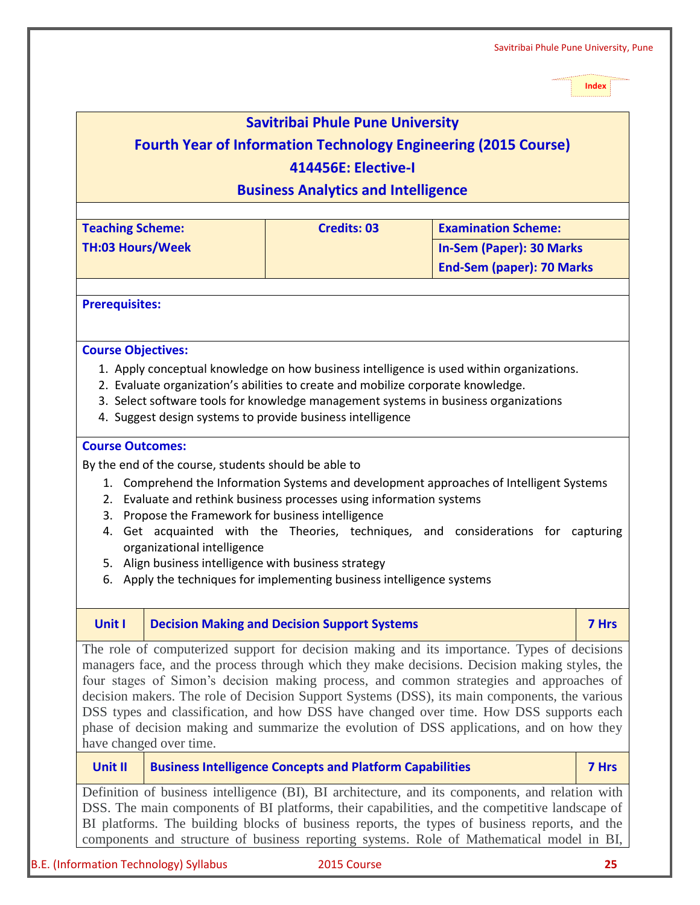Index

## Savitribai Phule Pune University
## Fourth Year of Information Technology Engineering (2015 Course)
## 414456E: Elective-I
## Business Analytics and Intelligence

| Teaching Scheme: | Credits: 03 | Examination Scheme: |
|---|---|---|
| TH:03 Hours/Week | | In-Sem (Paper): 30 Marks<br>End-Sem (paper): 70 Marks |

**Prerequisites:**

**Course Objectives:**

1. Apply conceptual knowledge on how business intelligence is used within organizations.
2. Evaluate organization's abilities to create and mobilize corporate knowledge.
3. Select software tools for knowledge management systems in business organizations
4. Suggest design systems to provide business intelligence

**Course Outcomes:**

By the end of the course, students should be able to

1. Comprehend the Information Systems and development approaches of Intelligent Systems
2. Evaluate and rethink business processes using information systems
3. Propose the Framework for business intelligence
4. Get acquainted with the Theories, techniques, and considerations for capturing organizational intelligence
5. Align business intelligence with business strategy
6. Apply the techniques for implementing business intelligence systems

| Unit I | Decision Making and Decision Support Systems | 7 Hrs |
|---|---|---|

The role of computerized support for decision making and its importance. Types of decisions managers face, and the process through which they make decisions. Decision making styles, the four stages of Simon's decision making process, and common strategies and approaches of decision makers. The role of Decision Support Systems (DSS), its main components, the various DSS types and classification, and how DSS have changed over time. How DSS supports each phase of decision making and summarize the evolution of DSS applications, and on how they have changed over time.

| Unit II | Business Intelligence Concepts and Platform Capabilities | 7 Hrs |
|---|---|---|

Definition of business intelligence (BI), BI architecture, and its components, and relation with DSS. The main components of BI platforms, their capabilities, and the competitive landscape of BI platforms. The building blocks of business reports, the types of business reports, and the components and structure of business reporting systems. Role of Mathematical model in BI,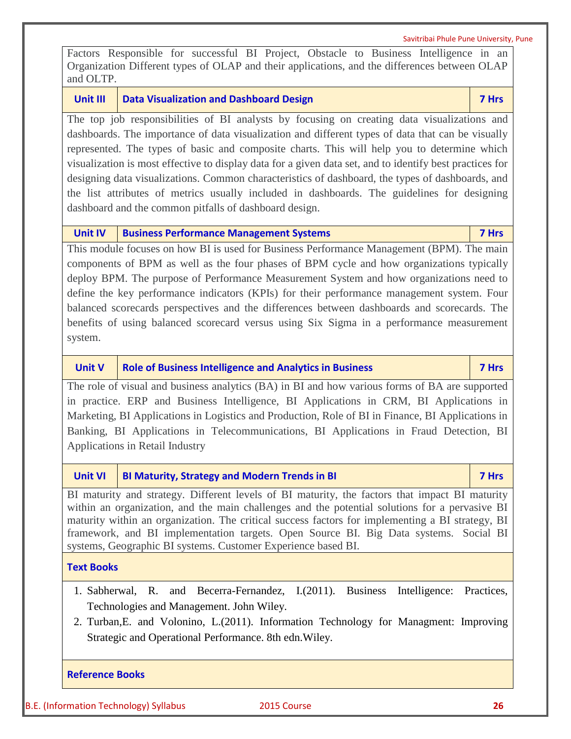Factors Responsible for successful BI Project, Obstacle to Business Intelligence in an Organization Different types of OLAP and their applications, and the differences between OLAP and OLTP.

| Unit III | Data Visualization and Dashboard Design | 7 Hrs |
|---|---|---|

The top job responsibilities of BI analysts by focusing on creating data visualizations and dashboards. The importance of data visualization and different types of data that can be visually represented. The types of basic and composite charts. This will help you to determine which visualization is most effective to display data for a given data set, and to identify best practices for designing data visualizations. Common characteristics of dashboard, the types of dashboards, and the list attributes of metrics usually included in dashboards. The guidelines for designing dashboard and the common pitfalls of dashboard design.

| Unit IV | Business Performance Management Systems | 7 Hrs |
|---|---|---|

This module focuses on how BI is used for Business Performance Management (BPM). The main components of BPM as well as the four phases of BPM cycle and how organizations typically deploy BPM. The purpose of Performance Measurement System and how organizations need to define the key performance indicators (KPIs) for their performance management system. Four balanced scorecards perspectives and the differences between dashboards and scorecards. The benefits of using balanced scorecard versus using Six Sigma in a performance measurement system.

| Unit V | Role of Business Intelligence and Analytics in Business | 7 Hrs |
|---|---|---|

The role of visual and business analytics (BA) in BI and how various forms of BA are supported in practice. ERP and Business Intelligence, BI Applications in CRM, BI Applications in Marketing, BI Applications in Logistics and Production, Role of BI in Finance, BI Applications in Banking, BI Applications in Telecommunications, BI Applications in Fraud Detection, BI Applications in Retail Industry

| Unit VI | BI Maturity, Strategy and Modern Trends in BI | 7 Hrs |
|---|---|---|

BI maturity and strategy. Different levels of BI maturity, the factors that impact BI maturity within an organization, and the main challenges and the potential solutions for a pervasive BI maturity within an organization. The critical success factors for implementing a BI strategy, BI framework, and BI implementation targets. Open Source BI. Big Data systems. Social BI systems, Geographic BI systems. Customer Experience based BI.

**Text Books**

1. Sabherwal, R. and Becerra-Fernandez, I.(2011). Business Intelligence: Practices, Technologies and Management. John Wiley.
2. Turban,E. and Volonino, L.(2011). Information Technology for Managment: Improving Strategic and Operational Performance. 8th edn.Wiley.

**Reference Books**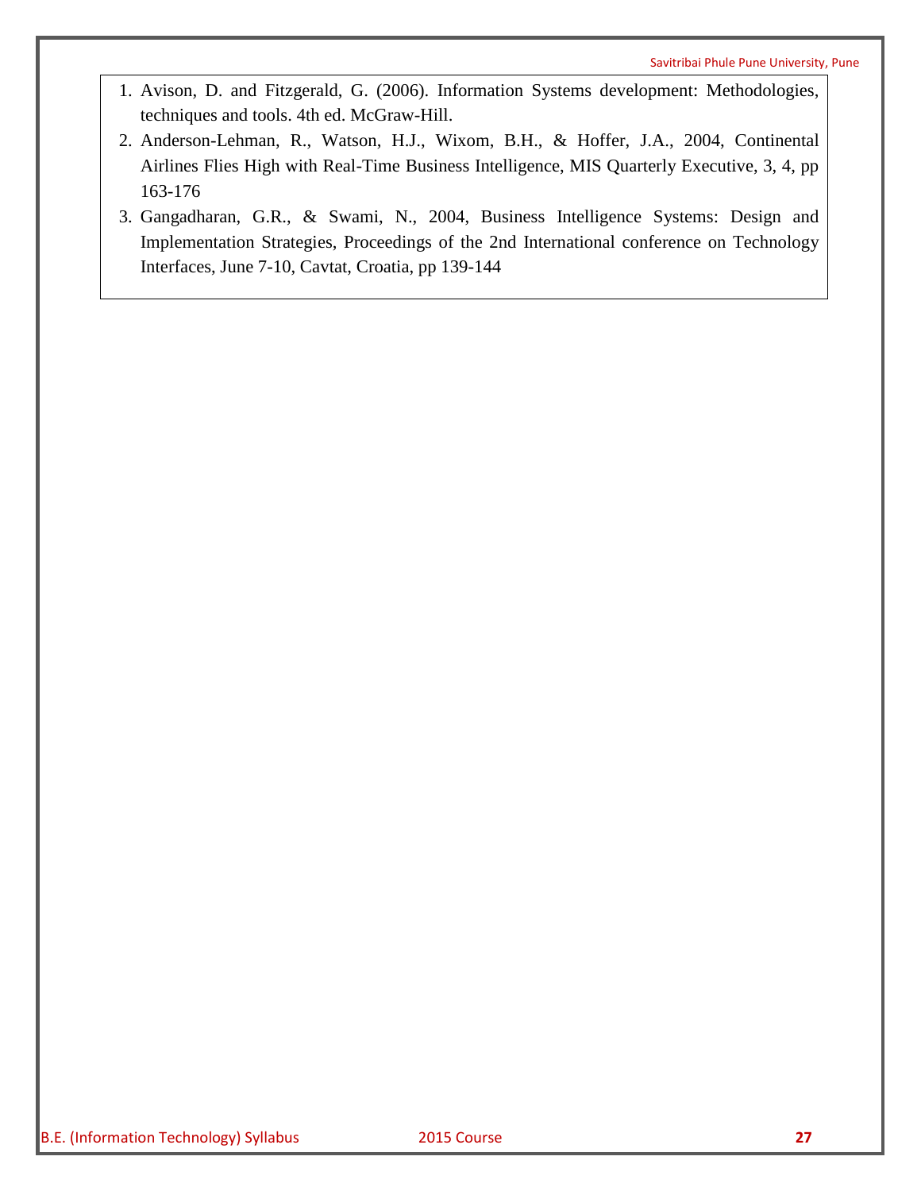1. Avison, D. and Fitzgerald, G. (2006). Information Systems development: Methodologies, techniques and tools. 4th ed. McGraw-Hill.
2. Anderson-Lehman, R., Watson, H.J., Wixom, B.H., & Hoffer, J.A., 2004, Continental Airlines Flies High with Real-Time Business Intelligence, MIS Quarterly Executive, 3, 4, pp 163-176
3. Gangadharan, G.R., & Swami, N., 2004, Business Intelligence Systems: Design and Implementation Strategies, Proceedings of the 2nd International conference on Technology Interfaces, June 7-10, Cavtat, Croatia, pp 139-144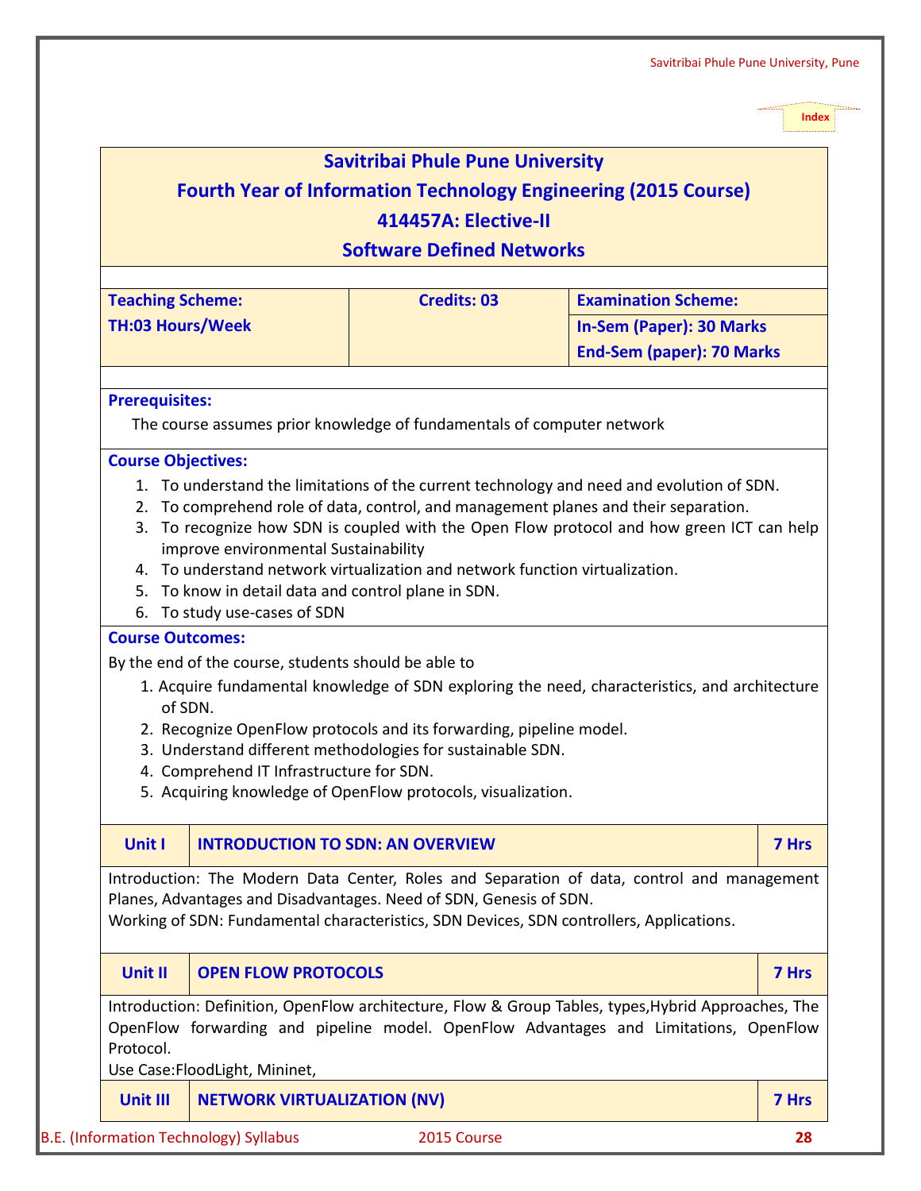# Savitribai Phule Pune University

## Fourth Year of Information Technology Engineering (2015 Course)

## 414457A: Elective-II

## Software Defined Networks

| Teaching Scheme: | Credits: 03 | Examination Scheme: |
|---|---|---|
| TH:03 Hours/Week | | In-Sem (Paper): 30 Marks<br>End-Sem (paper): 70 Marks |

**Prerequisites:**

The course assumes prior knowledge of fundamentals of computer network

**Course Objectives:**

1. To understand the limitations of the current technology and need and evolution of SDN.
2. To comprehend role of data, control, and management planes and their separation.
3. To recognize how SDN is coupled with the Open Flow protocol and how green ICT can help improve environmental Sustainability
4. To understand network virtualization and network function virtualization.
5. To know in detail data and control plane in SDN.
6. To study use-cases of SDN

**Course Outcomes:**

By the end of the course, students should be able to

1. Acquire fundamental knowledge of SDN exploring the need, characteristics, and architecture of SDN.
2. Recognize OpenFlow protocols and its forwarding, pipeline model.
3. Understand different methodologies for sustainable SDN.
4. Comprehend IT Infrastructure for SDN.
5. Acquiring knowledge of OpenFlow protocols, visualization.

| Unit I | INTRODUCTION TO SDN: AN OVERVIEW | 7 Hrs |
|---|---|---|

Introduction: The Modern Data Center, Roles and Separation of data, control and management Planes, Advantages and Disadvantages. Need of SDN, Genesis of SDN.
Working of SDN: Fundamental characteristics, SDN Devices, SDN controllers, Applications.

| Unit II | OPEN FLOW PROTOCOLS | 7 Hrs |
|---|---|---|

Introduction: Definition, OpenFlow architecture, Flow & Group Tables, types,Hybrid Approaches, The OpenFlow forwarding and pipeline model. OpenFlow Advantages and Limitations, OpenFlow Protocol.
Use Case:FloodLight, Mininet,

| Unit III | NETWORK VIRTUALIZATION (NV) | 7 Hrs |
|---|---|---|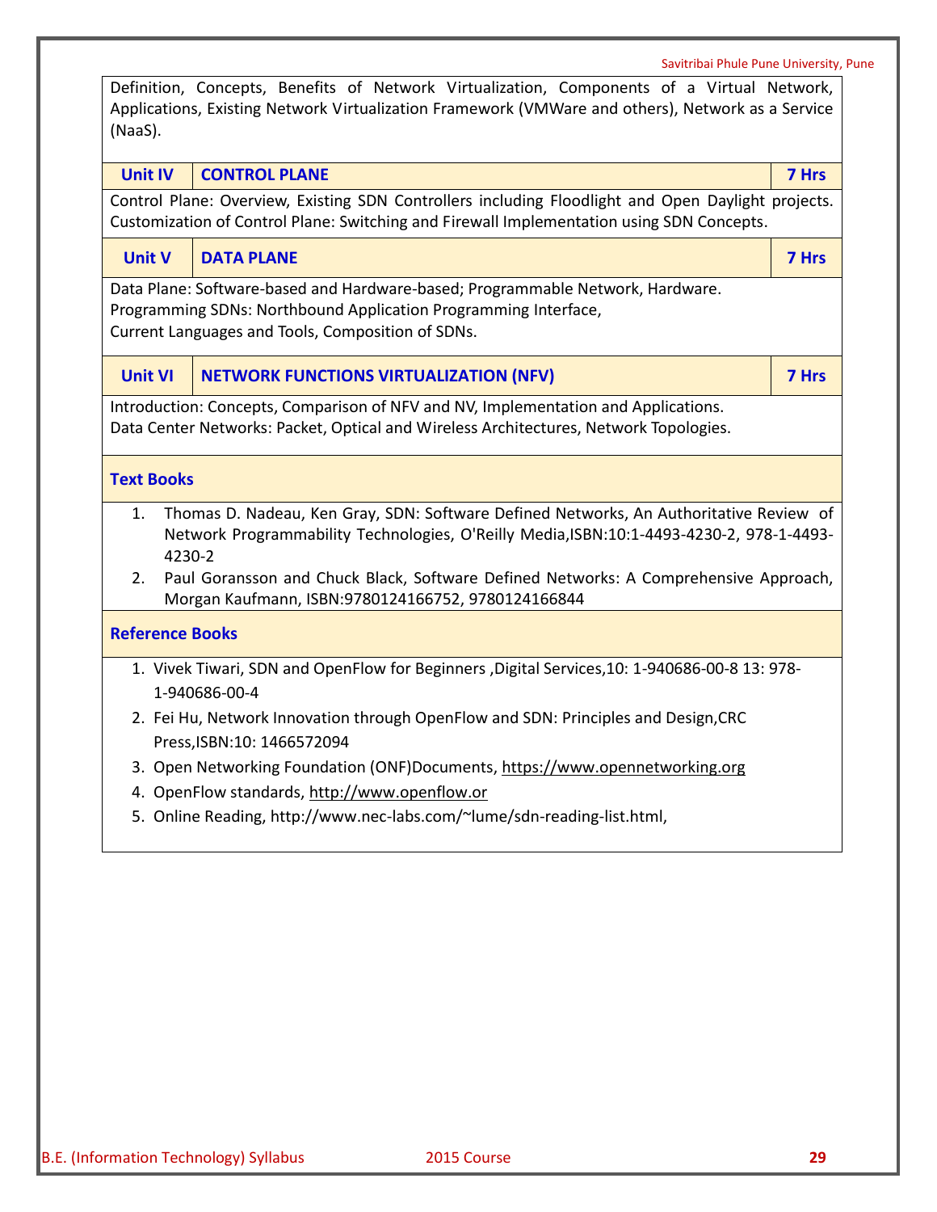Definition, Concepts, Benefits of Network Virtualization, Components of a Virtual Network, Applications, Existing Network Virtualization Framework (VMWare and others), Network as a Service (NaaS).

| **Unit IV** | **CONTROL PLANE** | **7 Hrs** |
|---|---|---|

Control Plane: Overview, Existing SDN Controllers including Floodlight and Open Daylight projects. Customization of Control Plane: Switching and Firewall Implementation using SDN Concepts.

| **Unit V** | **DATA PLANE** | **7 Hrs** |
|---|---|---|

Data Plane: Software-based and Hardware-based; Programmable Network, Hardware.
Programming SDNs: Northbound Application Programming Interface,
Current Languages and Tools, Composition of SDNs.

| **Unit VI** | **NETWORK FUNCTIONS VIRTUALIZATION (NFV)** | **7 Hrs** |
|---|---|---|

Introduction: Concepts, Comparison of NFV and NV, Implementation and Applications.
Data Center Networks: Packet, Optical and Wireless Architectures, Network Topologies.

**Text Books**

1. Thomas D. Nadeau, Ken Gray, SDN: Software Defined Networks, An Authoritative Review of Network Programmability Technologies, O'Reilly Media,ISBN:10:1-4493-4230-2, 978-1-4493-4230-2
2. Paul Goransson and Chuck Black, Software Defined Networks: A Comprehensive Approach, Morgan Kaufmann, ISBN:9780124166752, 9780124166844

**Reference Books**

1. Vivek Tiwari, SDN and OpenFlow for Beginners ,Digital Services,10: 1-940686-00-8 13: 978-1-940686-00-4
2. Fei Hu, Network Innovation through OpenFlow and SDN: Principles and Design,CRC Press,ISBN:10: 1466572094
3. Open Networking Foundation (ONF)Documents, https://www.opennetworking.org
4. OpenFlow standards, http://www.openflow.or
5. Online Reading, http://www.nec-labs.com/~lume/sdn-reading-list.html,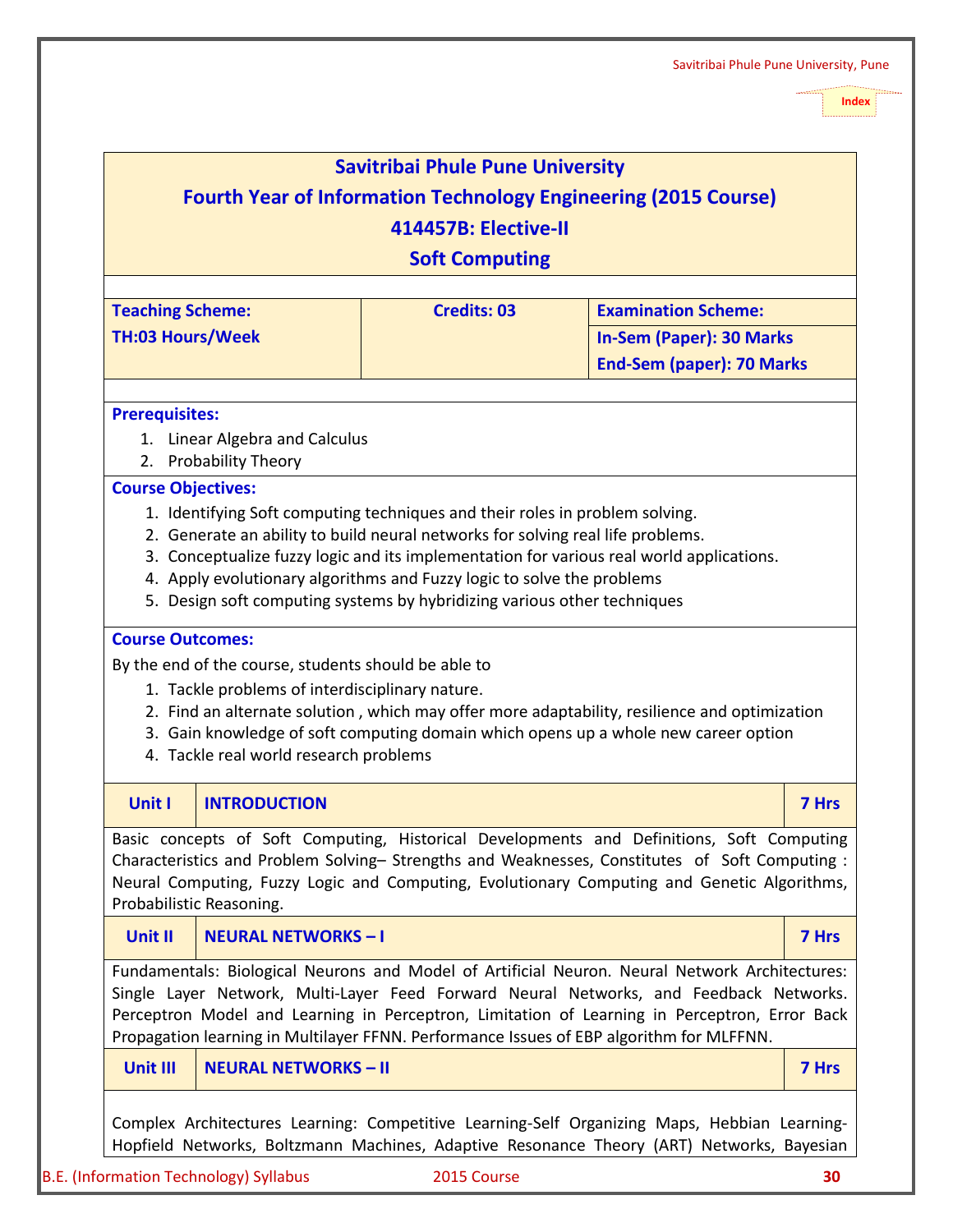# Savitribai Phule Pune University
## Fourth Year of Information Technology Engineering (2015 Course)
## 414457B: Elective-II
## Soft Computing

| Teaching Scheme: | Credits: 03 | Examination Scheme: |
|---|---|---|
| TH:03 Hours/Week | | In-Sem (Paper): 30 Marks<br>End-Sem (paper): 70 Marks |

**Prerequisites:**

1. Linear Algebra and Calculus
2. Probability Theory

**Course Objectives:**

1. Identifying Soft computing techniques and their roles in problem solving.
2. Generate an ability to build neural networks for solving real life problems.
3. Conceptualize fuzzy logic and its implementation for various real world applications.
4. Apply evolutionary algorithms and Fuzzy logic to solve the problems
5. Design soft computing systems by hybridizing various other techniques

**Course Outcomes:**

By the end of the course, students should be able to

1. Tackle problems of interdisciplinary nature.
2. Find an alternate solution , which may offer more adaptability, resilience and optimization
3. Gain knowledge of soft computing domain which opens up a whole new career option
4. Tackle real world research problems

| Unit I | INTRODUCTION | 7 Hrs |
|---|---|---|

Basic concepts of Soft Computing, Historical Developments and Definitions, Soft Computing Characteristics and Problem Solving– Strengths and Weaknesses, Constitutes of Soft Computing : Neural Computing, Fuzzy Logic and Computing, Evolutionary Computing and Genetic Algorithms, Probabilistic Reasoning.

| Unit II | NEURAL NETWORKS – I | 7 Hrs |
|---|---|---|

Fundamentals: Biological Neurons and Model of Artificial Neuron. Neural Network Architectures: Single Layer Network, Multi-Layer Feed Forward Neural Networks, and Feedback Networks. Perceptron Model and Learning in Perceptron, Limitation of Learning in Perceptron, Error Back Propagation learning in Multilayer FFNN. Performance Issues of EBP algorithm for MLFFNN.

| Unit III | NEURAL NETWORKS – II | 7 Hrs |
|---|---|---|

Complex Architectures Learning: Competitive Learning-Self Organizing Maps, Hebbian Learning-Hopfield Networks, Boltzmann Machines, Adaptive Resonance Theory (ART) Networks, Bayesian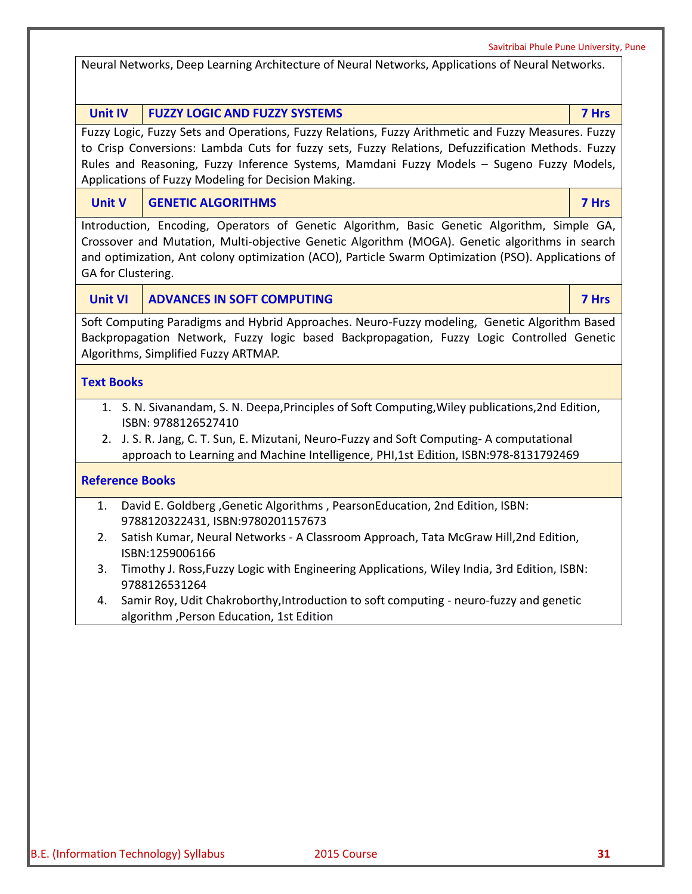Neural Networks, Deep Learning Architecture of Neural Networks, Applications of Neural Networks.

| Unit IV | FUZZY LOGIC AND FUZZY SYSTEMS | 7 Hrs |
|---|---|---|

Fuzzy Logic, Fuzzy Sets and Operations, Fuzzy Relations, Fuzzy Arithmetic and Fuzzy Measures. Fuzzy to Crisp Conversions: Lambda Cuts for fuzzy sets, Fuzzy Relations, Defuzzification Methods. Fuzzy Rules and Reasoning, Fuzzy Inference Systems, Mamdani Fuzzy Models – Sugeno Fuzzy Models, Applications of Fuzzy Modeling for Decision Making.

| Unit V | GENETIC ALGORITHMS | 7 Hrs |
|---|---|---|

Introduction, Encoding, Operators of Genetic Algorithm, Basic Genetic Algorithm, Simple GA, Crossover and Mutation, Multi-objective Genetic Algorithm (MOGA). Genetic algorithms in search and optimization, Ant colony optimization (ACO), Particle Swarm Optimization (PSO). Applications of GA for Clustering.

| Unit VI | ADVANCES IN SOFT COMPUTING | 7 Hrs |
|---|---|---|

Soft Computing Paradigms and Hybrid Approaches. Neuro-Fuzzy modeling, Genetic Algorithm Based Backpropagation Network, Fuzzy logic based Backpropagation, Fuzzy Logic Controlled Genetic Algorithms, Simplified Fuzzy ARTMAP.

**Text Books**

1. S. N. Sivanandam, S. N. Deepa,Principles of Soft Computing,Wiley publications,2nd Edition, ISBN: 9788126527410
2. J. S. R. Jang, C. T. Sun, E. Mizutani, Neuro-Fuzzy and Soft Computing- A computational approach to Learning and Machine Intelligence, PHI,1st Edition, ISBN:978-8131792469

**Reference Books**

1. David E. Goldberg ,Genetic Algorithms , PearsonEducation, 2nd Edition, ISBN: 9788120322431, ISBN:9780201157673
2. Satish Kumar, Neural Networks - A Classroom Approach, Tata McGraw Hill,2nd Edition, ISBN:1259006166
3. Timothy J. Ross,Fuzzy Logic with Engineering Applications, Wiley India, 3rd Edition, ISBN: 9788126531264
4. Samir Roy, Udit Chakroborthy,Introduction to soft computing - neuro-fuzzy and genetic algorithm ,Person Education, 1st Edition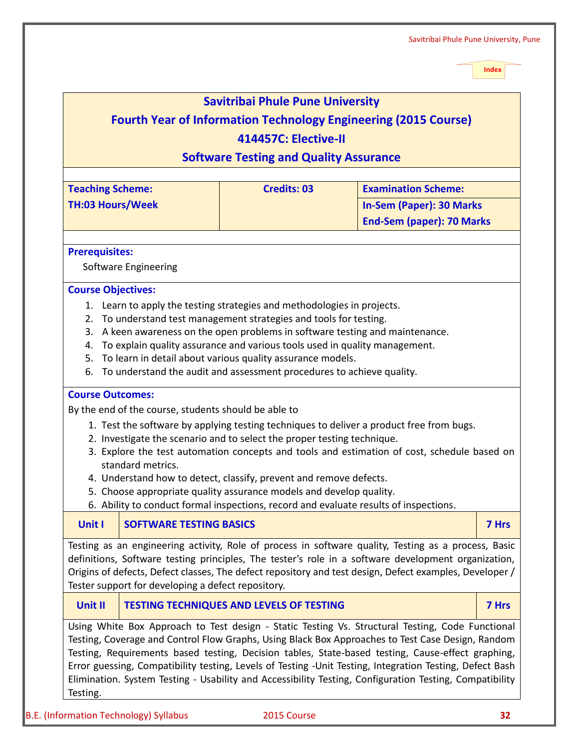# Savitribai Phule Pune University

## Fourth Year of Information Technology Engineering (2015 Course)

## 414457C: Elective-II

## Software Testing and Quality Assurance

| Teaching Scheme: | Credits: 03 | Examination Scheme: |
|---|---|---|
| TH:03 Hours/Week | | In-Sem (Paper): 30 Marks<br>End-Sem (paper): 70 Marks |

**Prerequisites:**

Software Engineering

**Course Objectives:**

1. Learn to apply the testing strategies and methodologies in projects.
2. To understand test management strategies and tools for testing.
3. A keen awareness on the open problems in software testing and maintenance.
4. To explain quality assurance and various tools used in quality management.
5. To learn in detail about various quality assurance models.
6. To understand the audit and assessment procedures to achieve quality.

**Course Outcomes:**

By the end of the course, students should be able to

1. Test the software by applying testing techniques to deliver a product free from bugs.
2. Investigate the scenario and to select the proper testing technique.
3. Explore the test automation concepts and tools and estimation of cost, schedule based on standard metrics.
4. Understand how to detect, classify, prevent and remove defects.
5. Choose appropriate quality assurance models and develop quality.
6. Ability to conduct formal inspections, record and evaluate results of inspections.

| Unit I | SOFTWARE TESTING BASICS | 7 Hrs |
|---|---|---|

Testing as an engineering activity, Role of process in software quality, Testing as a process, Basic definitions, Software testing principles, The tester's role in a software development organization, Origins of defects, Defect classes, The defect repository and test design, Defect examples, Developer / Tester support for developing a defect repository.

| Unit II | TESTING TECHNIQUES AND LEVELS OF TESTING | 7 Hrs |
|---|---|---|

Using White Box Approach to Test design - Static Testing Vs. Structural Testing, Code Functional Testing, Coverage and Control Flow Graphs, Using Black Box Approaches to Test Case Design, Random Testing, Requirements based testing, Decision tables, State-based testing, Cause-effect graphing, Error guessing, Compatibility testing, Levels of Testing -Unit Testing, Integration Testing, Defect Bash Elimination. System Testing - Usability and Accessibility Testing, Configuration Testing, Compatibility Testing.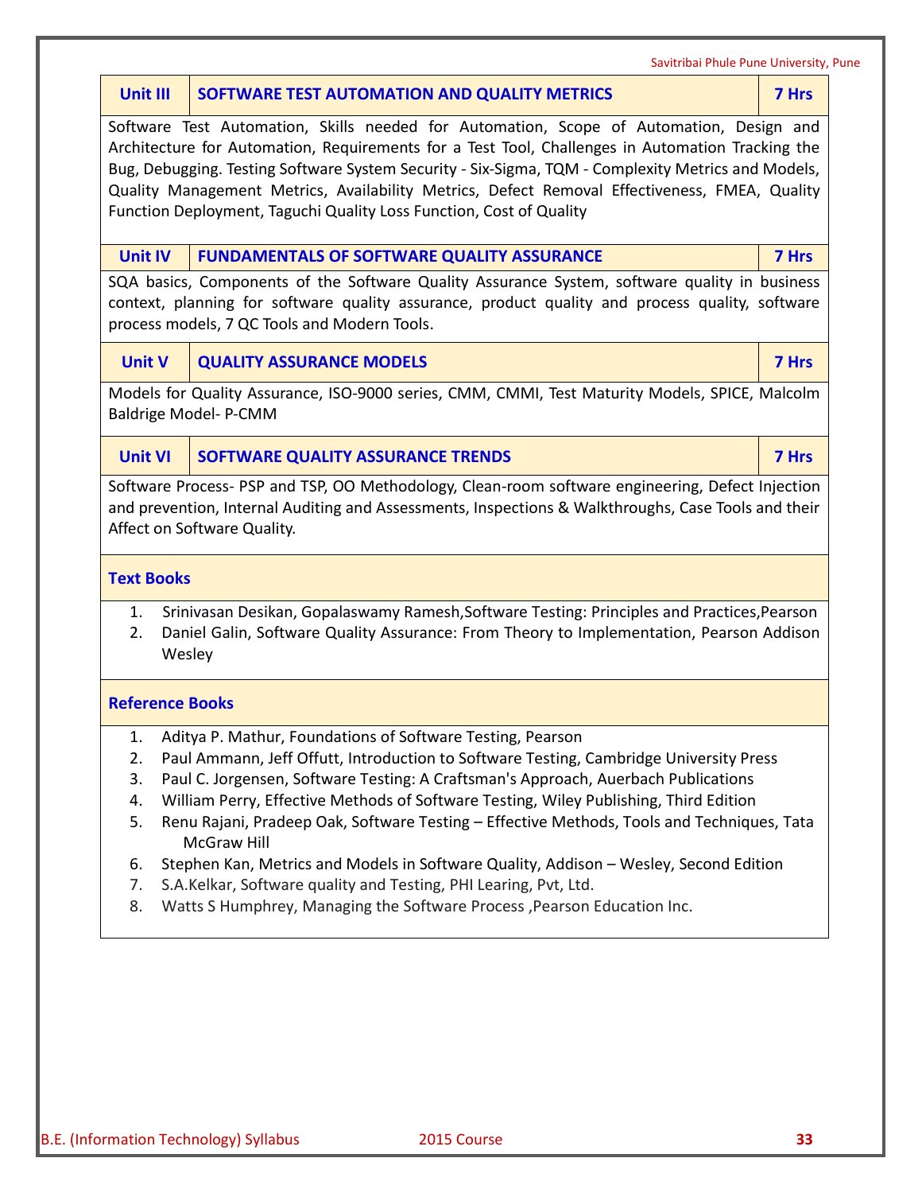| Unit III | SOFTWARE TEST AUTOMATION AND QUALITY METRICS | 7 Hrs |
|---|---|---|

Software Test Automation, Skills needed for Automation, Scope of Automation, Design and Architecture for Automation, Requirements for a Test Tool, Challenges in Automation Tracking the Bug, Debugging. Testing Software System Security - Six-Sigma, TQM - Complexity Metrics and Models, Quality Management Metrics, Availability Metrics, Defect Removal Effectiveness, FMEA, Quality Function Deployment, Taguchi Quality Loss Function, Cost of Quality

| Unit IV | FUNDAMENTALS OF SOFTWARE QUALITY ASSURANCE | 7 Hrs |
|---|---|---|

SQA basics, Components of the Software Quality Assurance System, software quality in business context, planning for software quality assurance, product quality and process quality, software process models, 7 QC Tools and Modern Tools.

| Unit V | QUALITY ASSURANCE MODELS | 7 Hrs |
|---|---|---|

Models for Quality Assurance, ISO-9000 series, CMM, CMMI, Test Maturity Models, SPICE, Malcolm Baldrige Model- P-CMM

| Unit VI | SOFTWARE QUALITY ASSURANCE TRENDS | 7 Hrs |
|---|---|---|

Software Process- PSP and TSP, OO Methodology, Clean-room software engineering, Defect Injection and prevention, Internal Auditing and Assessments, Inspections & Walkthroughs, Case Tools and their Affect on Software Quality.

**Text Books**

1. Srinivasan Desikan, Gopalaswamy Ramesh,Software Testing: Principles and Practices,Pearson
2. Daniel Galin, Software Quality Assurance: From Theory to Implementation, Pearson Addison Wesley

**Reference Books**

1. Aditya P. Mathur, Foundations of Software Testing, Pearson
2. Paul Ammann, Jeff Offutt, Introduction to Software Testing, Cambridge University Press
3. Paul C. Jorgensen, Software Testing: A Craftsman's Approach, Auerbach Publications
4. William Perry, Effective Methods of Software Testing, Wiley Publishing, Third Edition
5. Renu Rajani, Pradeep Oak, Software Testing – Effective Methods, Tools and Techniques, Tata McGraw Hill
6. Stephen Kan, Metrics and Models in Software Quality, Addison – Wesley, Second Edition
7. S.A.Kelkar, Software quality and Testing, PHI Learing, Pvt, Ltd.
8. Watts S Humphrey, Managing the Software Process ,Pearson Education Inc.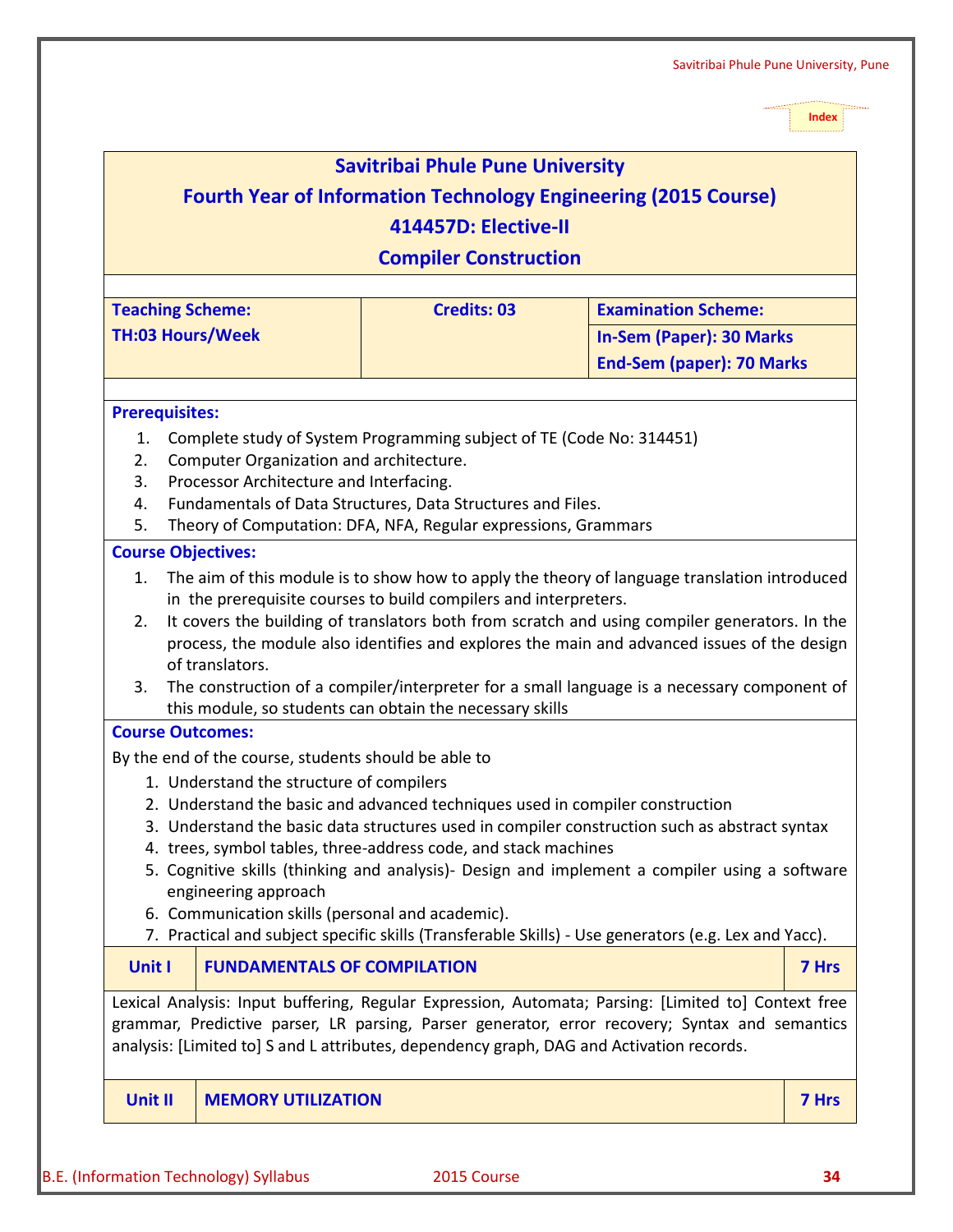## Savitribai Phule Pune University
## Fourth Year of Information Technology Engineering (2015 Course)
## 414457D: Elective-II
## Compiler Construction

| **Teaching Scheme:** | **Credits: 03** | **Examination Scheme:** |
|---|---|---|
| **TH:03 Hours/Week** | | **In-Sem (Paper): 30 Marks** |
| | | **End-Sem (paper): 70 Marks** |

**Prerequisites:**

1. Complete study of System Programming subject of TE (Code No: 314451)
2. Computer Organization and architecture.
3. Processor Architecture and Interfacing.
4. Fundamentals of Data Structures, Data Structures and Files.
5. Theory of Computation: DFA, NFA, Regular expressions, Grammars

**Course Objectives:**

1. The aim of this module is to show how to apply the theory of language translation introduced in the prerequisite courses to build compilers and interpreters.
2. It covers the building of translators both from scratch and using compiler generators. In the process, the module also identifies and explores the main and advanced issues of the design of translators.
3. The construction of a compiler/interpreter for a small language is a necessary component of this module, so students can obtain the necessary skills

**Course Outcomes:**

By the end of the course, students should be able to

1. Understand the structure of compilers
2. Understand the basic and advanced techniques used in compiler construction
3. Understand the basic data structures used in compiler construction such as abstract syntax
4. trees, symbol tables, three-address code, and stack machines
5. Cognitive skills (thinking and analysis)- Design and implement a compiler using a software engineering approach
6. Communication skills (personal and academic).
7. Practical and subject specific skills (Transferable Skills) - Use generators (e.g. Lex and Yacc).

| **Unit I** | **FUNDAMENTALS OF COMPILATION** | **7 Hrs** |
|---|---|---|

Lexical Analysis: Input buffering, Regular Expression, Automata; Parsing: [Limited to] Context free grammar, Predictive parser, LR parsing, Parser generator, error recovery; Syntax and semantics analysis: [Limited to] S and L attributes, dependency graph, DAG and Activation records.

| **Unit II** | **MEMORY UTILIZATION** | **7 Hrs** |
|---|---|---|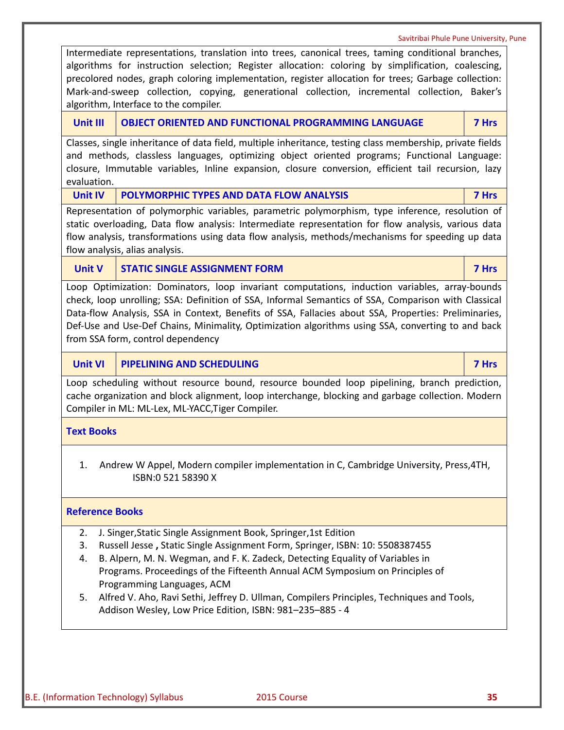Intermediate representations, translation into trees, canonical trees, taming conditional branches, algorithms for instruction selection; Register allocation: coloring by simplification, coalescing, precolored nodes, graph coloring implementation, register allocation for trees; Garbage collection: Mark-and-sweep collection, copying, generational collection, incremental collection, Baker's algorithm, Interface to the compiler.

| Unit III | OBJECT ORIENTED AND FUNCTIONAL PROGRAMMING LANGUAGE | 7 Hrs |
|---|---|---|

Classes, single inheritance of data field, multiple inheritance, testing class membership, private fields and methods, classless languages, optimizing object oriented programs; Functional Language: closure, Immutable variables, Inline expansion, closure conversion, efficient tail recursion, lazy evaluation.

| Unit IV | POLYMORPHIC TYPES AND DATA FLOW ANALYSIS | 7 Hrs |
|---|---|---|

Representation of polymorphic variables, parametric polymorphism, type inference, resolution of static overloading, Data flow analysis: Intermediate representation for flow analysis, various data flow analysis, transformations using data flow analysis, methods/mechanisms for speeding up data flow analysis, alias analysis.

| Unit V | STATIC SINGLE ASSIGNMENT FORM | 7 Hrs |
|---|---|---|

Loop Optimization: Dominators, loop invariant computations, induction variables, array-bounds check, loop unrolling; SSA: Definition of SSA, Informal Semantics of SSA, Comparison with Classical Data-flow Analysis, SSA in Context, Benefits of SSA, Fallacies about SSA, Properties: Preliminaries, Def-Use and Use-Def Chains, Minimality, Optimization algorithms using SSA, converting to and back from SSA form, control dependency

| Unit VI | PIPELINING AND SCHEDULING | 7 Hrs |
|---|---|---|

Loop scheduling without resource bound, resource bounded loop pipelining, branch prediction, cache organization and block alignment, loop interchange, blocking and garbage collection. Modern Compiler in ML: ML-Lex, ML-YACC,Tiger Compiler.

**Text Books**

1. Andrew W Appel, Modern compiler implementation in C, Cambridge University, Press,4TH, ISBN:0 521 58390 X

**Reference Books**

2. J. Singer,Static Single Assignment Book, Springer,1st Edition
3. Russell Jesse **,** Static Single Assignment Form, Springer, ISBN: 10: 5508387455
4. B. Alpern, M. N. Wegman, and F. K. Zadeck, Detecting Equality of Variables in Programs. Proceedings of the Fifteenth Annual ACM Symposium on Principles of Programming Languages, ACM
5. Alfred V. Aho, Ravi Sethi, Jeffrey D. Ullman, Compilers Principles, Techniques and Tools, Addison Wesley, Low Price Edition, ISBN: 981–235–885 - 4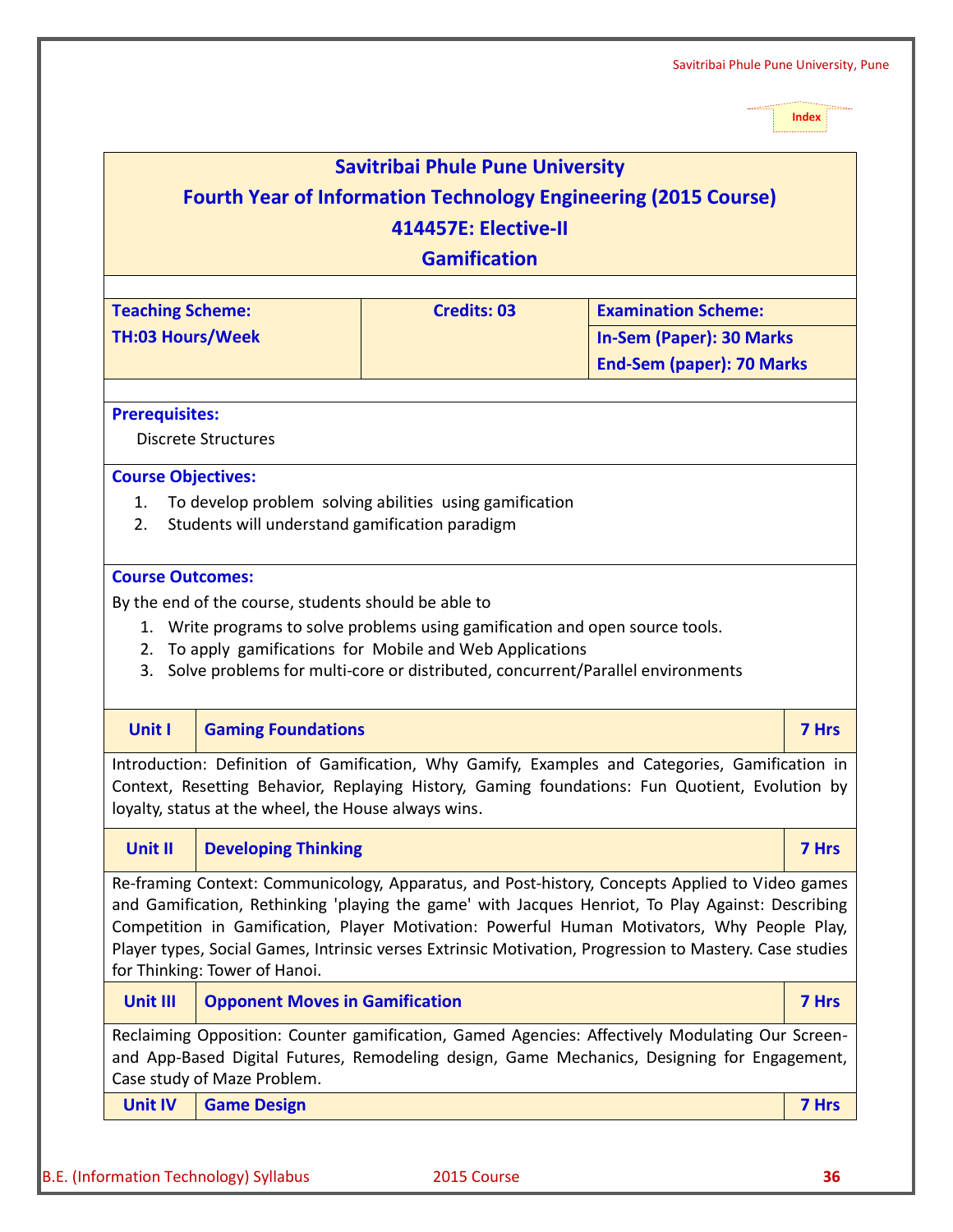# Savitribai Phule Pune University

## Fourth Year of Information Technology Engineering (2015 Course)

## 414457E: Elective-II

## Gamification

| Teaching Scheme: | Credits: 03 | Examination Scheme: |
|---|---|---|
| TH:03 Hours/Week | | In-Sem (Paper): 30 Marks<br>End-Sem (paper): 70 Marks |

**Prerequisites:**

Discrete Structures

**Course Objectives:**

1. To develop problem solving abilities using gamification
2. Students will understand gamification paradigm

**Course Outcomes:**

By the end of the course, students should be able to

1. Write programs to solve problems using gamification and open source tools.
2. To apply gamifications for Mobile and Web Applications
3. Solve problems for multi-core or distributed, concurrent/Parallel environments

| Unit I | Gaming Foundations | 7 Hrs |
|---|---|---|

Introduction: Definition of Gamification, Why Gamify, Examples and Categories, Gamification in Context, Resetting Behavior, Replaying History, Gaming foundations: Fun Quotient, Evolution by loyalty, status at the wheel, the House always wins.

| Unit II | Developing Thinking | 7 Hrs |
|---|---|---|

Re-framing Context: Communicology, Apparatus, and Post-history, Concepts Applied to Video games and Gamification, Rethinking 'playing the game' with Jacques Henriot, To Play Against: Describing Competition in Gamification, Player Motivation: Powerful Human Motivators, Why People Play, Player types, Social Games, Intrinsic verses Extrinsic Motivation, Progression to Mastery. Case studies for Thinking: Tower of Hanoi.

| Unit III | Opponent Moves in Gamification | 7 Hrs |
|---|---|---|

Reclaiming Opposition: Counter gamification, Gamed Agencies: Affectively Modulating Our Screen- and App-Based Digital Futures, Remodeling design, Game Mechanics, Designing for Engagement, Case study of Maze Problem.

| Unit IV | Game Design | 7 Hrs |
|---|---|---|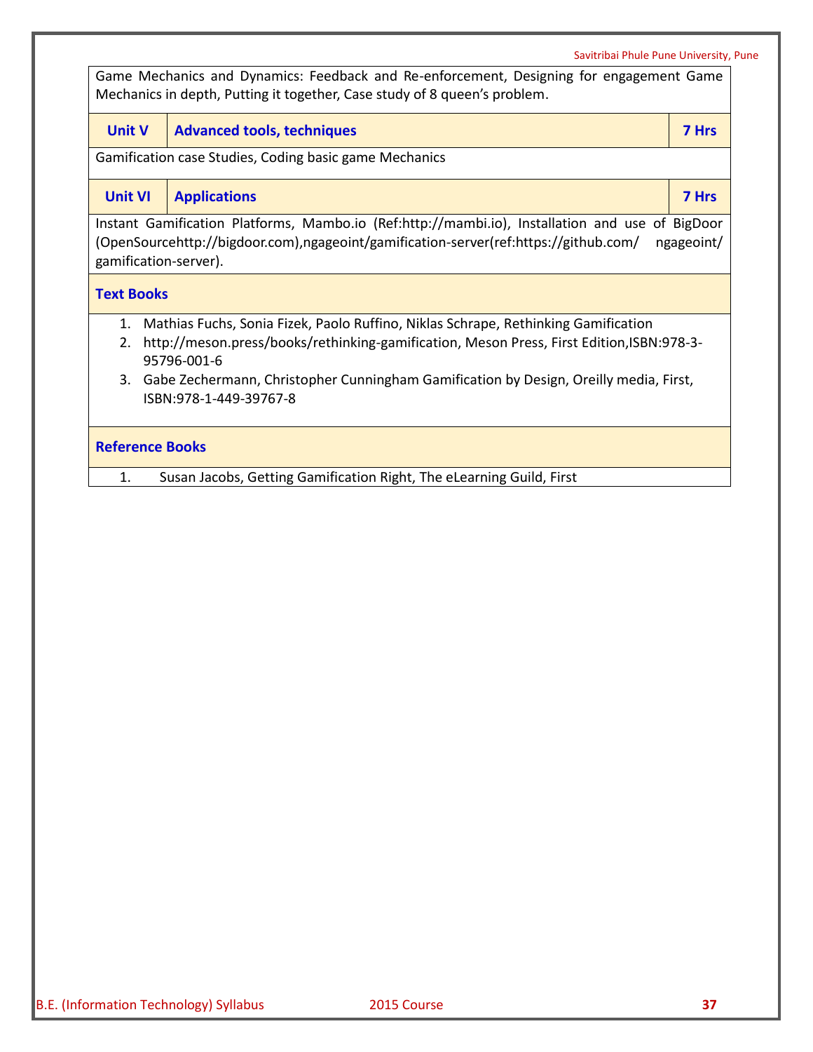Game Mechanics and Dynamics: Feedback and Re-enforcement, Designing for engagement Game Mechanics in depth, Putting it together, Case study of 8 queen's problem.

| Unit V | Advanced tools, techniques | 7 Hrs |
|---|---|---|

Gamification case Studies, Coding basic game Mechanics

| Unit VI | Applications | 7 Hrs |
|---|---|---|

Instant Gamification Platforms, Mambo.io (Ref:http://mambi.io), Installation and use of BigDoor (OpenSourcehttp://bigdoor.com),ngageoint/gamification-server(ref:https://github.com/ ngageoint/ gamification-server).

### Text Books

1. Mathias Fuchs, Sonia Fizek, Paolo Ruffino, Niklas Schrape, Rethinking Gamification
2. http://meson.press/books/rethinking-gamification, Meson Press, First Edition,ISBN:978-3-95796-001-6
3. Gabe Zechermann, Christopher Cunningham Gamification by Design, Oreilly media, First, ISBN:978-1-449-39767-8

### Reference Books

1. Susan Jacobs, Getting Gamification Right, The eLearning Guild, First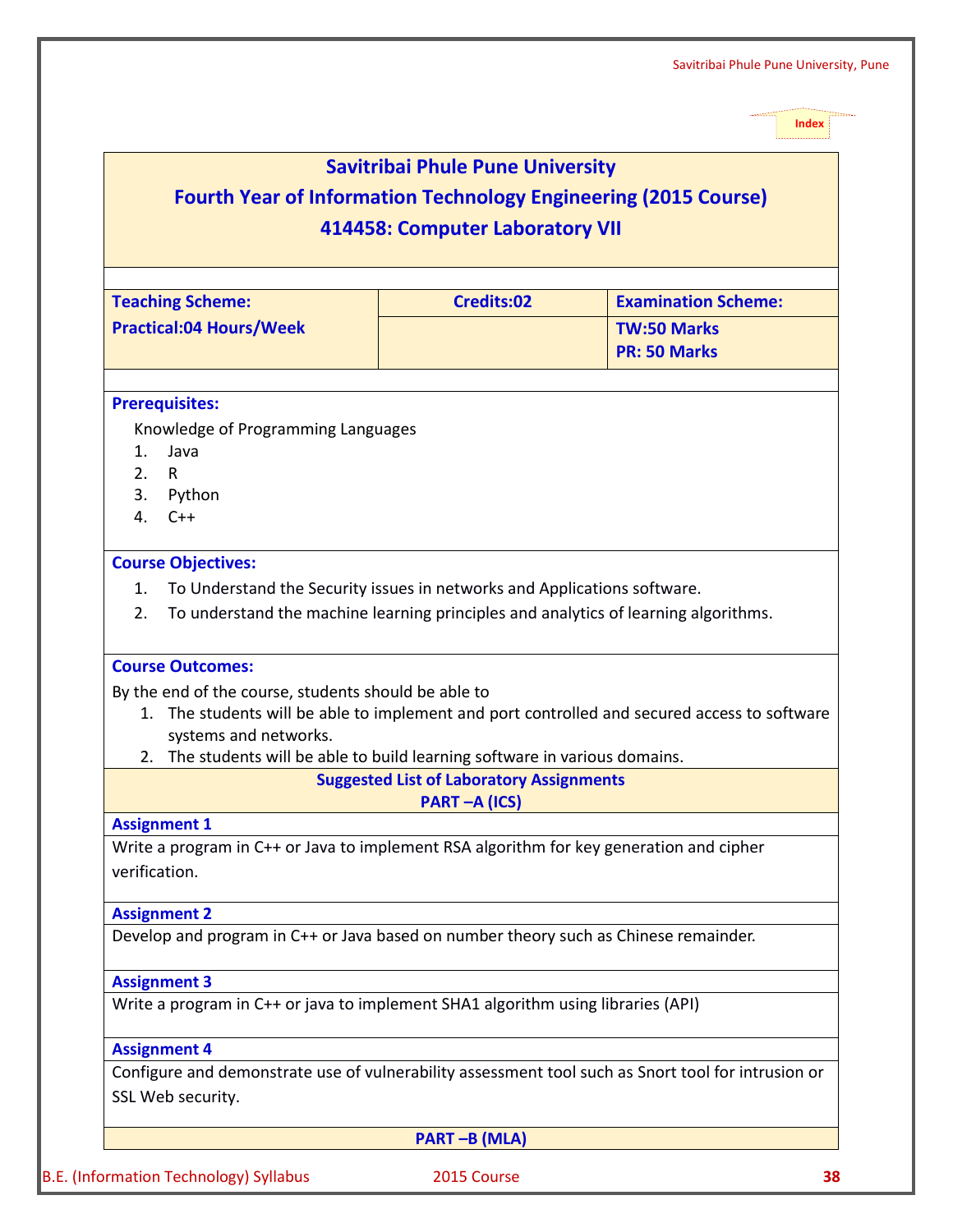Index

# Savitribai Phule Pune University

## Fourth Year of Information Technology Engineering (2015 Course)

## 414458: Computer Laboratory VII

| Teaching Scheme: | Credits:02 | Examination Scheme: |
|---|---|---|
| Practical:04 Hours/Week | | TW:50 Marks<br>PR: 50 Marks |

**Prerequisites:**

Knowledge of Programming Languages

1. Java
2. R
3. Python
4. C++

**Course Objectives:**

1. To Understand the Security issues in networks and Applications software.
2. To understand the machine learning principles and analytics of learning algorithms.

**Course Outcomes:**

By the end of the course, students should be able to

1. The students will be able to implement and port controlled and secured access to software systems and networks.
2. The students will be able to build learning software in various domains.

**Suggested List of Laboratory Assignments**

**PART –A (ICS)**

**Assignment 1**

Write a program in C++ or Java to implement RSA algorithm for key generation and cipher verification.

**Assignment 2**

Develop and program in C++ or Java based on number theory such as Chinese remainder.

**Assignment 3**

Write a program in C++ or java to implement SHA1 algorithm using libraries (API)

**Assignment 4**

Configure and demonstrate use of vulnerability assessment tool such as Snort tool for intrusion or SSL Web security.

**PART –B (MLA)**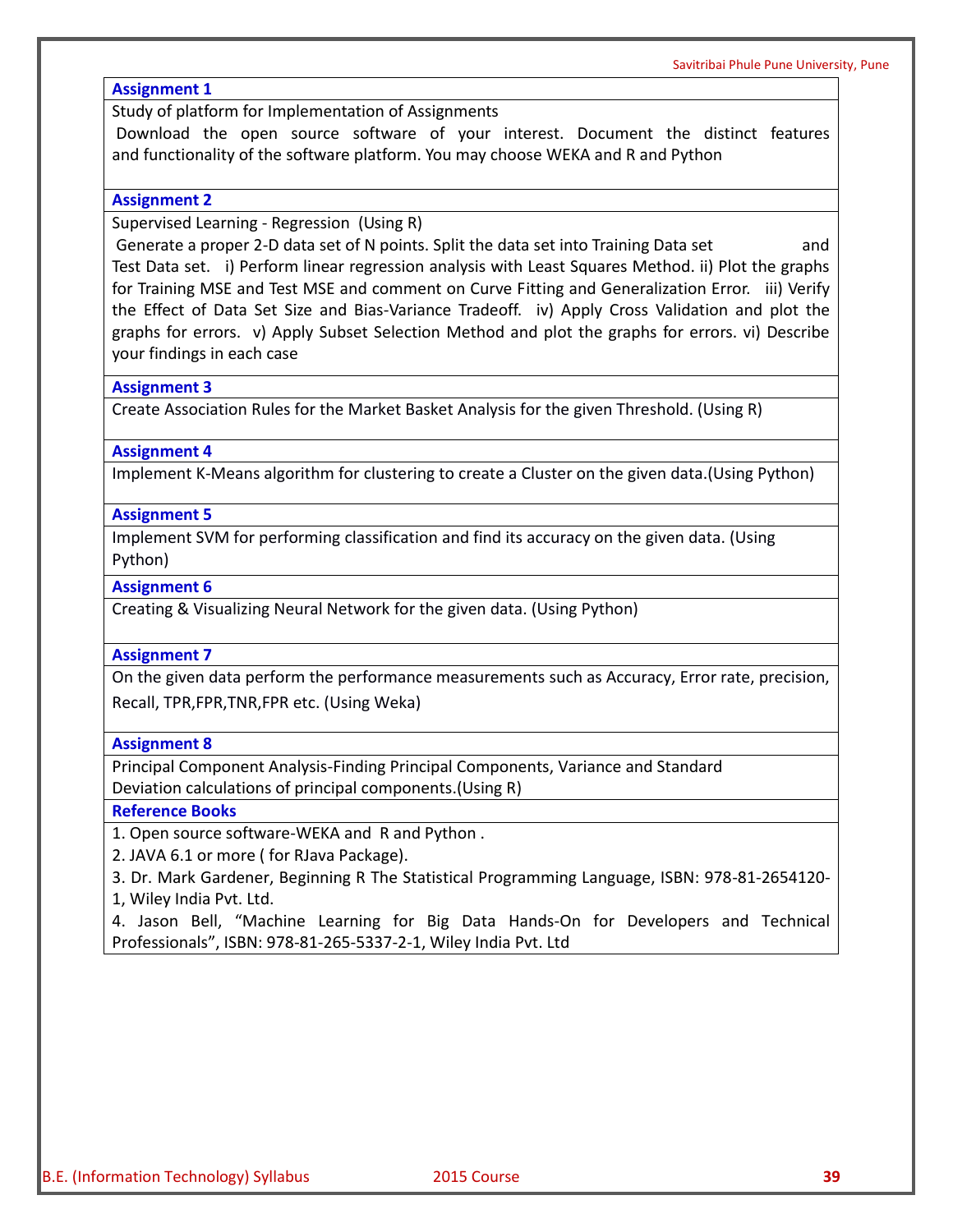| **Assignment 1** |
|---|
| Study of platform for Implementation of Assignments<br>Download the open source software of your interest. Document the distinct features and functionality of the software platform. You may choose WEKA and R and Python |
| **Assignment 2** |
| Supervised Learning - Regression (Using R)<br>Generate a proper 2-D data set of N points. Split the data set into Training Data set and Test Data set. i) Perform linear regression analysis with Least Squares Method. ii) Plot the graphs for Training MSE and Test MSE and comment on Curve Fitting and Generalization Error. iii) Verify the Effect of Data Set Size and Bias-Variance Tradeoff. iv) Apply Cross Validation and plot the graphs for errors. v) Apply Subset Selection Method and plot the graphs for errors. vi) Describe your findings in each case |
| **Assignment 3** |
| Create Association Rules for the Market Basket Analysis for the given Threshold. (Using R) |
| **Assignment 4** |
| Implement K-Means algorithm for clustering to create a Cluster on the given data.(Using Python) |
| **Assignment 5** |
| Implement SVM for performing classification and find its accuracy on the given data. (Using Python) |
| **Assignment 6** |
| Creating & Visualizing Neural Network for the given data. (Using Python) |
| **Assignment 7** |
| On the given data perform the performance measurements such as Accuracy, Error rate, precision, Recall, TPR,FPR,TNR,FPR etc. (Using Weka) |
| **Assignment 8** |
| Principal Component Analysis-Finding Principal Components, Variance and Standard Deviation calculations of principal components.(Using R) |
| **Reference Books** |
| 1. Open source software-WEKA and R and Python .<br>2. JAVA 6.1 or more ( for RJava Package).<br>3. Dr. Mark Gardener, Beginning R The Statistical Programming Language, ISBN: 978-81-2654120-1, Wiley India Pvt. Ltd.<br>4. Jason Bell, "Machine Learning for Big Data Hands-On for Developers and Technical Professionals", ISBN: 978-81-265-5337-2-1, Wiley India Pvt. Ltd |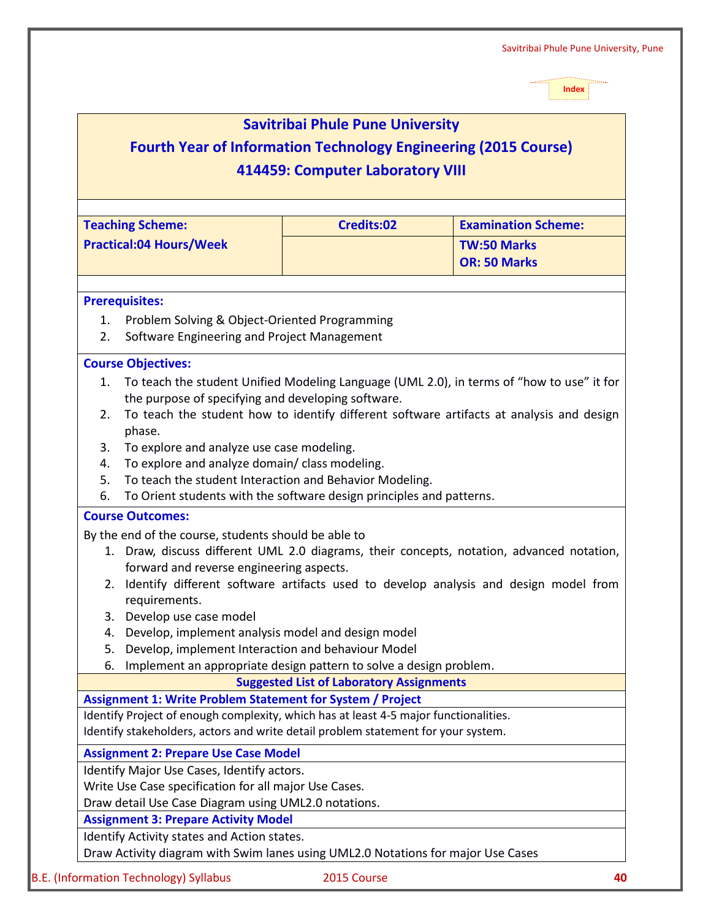Index

# Savitribai Phule Pune University
## Fourth Year of Information Technology Engineering (2015 Course)
## 414459: Computer Laboratory VIII

| Teaching Scheme: | Credits:02 | Examination Scheme: |
|---|---|---|
| Practical:04 Hours/Week | | TW:50 Marks<br>OR: 50 Marks |

**Prerequisites:**

1. Problem Solving & Object-Oriented Programming
2. Software Engineering and Project Management

**Course Objectives:**

1. To teach the student Unified Modeling Language (UML 2.0), in terms of "how to use" it for the purpose of specifying and developing software.
2. To teach the student how to identify different software artifacts at analysis and design phase.
3. To explore and analyze use case modeling.
4. To explore and analyze domain/ class modeling.
5. To teach the student Interaction and Behavior Modeling.
6. To Orient students with the software design principles and patterns.

**Course Outcomes:**

By the end of the course, students should be able to

1. Draw, discuss different UML 2.0 diagrams, their concepts, notation, advanced notation, forward and reverse engineering aspects.
2. Identify different software artifacts used to develop analysis and design model from requirements.
3. Develop use case model
4. Develop, implement analysis model and design model
5. Develop, implement Interaction and behaviour Model
6. Implement an appropriate design pattern to solve a design problem.

**Suggested List of Laboratory Assignments**

**Assignment 1: Write Problem Statement for System / Project**

Identify Project of enough complexity, which has at least 4-5 major functionalities.
Identify stakeholders, actors and write detail problem statement for your system.

**Assignment 2: Prepare Use Case Model**

Identify Major Use Cases, Identify actors.
Write Use Case specification for all major Use Cases.
Draw detail Use Case Diagram using UML2.0 notations.

**Assignment 3: Prepare Activity Model**

Identify Activity states and Action states.
Draw Activity diagram with Swim lanes using UML2.0 Notations for major Use Cases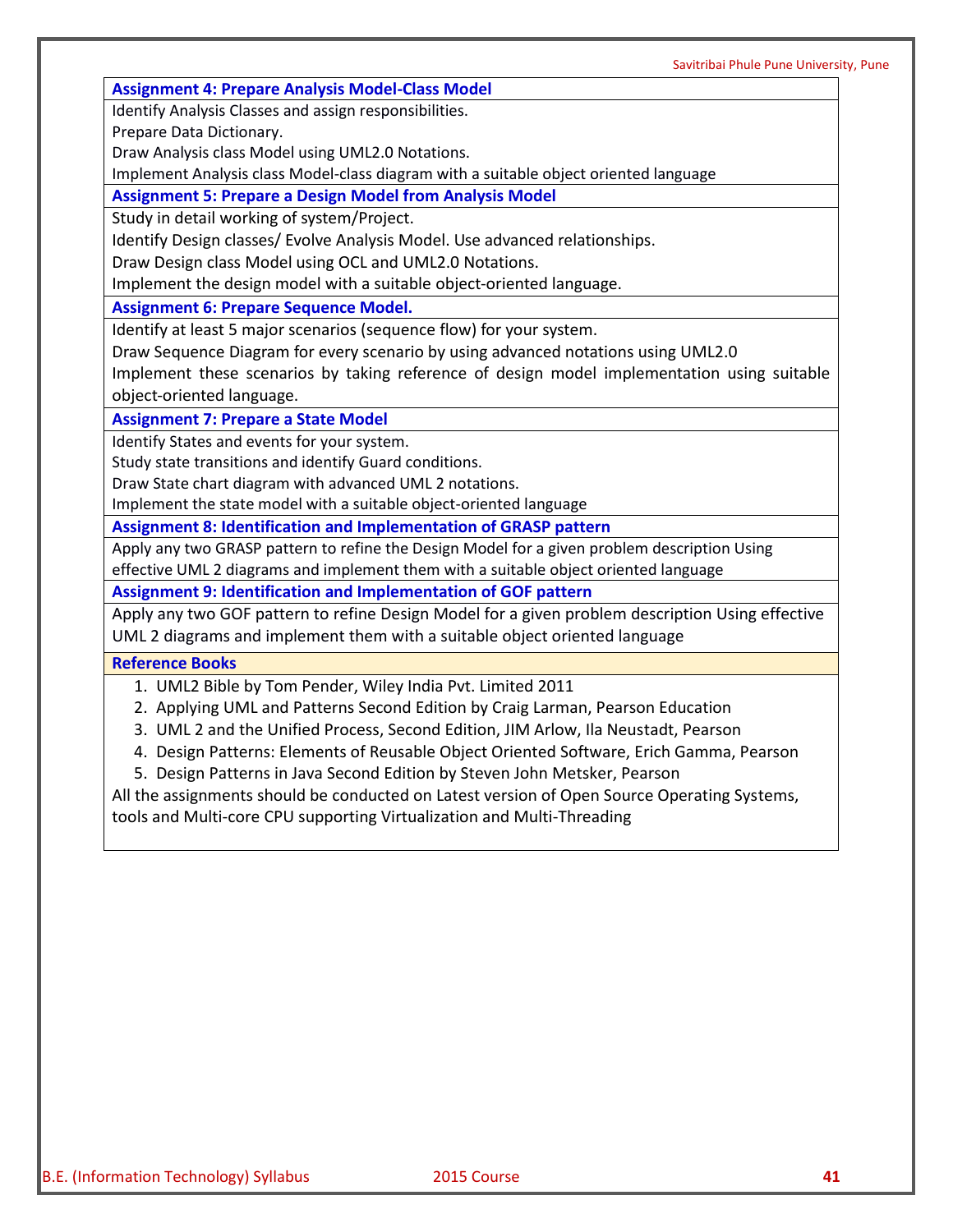### Assignment 4: Prepare Analysis Model-Class Model

Identify Analysis Classes and assign responsibilities.

Prepare Data Dictionary.

Draw Analysis class Model using UML2.0 Notations.

Implement Analysis class Model-class diagram with a suitable object oriented language

### Assignment 5: Prepare a Design Model from Analysis Model

Study in detail working of system/Project.

Identify Design classes/ Evolve Analysis Model. Use advanced relationships.

Draw Design class Model using OCL and UML2.0 Notations.

Implement the design model with a suitable object-oriented language.

### Assignment 6: Prepare Sequence Model.

Identify at least 5 major scenarios (sequence flow) for your system.

Draw Sequence Diagram for every scenario by using advanced notations using UML2.0

Implement these scenarios by taking reference of design model implementation using suitable object-oriented language.

### Assignment 7: Prepare a State Model

Identify States and events for your system.

Study state transitions and identify Guard conditions.

Draw State chart diagram with advanced UML 2 notations.

Implement the state model with a suitable object-oriented language

### Assignment 8: Identification and Implementation of GRASP pattern

Apply any two GRASP pattern to refine the Design Model for a given problem description Using effective UML 2 diagrams and implement them with a suitable object oriented language

### Assignment 9: Identification and Implementation of GOF pattern

Apply any two GOF pattern to refine Design Model for a given problem description Using effective UML 2 diagrams and implement them with a suitable object oriented language

### Reference Books

1. UML2 Bible by Tom Pender, Wiley India Pvt. Limited 2011
2. Applying UML and Patterns Second Edition by Craig Larman, Pearson Education
3. UML 2 and the Unified Process, Second Edition, JIM Arlow, Ila Neustadt, Pearson
4. Design Patterns: Elements of Reusable Object Oriented Software, Erich Gamma, Pearson
5. Design Patterns in Java Second Edition by Steven John Metsker, Pearson

All the assignments should be conducted on Latest version of Open Source Operating Systems, tools and Multi-core CPU supporting Virtualization and Multi-Threading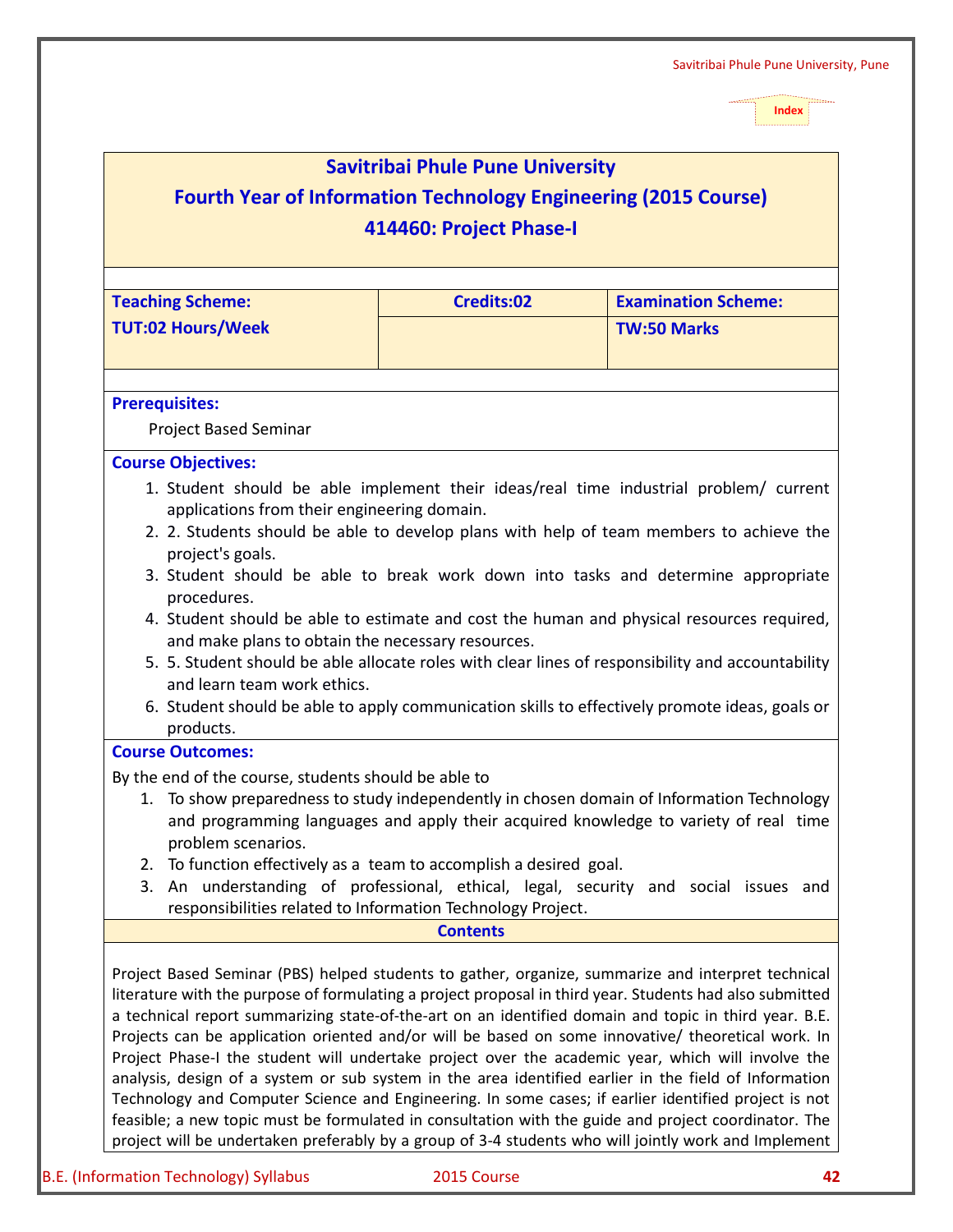# Savitribai Phule Pune University

## Fourth Year of Information Technology Engineering (2015 Course)

## 414460: Project Phase-I

| Teaching Scheme: | Credits:02 | Examination Scheme: |
|---|---|---|
| TUT:02 Hours/Week | | TW:50 Marks |

**Prerequisites:**

Project Based Seminar

**Course Objectives:**

1. Student should be able implement their ideas/real time industrial problem/ current applications from their engineering domain.
2. 2. Students should be able to develop plans with help of team members to achieve the project's goals.
3. Student should be able to break work down into tasks and determine appropriate procedures.
4. Student should be able to estimate and cost the human and physical resources required, and make plans to obtain the necessary resources.
5. 5. Student should be able allocate roles with clear lines of responsibility and accountability and learn team work ethics.
6. Student should be able to apply communication skills to effectively promote ideas, goals or products.

**Course Outcomes:**

By the end of the course, students should be able to

1. To show preparedness to study independently in chosen domain of Information Technology and programming languages and apply their acquired knowledge to variety of real time problem scenarios.
2. To function effectively as a team to accomplish a desired goal.
3. An understanding of professional, ethical, legal, security and social issues and responsibilities related to Information Technology Project.

**Contents**

Project Based Seminar (PBS) helped students to gather, organize, summarize and interpret technical literature with the purpose of formulating a project proposal in third year. Students had also submitted a technical report summarizing state-of-the-art on an identified domain and topic in third year. B.E. Projects can be application oriented and/or will be based on some innovative/ theoretical work. In Project Phase-I the student will undertake project over the academic year, which will involve the analysis, design of a system or sub system in the area identified earlier in the field of Information Technology and Computer Science and Engineering. In some cases; if earlier identified project is not feasible; a new topic must be formulated in consultation with the guide and project coordinator. The project will be undertaken preferably by a group of 3-4 students who will jointly work and Implement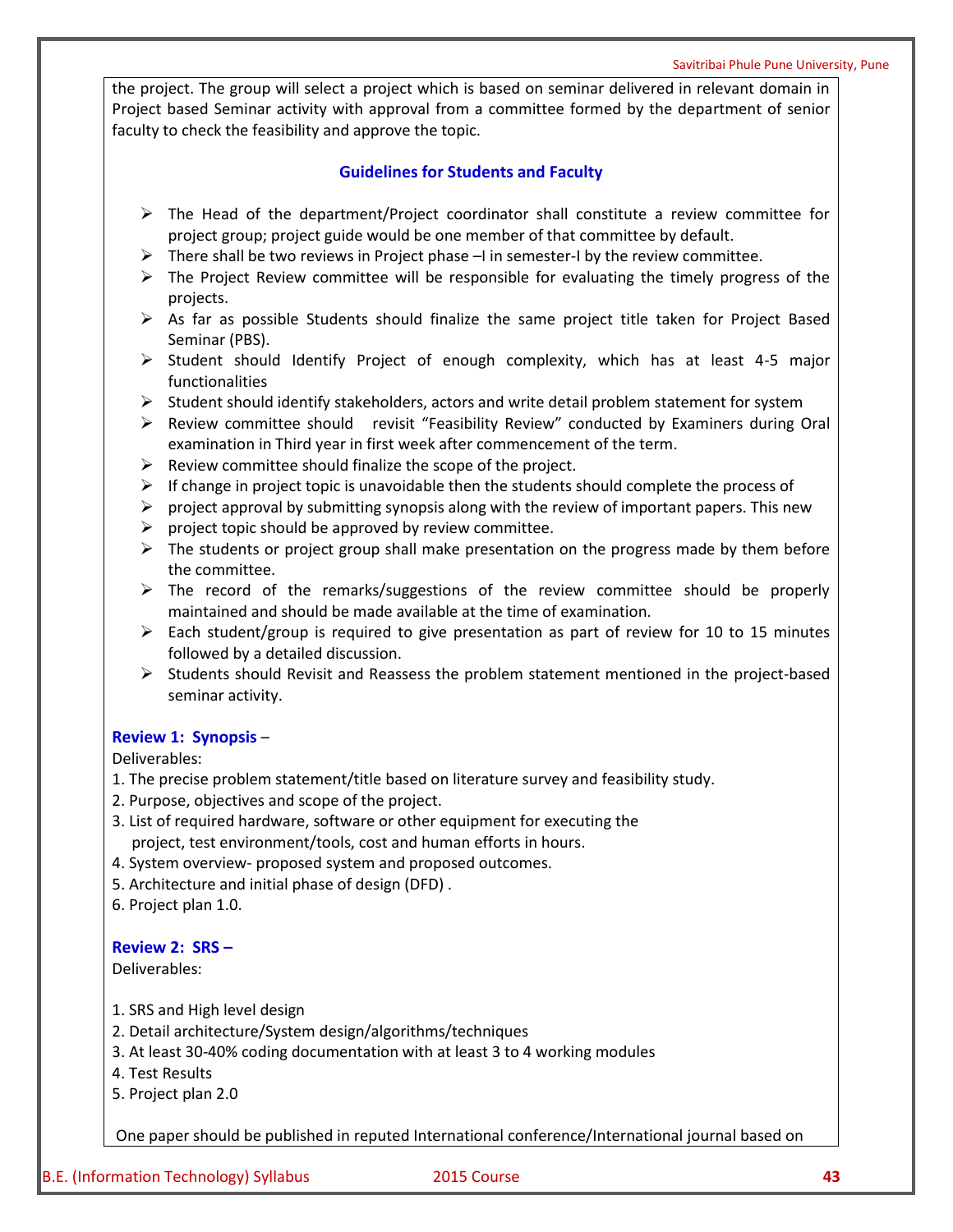the project. The group will select a project which is based on seminar delivered in relevant domain in Project based Seminar activity with approval from a committee formed by the department of senior faculty to check the feasibility and approve the topic.

### Guidelines for Students and Faculty

- The Head of the department/Project coordinator shall constitute a review committee for project group; project guide would be one member of that committee by default.
- There shall be two reviews in Project phase –I in semester-I by the review committee.
- The Project Review committee will be responsible for evaluating the timely progress of the projects.
- As far as possible Students should finalize the same project title taken for Project Based Seminar (PBS).
- Student should Identify Project of enough complexity, which has at least 4-5 major functionalities
- Student should identify stakeholders, actors and write detail problem statement for system
- Review committee should revisit "Feasibility Review" conducted by Examiners during Oral examination in Third year in first week after commencement of the term.
- Review committee should finalize the scope of the project.
- If change in project topic is unavoidable then the students should complete the process of
- project approval by submitting synopsis along with the review of important papers. This new
- project topic should be approved by review committee.
- The students or project group shall make presentation on the progress made by them before the committee.
- The record of the remarks/suggestions of the review committee should be properly maintained and should be made available at the time of examination.
- Each student/group is required to give presentation as part of review for 10 to 15 minutes followed by a detailed discussion.
- Students should Revisit and Reassess the problem statement mentioned in the project-based seminar activity.

**Review 1: Synopsis** –

Deliverables:

1. The precise problem statement/title based on literature survey and feasibility study.
2. Purpose, objectives and scope of the project.
3. List of required hardware, software or other equipment for executing the project, test environment/tools, cost and human efforts in hours.
4. System overview- proposed system and proposed outcomes.
5. Architecture and initial phase of design (DFD) .
6. Project plan 1.0.

**Review 2: SRS –**

Deliverables:

1. SRS and High level design
2. Detail architecture/System design/algorithms/techniques
3. At least 30-40% coding documentation with at least 3 to 4 working modules
4. Test Results
5. Project plan 2.0

One paper should be published in reputed International conference/International journal based on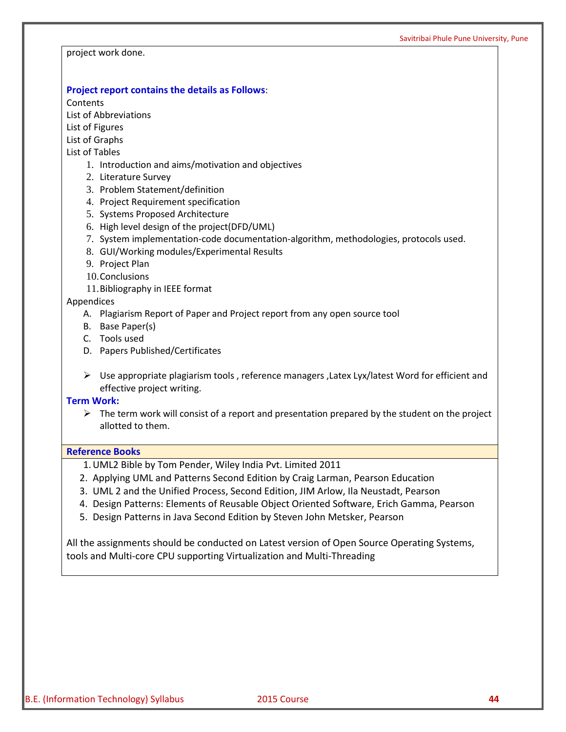project work done.

**Project report contains the details as Follows**:

Contents

List of Abbreviations

List of Figures

List of Graphs

List of Tables

1. Introduction and aims/motivation and objectives
2. Literature Survey
3. Problem Statement/definition
4. Project Requirement specification
5. Systems Proposed Architecture
6. High level design of the project(DFD/UML)
7. System implementation-code documentation-algorithm, methodologies, protocols used.
8. GUI/Working modules/Experimental Results
9. Project Plan
10. Conclusions
11. Bibliography in IEEE format

Appendices

A. Plagiarism Report of Paper and Project report from any open source tool
B. Base Paper(s)
C. Tools used
D. Papers Published/Certificates

- Use appropriate plagiarism tools , reference managers ,Latex Lyx/latest Word for efficient and effective project writing.

**Term Work:**

- The term work will consist of a report and presentation prepared by the student on the project allotted to them.

**Reference Books**

1. UML2 Bible by Tom Pender, Wiley India Pvt. Limited 2011
2. Applying UML and Patterns Second Edition by Craig Larman, Pearson Education
3. UML 2 and the Unified Process, Second Edition, JIM Arlow, Ila Neustadt, Pearson
4. Design Patterns: Elements of Reusable Object Oriented Software, Erich Gamma, Pearson
5. Design Patterns in Java Second Edition by Steven John Metsker, Pearson

All the assignments should be conducted on Latest version of Open Source Operating Systems, tools and Multi-core CPU supporting Virtualization and Multi-Threading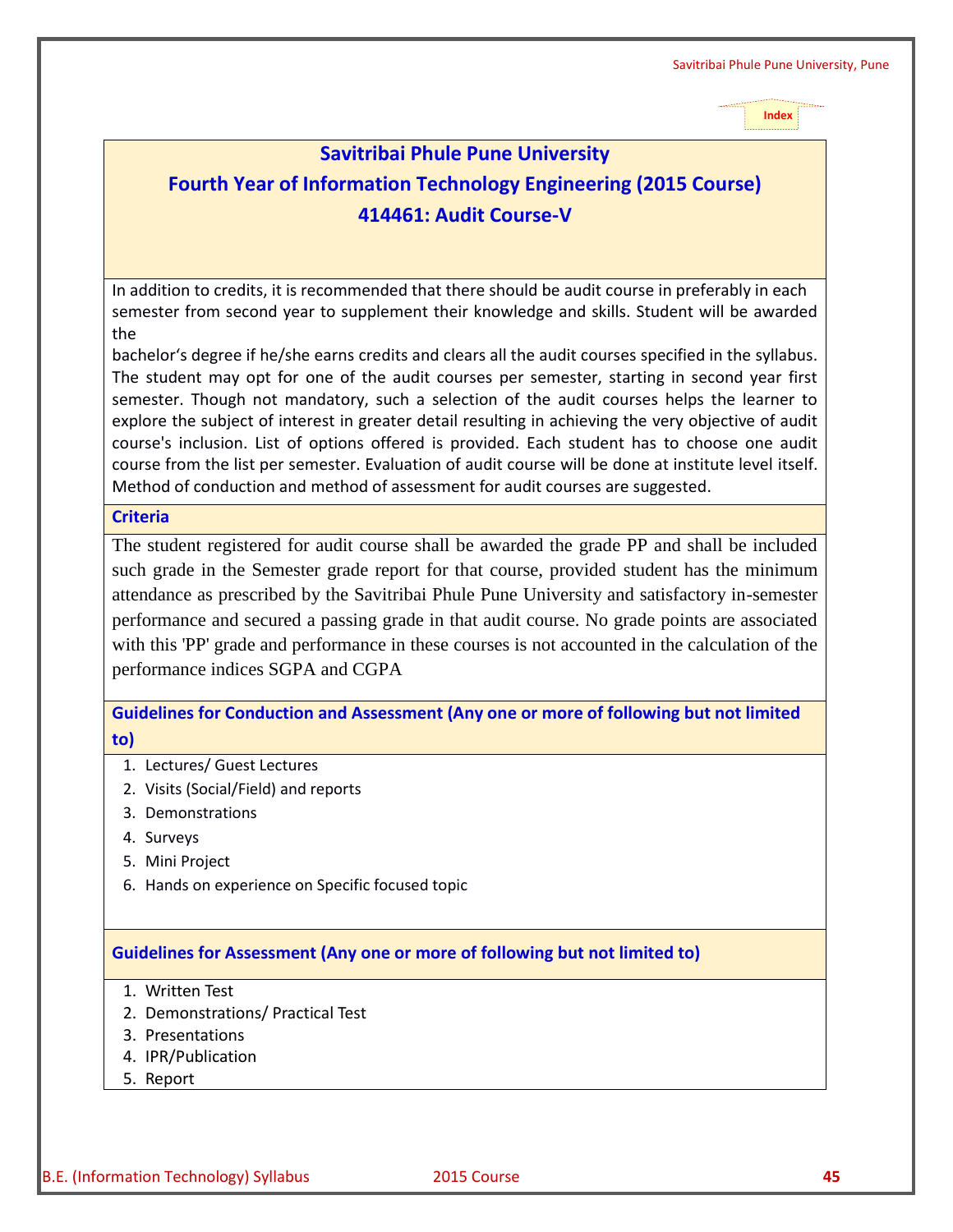## Savitribai Phule Pune University
## Fourth Year of Information Technology Engineering (2015 Course)
## 414461: Audit Course-V

In addition to credits, it is recommended that there should be audit course in preferably in each semester from second year to supplement their knowledge and skills. Student will be awarded the bachelor's degree if he/she earns credits and clears all the audit courses specified in the syllabus. The student may opt for one of the audit courses per semester, starting in second year first semester. Though not mandatory, such a selection of the audit courses helps the learner to explore the subject of interest in greater detail resulting in achieving the very objective of audit course's inclusion. List of options offered is provided. Each student has to choose one audit course from the list per semester. Evaluation of audit course will be done at institute level itself. Method of conduction and method of assessment for audit courses are suggested.

### Criteria

The student registered for audit course shall be awarded the grade PP and shall be included such grade in the Semester grade report for that course, provided student has the minimum attendance as prescribed by the Savitribai Phule Pune University and satisfactory in-semester performance and secured a passing grade in that audit course. No grade points are associated with this 'PP' grade and performance in these courses is not accounted in the calculation of the performance indices SGPA and CGPA

### Guidelines for Conduction and Assessment (Any one or more of following but not limited to)

1. Lectures/ Guest Lectures
2. Visits (Social/Field) and reports
3. Demonstrations
4. Surveys
5. Mini Project
6. Hands on experience on Specific focused topic

### Guidelines for Assessment (Any one or more of following but not limited to)

1. Written Test
2. Demonstrations/ Practical Test
3. Presentations
4. IPR/Publication
5. Report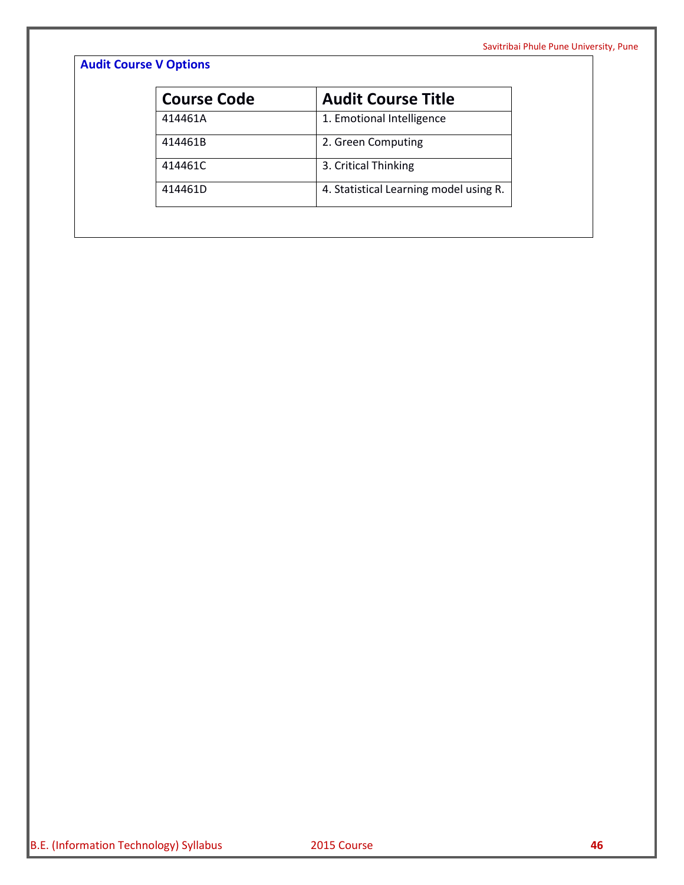## Audit Course V Options

| Course Code | Audit Course Title |
|---|---|
| 414461A | 1. Emotional Intelligence |
| 414461B | 2. Green Computing |
| 414461C | 3. Critical Thinking |
| 414461D | 4. Statistical Learning model using R. |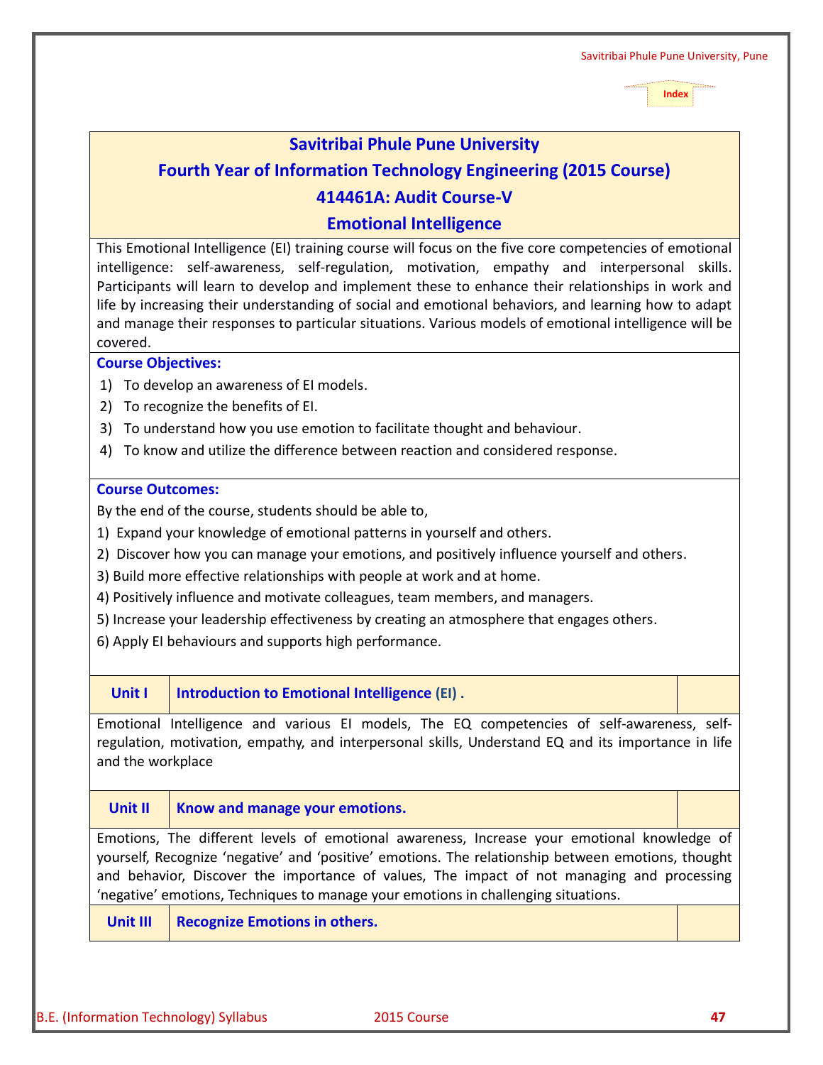## Savitribai Phule Pune University

## Fourth Year of Information Technology Engineering (2015 Course)

## 414461A: Audit Course-V

## Emotional Intelligence

This Emotional Intelligence (EI) training course will focus on the five core competencies of emotional intelligence: self-awareness, self-regulation, motivation, empathy and interpersonal skills. Participants will learn to develop and implement these to enhance their relationships in work and life by increasing their understanding of social and emotional behaviors, and learning how to adapt and manage their responses to particular situations. Various models of emotional intelligence will be covered.

**Course Objectives:**

1) To develop an awareness of EI models.
2) To recognize the benefits of EI.
3) To understand how you use emotion to facilitate thought and behaviour.
4) To know and utilize the difference between reaction and considered response.

**Course Outcomes:**

By the end of the course, students should be able to,

1) Expand your knowledge of emotional patterns in yourself and others.
2) Discover how you can manage your emotions, and positively influence yourself and others.
3) Build more effective relationships with people at work and at home.
4) Positively influence and motivate colleagues, team members, and managers.
5) Increase your leadership effectiveness by creating an atmosphere that engages others.
6) Apply EI behaviours and supports high performance.

| | | |
|---|---|---|
| **Unit I** | **Introduction to Emotional Intelligence (EI) .** | |

Emotional Intelligence and various EI models, The EQ competencies of self-awareness, self-regulation, motivation, empathy, and interpersonal skills, Understand EQ and its importance in life and the workplace

| | | |
|---|---|---|
| **Unit II** | **Know and manage your emotions.** | |

Emotions, The different levels of emotional awareness, Increase your emotional knowledge of yourself, Recognize 'negative' and 'positive' emotions. The relationship between emotions, thought and behavior, Discover the importance of values, The impact of not managing and processing 'negative' emotions, Techniques to manage your emotions in challenging situations.

| | | |
|---|---|---|
| **Unit III** | **Recognize Emotions in others.** | |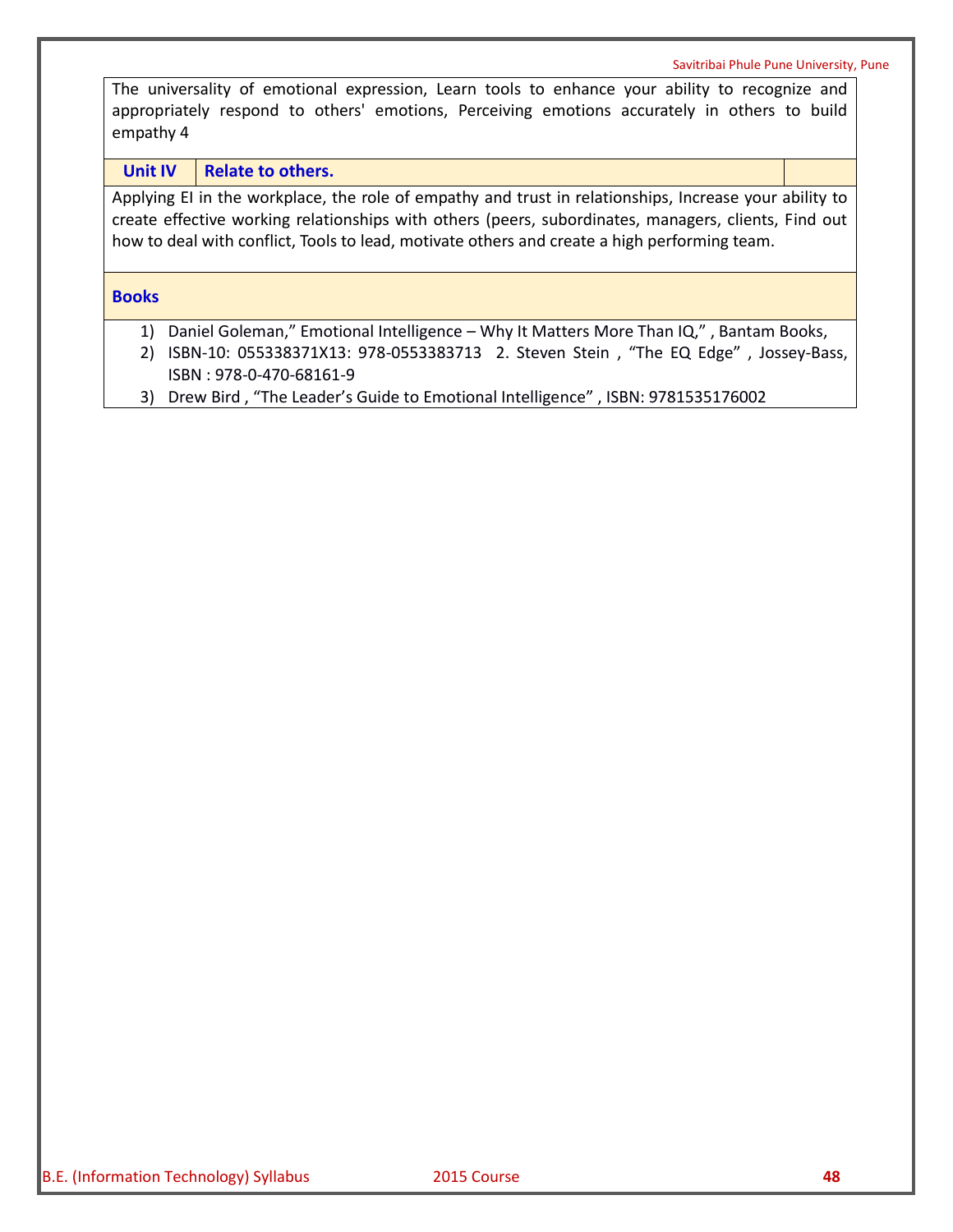The universality of emotional expression, Learn tools to enhance your ability to recognize and appropriately respond to others' emotions, Perceiving emotions accurately in others to build empathy 4

| Unit IV | Relate to others. | |
|---|---|---|

Applying EI in the workplace, the role of empathy and trust in relationships, Increase your ability to create effective working relationships with others (peers, subordinates, managers, clients, Find out how to deal with conflict, Tools to lead, motivate others and create a high performing team.

**Books**

1) Daniel Goleman,” Emotional Intelligence – Why It Matters More Than IQ,” , Bantam Books,
2) ISBN-10: 055338371X13: 978-0553383713 2. Steven Stein , “The EQ Edge” , Jossey-Bass, ISBN : 978-0-470-68161-9
3) Drew Bird , “The Leader’s Guide to Emotional Intelligence” , ISBN: 9781535176002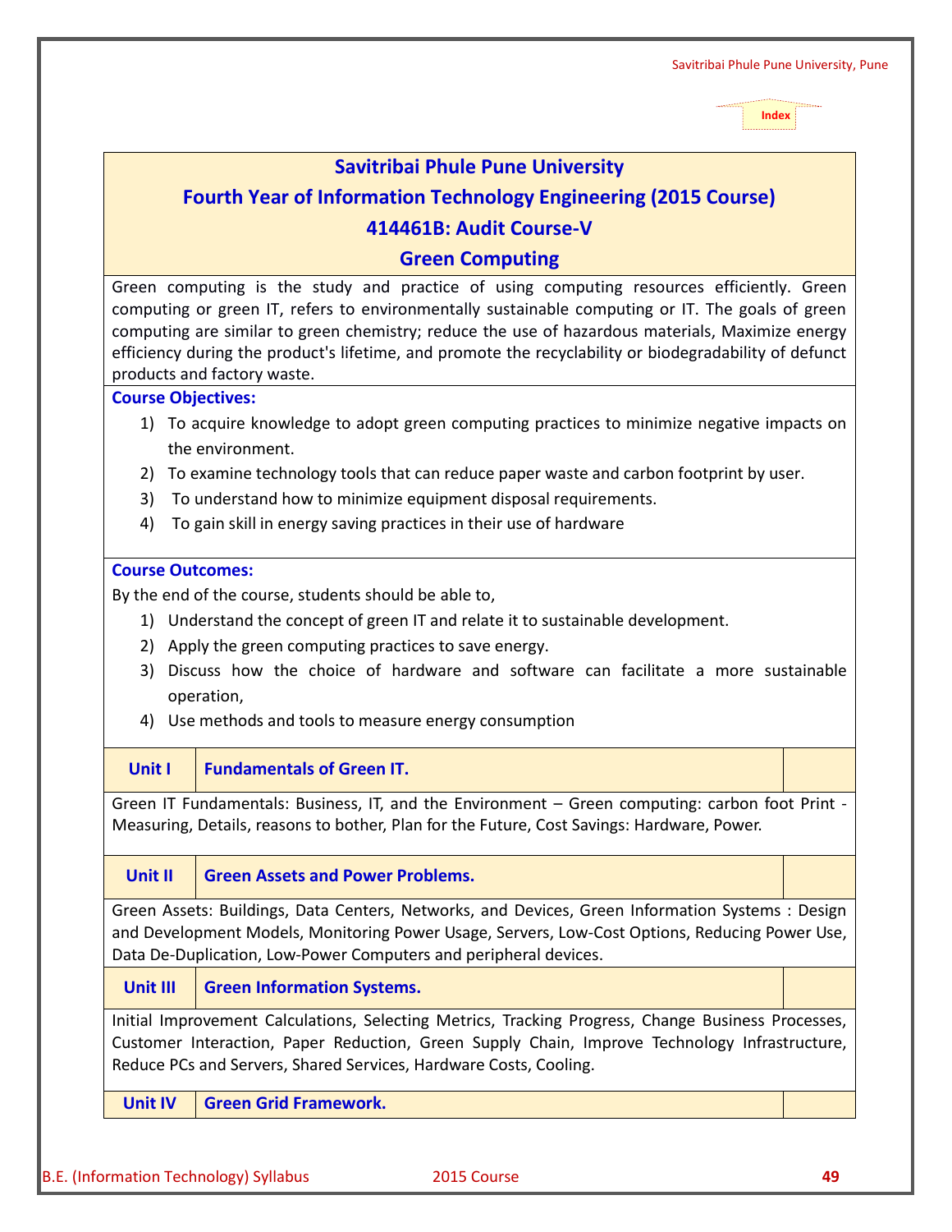## Savitribai Phule Pune University

## Fourth Year of Information Technology Engineering (2015 Course)

## 414461B: Audit Course-V

## Green Computing

Green computing is the study and practice of using computing resources efficiently. Green computing or green IT, refers to environmentally sustainable computing or IT. The goals of green computing are similar to green chemistry; reduce the use of hazardous materials, Maximize energy efficiency during the product's lifetime, and promote the recyclability or biodegradability of defunct products and factory waste.

**Course Objectives:**

1) To acquire knowledge to adopt green computing practices to minimize negative impacts on the environment.
2) To examine technology tools that can reduce paper waste and carbon footprint by user.
3) To understand how to minimize equipment disposal requirements.
4) To gain skill in energy saving practices in their use of hardware

**Course Outcomes:**

By the end of the course, students should be able to,

1) Understand the concept of green IT and relate it to sustainable development.
2) Apply the green computing practices to save energy.
3) Discuss how the choice of hardware and software can facilitate a more sustainable operation,
4) Use methods and tools to measure energy consumption

| Unit I | Fundamentals of Green IT. | |
|---|---|---|

Green IT Fundamentals: Business, IT, and the Environment – Green computing: carbon foot Print - Measuring, Details, reasons to bother, Plan for the Future, Cost Savings: Hardware, Power.

| Unit II | Green Assets and Power Problems. | |
|---|---|---|

Green Assets: Buildings, Data Centers, Networks, and Devices, Green Information Systems : Design and Development Models, Monitoring Power Usage, Servers, Low-Cost Options, Reducing Power Use, Data De-Duplication, Low-Power Computers and peripheral devices.

| Unit III | Green Information Systems. | |
|---|---|---|

Initial Improvement Calculations, Selecting Metrics, Tracking Progress, Change Business Processes, Customer Interaction, Paper Reduction, Green Supply Chain, Improve Technology Infrastructure, Reduce PCs and Servers, Shared Services, Hardware Costs, Cooling.

| Unit IV | Green Grid Framework. | |
|---|---|---|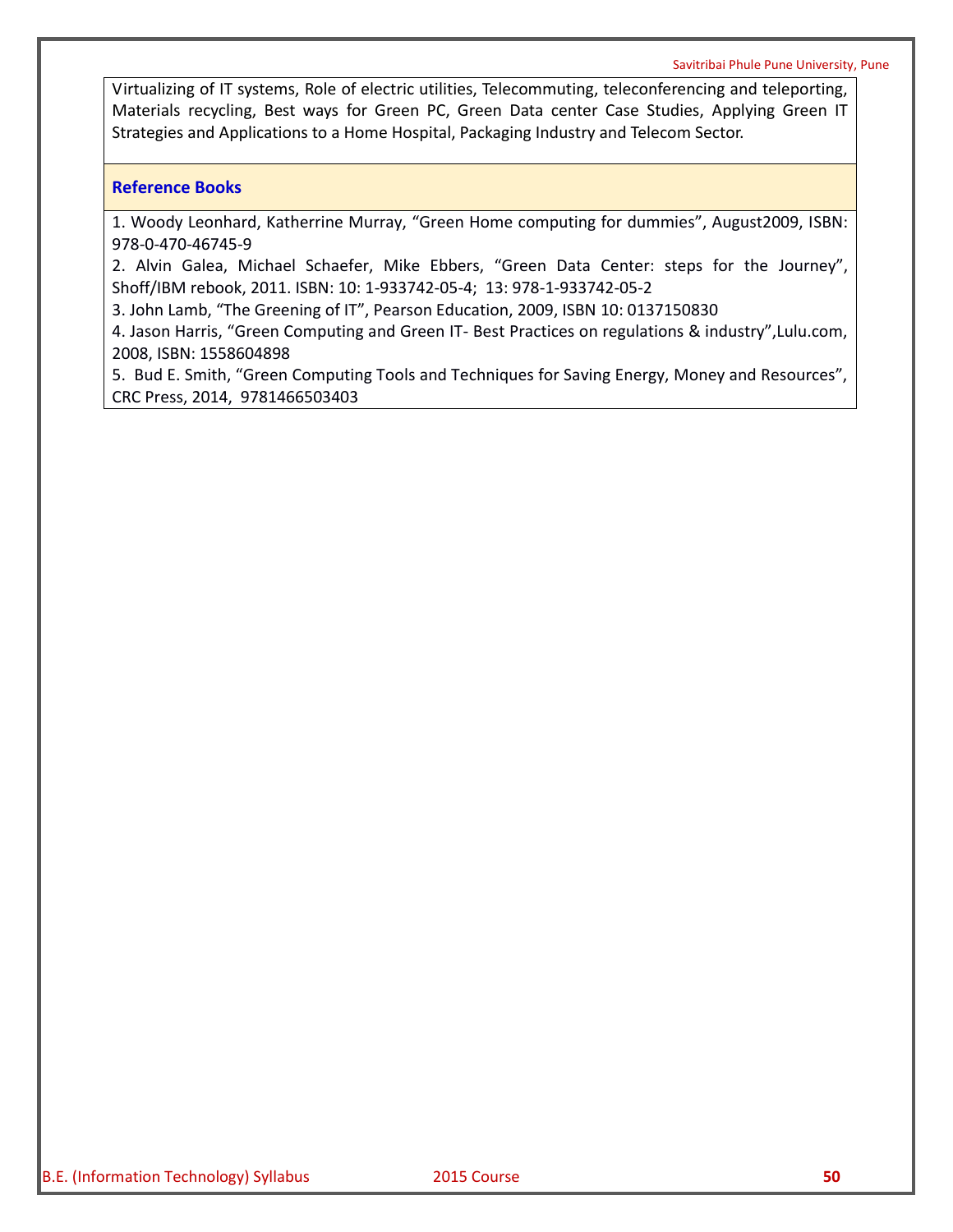Virtualizing of IT systems, Role of electric utilities, Telecommuting, teleconferencing and teleporting, Materials recycling, Best ways for Green PC, Green Data center Case Studies, Applying Green IT Strategies and Applications to a Home Hospital, Packaging Industry and Telecom Sector.

### Reference Books

1. Woody Leonhard, Katherrine Murray, “Green Home computing for dummies”, August2009, ISBN: 978-0-470-46745-9
2. Alvin Galea, Michael Schaefer, Mike Ebbers, “Green Data Center: steps for the Journey”, Shoff/IBM rebook, 2011. ISBN: 10: 1-933742-05-4; 13: 978-1-933742-05-2
3. John Lamb, “The Greening of IT”, Pearson Education, 2009, ISBN 10: 0137150830
4. Jason Harris, “Green Computing and Green IT- Best Practices on regulations & industry”,Lulu.com, 2008, ISBN: 1558604898
5. Bud E. Smith, “Green Computing Tools and Techniques for Saving Energy, Money and Resources”, CRC Press, 2014, 9781466503403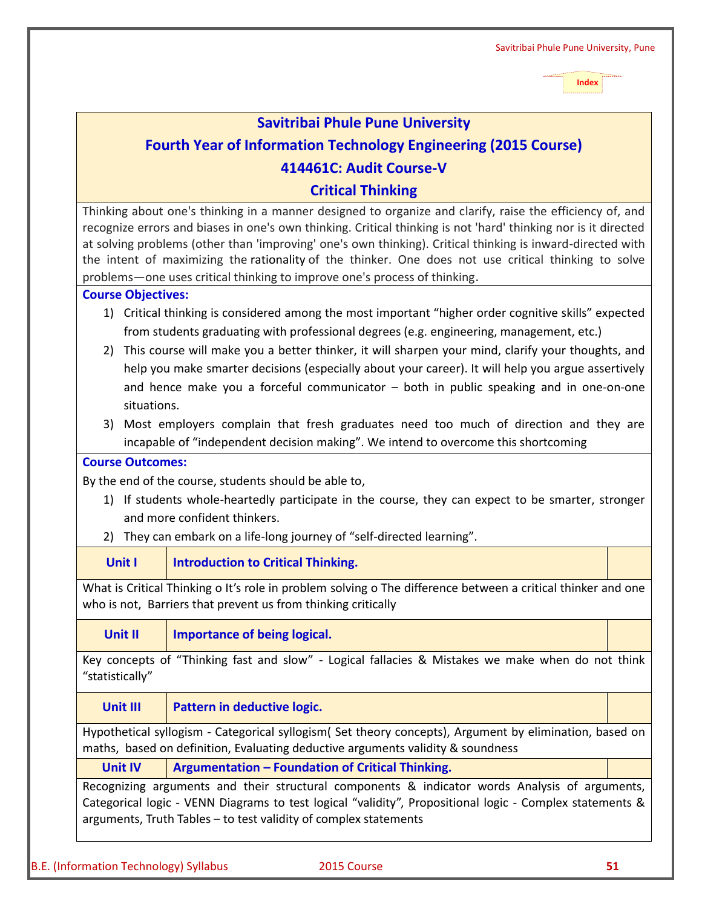Index

## Savitribai Phule Pune University

## Fourth Year of Information Technology Engineering (2015 Course)

## 414461C: Audit Course-V

## Critical Thinking

Thinking about one's thinking in a manner designed to organize and clarify, raise the efficiency of, and recognize errors and biases in one's own thinking. Critical thinking is not 'hard' thinking nor is it directed at solving problems (other than 'improving' one's own thinking). Critical thinking is inward-directed with the intent of maximizing the rationality of the thinker. One does not use critical thinking to solve problems—one uses critical thinking to improve one's process of thinking.

**Course Objectives:**

1) Critical thinking is considered among the most important "higher order cognitive skills" expected from students graduating with professional degrees (e.g. engineering, management, etc.)
2) This course will make you a better thinker, it will sharpen your mind, clarify your thoughts, and help you make smarter decisions (especially about your career). It will help you argue assertively and hence make you a forceful communicator – both in public speaking and in one-on-one situations.
3) Most employers complain that fresh graduates need too much of direction and they are incapable of "independent decision making". We intend to overcome this shortcoming

**Course Outcomes:**

By the end of the course, students should be able to,

1) If students whole-heartedly participate in the course, they can expect to be smarter, stronger and more confident thinkers.
2) They can embark on a life-long journey of "self-directed learning".

| Unit I | Introduction to Critical Thinking. | |
|---|---|---|

What is Critical Thinking o It's role in problem solving o The difference between a critical thinker and one who is not, Barriers that prevent us from thinking critically

| Unit II | Importance of being logical. | |
|---|---|---|

Key concepts of "Thinking fast and slow" - Logical fallacies & Mistakes we make when do not think "statistically"

| Unit III | Pattern in deductive logic. | |
|---|---|---|

Hypothetical syllogism - Categorical syllogism( Set theory concepts), Argument by elimination, based on maths, based on definition, Evaluating deductive arguments validity & soundness

| Unit IV | Argumentation – Foundation of Critical Thinking. | |
|---|---|---|

Recognizing arguments and their structural components & indicator words Analysis of arguments, Categorical logic - VENN Diagrams to test logical "validity", Propositional logic - Complex statements & arguments, Truth Tables – to test validity of complex statements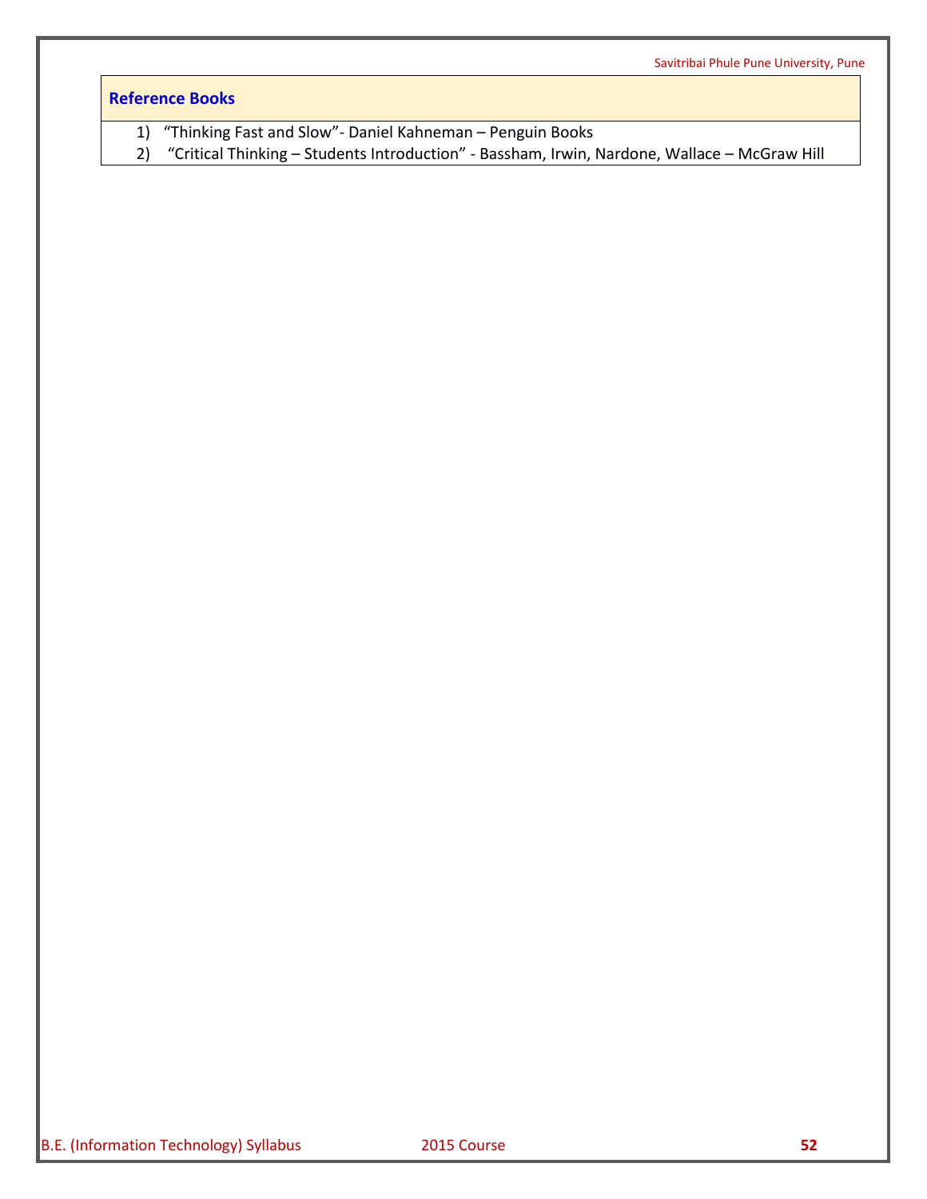**Reference Books**

1) “Thinking Fast and Slow”- Daniel Kahneman – Penguin Books
2) “Critical Thinking – Students Introduction” - Bassham, Irwin, Nardone, Wallace – McGraw Hill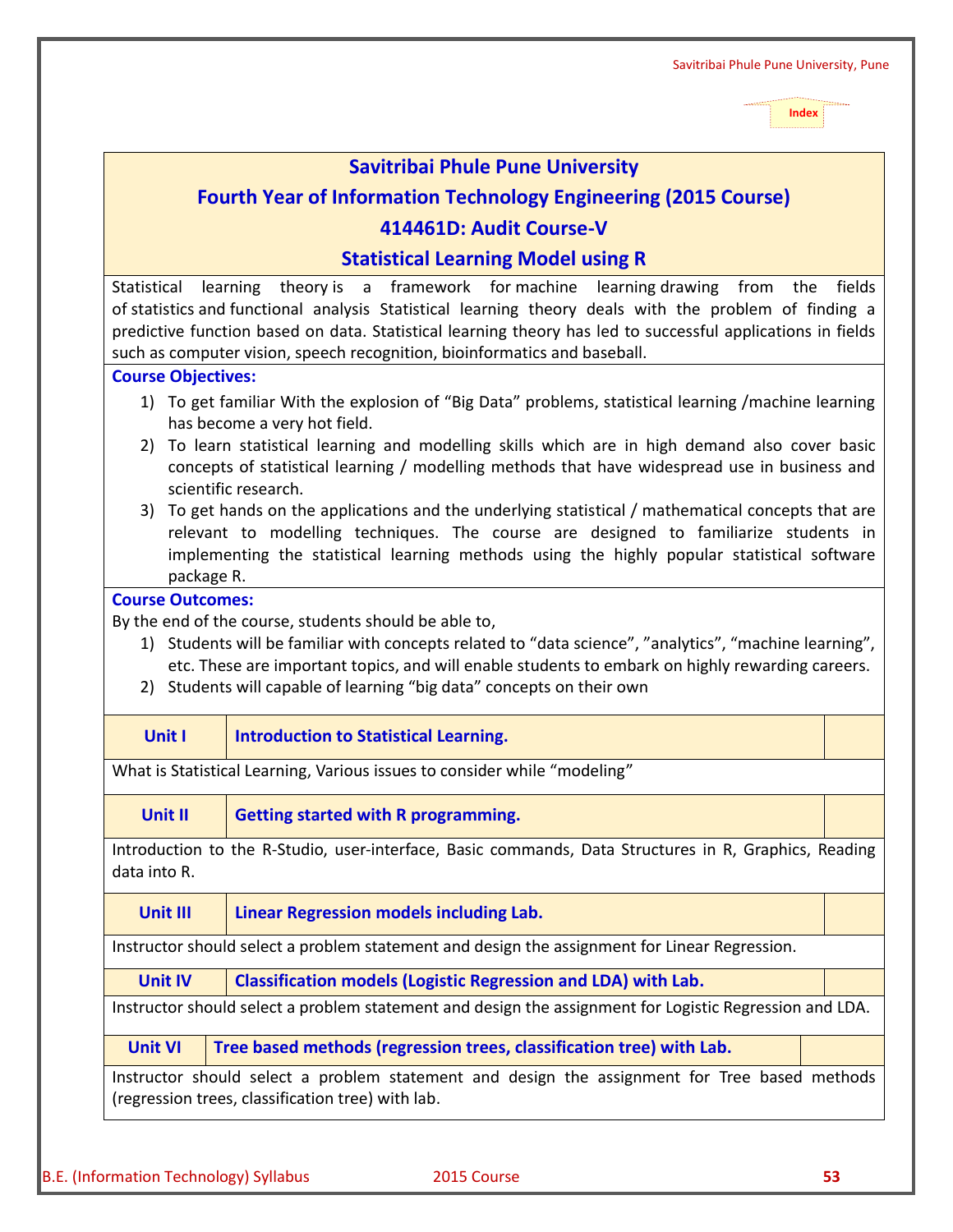## Savitribai Phule Pune University

## Fourth Year of Information Technology Engineering (2015 Course)

## 414461D: Audit Course-V

## Statistical Learning Model using R

Statistical learning theory is a framework for machine learning drawing from the fields of statistics and functional analysis Statistical learning theory deals with the problem of finding a predictive function based on data. Statistical learning theory has led to successful applications in fields such as computer vision, speech recognition, bioinformatics and baseball.

**Course Objectives:**

1) To get familiar With the explosion of "Big Data" problems, statistical learning /machine learning has become a very hot field.
2) To learn statistical learning and modelling skills which are in high demand also cover basic concepts of statistical learning / modelling methods that have widespread use in business and scientific research.
3) To get hands on the applications and the underlying statistical / mathematical concepts that are relevant to modelling techniques. The course are designed to familiarize students in implementing the statistical learning methods using the highly popular statistical software package R.

**Course Outcomes:**

By the end of the course, students should be able to,

1) Students will be familiar with concepts related to "data science", "analytics", "machine learning", etc. These are important topics, and will enable students to embark on highly rewarding careers.
2) Students will capable of learning "big data" concepts on their own

| | | |
|---|---|---|
| **Unit I** | **Introduction to Statistical Learning.** | |

What is Statistical Learning, Various issues to consider while "modeling"

| | | |
|---|---|---|
| **Unit II** | **Getting started with R programming.** | |

Introduction to the R-Studio, user-interface, Basic commands, Data Structures in R, Graphics, Reading data into R.

| | | |
|---|---|---|
| **Unit III** | **Linear Regression models including Lab.** | |

Instructor should select a problem statement and design the assignment for Linear Regression.

| | | |
|---|---|---|
| **Unit IV** | **Classification models (Logistic Regression and LDA) with Lab.** | |

Instructor should select a problem statement and design the assignment for Logistic Regression and LDA.

| | | |
|---|---|---|
| **Unit VI** | **Tree based methods (regression trees, classification tree) with Lab.** | |

Instructor should select a problem statement and design the assignment for Tree based methods (regression trees, classification tree) with lab.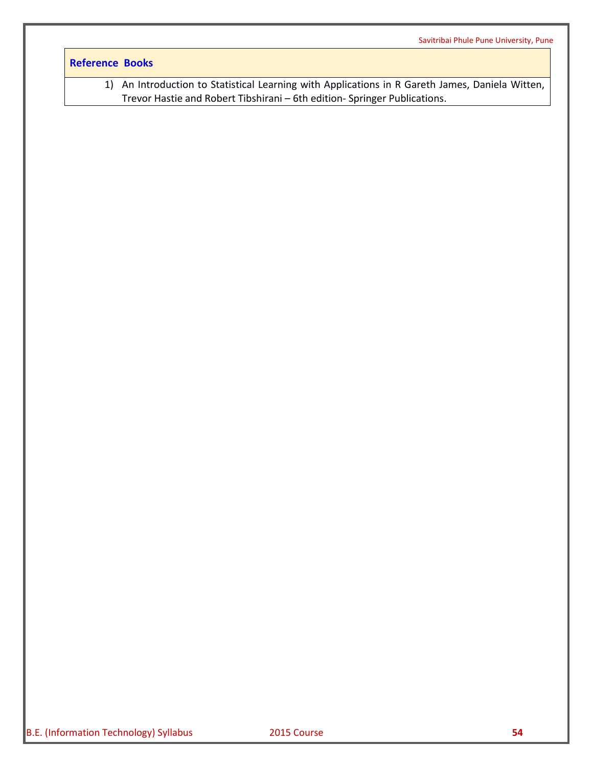| **Reference Books** |
| --- |
| 1) An Introduction to Statistical Learning with Applications in R Gareth James, Daniela Witten, Trevor Hastie and Robert Tibshirani – 6th edition- Springer Publications. |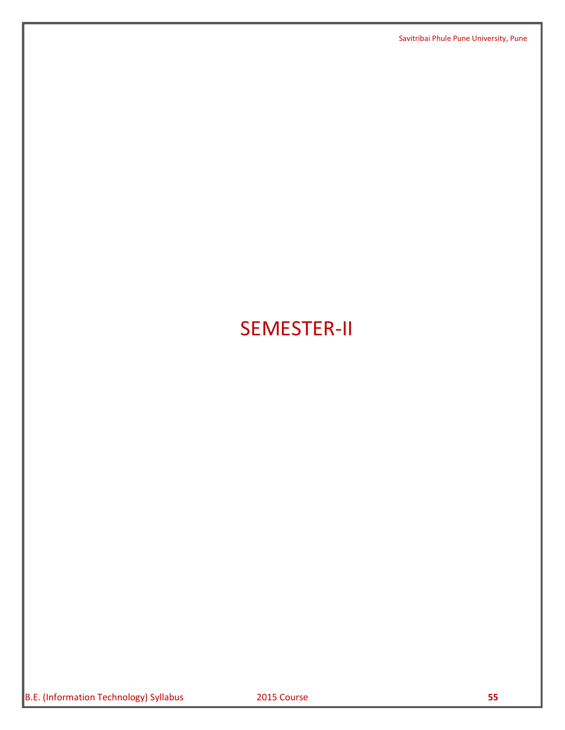# SEMESTER-II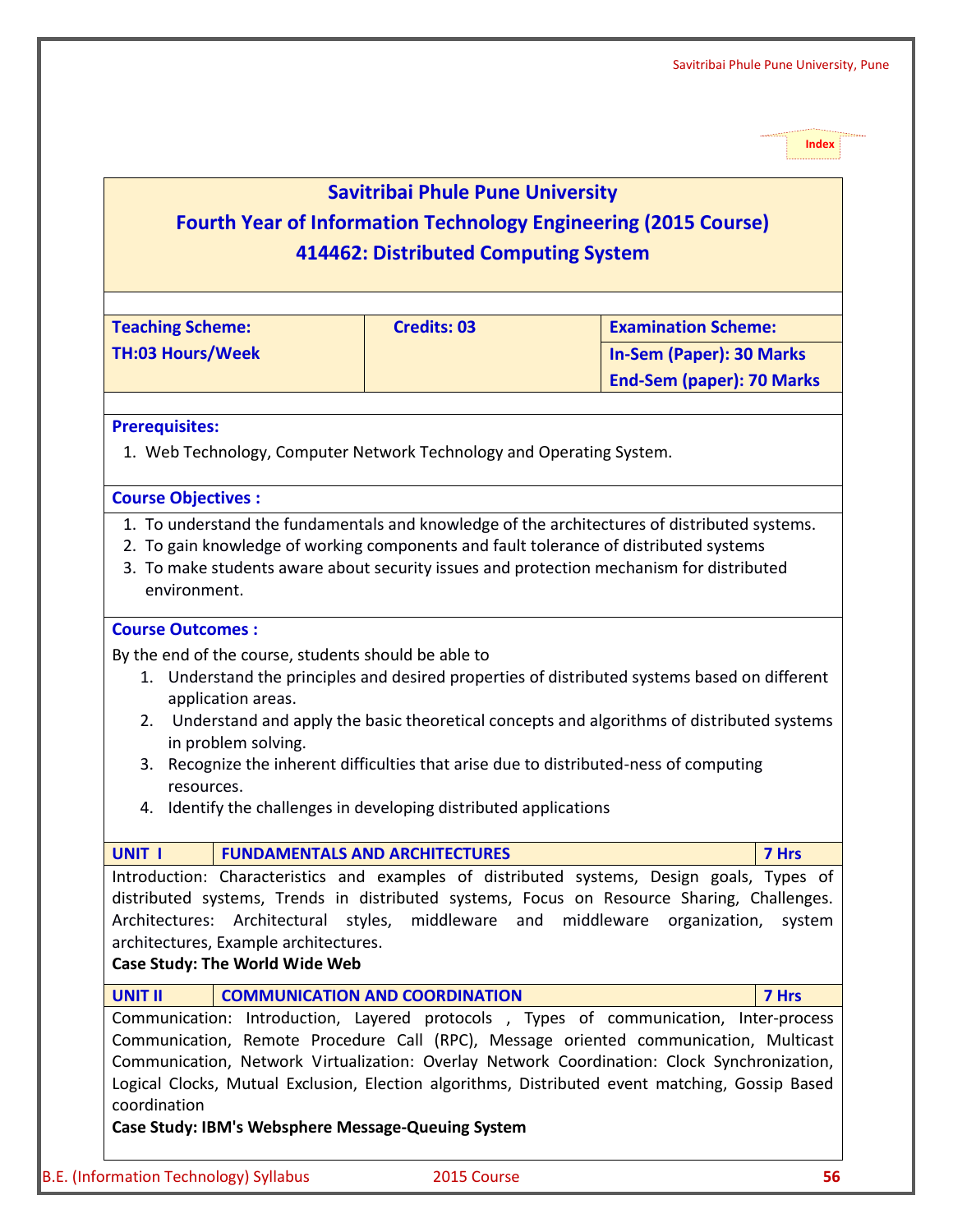# Savitribai Phule Pune University

## Fourth Year of Information Technology Engineering (2015 Course)

## 414462: Distributed Computing System

| Teaching Scheme: | Credits: 03 | Examination Scheme: |
|---|---|---|
| TH:03 Hours/Week | | In-Sem (Paper): 30 Marks |
| | | End-Sem (paper): 70 Marks |

**Prerequisites:**

1. Web Technology, Computer Network Technology and Operating System.

**Course Objectives :**

1. To understand the fundamentals and knowledge of the architectures of distributed systems.
2. To gain knowledge of working components and fault tolerance of distributed systems
3. To make students aware about security issues and protection mechanism for distributed environment.

**Course Outcomes :**

By the end of the course, students should be able to

1. Understand the principles and desired properties of distributed systems based on different application areas.
2. Understand and apply the basic theoretical concepts and algorithms of distributed systems in problem solving.
3. Recognize the inherent difficulties that arise due to distributed-ness of computing resources.
4. Identify the challenges in developing distributed applications

| UNIT I | FUNDAMENTALS AND ARCHITECTURES | 7 Hrs |
|---|---|---|

Introduction: Characteristics and examples of distributed systems, Design goals, Types of distributed systems, Trends in distributed systems, Focus on Resource Sharing, Challenges. Architectures: Architectural styles, middleware and middleware organization, system architectures, Example architectures.

**Case Study: The World Wide Web**

| UNIT II | COMMUNICATION AND COORDINATION | 7 Hrs |
|---|---|---|

Communication: Introduction, Layered protocols , Types of communication, Inter-process Communication, Remote Procedure Call (RPC), Message oriented communication, Multicast Communication, Network Virtualization: Overlay Network Coordination: Clock Synchronization, Logical Clocks, Mutual Exclusion, Election algorithms, Distributed event matching, Gossip Based coordination

**Case Study: IBM's Websphere Message-Queuing System**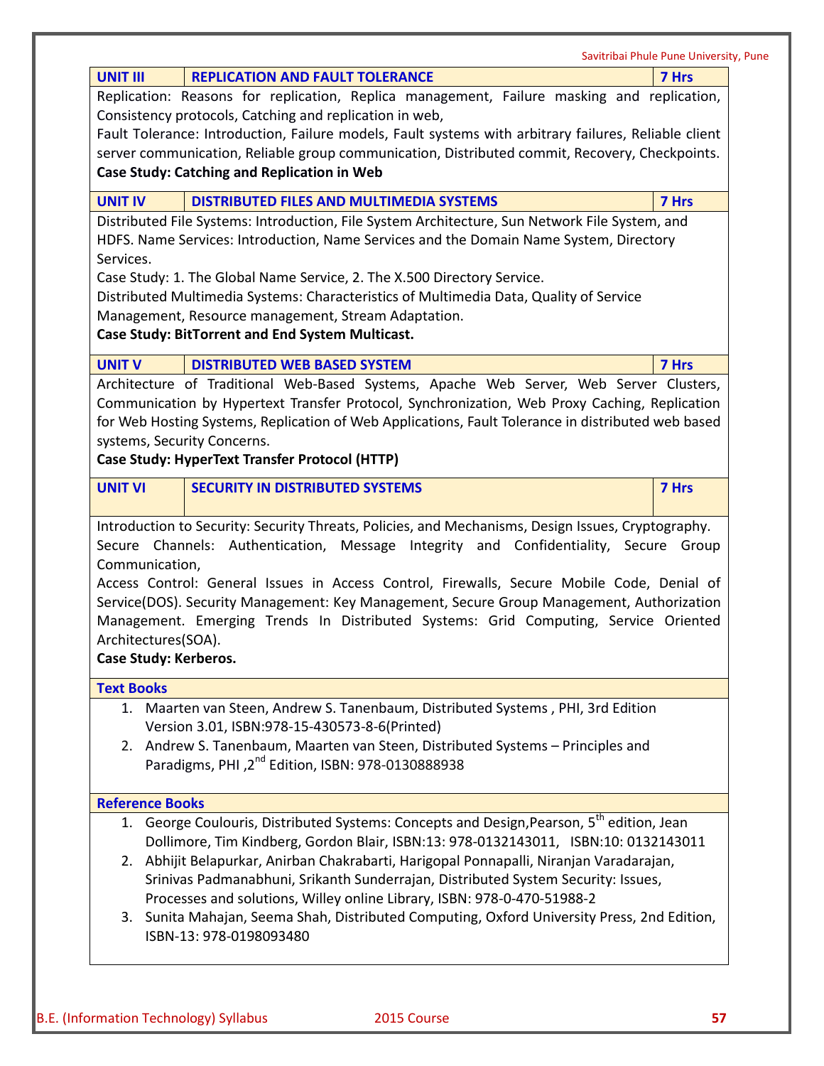| UNIT III | REPLICATION AND FAULT TOLERANCE | 7 Hrs |
|---|---|---|

Replication: Reasons for replication, Replica management, Failure masking and replication, Consistency protocols, Catching and replication in web,
Fault Tolerance: Introduction, Failure models, Fault systems with arbitrary failures, Reliable client server communication, Reliable group communication, Distributed commit, Recovery, Checkpoints.
**Case Study: Catching and Replication in Web**

| UNIT IV | DISTRIBUTED FILES AND MULTIMEDIA SYSTEMS | 7 Hrs |
|---|---|---|

Distributed File Systems: Introduction, File System Architecture, Sun Network File System, and HDFS. Name Services: Introduction, Name Services and the Domain Name System, Directory Services.
Case Study: 1. The Global Name Service, 2. The X.500 Directory Service.
Distributed Multimedia Systems: Characteristics of Multimedia Data, Quality of Service Management, Resource management, Stream Adaptation.
**Case Study: BitTorrent and End System Multicast.**

| UNIT V | DISTRIBUTED WEB BASED SYSTEM | 7 Hrs |
|---|---|---|

Architecture of Traditional Web-Based Systems, Apache Web Server, Web Server Clusters, Communication by Hypertext Transfer Protocol, Synchronization, Web Proxy Caching, Replication for Web Hosting Systems, Replication of Web Applications, Fault Tolerance in distributed web based systems, Security Concerns.
**Case Study: HyperText Transfer Protocol (HTTP)**

| UNIT VI | SECURITY IN DISTRIBUTED SYSTEMS | 7 Hrs |
|---|---|---|

Introduction to Security: Security Threats, Policies, and Mechanisms, Design Issues, Cryptography.
Secure Channels: Authentication, Message Integrity and Confidentiality, Secure Group Communication,
Access Control: General Issues in Access Control, Firewalls, Secure Mobile Code, Denial of Service(DOS). Security Management: Key Management, Secure Group Management, Authorization Management. Emerging Trends In Distributed Systems: Grid Computing, Service Oriented Architectures(SOA).
**Case Study: Kerberos.**

**Text Books**

1. Maarten van Steen, Andrew S. Tanenbaum, Distributed Systems , PHI, 3rd Edition Version 3.01, ISBN:978-15-430573-8-6(Printed)
2. Andrew S. Tanenbaum, Maarten van Steen, Distributed Systems – Principles and Paradigms, PHI ,2nd Edition, ISBN: 978-0130888938

**Reference Books**

1. George Coulouris, Distributed Systems: Concepts and Design,Pearson, 5th edition, Jean Dollimore, Tim Kindberg, Gordon Blair, ISBN:13: 978-0132143011 ISBN:10: 0132143011
2. Abhijit Belapurkar, Anirban Chakrabarti, Harigopal Ponnapalli, Niranjan Varadarajan, Srinivas Padmanabhuni, Srikanth Sunderrajan, Distributed System Security: Issues, Processes and solutions, Willey online Library, ISBN: 978-0-470-51988-2
3. Sunita Mahajan, Seema Shah, Distributed Computing, Oxford University Press, 2nd Edition, ISBN-13: 978-0198093480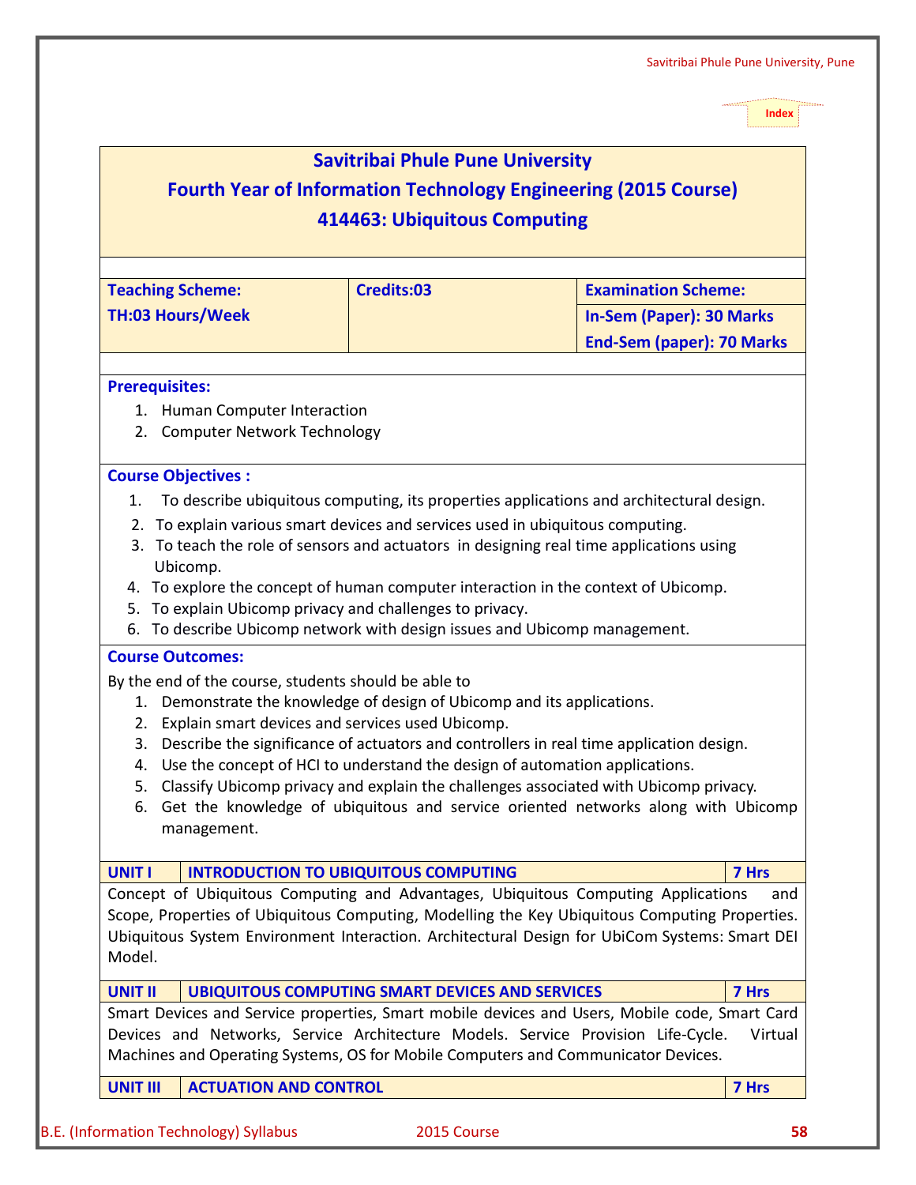Index

## Savitribai Phule Pune University
## Fourth Year of Information Technology Engineering (2015 Course)
## 414463: Ubiquitous Computing

| Teaching Scheme: | Credits:03 | Examination Scheme: |
| --- | --- | --- |
| TH:03 Hours/Week | | In-Sem (Paper): 30 Marks |
| | | End-Sem (paper): 70 Marks |

**Prerequisites:**

1. Human Computer Interaction
2. Computer Network Technology

**Course Objectives :**

1. To describe ubiquitous computing, its properties applications and architectural design.
2. To explain various smart devices and services used in ubiquitous computing.
3. To teach the role of sensors and actuators in designing real time applications using Ubicomp.
4. To explore the concept of human computer interaction in the context of Ubicomp.
5. To explain Ubicomp privacy and challenges to privacy.
6. To describe Ubicomp network with design issues and Ubicomp management.

**Course Outcomes:**

By the end of the course, students should be able to

1. Demonstrate the knowledge of design of Ubicomp and its applications.
2. Explain smart devices and services used Ubicomp.
3. Describe the significance of actuators and controllers in real time application design.
4. Use the concept of HCI to understand the design of automation applications.
5. Classify Ubicomp privacy and explain the challenges associated with Ubicomp privacy.
6. Get the knowledge of ubiquitous and service oriented networks along with Ubicomp management.

| UNIT I | INTRODUCTION TO UBIQUITOUS COMPUTING | 7 Hrs |
| --- | --- | --- |

Concept of Ubiquitous Computing and Advantages, Ubiquitous Computing Applications and Scope, Properties of Ubiquitous Computing, Modelling the Key Ubiquitous Computing Properties. Ubiquitous System Environment Interaction. Architectural Design for UbiCom Systems: Smart DEI Model.

| UNIT II | UBIQUITOUS COMPUTING SMART DEVICES AND SERVICES | 7 Hrs |
| --- | --- | --- |

Smart Devices and Service properties, Smart mobile devices and Users, Mobile code, Smart Card Devices and Networks, Service Architecture Models. Service Provision Life-Cycle. Virtual Machines and Operating Systems, OS for Mobile Computers and Communicator Devices.

| UNIT III | ACTUATION AND CONTROL | 7 Hrs |
| --- | --- | --- |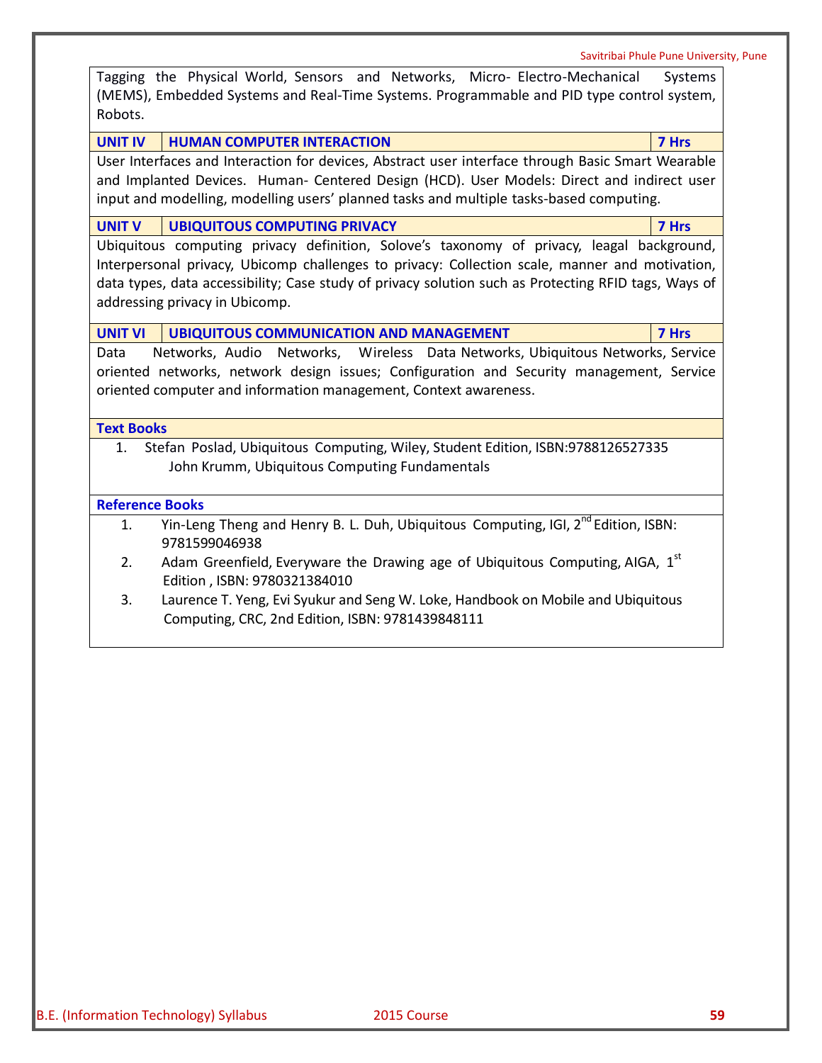Tagging the Physical World, Sensors and Networks, Micro- Electro-Mechanical Systems (MEMS), Embedded Systems and Real-Time Systems. Programmable and PID type control system, Robots.

| UNIT IV | HUMAN COMPUTER INTERACTION | 7 Hrs |
|---|---|---|

User Interfaces and Interaction for devices, Abstract user interface through Basic Smart Wearable and Implanted Devices. Human- Centered Design (HCD). User Models: Direct and indirect user input and modelling, modelling users' planned tasks and multiple tasks-based computing.

| UNIT V | UBIQUITOUS COMPUTING PRIVACY | 7 Hrs |
|---|---|---|

Ubiquitous computing privacy definition, Solove's taxonomy of privacy, leagal background, Interpersonal privacy, Ubicomp challenges to privacy: Collection scale, manner and motivation, data types, data accessibility; Case study of privacy solution such as Protecting RFID tags, Ways of addressing privacy in Ubicomp.

| UNIT VI | UBIQUITOUS COMMUNICATION AND MANAGEMENT | 7 Hrs |
|---|---|---|

Data Networks, Audio Networks, Wireless Data Networks, Ubiquitous Networks, Service oriented networks, network design issues; Configuration and Security management, Service oriented computer and information management, Context awareness.

**Text Books**

1. Stefan Poslad, Ubiquitous Computing, Wiley, Student Edition, ISBN:9788126527335
   John Krumm, Ubiquitous Computing Fundamentals

**Reference Books**

1. Yin-Leng Theng and Henry B. L. Duh, Ubiquitous Computing, IGI, 2nd Edition, ISBN: 9781599046938
2. Adam Greenfield, Everyware the Drawing age of Ubiquitous Computing, AIGA, 1st Edition , ISBN: 9780321384010
3. Laurence T. Yeng, Evi Syukur and Seng W. Loke, Handbook on Mobile and Ubiquitous Computing, CRC, 2nd Edition, ISBN: 9781439848111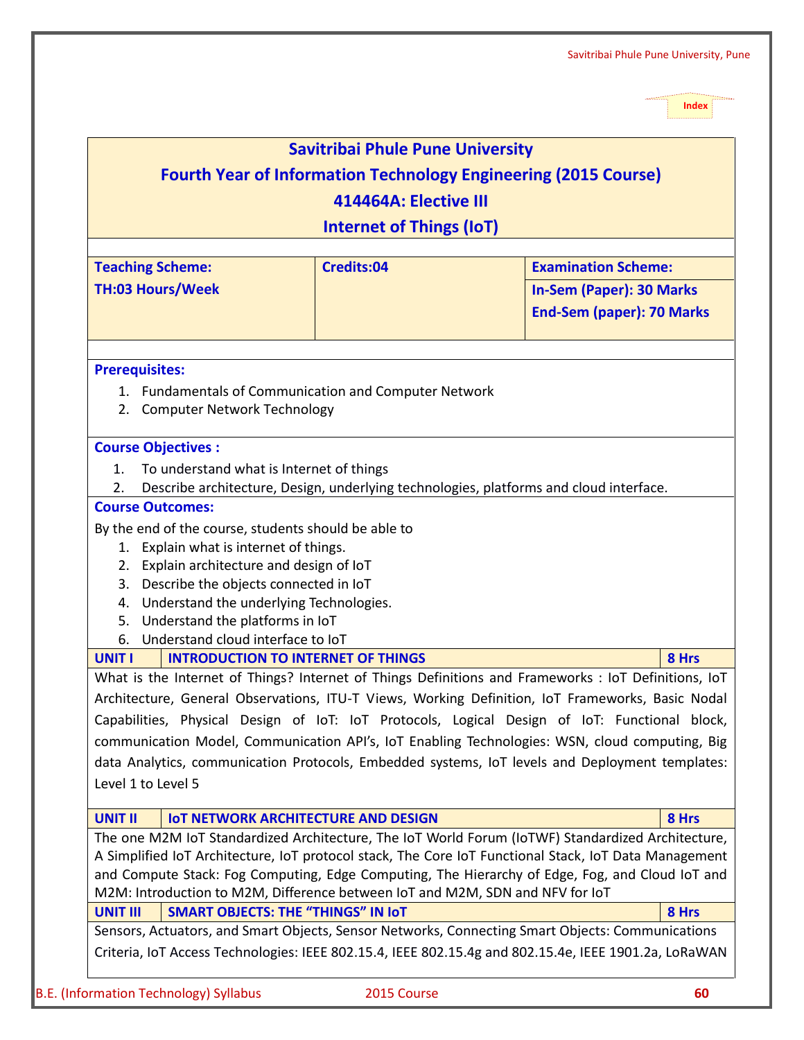# Savitribai Phule Pune University

## Fourth Year of Information Technology Engineering (2015 Course)

## 414464A: Elective III

## Internet of Things (IoT)

| Teaching Scheme: | Credits:04 | Examination Scheme: |
|---|---|---|
| TH:03 Hours/Week | | In-Sem (Paper): 30 Marks<br>End-Sem (paper): 70 Marks |

**Prerequisites:**

1. Fundamentals of Communication and Computer Network
2. Computer Network Technology

**Course Objectives :**

1. To understand what is Internet of things
2. Describe architecture, Design, underlying technologies, platforms and cloud interface.

**Course Outcomes:**

By the end of the course, students should be able to

1. Explain what is internet of things.
2. Explain architecture and design of IoT
3. Describe the objects connected in IoT
4. Understand the underlying Technologies.
5. Understand the platforms in IoT
6. Understand cloud interface to IoT

| UNIT I | INTRODUCTION TO INTERNET OF THINGS | 8 Hrs |
|---|---|---|

What is the Internet of Things? Internet of Things Definitions and Frameworks : IoT Definitions, IoT Architecture, General Observations, ITU-T Views, Working Definition, IoT Frameworks, Basic Nodal Capabilities, Physical Design of IoT: IoT Protocols, Logical Design of IoT: Functional block, communication Model, Communication API's, IoT Enabling Technologies: WSN, cloud computing, Big data Analytics, communication Protocols, Embedded systems, IoT levels and Deployment templates: Level 1 to Level 5

| UNIT II | IoT NETWORK ARCHITECTURE AND DESIGN | 8 Hrs |
|---|---|---|

The one M2M IoT Standardized Architecture, The IoT World Forum (IoTWF) Standardized Architecture, A Simplified IoT Architecture, IoT protocol stack, The Core IoT Functional Stack, IoT Data Management and Compute Stack: Fog Computing, Edge Computing, The Hierarchy of Edge, Fog, and Cloud IoT and M2M: Introduction to M2M, Difference between IoT and M2M, SDN and NFV for IoT

| UNIT III | SMART OBJECTS: THE "THINGS" IN IoT | 8 Hrs |
|---|---|---|

Sensors, Actuators, and Smart Objects, Sensor Networks, Connecting Smart Objects: Communications Criteria, IoT Access Technologies: IEEE 802.15.4, IEEE 802.15.4g and 802.15.4e, IEEE 1901.2a, LoRaWAN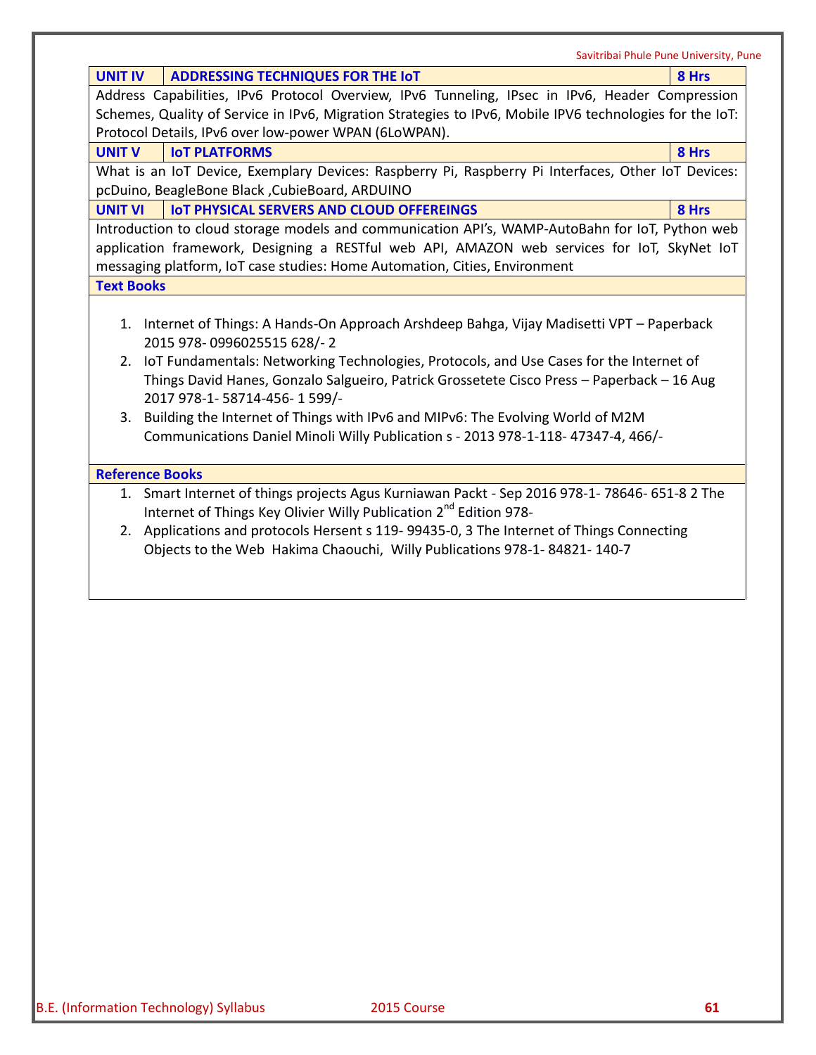| UNIT IV | ADDRESSING TECHNIQUES FOR THE IoT | 8 Hrs |
|---|---|---|

Address Capabilities, IPv6 Protocol Overview, IPv6 Tunneling, IPsec in IPv6, Header Compression Schemes, Quality of Service in IPv6, Migration Strategies to IPv6, Mobile IPV6 technologies for the IoT: Protocol Details, IPv6 over low-power WPAN (6LoWPAN).

| UNIT V | IoT PLATFORMS | 8 Hrs |
|---|---|---|

What is an IoT Device, Exemplary Devices: Raspberry Pi, Raspberry Pi Interfaces, Other IoT Devices: pcDuino, BeagleBone Black ,CubieBoard, ARDUINO

| UNIT VI | IoT PHYSICAL SERVERS AND CLOUD OFFEREINGS | 8 Hrs |
|---|---|---|

Introduction to cloud storage models and communication API's, WAMP-AutoBahn for IoT, Python web application framework, Designing a RESTful web API, AMAZON web services for IoT, SkyNet IoT messaging platform, IoT case studies: Home Automation, Cities, Environment

**Text Books**

1. Internet of Things: A Hands-On Approach Arshdeep Bahga, Vijay Madisetti VPT – Paperback 2015 978- 0996025515 628/- 2
2. IoT Fundamentals: Networking Technologies, Protocols, and Use Cases for the Internet of Things David Hanes, Gonzalo Salgueiro, Patrick Grossetete Cisco Press – Paperback – 16 Aug 2017 978-1- 58714-456- 1 599/-
3. Building the Internet of Things with IPv6 and MIPv6: The Evolving World of M2M Communications Daniel Minoli Willy Publication s - 2013 978-1-118- 47347-4, 466/-

**Reference Books**

1. Smart Internet of things projects Agus Kurniawan Packt - Sep 2016 978-1- 78646- 651-8 2 The Internet of Things Key Olivier Willy Publication 2nd Edition 978-
2. Applications and protocols Hersent s 119- 99435-0, 3 The Internet of Things Connecting Objects to the Web Hakima Chaouchi, Willy Publications 978-1- 84821- 140-7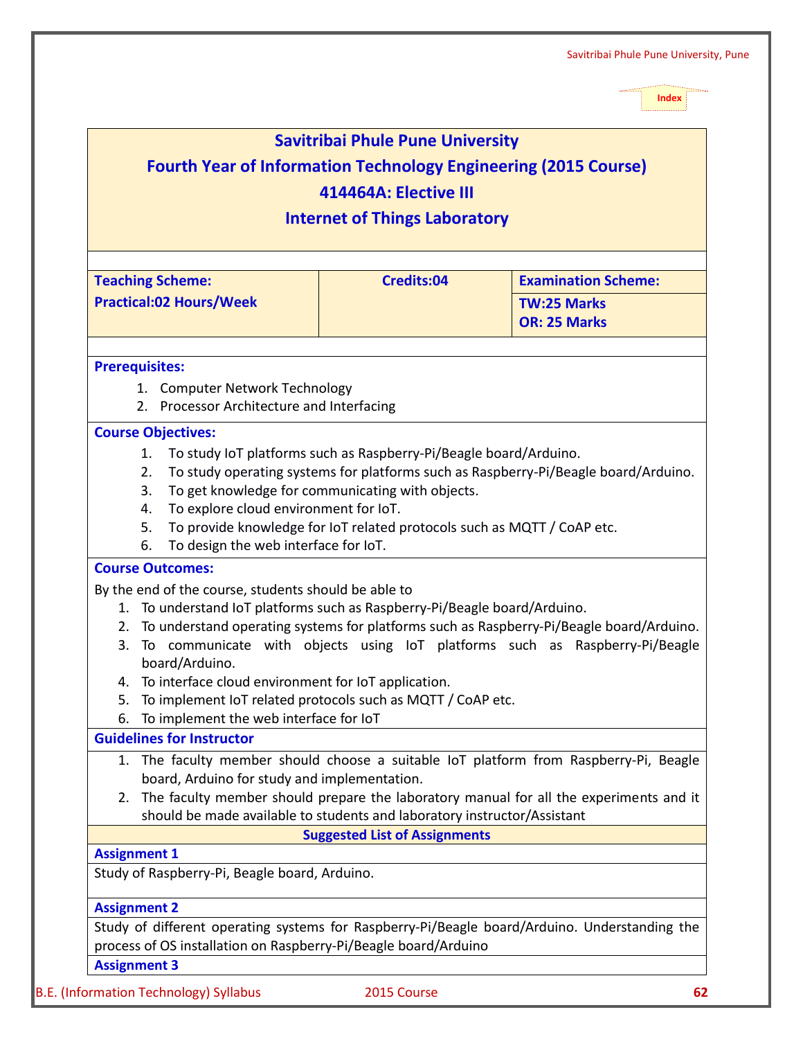# Savitribai Phule Pune University
## Fourth Year of Information Technology Engineering (2015 Course)
## 414464A: Elective III
## Internet of Things Laboratory

| Teaching Scheme: | Credits:04 | Examination Scheme: |
|---|---|---|
| Practical:02 Hours/Week | | TW:25 Marks<br>OR: 25 Marks |

**Prerequisites:**

1. Computer Network Technology
2. Processor Architecture and Interfacing

**Course Objectives:**

1. To study IoT platforms such as Raspberry-Pi/Beagle board/Arduino.
2. To study operating systems for platforms such as Raspberry-Pi/Beagle board/Arduino.
3. To get knowledge for communicating with objects.
4. To explore cloud environment for IoT.
5. To provide knowledge for IoT related protocols such as MQTT / CoAP etc.
6. To design the web interface for IoT.

**Course Outcomes:**

By the end of the course, students should be able to

1. To understand IoT platforms such as Raspberry-Pi/Beagle board/Arduino.
2. To understand operating systems for platforms such as Raspberry-Pi/Beagle board/Arduino.
3. To communicate with objects using IoT platforms such as Raspberry-Pi/Beagle board/Arduino.
4. To interface cloud environment for IoT application.
5. To implement IoT related protocols such as MQTT / CoAP etc.
6. To implement the web interface for IoT

**Guidelines for Instructor**

1. The faculty member should choose a suitable IoT platform from Raspberry-Pi, Beagle board, Arduino for study and implementation.
2. The faculty member should prepare the laboratory manual for all the experiments and it should be made available to students and laboratory instructor/Assistant

**Suggested List of Assignments**

**Assignment 1**

Study of Raspberry-Pi, Beagle board, Arduino.

**Assignment 2**

Study of different operating systems for Raspberry-Pi/Beagle board/Arduino. Understanding the process of OS installation on Raspberry-Pi/Beagle board/Arduino

**Assignment 3**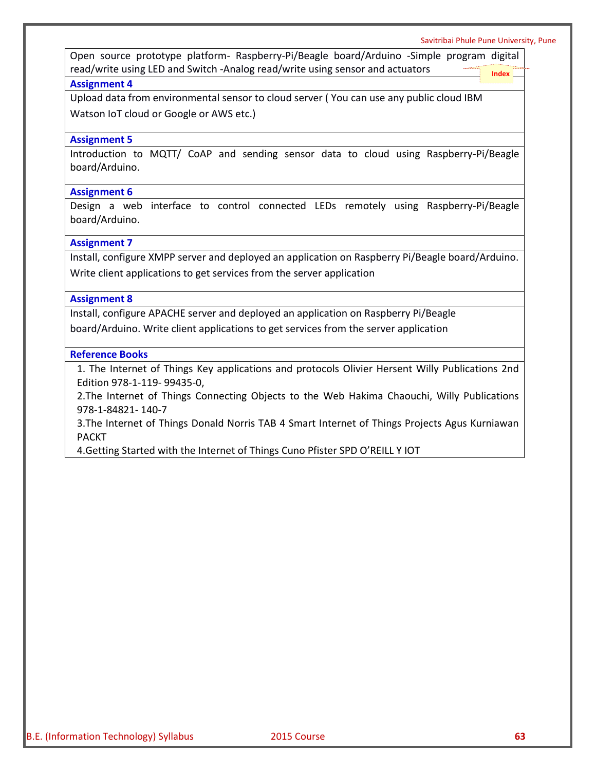Open source prototype platform- Raspberry-Pi/Beagle board/Arduino -Simple program digital read/write using LED and Switch -Analog read/write using sensor and actuators

Index

**Assignment 4**

Upload data from environmental sensor to cloud server ( You can use any public cloud IBM Watson IoT cloud or Google or AWS etc.)

**Assignment 5**

Introduction to MQTT/ CoAP and sending sensor data to cloud using Raspberry-Pi/Beagle board/Arduino.

**Assignment 6**

Design a web interface to control connected LEDs remotely using Raspberry-Pi/Beagle board/Arduino.

**Assignment 7**

Install, configure XMPP server and deployed an application on Raspberry Pi/Beagle board/Arduino. Write client applications to get services from the server application

**Assignment 8**

Install, configure APACHE server and deployed an application on Raspberry Pi/Beagle board/Arduino. Write client applications to get services from the server application

**Reference Books**

1. The Internet of Things Key applications and protocols Olivier Hersent Willy Publications 2nd Edition 978-1-119- 99435-0,
2. The Internet of Things Connecting Objects to the Web Hakima Chaouchi, Willy Publications 978-1-84821- 140-7
3. The Internet of Things Donald Norris TAB 4 Smart Internet of Things Projects Agus Kurniawan PACKT
4. Getting Started with the Internet of Things Cuno Pfister SPD O'REILL Y IOT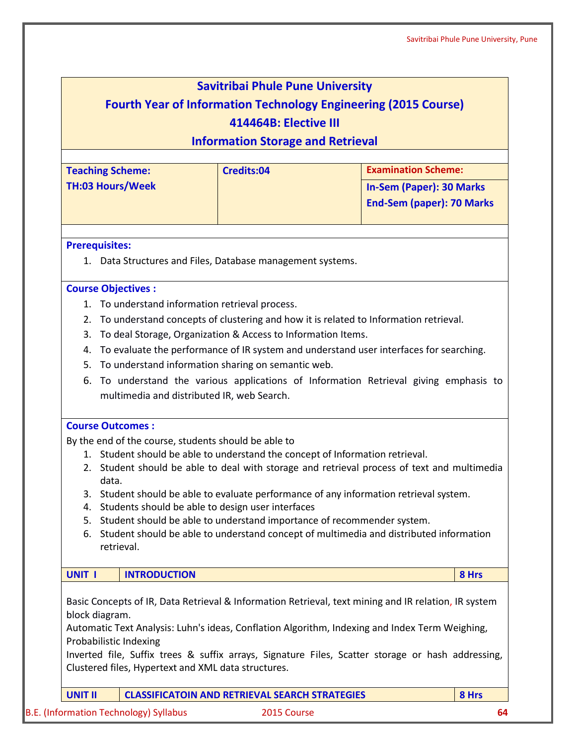## Savitribai Phule Pune University
## Fourth Year of Information Technology Engineering (2015 Course)
## 414464B: Elective III
## Information Storage and Retrieval

| Teaching Scheme: | Credits:04 | Examination Scheme: |
|---|---|---|
| TH:03 Hours/Week | | In-Sem (Paper): 30 Marks<br>End-Sem (paper): 70 Marks |

**Prerequisites:**

1. Data Structures and Files, Database management systems.

**Course Objectives :**

1. To understand information retrieval process.
2. To understand concepts of clustering and how it is related to Information retrieval.
3. To deal Storage, Organization & Access to Information Items.
4. To evaluate the performance of IR system and understand user interfaces for searching.
5. To understand information sharing on semantic web.
6. To understand the various applications of Information Retrieval giving emphasis to multimedia and distributed IR, web Search.

**Course Outcomes :**

By the end of the course, students should be able to

1. Student should be able to understand the concept of Information retrieval.
2. Student should be able to deal with storage and retrieval process of text and multimedia data.
3. Student should be able to evaluate performance of any information retrieval system.
4. Students should be able to design user interfaces
5. Student should be able to understand importance of recommender system.
6. Student should be able to understand concept of multimedia and distributed information retrieval.

| UNIT I | INTRODUCTION | 8 Hrs |
|---|---|---|

Basic Concepts of IR, Data Retrieval & Information Retrieval, text mining and IR relation, IR system block diagram.

Automatic Text Analysis: Luhn's ideas, Conflation Algorithm, Indexing and Index Term Weighing, Probabilistic Indexing

Inverted file, Suffix trees & suffix arrays, Signature Files, Scatter storage or hash addressing, Clustered files, Hypertext and XML data structures.

| UNIT II | CLASSIFICATOIN AND RETRIEVAL SEARCH STRATEGIES | 8 Hrs |
|---|---|---|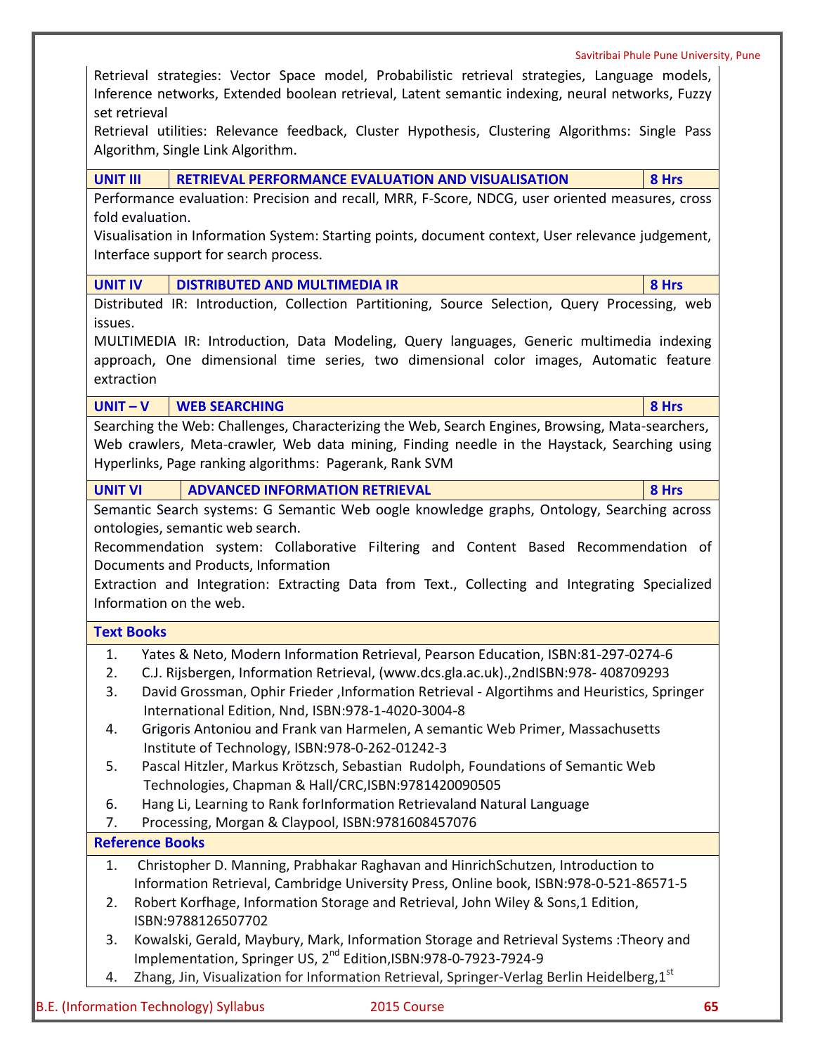Retrieval strategies: Vector Space model, Probabilistic retrieval strategies, Language models, Inference networks, Extended boolean retrieval, Latent semantic indexing, neural networks, Fuzzy set retrieval

Retrieval utilities: Relevance feedback, Cluster Hypothesis, Clustering Algorithms: Single Pass Algorithm, Single Link Algorithm.

| UNIT III | RETRIEVAL PERFORMANCE EVALUATION AND VISUALISATION | 8 Hrs |
|---|---|---|

Performance evaluation: Precision and recall, MRR, F-Score, NDCG, user oriented measures, cross fold evaluation.

Visualisation in Information System: Starting points, document context, User relevance judgement, Interface support for search process.

| UNIT IV | DISTRIBUTED AND MULTIMEDIA IR | 8 Hrs |
|---|---|---|

Distributed IR: Introduction, Collection Partitioning, Source Selection, Query Processing, web issues.

MULTIMEDIA IR: Introduction, Data Modeling, Query languages, Generic multimedia indexing approach, One dimensional time series, two dimensional color images, Automatic feature extraction

| UNIT – V | WEB SEARCHING | 8 Hrs |
|---|---|---|

Searching the Web: Challenges, Characterizing the Web, Search Engines, Browsing, Mata-searchers, Web crawlers, Meta-crawler, Web data mining, Finding needle in the Haystack, Searching using Hyperlinks, Page ranking algorithms: Pagerank, Rank SVM

| UNIT VI | ADVANCED INFORMATION RETRIEVAL | 8 Hrs |
|---|---|---|

Semantic Search systems: G Semantic Web oogle knowledge graphs, Ontology, Searching across ontologies, semantic web search.

Recommendation system: Collaborative Filtering and Content Based Recommendation of Documents and Products, Information

Extraction and Integration: Extracting Data from Text., Collecting and Integrating Specialized Information on the web.

**Text Books**

1. Yates & Neto, Modern Information Retrieval, Pearson Education, ISBN:81-297-0274-6
2. C.J. Rijsbergen, Information Retrieval, (www.dcs.gla.ac.uk).,2ndISBN:978- 408709293
3. David Grossman, Ophir Frieder ,Information Retrieval - Algortihms and Heuristics, Springer International Edition, Nnd, ISBN:978-1-4020-3004-8
4. Grigoris Antoniou and Frank van Harmelen, A semantic Web Primer, Massachusetts Institute of Technology, ISBN:978-0-262-01242-3
5. Pascal Hitzler, Markus Krötzsch, Sebastian Rudolph, Foundations of Semantic Web Technologies, Chapman & Hall/CRC,ISBN:9781420090505
6. Hang Li, Learning to Rank forInformation Retrievaland Natural Language
7. Processing, Morgan & Claypool, ISBN:9781608457076

**Reference Books**

1. Christopher D. Manning, Prabhakar Raghavan and HinrichSchutzen, Introduction to Information Retrieval, Cambridge University Press, Online book, ISBN:978-0-521-86571-5
2. Robert Korfhage, Information Storage and Retrieval, John Wiley & Sons,1 Edition, ISBN:9788126507702
3. Kowalski, Gerald, Maybury, Mark, Information Storage and Retrieval Systems :Theory and Implementation, Springer US, 2nd Edition,ISBN:978-0-7923-7924-9
4. Zhang, Jin, Visualization for Information Retrieval, Springer-Verlag Berlin Heidelberg,1st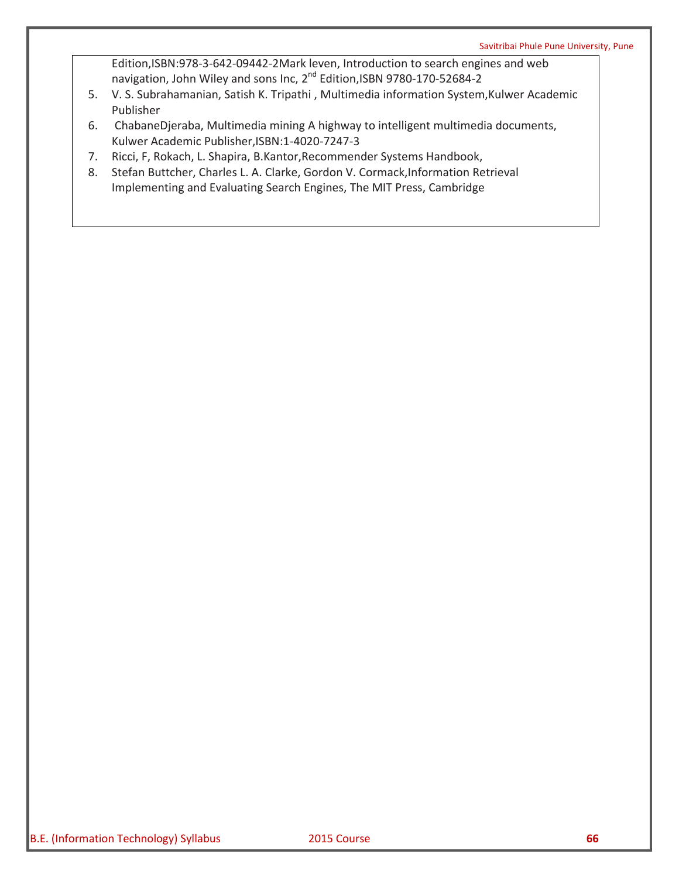Edition,ISBN:978-3-642-09442-2Mark leven, Introduction to search engines and web navigation, John Wiley and sons Inc, 2nd Edition,ISBN 9780-170-52684-2

5. V. S. Subrahamanian, Satish K. Tripathi , Multimedia information System,Kulwer Academic Publisher
6. ChabaneDjeraba, Multimedia mining A highway to intelligent multimedia documents, Kulwer Academic Publisher,ISBN:1-4020-7247-3
7. Ricci, F, Rokach, L. Shapira, B.Kantor,Recommender Systems Handbook,
8. Stefan Buttcher, Charles L. A. Clarke, Gordon V. Cormack,Information Retrieval Implementing and Evaluating Search Engines, The MIT Press, Cambridge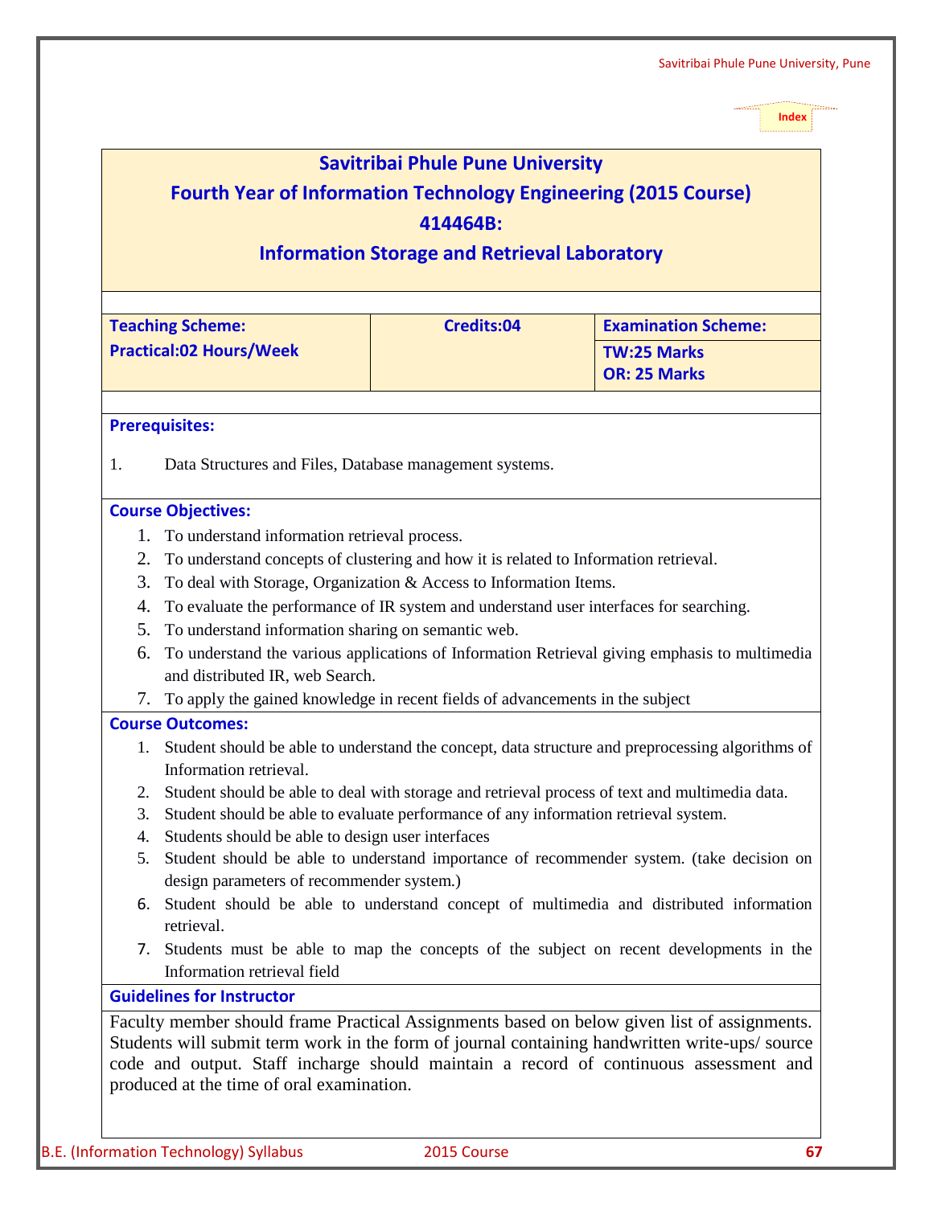Index

# Savitribai Phule Pune University

## Fourth Year of Information Technology Engineering (2015 Course)

## 414464B:

## Information Storage and Retrieval Laboratory

| Teaching Scheme: | Credits:04 | Examination Scheme: |
|---|---|---|
| Practical:02 Hours/Week | | TW:25 Marks<br>OR: 25 Marks |

**Prerequisites:**

1. Data Structures and Files, Database management systems.

**Course Objectives:**

1. To understand information retrieval process.
2. To understand concepts of clustering and how it is related to Information retrieval.
3. To deal with Storage, Organization & Access to Information Items.
4. To evaluate the performance of IR system and understand user interfaces for searching.
5. To understand information sharing on semantic web.
6. To understand the various applications of Information Retrieval giving emphasis to multimedia and distributed IR, web Search.
7. To apply the gained knowledge in recent fields of advancements in the subject

**Course Outcomes:**

1. Student should be able to understand the concept, data structure and preprocessing algorithms of Information retrieval.
2. Student should be able to deal with storage and retrieval process of text and multimedia data.
3. Student should be able to evaluate performance of any information retrieval system.
4. Students should be able to design user interfaces
5. Student should be able to understand importance of recommender system. (take decision on design parameters of recommender system.)
6. Student should be able to understand concept of multimedia and distributed information retrieval.
7. Students must be able to map the concepts of the subject on recent developments in the Information retrieval field

**Guidelines for Instructor**

Faculty member should frame Practical Assignments based on below given list of assignments. Students will submit term work in the form of journal containing handwritten write-ups/ source code and output. Staff incharge should maintain a record of continuous assessment and produced at the time of oral examination.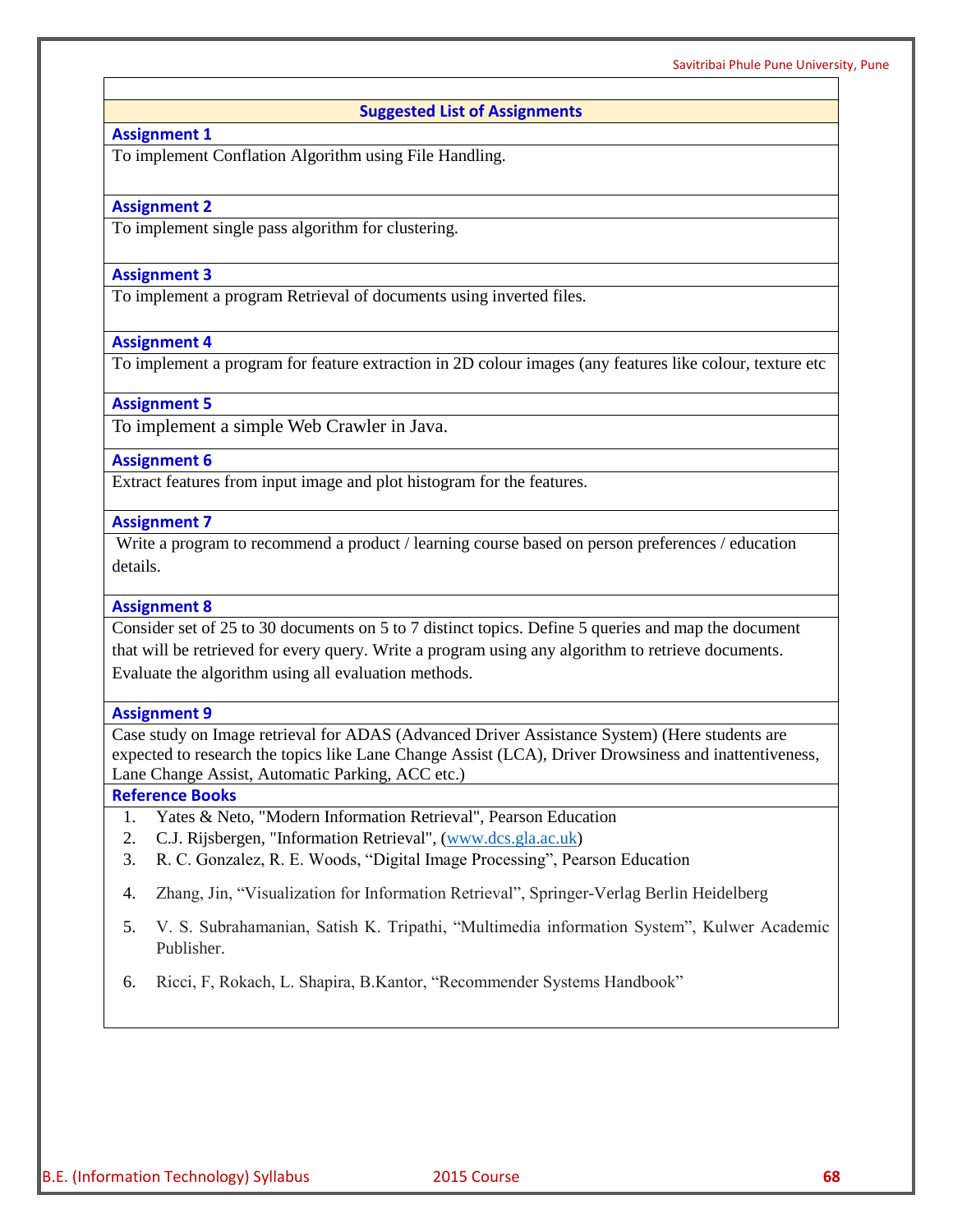## Suggested List of Assignments

### Assignment 1

To implement Conflation Algorithm using File Handling.

### Assignment 2

To implement single pass algorithm for clustering.

### Assignment 3

To implement a program Retrieval of documents using inverted files.

### Assignment 4

To implement a program for feature extraction in 2D colour images (any features like colour, texture etc

### Assignment 5

To implement a simple Web Crawler in Java.

### Assignment 6

Extract features from input image and plot histogram for the features.

### Assignment 7

Write a program to recommend a product / learning course based on person preferences / education details.

### Assignment 8

Consider set of 25 to 30 documents on 5 to 7 distinct topics. Define 5 queries and map the document that will be retrieved for every query. Write a program using any algorithm to retrieve documents. Evaluate the algorithm using all evaluation methods.

### Assignment 9

Case study on Image retrieval for ADAS (Advanced Driver Assistance System) (Here students are expected to research the topics like Lane Change Assist (LCA), Driver Drowsiness and inattentiveness, Lane Change Assist, Automatic Parking, ACC etc.)

### Reference Books

1. Yates & Neto, "Modern Information Retrieval", Pearson Education
2. C.J. Rijsbergen, "Information Retrieval", (www.dcs.gla.ac.uk)
3. R. C. Gonzalez, R. E. Woods, "Digital Image Processing", Pearson Education
4. Zhang, Jin, "Visualization for Information Retrieval", Springer-Verlag Berlin Heidelberg
5. V. S. Subrahamanian, Satish K. Tripathi, "Multimedia information System", Kulwer Academic Publisher.
6. Ricci, F, Rokach, L. Shapira, B.Kantor, "Recommender Systems Handbook"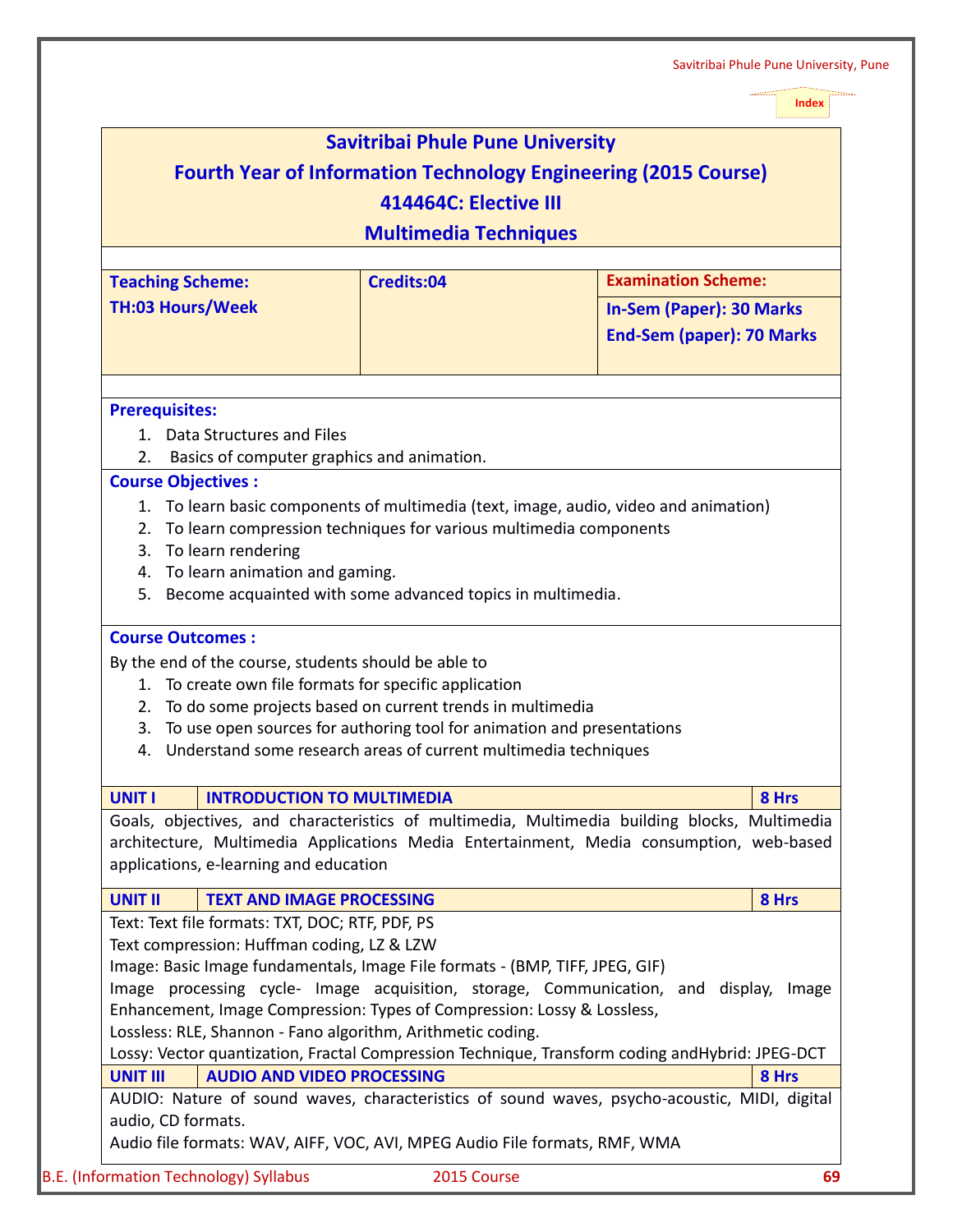Index

# Savitribai Phule Pune University

## Fourth Year of Information Technology Engineering (2015 Course)

## 414464C: Elective III

## Multimedia Techniques

| Teaching Scheme: | Credits:04 | Examination Scheme: |
|---|---|---|
| TH:03 Hours/Week | | In-Sem (Paper): 30 Marks<br>End-Sem (paper): 70 Marks |

**Prerequisites:**

1. Data Structures and Files
2. Basics of computer graphics and animation.

**Course Objectives :**

1. To learn basic components of multimedia (text, image, audio, video and animation)
2. To learn compression techniques for various multimedia components
3. To learn rendering
4. To learn animation and gaming.
5. Become acquainted with some advanced topics in multimedia.

**Course Outcomes :**

By the end of the course, students should be able to

1. To create own file formats for specific application
2. To do some projects based on current trends in multimedia
3. To use open sources for authoring tool for animation and presentations
4. Understand some research areas of current multimedia techniques

| UNIT I | INTRODUCTION TO MULTIMEDIA | 8 Hrs |
|---|---|---|

Goals, objectives, and characteristics of multimedia, Multimedia building blocks, Multimedia architecture, Multimedia Applications Media Entertainment, Media consumption, web-based applications, e-learning and education

| UNIT II | TEXT AND IMAGE PROCESSING | 8 Hrs |
|---|---|---|

Text: Text file formats: TXT, DOC; RTF, PDF, PS

Text compression: Huffman coding, LZ & LZW

Image: Basic Image fundamentals, Image File formats - (BMP, TIFF, JPEG, GIF)

Image processing cycle- Image acquisition, storage, Communication, and display, Image Enhancement, Image Compression: Types of Compression: Lossy & Lossless,

Lossless: RLE, Shannon - Fano algorithm, Arithmetic coding.

Lossy: Vector quantization, Fractal Compression Technique, Transform coding andHybrid: JPEG-DCT

| UNIT III | AUDIO AND VIDEO PROCESSING | 8 Hrs |
|---|---|---|

AUDIO: Nature of sound waves, characteristics of sound waves, psycho-acoustic, MIDI, digital audio, CD formats.

Audio file formats: WAV, AIFF, VOC, AVI, MPEG Audio File formats, RMF, WMA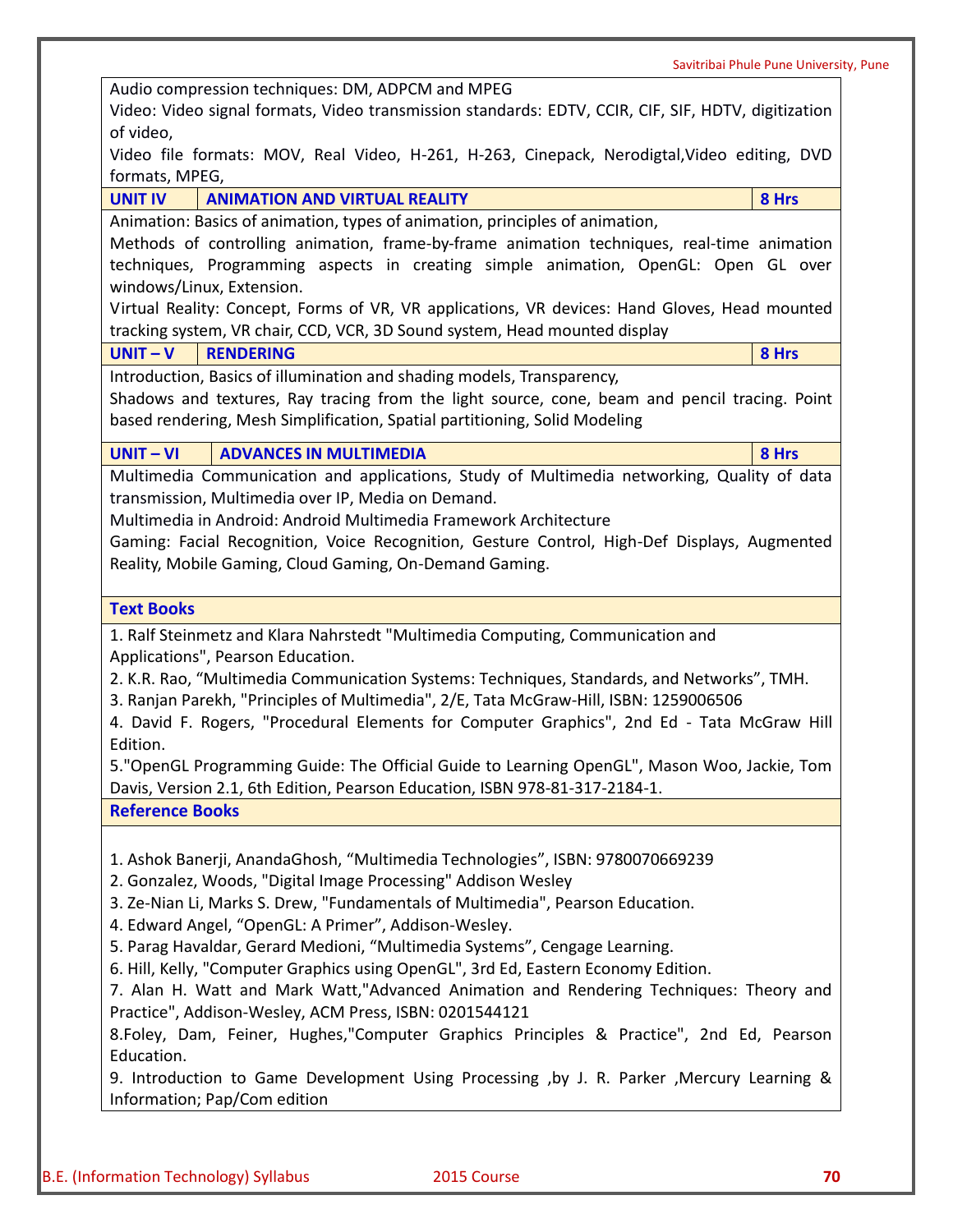Audio compression techniques: DM, ADPCM and MPEG

Video: Video signal formats, Video transmission standards: EDTV, CCIR, CIF, SIF, HDTV, digitization of video,

Video file formats: MOV, Real Video, H-261, H-263, Cinepack, Nerodigtal,Video editing, DVD formats, MPEG,

| UNIT IV | ANIMATION AND VIRTUAL REALITY | 8 Hrs |
|---|---|---|

Animation: Basics of animation, types of animation, principles of animation,

Methods of controlling animation, frame-by-frame animation techniques, real-time animation techniques, Programming aspects in creating simple animation, OpenGL: Open GL over windows/Linux, Extension.

Virtual Reality: Concept, Forms of VR, VR applications, VR devices: Hand Gloves, Head mounted tracking system, VR chair, CCD, VCR, 3D Sound system, Head mounted display

| UNIT – V | RENDERING | 8 Hrs |
|---|---|---|

Introduction, Basics of illumination and shading models, Transparency,

Shadows and textures, Ray tracing from the light source, cone, beam and pencil tracing. Point based rendering, Mesh Simplification, Spatial partitioning, Solid Modeling

| UNIT – VI | ADVANCES IN MULTIMEDIA | 8 Hrs |
|---|---|---|

Multimedia Communication and applications, Study of Multimedia networking, Quality of data transmission, Multimedia over IP, Media on Demand.

Multimedia in Android: Android Multimedia Framework Architecture

Gaming: Facial Recognition, Voice Recognition, Gesture Control, High-Def Displays, Augmented Reality, Mobile Gaming, Cloud Gaming, On-Demand Gaming.

**Text Books**

1. Ralf Steinmetz and Klara Nahrstedt "Multimedia Computing, Communication and Applications", Pearson Education.
2. K.R. Rao, "Multimedia Communication Systems: Techniques, Standards, and Networks", TMH.
3. Ranjan Parekh, "Principles of Multimedia", 2/E, Tata McGraw-Hill, ISBN: 1259006506
4. David F. Rogers, "Procedural Elements for Computer Graphics", 2nd Ed - Tata McGraw Hill Edition.
5. "OpenGL Programming Guide: The Official Guide to Learning OpenGL", Mason Woo, Jackie, Tom Davis, Version 2.1, 6th Edition, Pearson Education, ISBN 978-81-317-2184-1.

**Reference Books**

1. Ashok Banerji, AnandaGhosh, "Multimedia Technologies", ISBN: 9780070669239
2. Gonzalez, Woods, "Digital Image Processing" Addison Wesley
3. Ze-Nian Li, Marks S. Drew, "Fundamentals of Multimedia", Pearson Education.
4. Edward Angel, "OpenGL: A Primer", Addison-Wesley.
5. Parag Havaldar, Gerard Medioni, "Multimedia Systems", Cengage Learning.
6. Hill, Kelly, "Computer Graphics using OpenGL", 3rd Ed, Eastern Economy Edition.
7. Alan H. Watt and Mark Watt,"Advanced Animation and Rendering Techniques: Theory and Practice", Addison-Wesley, ACM Press, ISBN: 0201544121
8. Foley, Dam, Feiner, Hughes,"Computer Graphics Principles & Practice", 2nd Ed, Pearson Education.
9. Introduction to Game Development Using Processing ,by J. R. Parker ,Mercury Learning & Information; Pap/Com edition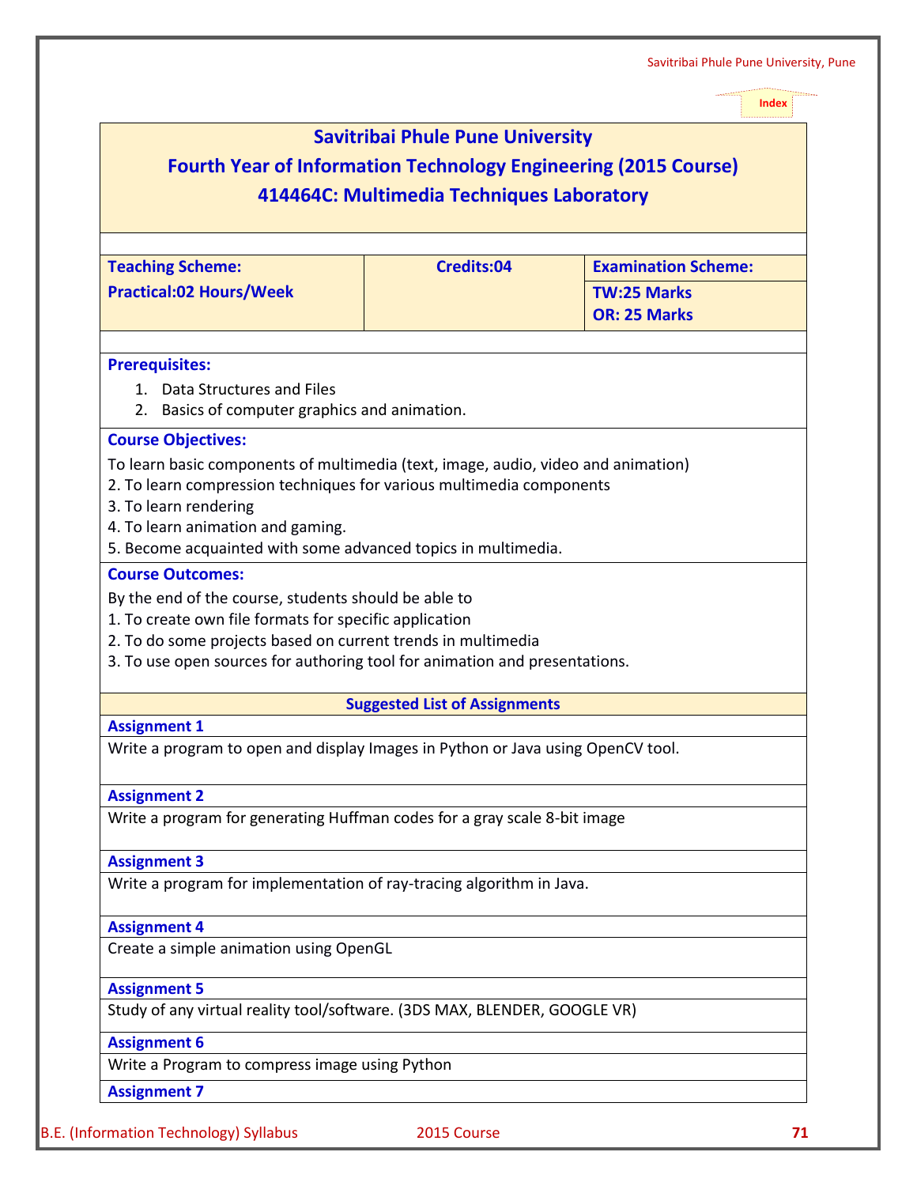# Savitribai Phule Pune University

## Fourth Year of Information Technology Engineering (2015 Course)

## 414464C: Multimedia Techniques Laboratory

| Teaching Scheme: | Credits:04 | Examination Scheme: |
|---|---|---|
| Practical:02 Hours/Week | | TW:25 Marks<br>OR: 25 Marks |

**Prerequisites:**

1. Data Structures and Files
2. Basics of computer graphics and animation.

**Course Objectives:**

To learn basic components of multimedia (text, image, audio, video and animation)
2. To learn compression techniques for various multimedia components
3. To learn rendering
4. To learn animation and gaming.
5. Become acquainted with some advanced topics in multimedia.

**Course Outcomes:**

By the end of the course, students should be able to
1. To create own file formats for specific application
2. To do some projects based on current trends in multimedia
3. To use open sources for authoring tool for animation and presentations.

**Suggested List of Assignments**

**Assignment 1**

Write a program to open and display Images in Python or Java using OpenCV tool.

**Assignment 2**

Write a program for generating Huffman codes for a gray scale 8-bit image

**Assignment 3**

Write a program for implementation of ray-tracing algorithm in Java.

**Assignment 4**

Create a simple animation using OpenGL

**Assignment 5**

Study of any virtual reality tool/software. (3DS MAX, BLENDER, GOOGLE VR)

**Assignment 6**

Write a Program to compress image using Python

**Assignment 7**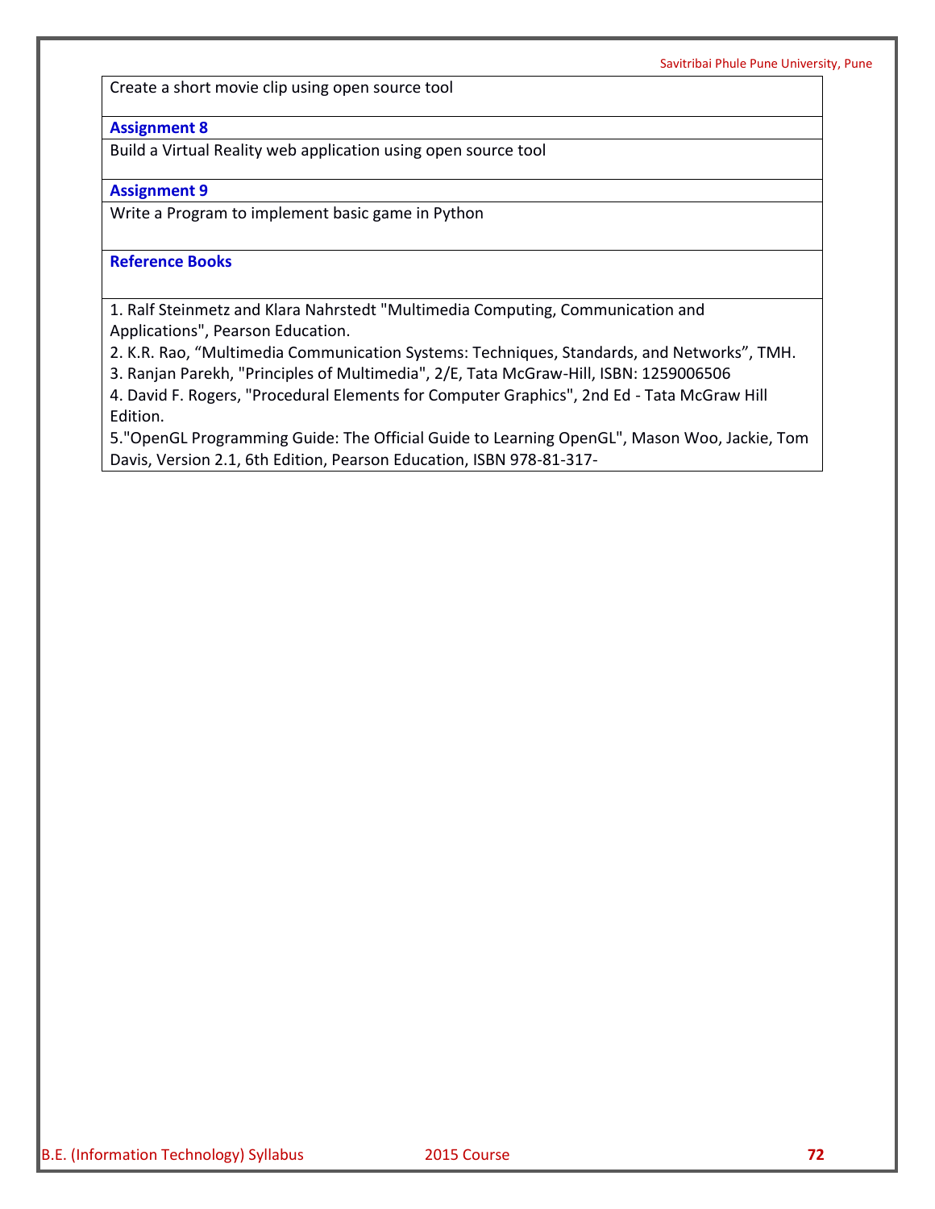Create a short movie clip using open source tool

**Assignment 8**

Build a Virtual Reality web application using open source tool

**Assignment 9**

Write a Program to implement basic game in Python

**Reference Books**

1. Ralf Steinmetz and Klara Nahrstedt "Multimedia Computing, Communication and Applications", Pearson Education.
2. K.R. Rao, "Multimedia Communication Systems: Techniques, Standards, and Networks", TMH.
3. Ranjan Parekh, "Principles of Multimedia", 2/E, Tata McGraw-Hill, ISBN: 1259006506
4. David F. Rogers, "Procedural Elements for Computer Graphics", 2nd Ed - Tata McGraw Hill Edition.
5. "OpenGL Programming Guide: The Official Guide to Learning OpenGL", Mason Woo, Jackie, Tom Davis, Version 2.1, 6th Edition, Pearson Education, ISBN 978-81-317-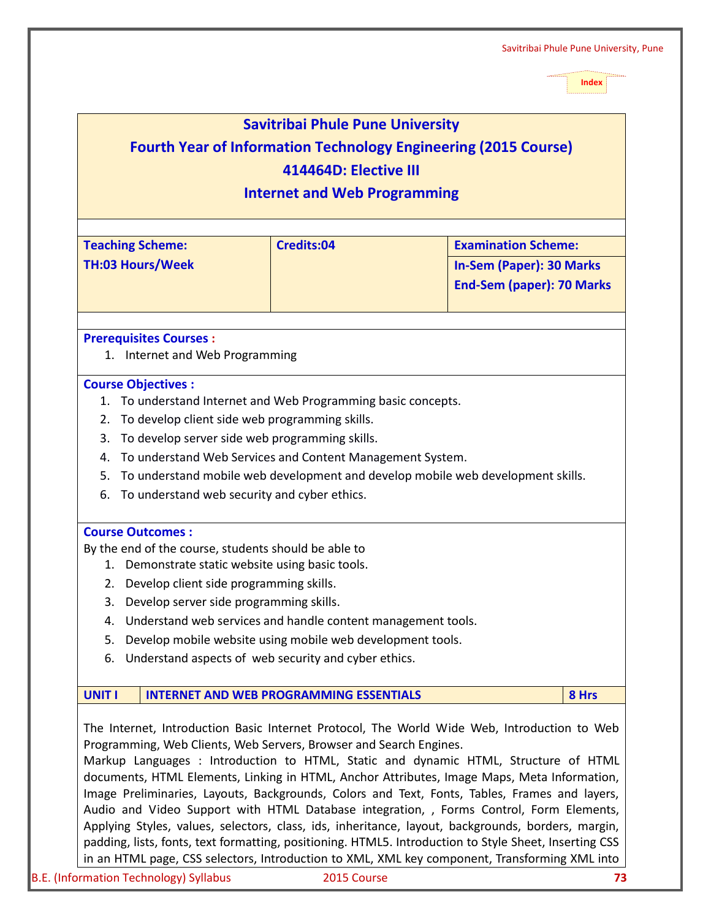Index

# Savitribai Phule Pune University

## Fourth Year of Information Technology Engineering (2015 Course)

## 414464D: Elective III

## Internet and Web Programming

| Teaching Scheme: | Credits:04 | Examination Scheme: |
|---|---|---|
| TH:03 Hours/Week | | In-Sem (Paper): 30 Marks<br>End-Sem (paper): 70 Marks |

**Prerequisites Courses :**

1. Internet and Web Programming

**Course Objectives :**

1. To understand Internet and Web Programming basic concepts.
2. To develop client side web programming skills.
3. To develop server side web programming skills.
4. To understand Web Services and Content Management System.
5. To understand mobile web development and develop mobile web development skills.
6. To understand web security and cyber ethics.

**Course Outcomes :**

By the end of the course, students should be able to

1. Demonstrate static website using basic tools.
2. Develop client side programming skills.
3. Develop server side programming skills.
4. Understand web services and handle content management tools.
5. Develop mobile website using mobile web development tools.
6. Understand aspects of web security and cyber ethics.

| UNIT I | INTERNET AND WEB PROGRAMMING ESSENTIALS | 8 Hrs |
|---|---|---|

The Internet, Introduction Basic Internet Protocol, The World Wide Web, Introduction to Web Programming, Web Clients, Web Servers, Browser and Search Engines.

Markup Languages : Introduction to HTML, Static and dynamic HTML, Structure of HTML documents, HTML Elements, Linking in HTML, Anchor Attributes, Image Maps, Meta Information, Image Preliminaries, Layouts, Backgrounds, Colors and Text, Fonts, Tables, Frames and layers, Audio and Video Support with HTML Database integration, , Forms Control, Form Elements, Applying Styles, values, selectors, class, ids, inheritance, layout, backgrounds, borders, margin, padding, lists, fonts, text formatting, positioning. HTML5. Introduction to Style Sheet, Inserting CSS in an HTML page, CSS selectors, Introduction to XML, XML key component, Transforming XML into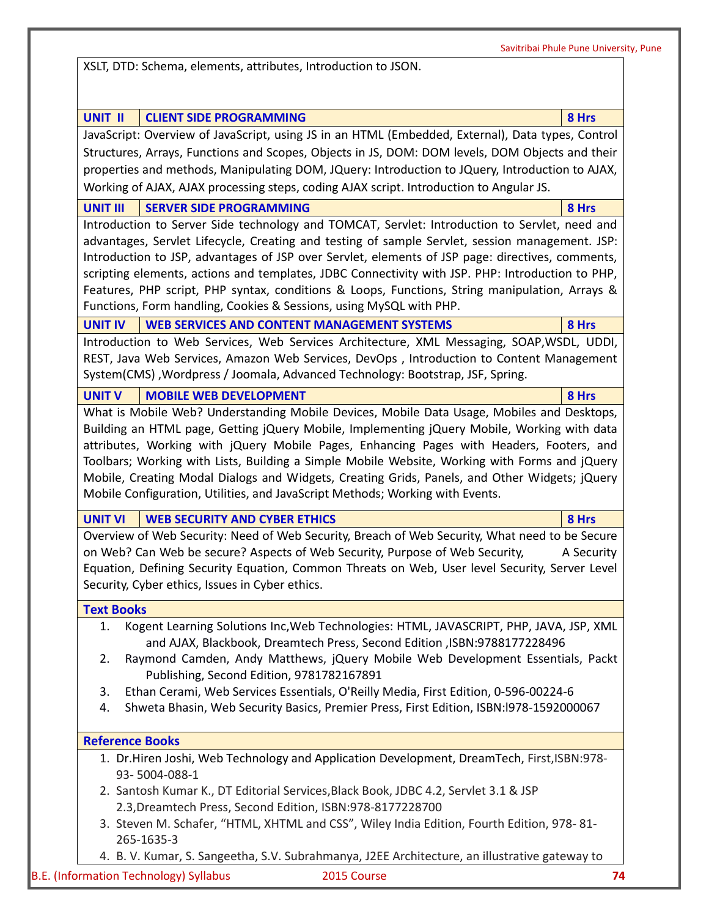XSLT, DTD: Schema, elements, attributes, Introduction to JSON.

| UNIT II | CLIENT SIDE PROGRAMMING | 8 Hrs |
|---|---|---|

JavaScript: Overview of JavaScript, using JS in an HTML (Embedded, External), Data types, Control Structures, Arrays, Functions and Scopes, Objects in JS, DOM: DOM levels, DOM Objects and their properties and methods, Manipulating DOM, JQuery: Introduction to JQuery, Introduction to AJAX, Working of AJAX, AJAX processing steps, coding AJAX script. Introduction to Angular JS.

| UNIT III | SERVER SIDE PROGRAMMING | 8 Hrs |
|---|---|---|

Introduction to Server Side technology and TOMCAT, Servlet: Introduction to Servlet, need and advantages, Servlet Lifecycle, Creating and testing of sample Servlet, session management. JSP: Introduction to JSP, advantages of JSP over Servlet, elements of JSP page: directives, comments, scripting elements, actions and templates, JDBC Connectivity with JSP. PHP: Introduction to PHP, Features, PHP script, PHP syntax, conditions & Loops, Functions, String manipulation, Arrays & Functions, Form handling, Cookies & Sessions, using MySQL with PHP.

| UNIT IV | WEB SERVICES AND CONTENT MANAGEMENT SYSTEMS | 8 Hrs |
|---|---|---|

Introduction to Web Services, Web Services Architecture, XML Messaging, SOAP,WSDL, UDDI, REST, Java Web Services, Amazon Web Services, DevOps , Introduction to Content Management System(CMS) ,Wordpress / Joomala, Advanced Technology: Bootstrap, JSF, Spring.

| UNIT V | MOBILE WEB DEVELOPMENT | 8 Hrs |
|---|---|---|

What is Mobile Web? Understanding Mobile Devices, Mobile Data Usage, Mobiles and Desktops, Building an HTML page, Getting jQuery Mobile, Implementing jQuery Mobile, Working with data attributes, Working with jQuery Mobile Pages, Enhancing Pages with Headers, Footers, and Toolbars; Working with Lists, Building a Simple Mobile Website, Working with Forms and jQuery Mobile, Creating Modal Dialogs and Widgets, Creating Grids, Panels, and Other Widgets; jQuery Mobile Configuration, Utilities, and JavaScript Methods; Working with Events.

| UNIT VI | WEB SECURITY AND CYBER ETHICS | 8 Hrs |
|---|---|---|

Overview of Web Security: Need of Web Security, Breach of Web Security, What need to be Secure on Web? Can Web be secure? Aspects of Web Security, Purpose of Web Security, A Security Equation, Defining Security Equation, Common Threats on Web, User level Security, Server Level Security, Cyber ethics, Issues in Cyber ethics.

**Text Books**

1. Kogent Learning Solutions Inc,Web Technologies: HTML, JAVASCRIPT, PHP, JAVA, JSP, XML and AJAX, Blackbook, Dreamtech Press, Second Edition ,ISBN:9788177228496
2. Raymond Camden, Andy Matthews, jQuery Mobile Web Development Essentials, Packt Publishing, Second Edition, 9781782167891
3. Ethan Cerami, Web Services Essentials, O'Reilly Media, First Edition, 0-596-00224-6
4. Shweta Bhasin, Web Security Basics, Premier Press, First Edition, ISBN:l978-1592000067

**Reference Books**

1. Dr.Hiren Joshi, Web Technology and Application Development, DreamTech, First,ISBN:978-93- 5004-088-1
2. Santosh Kumar K., DT Editorial Services,Black Book, JDBC 4.2, Servlet 3.1 & JSP 2.3,Dreamtech Press, Second Edition, ISBN:978-8177228700
3. Steven M. Schafer, "HTML, XHTML and CSS", Wiley India Edition, Fourth Edition, 978- 81-265-1635-3
4. B. V. Kumar, S. Sangeetha, S.V. Subrahmanya, J2EE Architecture, an illustrative gateway to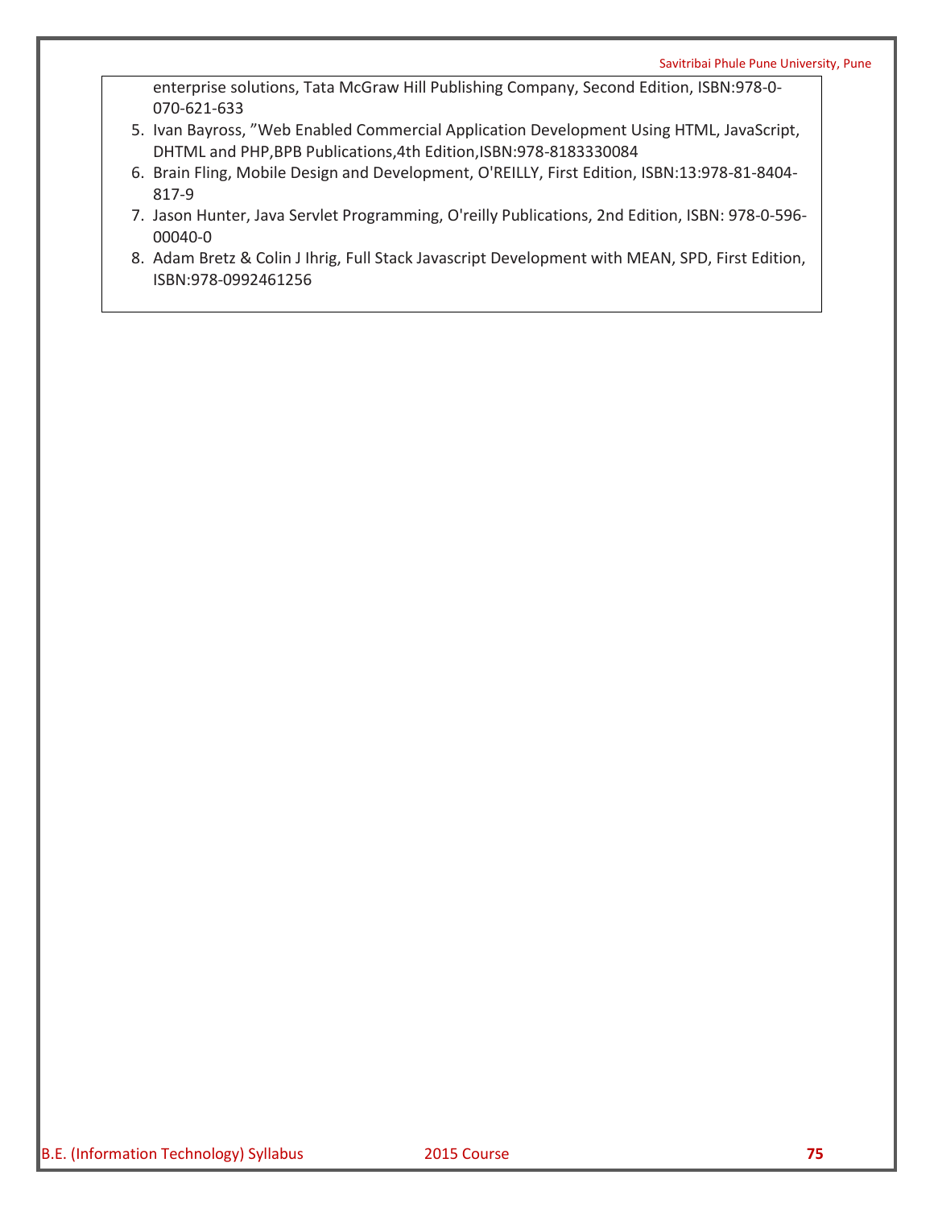enterprise solutions, Tata McGraw Hill Publishing Company, Second Edition, ISBN:978-0-070-621-633

5. Ivan Bayross, ”Web Enabled Commercial Application Development Using HTML, JavaScript, DHTML and PHP,BPB Publications,4th Edition,ISBN:978-8183330084
6. Brain Fling, Mobile Design and Development, O'REILLY, First Edition, ISBN:13:978-81-8404-817-9
7. Jason Hunter, Java Servlet Programming, O'reilly Publications, 2nd Edition, ISBN: 978-0-596-00040-0
8. Adam Bretz & Colin J Ihrig, Full Stack Javascript Development with MEAN, SPD, First Edition, ISBN:978-0992461256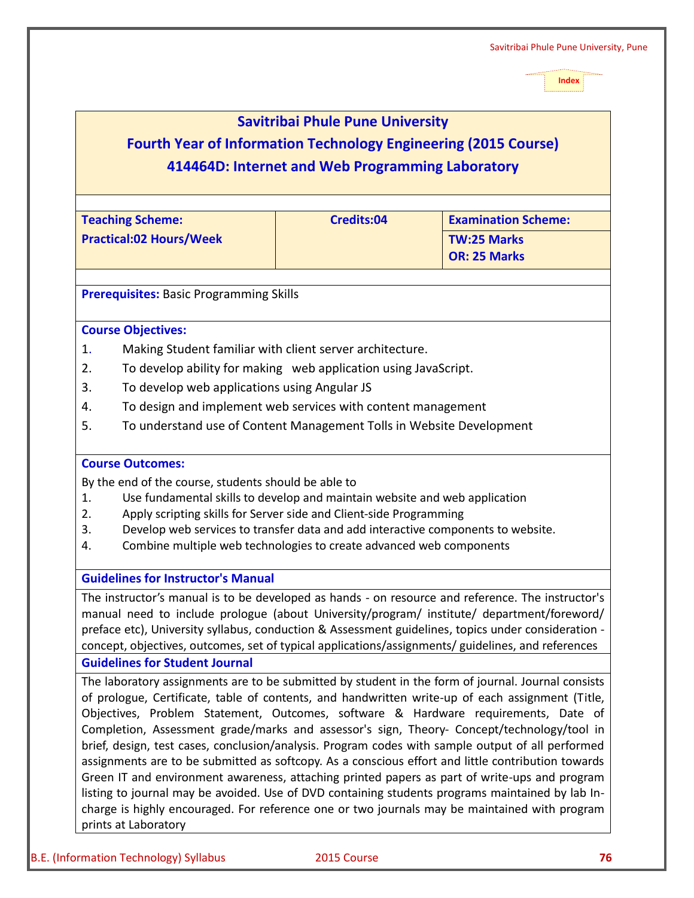# Savitribai Phule Pune University
## Fourth Year of Information Technology Engineering (2015 Course)
## 414464D: Internet and Web Programming Laboratory

| Teaching Scheme: | Credits:04 | Examination Scheme: |
|---|---|---|
| Practical:02 Hours/Week | | TW:25 Marks<br>OR: 25 Marks |

**Prerequisites:** Basic Programming Skills

**Course Objectives:**

1. Making Student familiar with client server architecture.
2. To develop ability for making web application using JavaScript.
3. To develop web applications using Angular JS
4. To design and implement web services with content management
5. To understand use of Content Management Tolls in Website Development

**Course Outcomes:**

By the end of the course, students should be able to

1. Use fundamental skills to develop and maintain website and web application
2. Apply scripting skills for Server side and Client-side Programming
3. Develop web services to transfer data and add interactive components to website.
4. Combine multiple web technologies to create advanced web components

**Guidelines for Instructor's Manual**

The instructor's manual is to be developed as hands - on resource and reference. The instructor's manual need to include prologue (about University/program/ institute/ department/foreword/ preface etc), University syllabus, conduction & Assessment guidelines, topics under consideration - concept, objectives, outcomes, set of typical applications/assignments/ guidelines, and references

**Guidelines for Student Journal**

The laboratory assignments are to be submitted by student in the form of journal. Journal consists of prologue, Certificate, table of contents, and handwritten write-up of each assignment (Title, Objectives, Problem Statement, Outcomes, software & Hardware requirements, Date of Completion, Assessment grade/marks and assessor's sign, Theory- Concept/technology/tool in brief, design, test cases, conclusion/analysis. Program codes with sample output of all performed assignments are to be submitted as softcopy. As a conscious effort and little contribution towards Green IT and environment awareness, attaching printed papers as part of write-ups and program listing to journal may be avoided. Use of DVD containing students programs maintained by lab In-charge is highly encouraged. For reference one or two journals may be maintained with program prints at Laboratory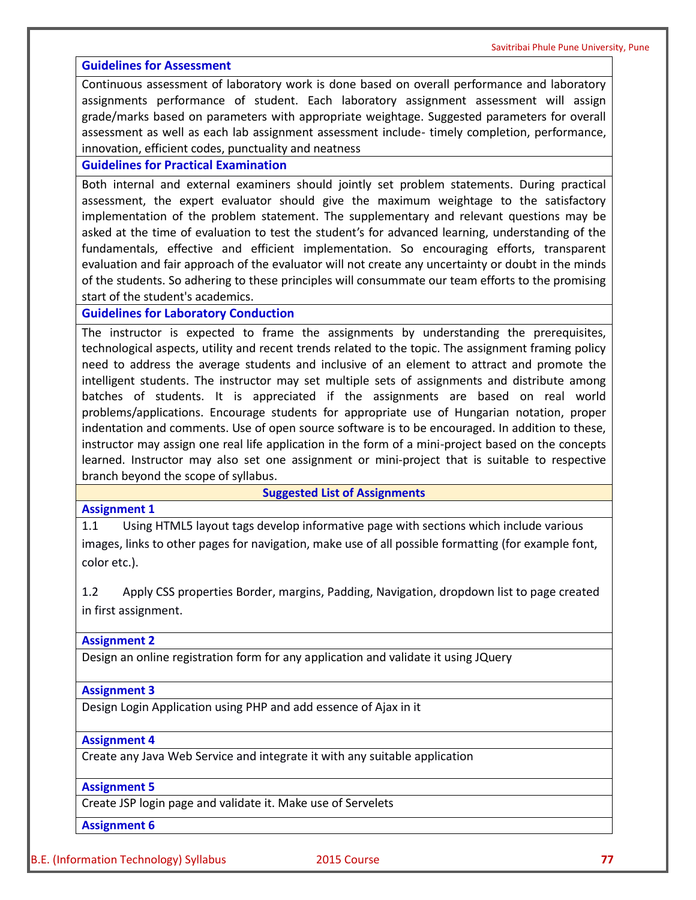### Guidelines for Assessment

Continuous assessment of laboratory work is done based on overall performance and laboratory assignments performance of student. Each laboratory assignment assessment will assign grade/marks based on parameters with appropriate weightage. Suggested parameters for overall assessment as well as each lab assignment assessment include- timely completion, performance, innovation, efficient codes, punctuality and neatness

### Guidelines for Practical Examination

Both internal and external examiners should jointly set problem statements. During practical assessment, the expert evaluator should give the maximum weightage to the satisfactory implementation of the problem statement. The supplementary and relevant questions may be asked at the time of evaluation to test the student's for advanced learning, understanding of the fundamentals, effective and efficient implementation. So encouraging efforts, transparent evaluation and fair approach of the evaluator will not create any uncertainty or doubt in the minds of the students. So adhering to these principles will consummate our team efforts to the promising start of the student's academics.

### Guidelines for Laboratory Conduction

The instructor is expected to frame the assignments by understanding the prerequisites, technological aspects, utility and recent trends related to the topic. The assignment framing policy need to address the average students and inclusive of an element to attract and promote the intelligent students. The instructor may set multiple sets of assignments and distribute among batches of students. It is appreciated if the assignments are based on real world problems/applications. Encourage students for appropriate use of Hungarian notation, proper indentation and comments. Use of open source software is to be encouraged. In addition to these, instructor may assign one real life application in the form of a mini-project based on the concepts learned. Instructor may also set one assignment or mini-project that is suitable to respective branch beyond the scope of syllabus.

### Suggested List of Assignments

**Assignment 1**

1.1 Using HTML5 layout tags develop informative page with sections which include various images, links to other pages for navigation, make use of all possible formatting (for example font, color etc.).

1.2 Apply CSS properties Border, margins, Padding, Navigation, dropdown list to page created in first assignment.

**Assignment 2**

Design an online registration form for any application and validate it using JQuery

**Assignment 3**

Design Login Application using PHP and add essence of Ajax in it

**Assignment 4**

Create any Java Web Service and integrate it with any suitable application

**Assignment 5**

Create JSP login page and validate it. Make use of Servelets

**Assignment 6**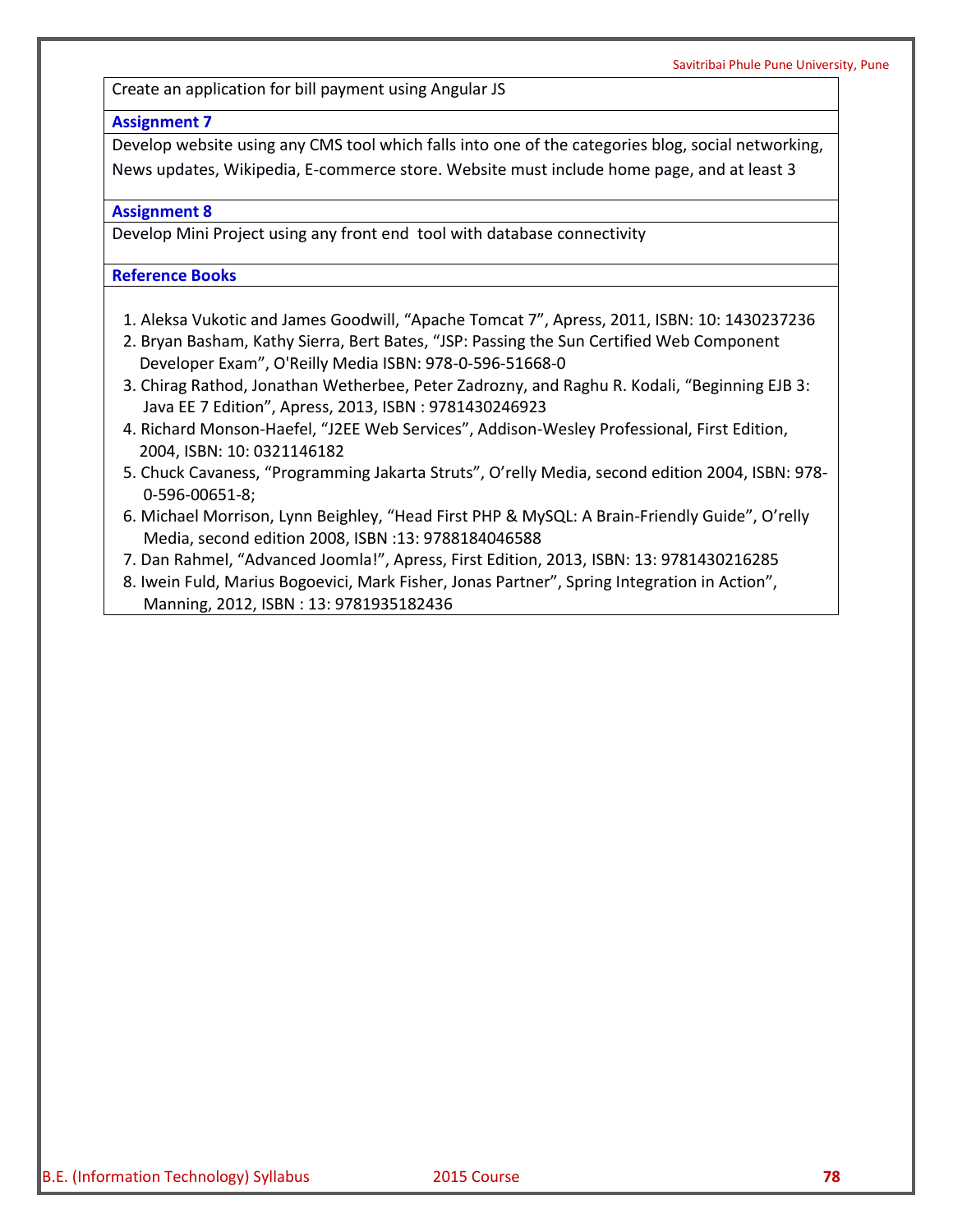Create an application for bill payment using Angular JS

**Assignment 7**

Develop website using any CMS tool which falls into one of the categories blog, social networking, News updates, Wikipedia, E-commerce store. Website must include home page, and at least 3

**Assignment 8**

Develop Mini Project using any front end tool with database connectivity

**Reference Books**

1. Aleksa Vukotic and James Goodwill, “Apache Tomcat 7”, Apress, 2011, ISBN: 10: 1430237236
2. Bryan Basham, Kathy Sierra, Bert Bates, “JSP: Passing the Sun Certified Web Component Developer Exam”, O'Reilly Media ISBN: 978-0-596-51668-0
3. Chirag Rathod, Jonathan Wetherbee, Peter Zadrozny, and Raghu R. Kodali, “Beginning EJB 3: Java EE 7 Edition”, Apress, 2013, ISBN : 9781430246923
4. Richard Monson-Haefel, “J2EE Web Services”, Addison-Wesley Professional, First Edition, 2004, ISBN: 10: 0321146182
5. Chuck Cavaness, “Programming Jakarta Struts”, O’relly Media, second edition 2004, ISBN: 978-0-596-00651-8;
6. Michael Morrison, Lynn Beighley, “Head First PHP & MySQL: A Brain-Friendly Guide”, O’relly Media, second edition 2008, ISBN :13: 9788184046588
7. Dan Rahmel, “Advanced Joomla!”, Apress, First Edition, 2013, ISBN: 13: 9781430216285
8. Iwein Fuld, Marius Bogoevici, Mark Fisher, Jonas Partner”, Spring Integration in Action”, Manning, 2012, ISBN : 13: 9781935182436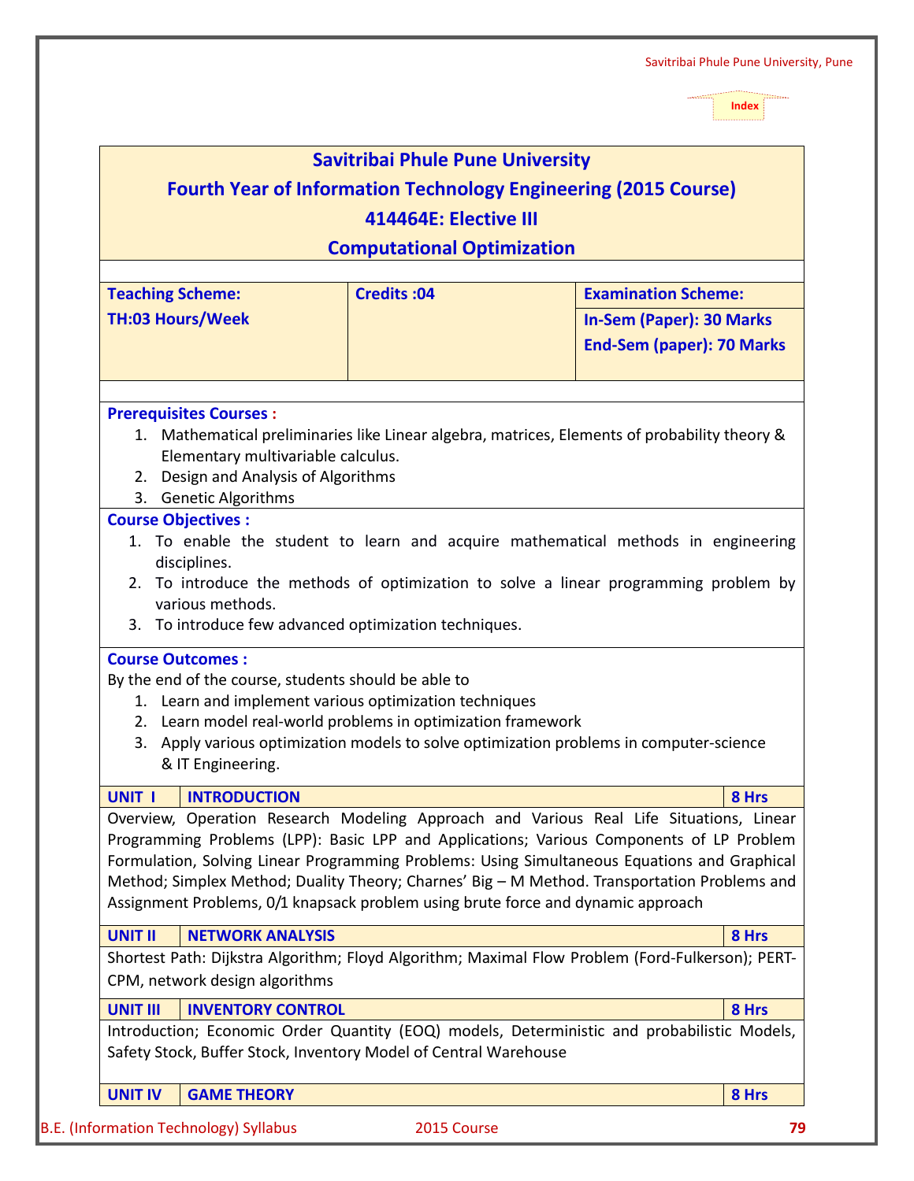Index

## Savitribai Phule Pune University
## Fourth Year of Information Technology Engineering (2015 Course)
## 414464E: Elective III
## Computational Optimization

| Teaching Scheme: | Credits :04 | Examination Scheme: |
|---|---|---|
| TH:03 Hours/Week | | In-Sem (Paper): 30 Marks<br>End-Sem (paper): 70 Marks |

**Prerequisites Courses :**

1. Mathematical preliminaries like Linear algebra, matrices, Elements of probability theory & Elementary multivariable calculus.
2. Design and Analysis of Algorithms
3. Genetic Algorithms

**Course Objectives :**

1. To enable the student to learn and acquire mathematical methods in engineering disciplines.
2. To introduce the methods of optimization to solve a linear programming problem by various methods.
3. To introduce few advanced optimization techniques.

**Course Outcomes :**

By the end of the course, students should be able to

1. Learn and implement various optimization techniques
2. Learn model real-world problems in optimization framework
3. Apply various optimization models to solve optimization problems in computer-science & IT Engineering.

| UNIT I | INTRODUCTION | 8 Hrs |
|---|---|---|

Overview, Operation Research Modeling Approach and Various Real Life Situations, Linear Programming Problems (LPP): Basic LPP and Applications; Various Components of LP Problem Formulation, Solving Linear Programming Problems: Using Simultaneous Equations and Graphical Method; Simplex Method; Duality Theory; Charnes' Big – M Method. Transportation Problems and Assignment Problems, 0/1 knapsack problem using brute force and dynamic approach

| UNIT II | NETWORK ANALYSIS | 8 Hrs |
|---|---|---|

Shortest Path: Dijkstra Algorithm; Floyd Algorithm; Maximal Flow Problem (Ford-Fulkerson); PERT-CPM, network design algorithms

| UNIT III | INVENTORY CONTROL | 8 Hrs |
|---|---|---|

Introduction; Economic Order Quantity (EOQ) models, Deterministic and probabilistic Models, Safety Stock, Buffer Stock, Inventory Model of Central Warehouse

| UNIT IV | GAME THEORY | 8 Hrs |
|---|---|---|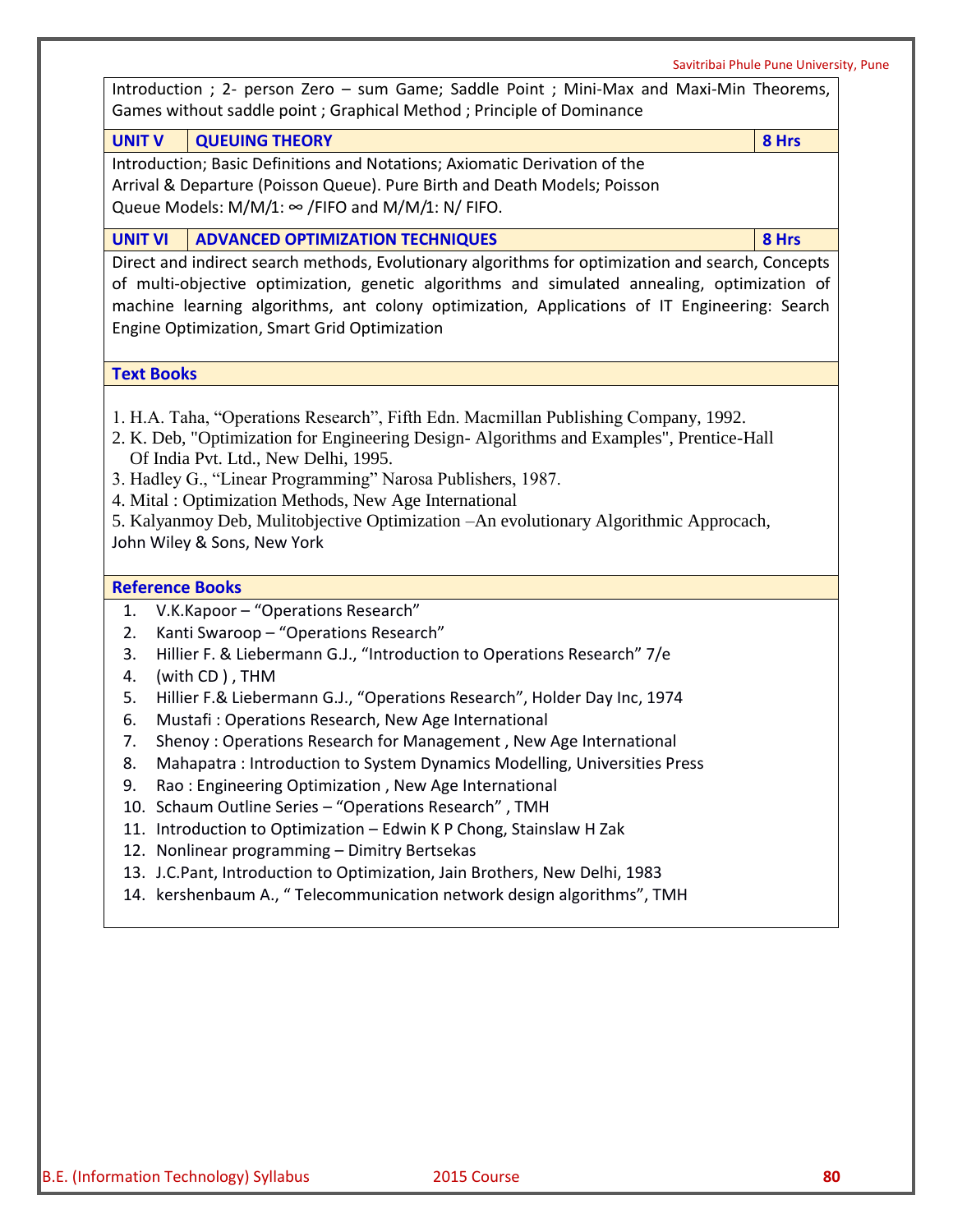Introduction ; 2- person Zero – sum Game; Saddle Point ; Mini-Max and Maxi-Min Theorems, Games without saddle point ; Graphical Method ; Principle of Dominance

| UNIT V | QUEUING THEORY | 8 Hrs |
|---|---|---|

Introduction; Basic Definitions and Notations; Axiomatic Derivation of the Arrival & Departure (Poisson Queue). Pure Birth and Death Models; Poisson Queue Models: M/M/1: ∞ /FIFO and M/M/1: N/ FIFO.

| UNIT VI | ADVANCED OPTIMIZATION TECHNIQUES | 8 Hrs |
|---|---|---|

Direct and indirect search methods, Evolutionary algorithms for optimization and search, Concepts of multi-objective optimization, genetic algorithms and simulated annealing, optimization of machine learning algorithms, ant colony optimization, Applications of IT Engineering: Search Engine Optimization, Smart Grid Optimization

### Text Books

1. H.A. Taha, "Operations Research", Fifth Edn. Macmillan Publishing Company, 1992.
2. K. Deb, "Optimization for Engineering Design- Algorithms and Examples", Prentice-Hall Of India Pvt. Ltd., New Delhi, 1995.
3. Hadley G., "Linear Programming" Narosa Publishers, 1987.
4. Mital : Optimization Methods, New Age International
5. Kalyanmoy Deb, Mulitobjective Optimization –An evolutionary Algorithmic Approcach, John Wiley & Sons, New York

### Reference Books

1. V.K.Kapoor – "Operations Research"
2. Kanti Swaroop – "Operations Research"
3. Hillier F. & Liebermann G.J., "Introduction to Operations Research" 7/e
4. (with CD ) , THM
5. Hillier F.& Liebermann G.J., "Operations Research", Holder Day Inc, 1974
6. Mustafi : Operations Research, New Age International
7. Shenoy : Operations Research for Management , New Age International
8. Mahapatra : Introduction to System Dynamics Modelling, Universities Press
9. Rao : Engineering Optimization , New Age International
10. Schaum Outline Series – "Operations Research" , TMH
11. Introduction to Optimization – Edwin K P Chong, Stainslaw H Zak
12. Nonlinear programming – Dimitry Bertsekas
13. J.C.Pant, Introduction to Optimization, Jain Brothers, New Delhi, 1983
14. kershenbaum A., " Telecommunication network design algorithms", TMH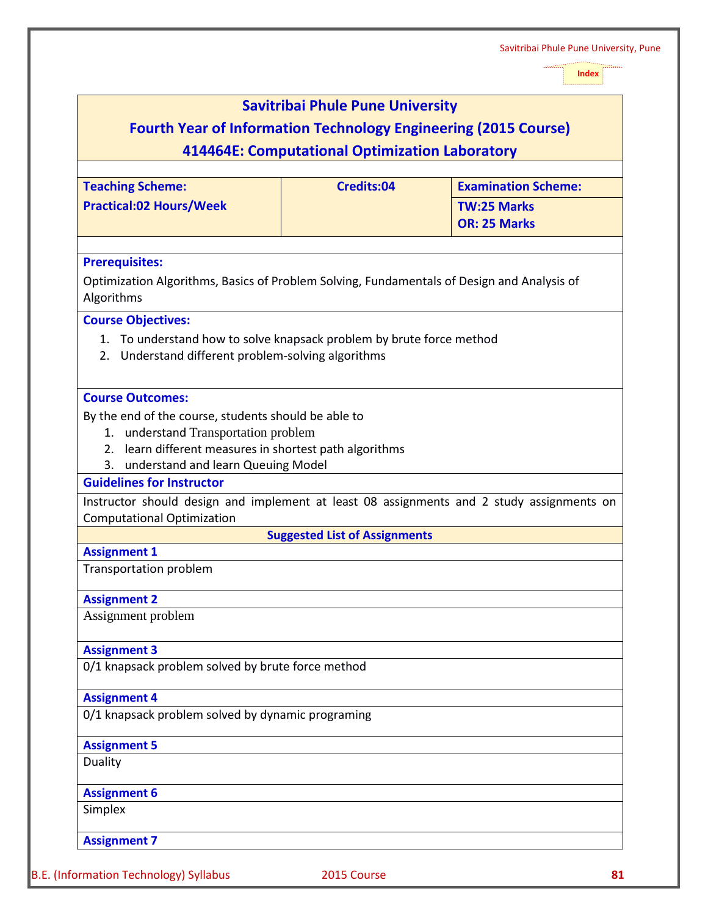Index

# Savitribai Phule Pune University
## Fourth Year of Information Technology Engineering (2015 Course)
## 414464E: Computational Optimization Laboratory

| Teaching Scheme: | Credits:04 | Examination Scheme: |
|---|---|---|
| Practical:02 Hours/Week | | TW:25 Marks<br>OR: 25 Marks |

**Prerequisites:**

Optimization Algorithms, Basics of Problem Solving, Fundamentals of Design and Analysis of Algorithms

**Course Objectives:**

1. To understand how to solve knapsack problem by brute force method
2. Understand different problem-solving algorithms

**Course Outcomes:**

By the end of the course, students should be able to

1. understand Transportation problem
2. learn different measures in shortest path algorithms
3. understand and learn Queuing Model

**Guidelines for Instructor**

Instructor should design and implement at least 08 assignments and 2 study assignments on Computational Optimization

**Suggested List of Assignments**

**Assignment 1**

Transportation problem

**Assignment 2**

Assignment problem

**Assignment 3**

0/1 knapsack problem solved by brute force method

**Assignment 4**

0/1 knapsack problem solved by dynamic programing

**Assignment 5**

Duality

**Assignment 6**

Simplex

**Assignment 7**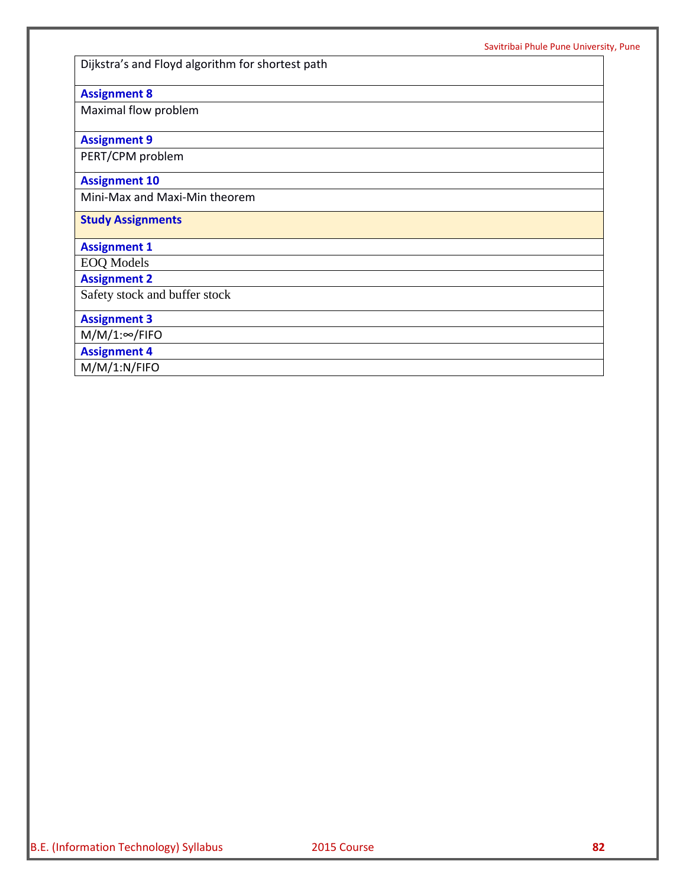| |
|---|
| Dijkstra's and Floyd algorithm for shortest path |
| **Assignment 8** |
| Maximal flow problem |
| **Assignment 9** |
| PERT/CPM problem |
| **Assignment 10** |
| Mini-Max and Maxi-Min theorem |
| **Study Assignments** |
| **Assignment 1** |
| EOQ Models |
| **Assignment 2** |
| Safety stock and buffer stock |
| **Assignment 3** |
| M/M/1:∞/FIFO |
| **Assignment 4** |
| M/M/1:N/FIFO |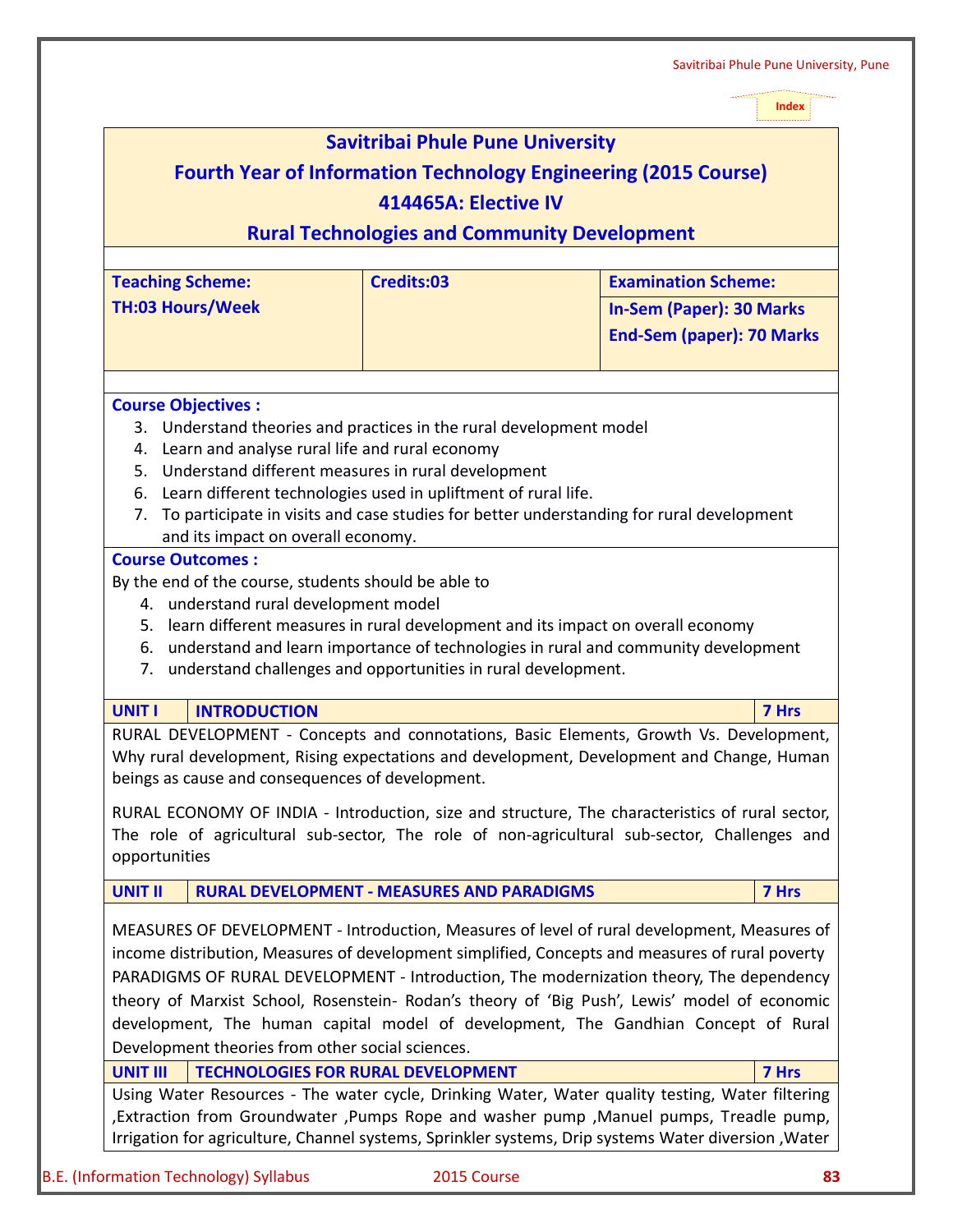Index

# Savitribai Phule Pune University

## Fourth Year of Information Technology Engineering (2015 Course)

## 414465A: Elective IV

## Rural Technologies and Community Development

| Teaching Scheme: | Credits:03 | Examination Scheme: |
|---|---|---|
| TH:03 Hours/Week | | In-Sem (Paper): 30 Marks<br>End-Sem (paper): 70 Marks |

**Course Objectives :**

3. Understand theories and practices in the rural development model
4. Learn and analyse rural life and rural economy
5. Understand different measures in rural development
6. Learn different technologies used in upliftment of rural life.
7. To participate in visits and case studies for better understanding for rural development and its impact on overall economy.

**Course Outcomes :**

By the end of the course, students should be able to

4. understand rural development model
5. learn different measures in rural development and its impact on overall economy
6. understand and learn importance of technologies in rural and community development
7. understand challenges and opportunities in rural development.

| UNIT I | INTRODUCTION | 7 Hrs |
|---|---|---|

RURAL DEVELOPMENT - Concepts and connotations, Basic Elements, Growth Vs. Development, Why rural development, Rising expectations and development, Development and Change, Human beings as cause and consequences of development.

RURAL ECONOMY OF INDIA - Introduction, size and structure, The characteristics of rural sector, The role of agricultural sub-sector, The role of non-agricultural sub-sector, Challenges and opportunities

| UNIT II | RURAL DEVELOPMENT - MEASURES AND PARADIGMS | 7 Hrs |
|---|---|---|

MEASURES OF DEVELOPMENT - Introduction, Measures of level of rural development, Measures of income distribution, Measures of development simplified, Concepts and measures of rural poverty PARADIGMS OF RURAL DEVELOPMENT - Introduction, The modernization theory, The dependency theory of Marxist School, Rosenstein- Rodan's theory of 'Big Push', Lewis' model of economic development, The human capital model of development, The Gandhian Concept of Rural Development theories from other social sciences.

| UNIT III | TECHNOLOGIES FOR RURAL DEVELOPMENT | 7 Hrs |
|---|---|---|

Using Water Resources - The water cycle, Drinking Water, Water quality testing, Water filtering ,Extraction from Groundwater ,Pumps Rope and washer pump ,Manuel pumps, Treadle pump, Irrigation for agriculture, Channel systems, Sprinkler systems, Drip systems Water diversion ,Water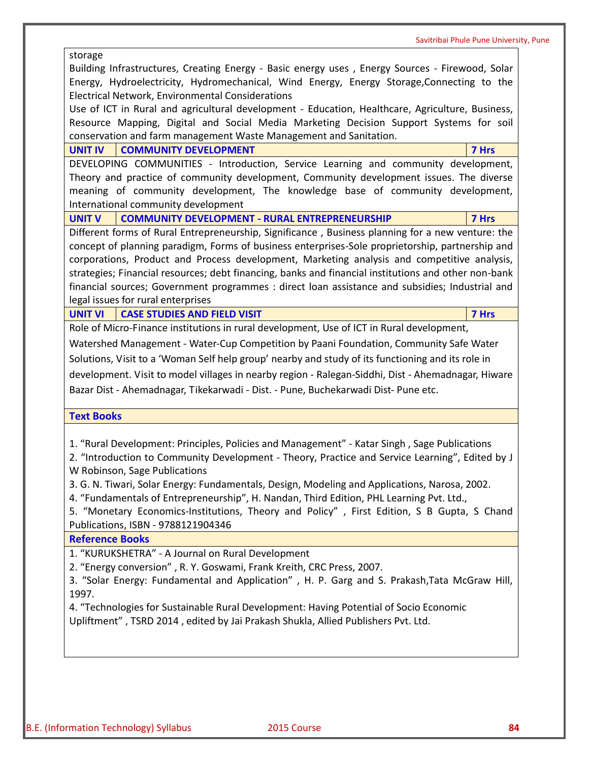storage

Building Infrastructures, Creating Energy - Basic energy uses , Energy Sources - Firewood, Solar Energy, Hydroelectricity, Hydromechanical, Wind Energy, Energy Storage,Connecting to the Electrical Network, Environmental Considerations

Use of ICT in Rural and agricultural development - Education, Healthcare, Agriculture, Business, Resource Mapping, Digital and Social Media Marketing Decision Support Systems for soil conservation and farm management Waste Management and Sanitation.

| UNIT IV | COMMUNITY DEVELOPMENT | 7 Hrs |
|---|---|---|

DEVELOPING COMMUNITIES - Introduction, Service Learning and community development, Theory and practice of community development, Community development issues. The diverse meaning of community development, The knowledge base of community development, International community development

| UNIT V | COMMUNITY DEVELOPMENT - RURAL ENTREPRENEURSHIP | 7 Hrs |
|---|---|---|

Different forms of Rural Entrepreneurship, Significance , Business planning for a new venture: the concept of planning paradigm, Forms of business enterprises-Sole proprietorship, partnership and corporations, Product and Process development, Marketing analysis and competitive analysis, strategies; Financial resources; debt financing, banks and financial institutions and other non-bank financial sources; Government programmes : direct loan assistance and subsidies; Industrial and legal issues for rural enterprises

| UNIT VI | CASE STUDIES AND FIELD VISIT | 7 Hrs |
|---|---|---|

Role of Micro-Finance institutions in rural development, Use of ICT in Rural development, Watershed Management - Water-Cup Competition by Paani Foundation, Community Safe Water Solutions, Visit to a 'Woman Self help group' nearby and study of its functioning and its role in development. Visit to model villages in nearby region - Ralegan-Siddhi, Dist - Ahemadnagar, Hiware Bazar Dist - Ahemadnagar, Tikekarwadi - Dist. - Pune, Buchekarwadi Dist- Pune etc.

**Text Books**

1. "Rural Development: Principles, Policies and Management" - Katar Singh , Sage Publications
2. "Introduction to Community Development - Theory, Practice and Service Learning", Edited by J W Robinson, Sage Publications
3. G. N. Tiwari, Solar Energy: Fundamentals, Design, Modeling and Applications, Narosa, 2002.
4. "Fundamentals of Entrepreneurship", H. Nandan, Third Edition, PHL Learning Pvt. Ltd.,
5. "Monetary Economics-Institutions, Theory and Policy" , First Edition, S B Gupta, S Chand Publications, ISBN - 9788121904346

**Reference Books**

1. "KURUKSHETRA" - A Journal on Rural Development
2. "Energy conversion" , R. Y. Goswami, Frank Kreith, CRC Press, 2007.
3. "Solar Energy: Fundamental and Application" , H. P. Garg and S. Prakash,Tata McGraw Hill, 1997.
4. "Technologies for Sustainable Rural Development: Having Potential of Socio Economic Upliftment" , TSRD 2014 , edited by Jai Prakash Shukla, Allied Publishers Pvt. Ltd.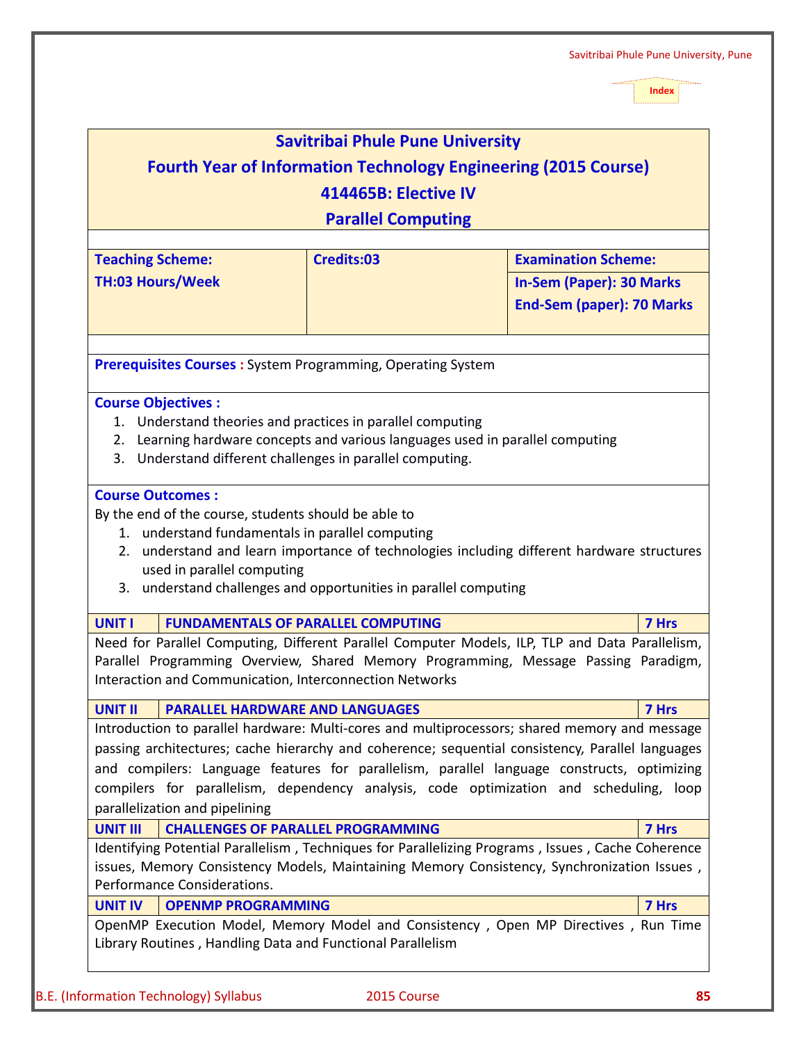# Savitribai Phule Pune University

## Fourth Year of Information Technology Engineering (2015 Course)

## 414465B: Elective IV

## Parallel Computing

| Teaching Scheme: | Credits:03 | Examination Scheme: |
|---|---|---|
| TH:03 Hours/Week | | In-Sem (Paper): 30 Marks<br>End-Sem (paper): 70 Marks |

**Prerequisites Courses :** System Programming, Operating System

**Course Objectives :**

1. Understand theories and practices in parallel computing
2. Learning hardware concepts and various languages used in parallel computing
3. Understand different challenges in parallel computing.

**Course Outcomes :**

By the end of the course, students should be able to

1. understand fundamentals in parallel computing
2. understand and learn importance of technologies including different hardware structures used in parallel computing
3. understand challenges and opportunities in parallel computing

| UNIT I | FUNDAMENTALS OF PARALLEL COMPUTING | 7 Hrs |
|---|---|---|

Need for Parallel Computing, Different Parallel Computer Models, ILP, TLP and Data Parallelism, Parallel Programming Overview, Shared Memory Programming, Message Passing Paradigm, Interaction and Communication, Interconnection Networks

| UNIT II | PARALLEL HARDWARE AND LANGUAGES | 7 Hrs |
|---|---|---|

Introduction to parallel hardware: Multi-cores and multiprocessors; shared memory and message passing architectures; cache hierarchy and coherence; sequential consistency, Parallel languages and compilers: Language features for parallelism, parallel language constructs, optimizing compilers for parallelism, dependency analysis, code optimization and scheduling, loop parallelization and pipelining

| UNIT III | CHALLENGES OF PARALLEL PROGRAMMING | 7 Hrs |
|---|---|---|

Identifying Potential Parallelism , Techniques for Parallelizing Programs , Issues , Cache Coherence issues, Memory Consistency Models, Maintaining Memory Consistency, Synchronization Issues , Performance Considerations.

| UNIT IV | OPENMP PROGRAMMING | 7 Hrs |
|---|---|---|

OpenMP Execution Model, Memory Model and Consistency , Open MP Directives , Run Time Library Routines , Handling Data and Functional Parallelism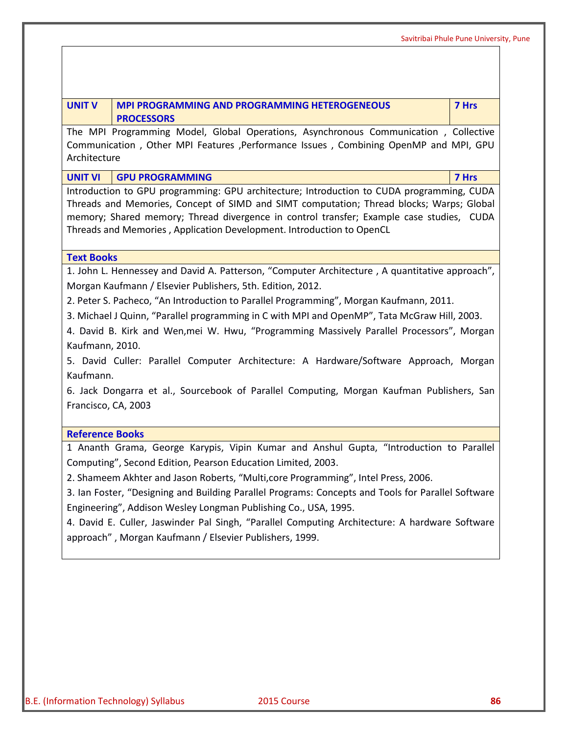| UNIT V | MPI PROGRAMMING AND PROGRAMMING HETEROGENEOUS PROCESSORS | 7 Hrs |
|---|---|---|

The MPI Programming Model, Global Operations, Asynchronous Communication , Collective Communication , Other MPI Features ,Performance Issues , Combining OpenMP and MPI, GPU Architecture

| UNIT VI | GPU PROGRAMMING | 7 Hrs |
|---|---|---|

Introduction to GPU programming: GPU architecture; Introduction to CUDA programming, CUDA Threads and Memories, Concept of SIMD and SIMT computation; Thread blocks; Warps; Global memory; Shared memory; Thread divergence in control transfer; Example case studies, CUDA Threads and Memories , Application Development. Introduction to OpenCL

### Text Books

1. John L. Hennessey and David A. Patterson, "Computer Architecture , A quantitative approach", Morgan Kaufmann / Elsevier Publishers, 5th. Edition, 2012.
2. Peter S. Pacheco, "An Introduction to Parallel Programming", Morgan Kaufmann, 2011.
3. Michael J Quinn, "Parallel programming in C with MPI and OpenMP", Tata McGraw Hill, 2003.
4. David B. Kirk and Wen,mei W. Hwu, "Programming Massively Parallel Processors", Morgan Kaufmann, 2010.
5. David Culler: Parallel Computer Architecture: A Hardware/Software Approach, Morgan Kaufmann.
6. Jack Dongarra et al., Sourcebook of Parallel Computing, Morgan Kaufman Publishers, San Francisco, CA, 2003

### Reference Books

1 Ananth Grama, George Karypis, Vipin Kumar and Anshul Gupta, "Introduction to Parallel Computing", Second Edition, Pearson Education Limited, 2003.

2. Shameem Akhter and Jason Roberts, "Multi,core Programming", Intel Press, 2006.

3. Ian Foster, "Designing and Building Parallel Programs: Concepts and Tools for Parallel Software Engineering", Addison Wesley Longman Publishing Co., USA, 1995.

4. David E. Culler, Jaswinder Pal Singh, "Parallel Computing Architecture: A hardware Software approach" , Morgan Kaufmann / Elsevier Publishers, 1999.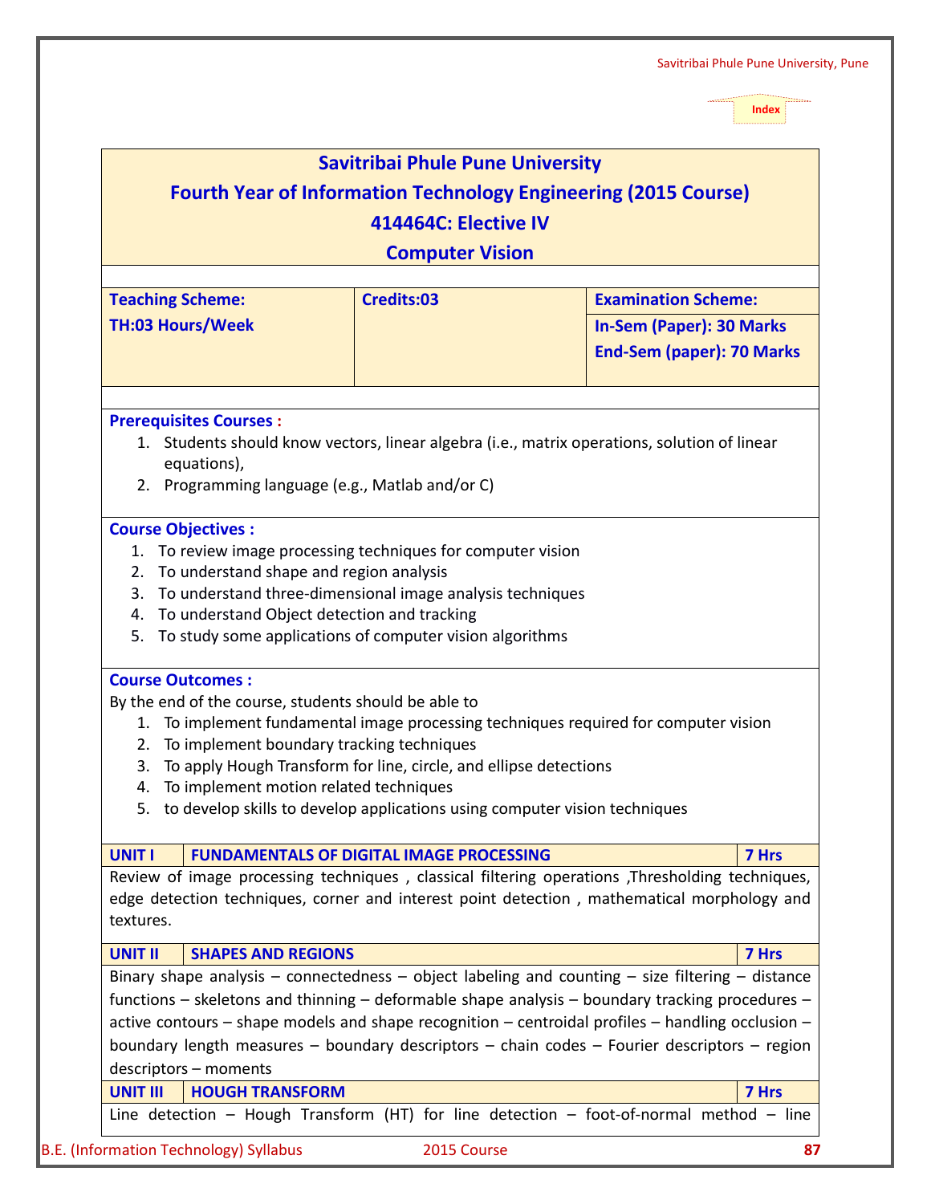Index

## Savitribai Phule Pune University
## Fourth Year of Information Technology Engineering (2015 Course)
## 414464C: Elective IV
## Computer Vision

| Teaching Scheme: | Credits:03 | Examination Scheme: |
|---|---|---|
| TH:03 Hours/Week | | In-Sem (Paper): 30 Marks<br>End-Sem (paper): 70 Marks |

**Prerequisites Courses :**

1. Students should know vectors, linear algebra (i.e., matrix operations, solution of linear equations),
2. Programming language (e.g., Matlab and/or C)

**Course Objectives :**

1. To review image processing techniques for computer vision
2. To understand shape and region analysis
3. To understand three-dimensional image analysis techniques
4. To understand Object detection and tracking
5. To study some applications of computer vision algorithms

**Course Outcomes :**

By the end of the course, students should be able to

1. To implement fundamental image processing techniques required for computer vision
2. To implement boundary tracking techniques
3. To apply Hough Transform for line, circle, and ellipse detections
4. To implement motion related techniques
5. to develop skills to develop applications using computer vision techniques

| UNIT I | FUNDAMENTALS OF DIGITAL IMAGE PROCESSING | 7 Hrs |
|---|---|---|

Review of image processing techniques , classical filtering operations ,Thresholding techniques, edge detection techniques, corner and interest point detection , mathematical morphology and textures.

| UNIT II | SHAPES AND REGIONS | 7 Hrs |
|---|---|---|

Binary shape analysis – connectedness – object labeling and counting – size filtering – distance functions – skeletons and thinning – deformable shape analysis – boundary tracking procedures – active contours – shape models and shape recognition – centroidal profiles – handling occlusion – boundary length measures – boundary descriptors – chain codes – Fourier descriptors – region descriptors – moments

| UNIT III | HOUGH TRANSFORM | 7 Hrs |
|---|---|---|

Line detection – Hough Transform (HT) for line detection – foot-of-normal method – line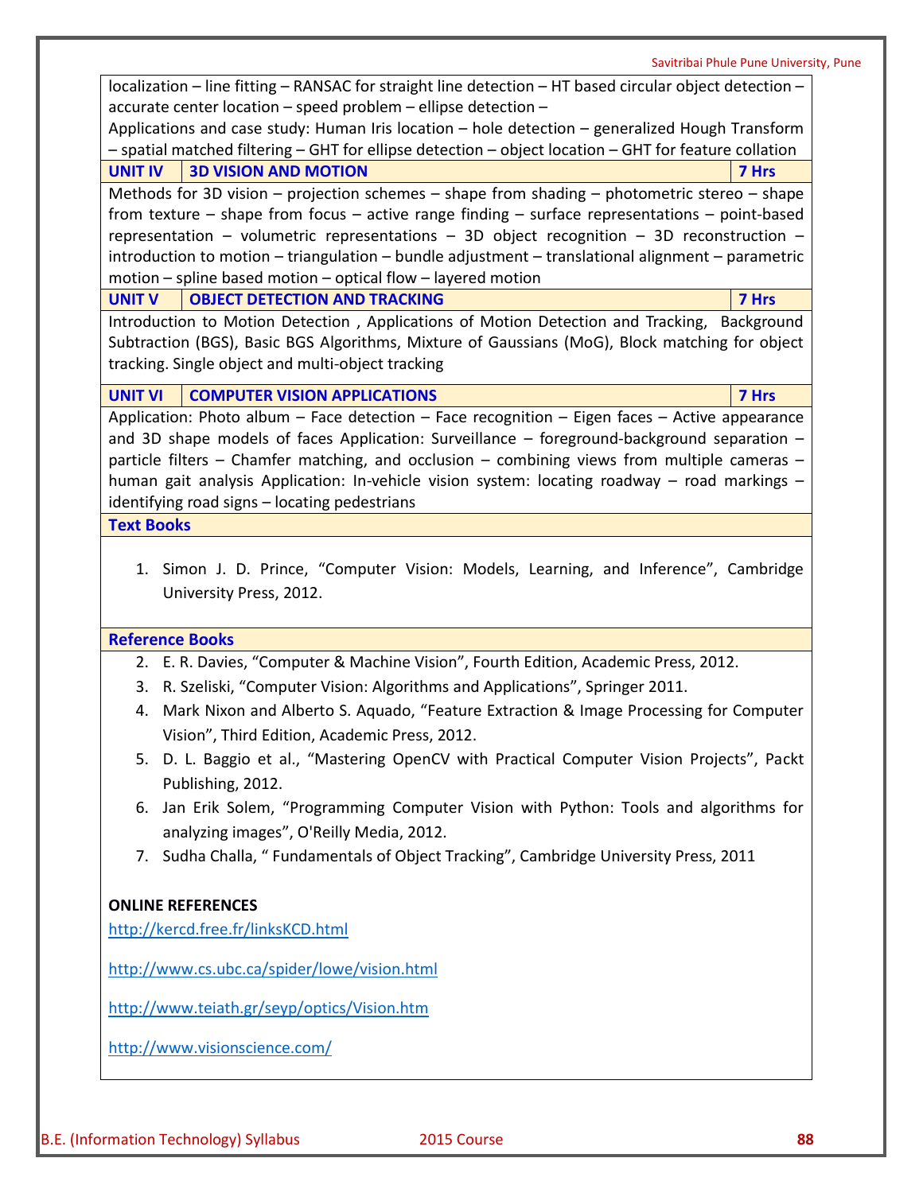localization – line fitting – RANSAC for straight line detection – HT based circular object detection – accurate center location – speed problem – ellipse detection –
Applications and case study: Human Iris location – hole detection – generalized Hough Transform – spatial matched filtering – GHT for ellipse detection – object location – GHT for feature collation

| UNIT IV | 3D VISION AND MOTION | 7 Hrs |
|---|---|---|

Methods for 3D vision – projection schemes – shape from shading – photometric stereo – shape from texture – shape from focus – active range finding – surface representations – point-based representation – volumetric representations – 3D object recognition – 3D reconstruction – introduction to motion – triangulation – bundle adjustment – translational alignment – parametric motion – spline based motion – optical flow – layered motion

| UNIT V | OBJECT DETECTION AND TRACKING | 7 Hrs |
|---|---|---|

Introduction to Motion Detection , Applications of Motion Detection and Tracking, Background Subtraction (BGS), Basic BGS Algorithms, Mixture of Gaussians (MoG), Block matching for object tracking. Single object and multi-object tracking

| UNIT VI | COMPUTER VISION APPLICATIONS | 7 Hrs |
|---|---|---|

Application: Photo album – Face detection – Face recognition – Eigen faces – Active appearance and 3D shape models of faces Application: Surveillance – foreground-background separation – particle filters – Chamfer matching, and occlusion – combining views from multiple cameras – human gait analysis Application: In-vehicle vision system: locating roadway – road markings – identifying road signs – locating pedestrians

**Text Books**

1. Simon J. D. Prince, "Computer Vision: Models, Learning, and Inference", Cambridge University Press, 2012.

**Reference Books**

2. E. R. Davies, "Computer & Machine Vision", Fourth Edition, Academic Press, 2012.
3. R. Szeliski, "Computer Vision: Algorithms and Applications", Springer 2011.
4. Mark Nixon and Alberto S. Aquado, "Feature Extraction & Image Processing for Computer Vision", Third Edition, Academic Press, 2012.
5. D. L. Baggio et al., "Mastering OpenCV with Practical Computer Vision Projects", Packt Publishing, 2012.
6. Jan Erik Solem, "Programming Computer Vision with Python: Tools and algorithms for analyzing images", O'Reilly Media, 2012.
7. Sudha Challa, " Fundamentals of Object Tracking", Cambridge University Press, 2011

**ONLINE REFERENCES**

http://kercd.free.fr/linksKCD.html

http://www.cs.ubc.ca/spider/lowe/vision.html

http://www.teiath.gr/seyp/optics/Vision.htm

http://www.visionscience.com/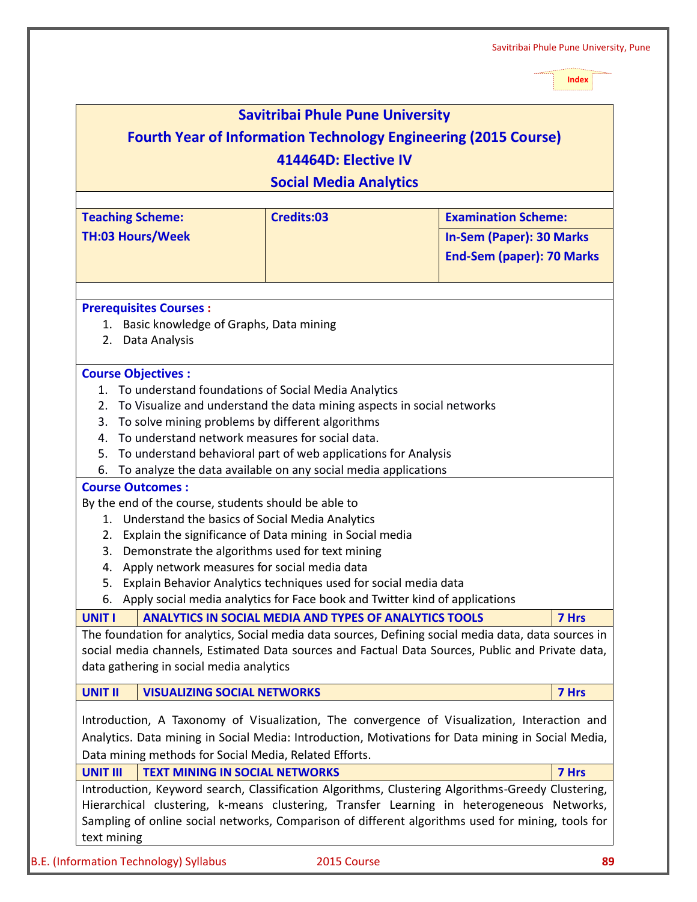# Savitribai Phule Pune University
## Fourth Year of Information Technology Engineering (2015 Course)
## 414464D: Elective IV
## Social Media Analytics

| Teaching Scheme: | Credits:03 | Examination Scheme: |
| --- | --- | --- |
| TH:03 Hours/Week | | In-Sem (Paper): 30 Marks<br>End-Sem (paper): 70 Marks |

**Prerequisites Courses :**

1. Basic knowledge of Graphs, Data mining
2. Data Analysis

**Course Objectives :**

1. To understand foundations of Social Media Analytics
2. To Visualize and understand the data mining aspects in social networks
3. To solve mining problems by different algorithms
4. To understand network measures for social data.
5. To understand behavioral part of web applications for Analysis
6. To analyze the data available on any social media applications

**Course Outcomes :**

By the end of the course, students should be able to

1. Understand the basics of Social Media Analytics
2. Explain the significance of Data mining in Social media
3. Demonstrate the algorithms used for text mining
4. Apply network measures for social media data
5. Explain Behavior Analytics techniques used for social media data
6. Apply social media analytics for Face book and Twitter kind of applications

| UNIT I | ANALYTICS IN SOCIAL MEDIA AND TYPES OF ANALYTICS TOOLS | 7 Hrs |
| --- | --- | --- |

The foundation for analytics, Social media data sources, Defining social media data, data sources in social media channels, Estimated Data sources and Factual Data Sources, Public and Private data, data gathering in social media analytics

| UNIT II | VISUALIZING SOCIAL NETWORKS | 7 Hrs |
| --- | --- | --- |

Introduction, A Taxonomy of Visualization, The convergence of Visualization, Interaction and Analytics. Data mining in Social Media: Introduction, Motivations for Data mining in Social Media, Data mining methods for Social Media, Related Efforts.

| UNIT III | TEXT MINING IN SOCIAL NETWORKS | 7 Hrs |
| --- | --- | --- |

Introduction, Keyword search, Classification Algorithms, Clustering Algorithms-Greedy Clustering, Hierarchical clustering, k-means clustering, Transfer Learning in heterogeneous Networks, Sampling of online social networks, Comparison of different algorithms used for mining, tools for text mining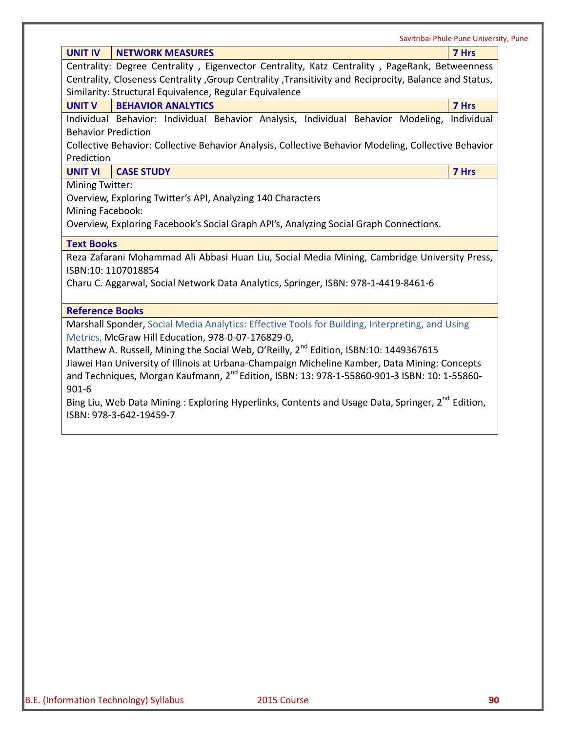| UNIT IV | NETWORK MEASURES | 7 Hrs |
|---|---|---|

Centrality: Degree Centrality , Eigenvector Centrality, Katz Centrality , PageRank, Betweenness Centrality, Closeness Centrality ,Group Centrality ,Transitivity and Reciprocity, Balance and Status, Similarity: Structural Equivalence, Regular Equivalence

| UNIT V | BEHAVIOR ANALYTICS | 7 Hrs |
|---|---|---|

Individual Behavior: Individual Behavior Analysis, Individual Behavior Modeling, Individual Behavior Prediction

Collective Behavior: Collective Behavior Analysis, Collective Behavior Modeling, Collective Behavior Prediction

| UNIT VI | CASE STUDY | 7 Hrs |
|---|---|---|

Mining Twitter:

Overview, Exploring Twitter's API, Analyzing 140 Characters

Mining Facebook:

Overview, Exploring Facebook's Social Graph API's, Analyzing Social Graph Connections.

**Text Books**

Reza Zafarani Mohammad Ali Abbasi Huan Liu, Social Media Mining, Cambridge University Press, ISBN:10: 1107018854

Charu C. Aggarwal, Social Network Data Analytics, Springer, ISBN: 978-1-4419-8461-6

**Reference Books**

Marshall Sponder, Social Media Analytics: Effective Tools for Building, Interpreting, and Using Metrics, McGraw Hill Education, 978-0-07-176829-0,

Matthew A. Russell, Mining the Social Web, O'Reilly, 2nd Edition, ISBN:10: 1449367615

Jiawei Han University of Illinois at Urbana-Champaign Micheline Kamber, Data Mining: Concepts and Techniques, Morgan Kaufmann, 2nd Edition, ISBN: 13: 978-1-55860-901-3 ISBN: 10: 1-55860-901-6

Bing Liu, Web Data Mining : Exploring Hyperlinks, Contents and Usage Data, Springer, 2nd Edition, ISBN: 978-3-642-19459-7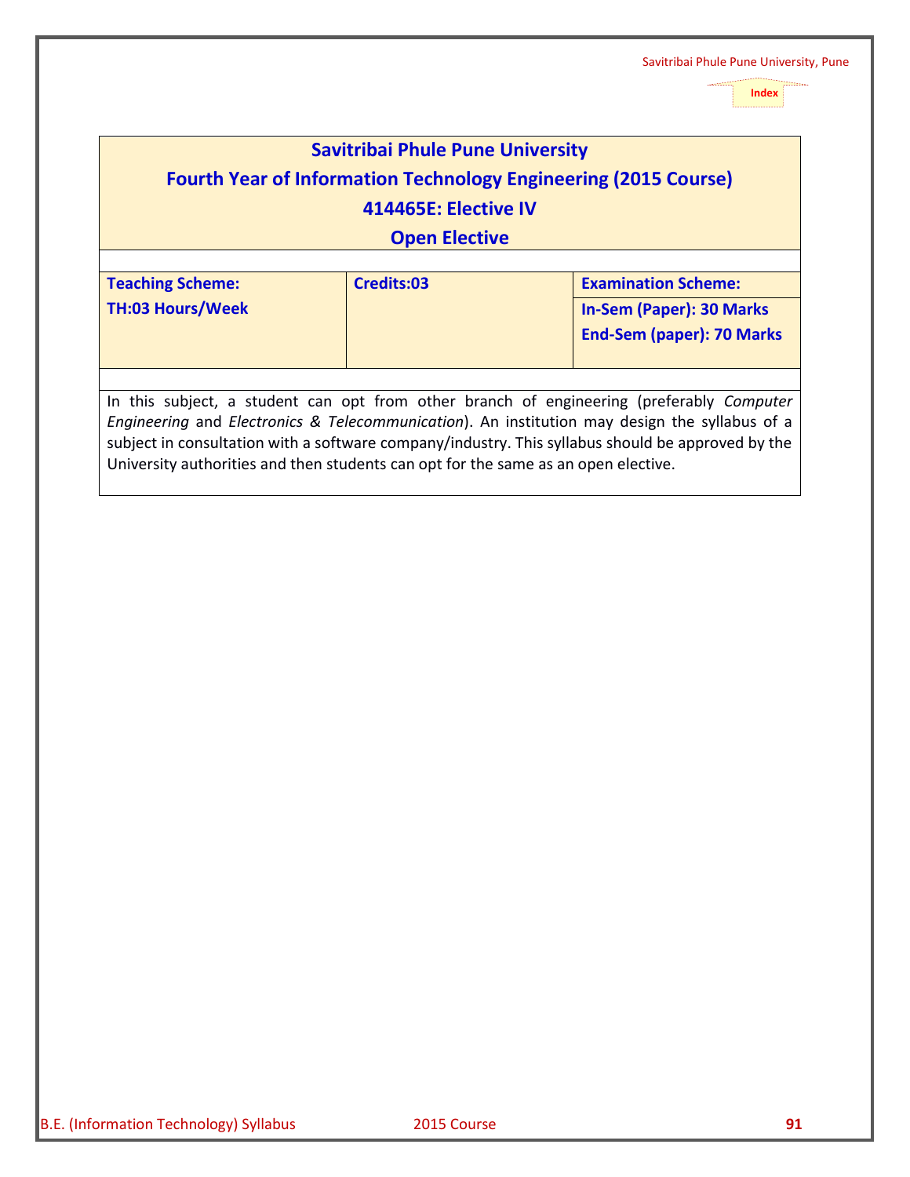# Savitribai Phule Pune University

## Fourth Year of Information Technology Engineering (2015 Course)

## 414465E: Elective IV

## Open Elective

| Teaching Scheme: | Credits:03 | Examination Scheme: |
|---|---|---|
| TH:03 Hours/Week | | In-Sem (Paper): 30 Marks<br>End-Sem (paper): 70 Marks |

In this subject, a student can opt from other branch of engineering (preferably *Computer Engineering* and *Electronics & Telecommunication*). An institution may design the syllabus of a subject in consultation with a software company/industry. This syllabus should be approved by the University authorities and then students can opt for the same as an open elective.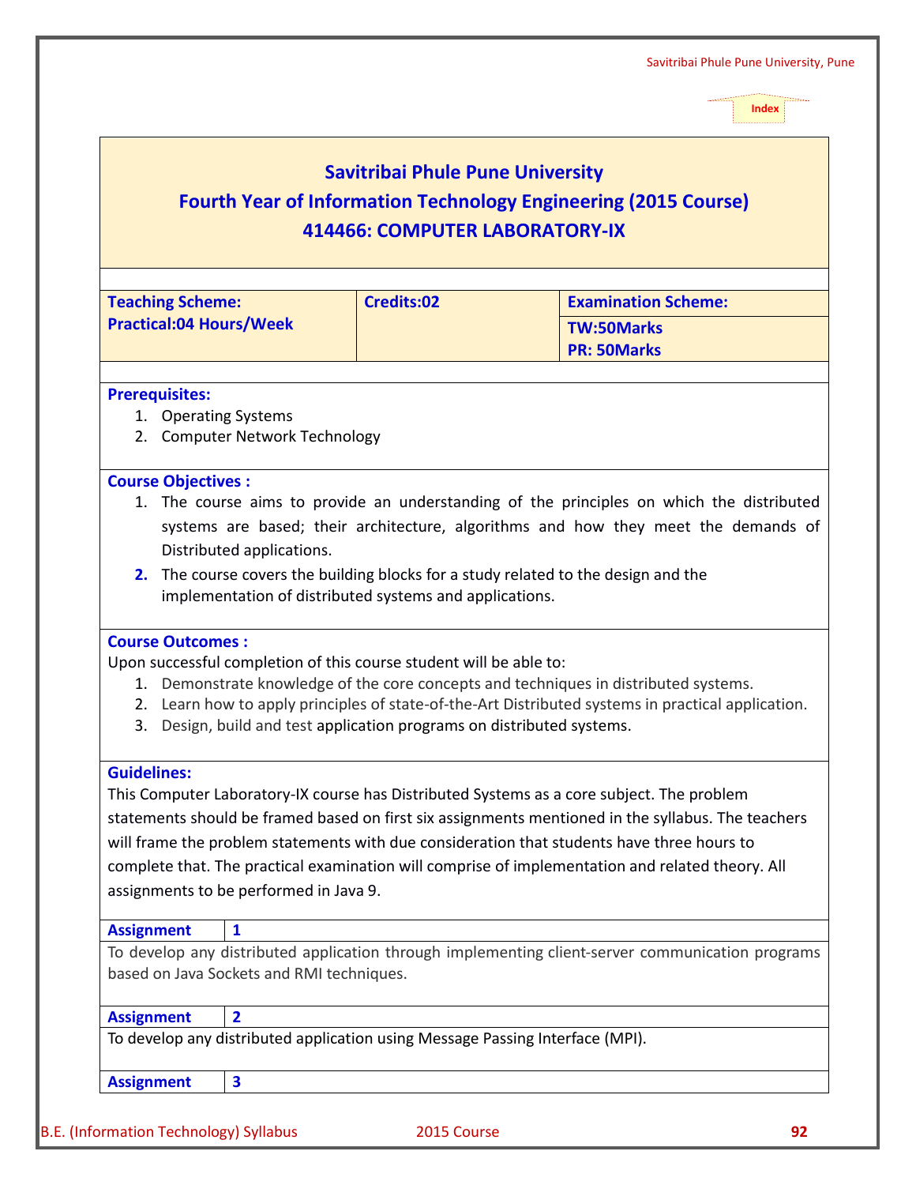Index

## Savitribai Phule Pune University

## Fourth Year of Information Technology Engineering (2015 Course)

## 414466: COMPUTER LABORATORY-IX

| | | |
|---|---|---|
| **Teaching Scheme:** | **Credits:02** | **Examination Scheme:** |
| **Practical:04 Hours/Week** | | **TW:50Marks** <br> **PR: 50Marks** |

**Prerequisites:**

1. Operating Systems
2. Computer Network Technology

**Course Objectives :**

1. The course aims to provide an understanding of the principles on which the distributed systems are based; their architecture, algorithms and how they meet the demands of Distributed applications.
2. The course covers the building blocks for a study related to the design and the implementation of distributed systems and applications.

**Course Outcomes :**

Upon successful completion of this course student will be able to:

1. Demonstrate knowledge of the core concepts and techniques in distributed systems.
2. Learn how to apply principles of state-of-the-Art Distributed systems in practical application.
3. Design, build and test application programs on distributed systems.

**Guidelines:**

This Computer Laboratory-IX course has Distributed Systems as a core subject. The problem statements should be framed based on first six assignments mentioned in the syllabus. The teachers will frame the problem statements with due consideration that students have three hours to complete that. The practical examination will comprise of implementation and related theory. All assignments to be performed in Java 9.

**Assignment 1**

To develop any distributed application through implementing client-server communication programs based on Java Sockets and RMI techniques.

**Assignment 2**

To develop any distributed application using Message Passing Interface (MPI).

**Assignment 3**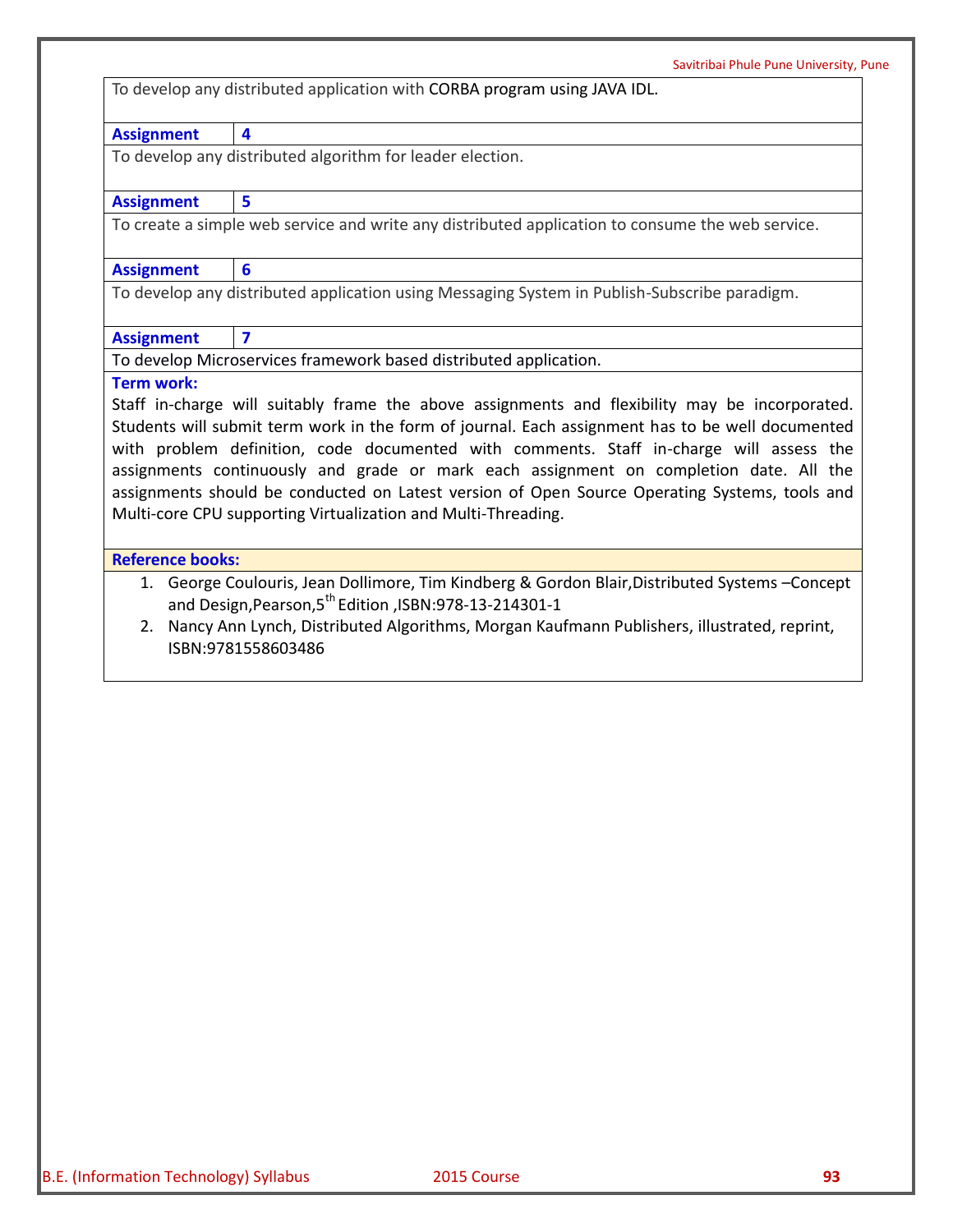To develop any distributed application with CORBA program using JAVA IDL.

| **Assignment** | **4** |
|---|---|

To develop any distributed algorithm for leader election.

| **Assignment** | **5** |
|---|---|

To create a simple web service and write any distributed application to consume the web service.

| **Assignment** | **6** |
|---|---|

To develop any distributed application using Messaging System in Publish-Subscribe paradigm.

| **Assignment** | **7** |
|---|---|

To develop Microservices framework based distributed application.

**Term work:**

Staff in-charge will suitably frame the above assignments and flexibility may be incorporated. Students will submit term work in the form of journal. Each assignment has to be well documented with problem definition, code documented with comments. Staff in-charge will assess the assignments continuously and grade or mark each assignment on completion date. All the assignments should be conducted on Latest version of Open Source Operating Systems, tools and Multi-core CPU supporting Virtualization and Multi-Threading.

**Reference books:**

1. George Coulouris, Jean Dollimore, Tim Kindberg & Gordon Blair,Distributed Systems –Concept and Design,Pearson,5th Edition ,ISBN:978-13-214301-1
2. Nancy Ann Lynch, Distributed Algorithms, Morgan Kaufmann Publishers, illustrated, reprint, ISBN:9781558603486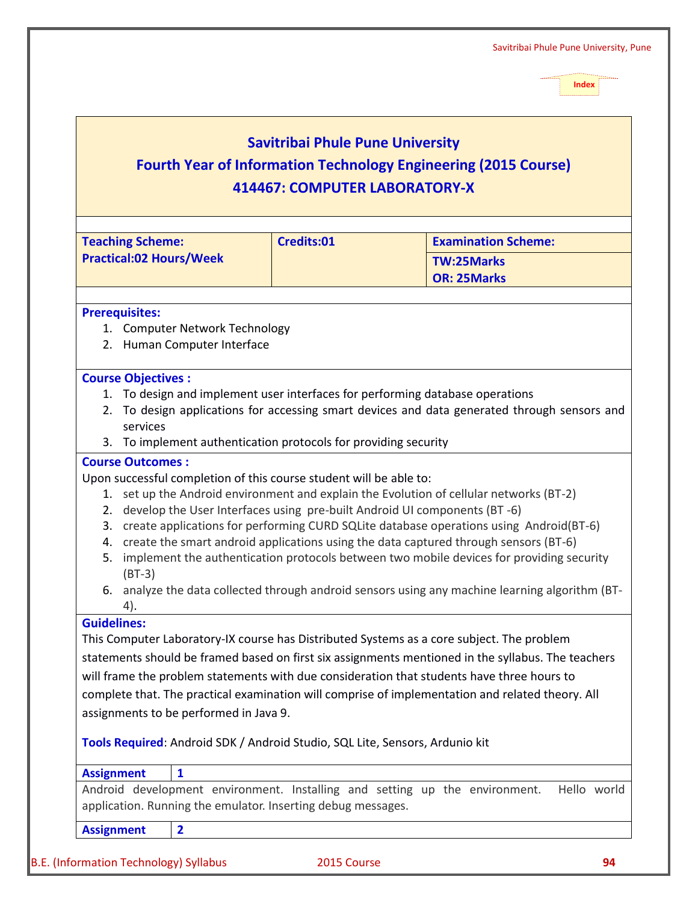Index

# Savitribai Phule Pune University
## Fourth Year of Information Technology Engineering (2015 Course)
## 414467: COMPUTER LABORATORY-X

| Teaching Scheme: | Credits:01 | Examination Scheme: |
|---|---|---|
| Practical:02 Hours/Week | | TW:25Marks<br>OR: 25Marks |

**Prerequisites:**

1. Computer Network Technology
2. Human Computer Interface

**Course Objectives :**

1. To design and implement user interfaces for performing database operations
2. To design applications for accessing smart devices and data generated through sensors and services
3. To implement authentication protocols for providing security

**Course Outcomes :**

Upon successful completion of this course student will be able to:

1. set up the Android environment and explain the Evolution of cellular networks (BT-2)
2. develop the User Interfaces using pre-built Android UI components (BT -6)
3. create applications for performing CURD SQLite database operations using Android(BT-6)
4. create the smart android applications using the data captured through sensors (BT-6)
5. implement the authentication protocols between two mobile devices for providing security (BT-3)
6. analyze the data collected through android sensors using any machine learning algorithm (BT-4).

**Guidelines:**

This Computer Laboratory-IX course has Distributed Systems as a core subject. The problem statements should be framed based on first six assignments mentioned in the syllabus. The teachers will frame the problem statements with due consideration that students have three hours to complete that. The practical examination will comprise of implementation and related theory. All assignments to be performed in Java 9.

**Tools Required**: Android SDK / Android Studio, SQL Lite, Sensors, Ardunio kit

| **Assignment** | **1** |
|---|---|

Android development environment. Installing and setting up the environment. Hello world application. Running the emulator. Inserting debug messages.

| **Assignment** | **2** |
|---|---|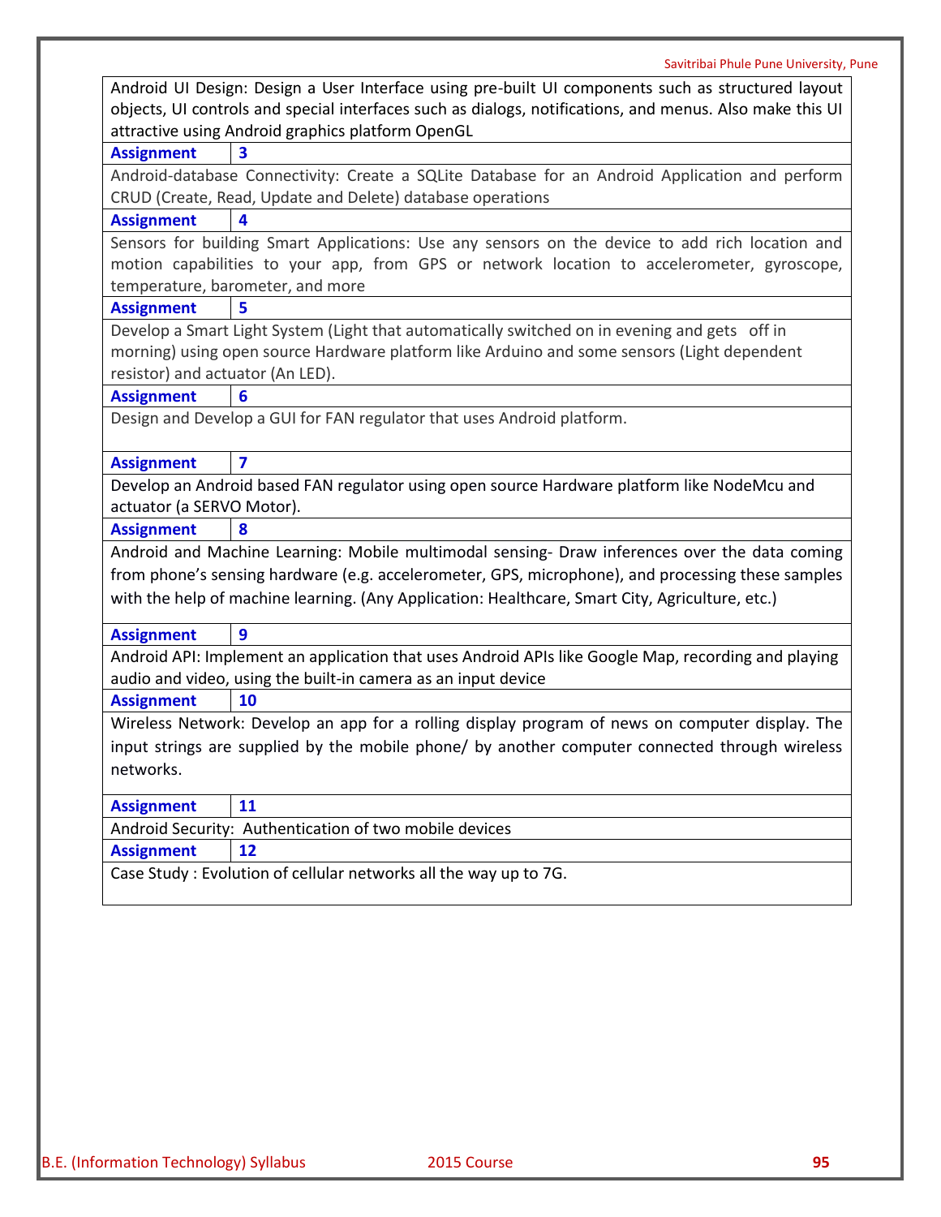| | |
|---|---|
| Android UI Design: Design a User Interface using pre-built UI components such as structured layout objects, UI controls and special interfaces such as dialogs, notifications, and menus. Also make this UI attractive using Android graphics platform OpenGL | |
| **Assignment** | **3** |
| Android-database Connectivity: Create a SQLite Database for an Android Application and perform CRUD (Create, Read, Update and Delete) database operations | |
| **Assignment** | **4** |
| Sensors for building Smart Applications: Use any sensors on the device to add rich location and motion capabilities to your app, from GPS or network location to accelerometer, gyroscope, temperature, barometer, and more | |
| **Assignment** | **5** |
| Develop a Smart Light System (Light that automatically switched on in evening and gets off in morning) using open source Hardware platform like Arduino and some sensors (Light dependent resistor) and actuator (An LED). | |
| **Assignment** | **6** |
| Design and Develop a GUI for FAN regulator that uses Android platform. | |
| **Assignment** | **7** |
| Develop an Android based FAN regulator using open source Hardware platform like NodeMcu and actuator (a SERVO Motor). | |
| **Assignment** | **8** |
| Android and Machine Learning: Mobile multimodal sensing- Draw inferences over the data coming from phone's sensing hardware (e.g. accelerometer, GPS, microphone), and processing these samples with the help of machine learning. (Any Application: Healthcare, Smart City, Agriculture, etc.) | |
| **Assignment** | **9** |
| Android API: Implement an application that uses Android APIs like Google Map, recording and playing audio and video, using the built-in camera as an input device | |
| **Assignment** | **10** |
| Wireless Network: Develop an app for a rolling display program of news on computer display. The input strings are supplied by the mobile phone/ by another computer connected through wireless networks. | |
| **Assignment** | **11** |
| Android Security: Authentication of two mobile devices | |
| **Assignment** | **12** |
| Case Study : Evolution of cellular networks all the way up to 7G. | |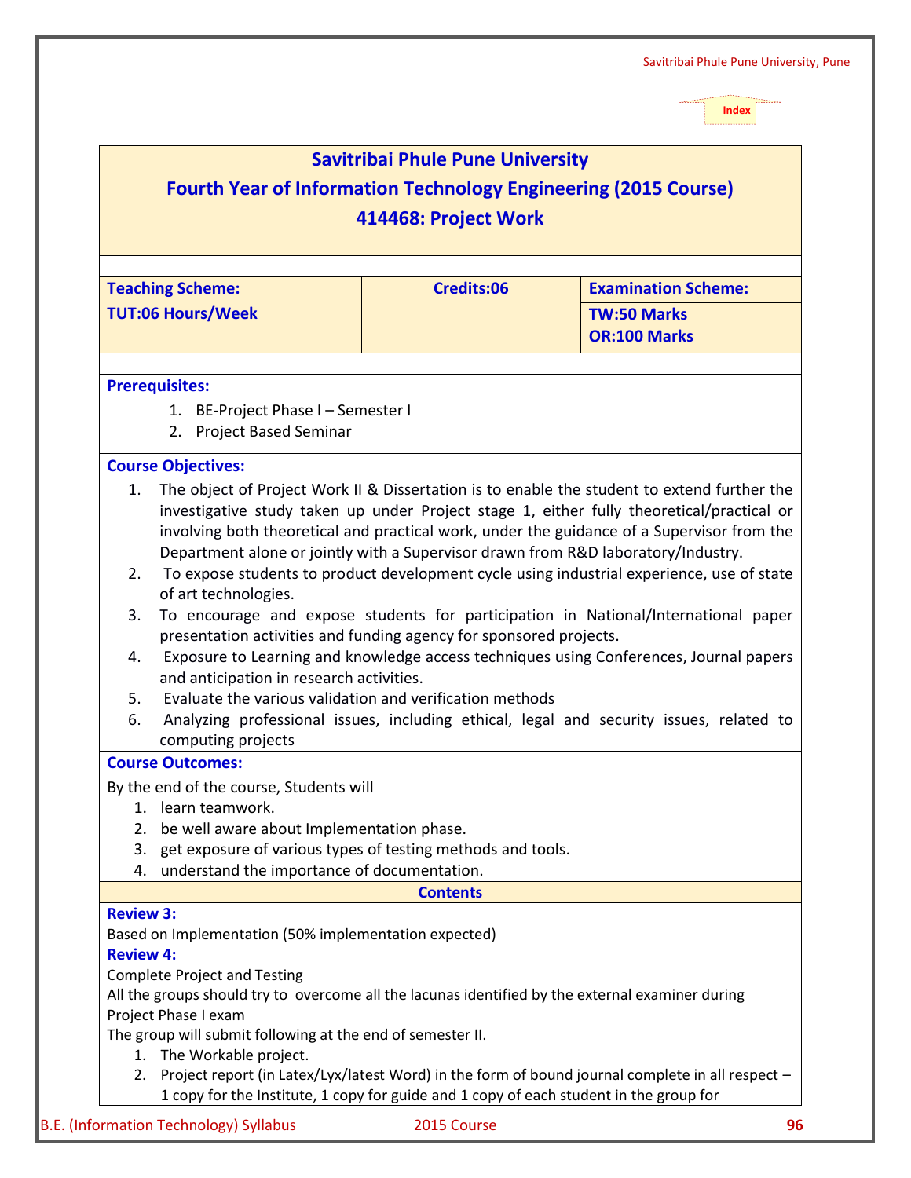Index

# Savitribai Phule Pune University
## Fourth Year of Information Technology Engineering (2015 Course)
## 414468: Project Work

| Teaching Scheme: | Credits:06 | Examination Scheme: |
|---|---|---|
| TUT:06 Hours/Week | | TW:50 Marks<br>OR:100 Marks |

**Prerequisites:**

1. BE-Project Phase I – Semester I
2. Project Based Seminar

**Course Objectives:**

1. The object of Project Work II & Dissertation is to enable the student to extend further the investigative study taken up under Project stage 1, either fully theoretical/practical or involving both theoretical and practical work, under the guidance of a Supervisor from the Department alone or jointly with a Supervisor drawn from R&D laboratory/Industry.
2. To expose students to product development cycle using industrial experience, use of state of art technologies.
3. To encourage and expose students for participation in National/International paper presentation activities and funding agency for sponsored projects.
4. Exposure to Learning and knowledge access techniques using Conferences, Journal papers and anticipation in research activities.
5. Evaluate the various validation and verification methods
6. Analyzing professional issues, including ethical, legal and security issues, related to computing projects

**Course Outcomes:**

By the end of the course, Students will

1. learn teamwork.
2. be well aware about Implementation phase.
3. get exposure of various types of testing methods and tools.
4. understand the importance of documentation.

**Contents**

**Review 3:**

Based on Implementation (50% implementation expected)

**Review 4:**

Complete Project and Testing

All the groups should try to overcome all the lacunas identified by the external examiner during Project Phase I exam

The group will submit following at the end of semester II.

1. The Workable project.
2. Project report (in Latex/Lyx/latest Word) in the form of bound journal complete in all respect – 1 copy for the Institute, 1 copy for guide and 1 copy of each student in the group for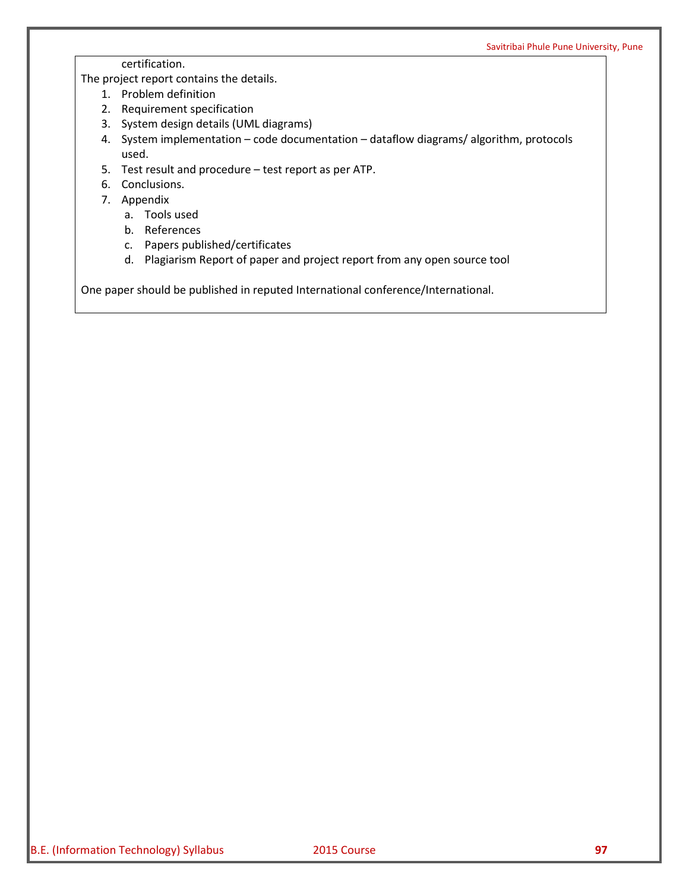certification.

The project report contains the details.

1. Problem definition
2. Requirement specification
3. System design details (UML diagrams)
4. System implementation – code documentation – dataflow diagrams/ algorithm, protocols used.
5. Test result and procedure – test report as per ATP.
6. Conclusions.
7. Appendix
    a. Tools used
    b. References
    c. Papers published/certificates
    d. Plagiarism Report of paper and project report from any open source tool

One paper should be published in reputed International conference/International.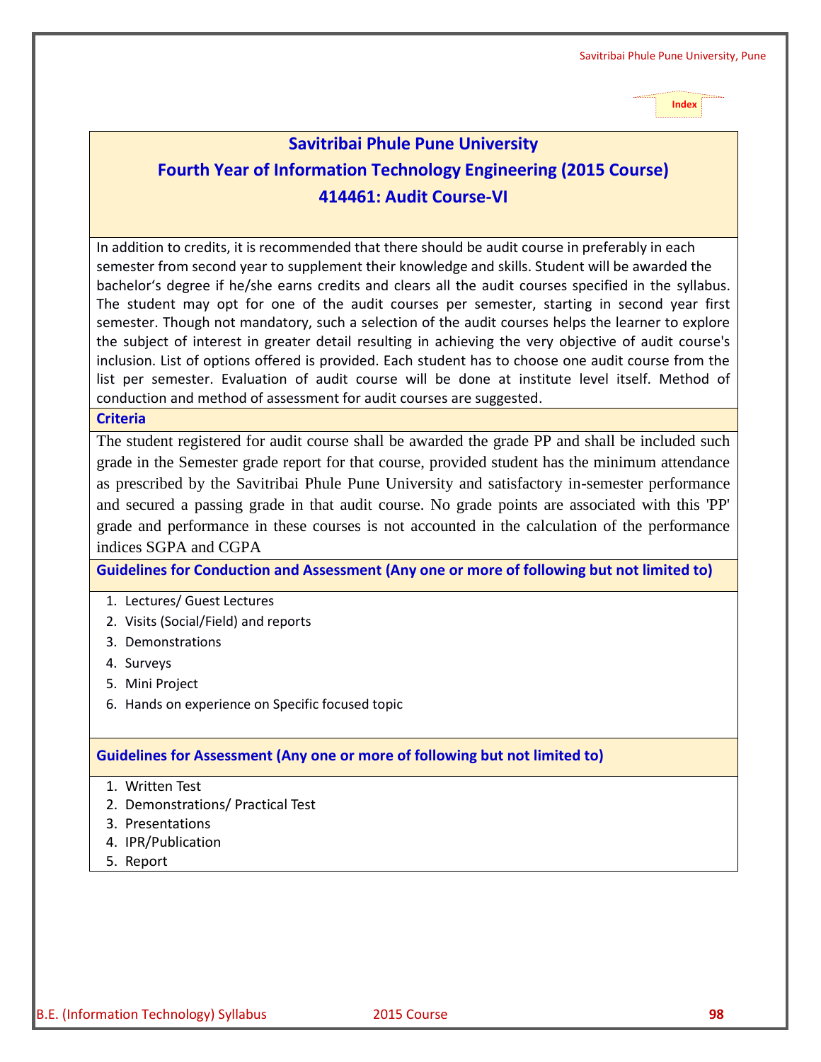Index

# Savitribai Phule Pune University

## Fourth Year of Information Technology Engineering (2015 Course)

## 414461: Audit Course-VI

In addition to credits, it is recommended that there should be audit course in preferably in each semester from second year to supplement their knowledge and skills. Student will be awarded the bachelor's degree if he/she earns credits and clears all the audit courses specified in the syllabus. The student may opt for one of the audit courses per semester, starting in second year first semester. Though not mandatory, such a selection of the audit courses helps the learner to explore the subject of interest in greater detail resulting in achieving the very objective of audit course's inclusion. List of options offered is provided. Each student has to choose one audit course from the list per semester. Evaluation of audit course will be done at institute level itself. Method of conduction and method of assessment for audit courses are suggested.

### Criteria

The student registered for audit course shall be awarded the grade PP and shall be included such grade in the Semester grade report for that course, provided student has the minimum attendance as prescribed by the Savitribai Phule Pune University and satisfactory in-semester performance and secured a passing grade in that audit course. No grade points are associated with this 'PP' grade and performance in these courses is not accounted in the calculation of the performance indices SGPA and CGPA

### Guidelines for Conduction and Assessment (Any one or more of following but not limited to)

1. Lectures/ Guest Lectures
2. Visits (Social/Field) and reports
3. Demonstrations
4. Surveys
5. Mini Project
6. Hands on experience on Specific focused topic

### Guidelines for Assessment (Any one or more of following but not limited to)

1. Written Test
2. Demonstrations/ Practical Test
3. Presentations
4. IPR/Publication
5. Report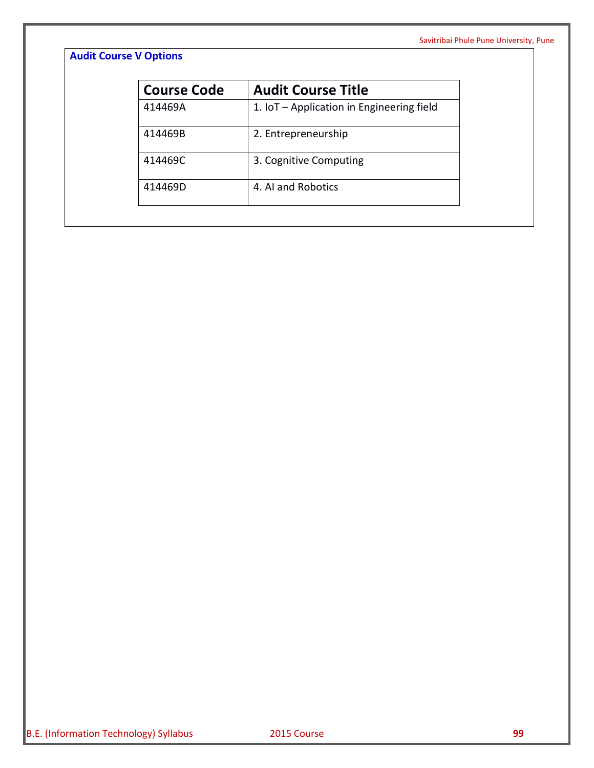## Audit Course V Options

| Course Code | Audit Course Title |
|---|---|
| 414469A | 1. IoT – Application in Engineering field |
| 414469B | 2. Entrepreneurship |
| 414469C | 3. Cognitive Computing |
| 414469D | 4. AI and Robotics |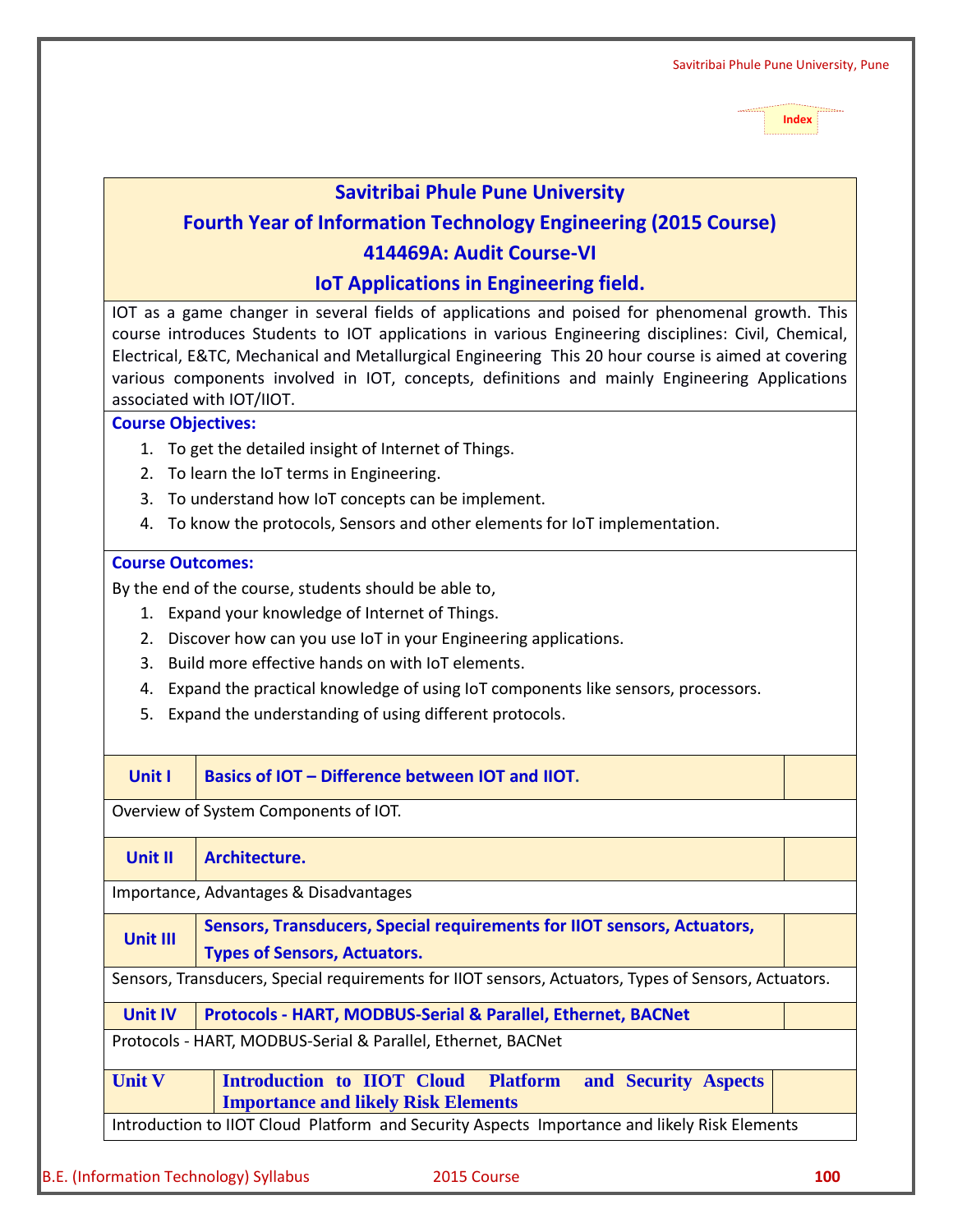# Savitribai Phule Pune University
## Fourth Year of Information Technology Engineering (2015 Course)
## 414469A: Audit Course-VI
## IoT Applications in Engineering field.

IOT as a game changer in several fields of applications and poised for phenomenal growth. This course introduces Students to IOT applications in various Engineering disciplines: Civil, Chemical, Electrical, E&TC, Mechanical and Metallurgical Engineering This 20 hour course is aimed at covering various components involved in IOT, concepts, definitions and mainly Engineering Applications associated with IOT/IIOT.

**Course Objectives:**

1. To get the detailed insight of Internet of Things.
2. To learn the IoT terms in Engineering.
3. To understand how IoT concepts can be implement.
4. To know the protocols, Sensors and other elements for IoT implementation.

**Course Outcomes:**

By the end of the course, students should be able to,

1. Expand your knowledge of Internet of Things.
2. Discover how can you use IoT in your Engineering applications.
3. Build more effective hands on with IoT elements.
4. Expand the practical knowledge of using IoT components like sensors, processors.
5. Expand the understanding of using different protocols.

| Unit I | Basics of IOT – Difference between IOT and IIOT. | |
|---|---|---|
| Overview of System Components of IOT. | | |
| **Unit II** | **Architecture.** | |
| Importance, Advantages & Disadvantages | | |
| **Unit III** | **Sensors, Transducers, Special requirements for IIOT sensors, Actuators, Types of Sensors, Actuators.** | |
| Sensors, Transducers, Special requirements for IIOT sensors, Actuators, Types of Sensors, Actuators. | | |
| **Unit IV** | **Protocols - HART, MODBUS-Serial & Parallel, Ethernet, BACNet** | |
| Protocols - HART, MODBUS-Serial & Parallel, Ethernet, BACNet | | |
| **Unit V** | **Introduction to IIOT Cloud Platform and Security Aspects Importance and likely Risk Elements** | |
| Introduction to IIOT Cloud Platform and Security Aspects Importance and likely Risk Elements | | |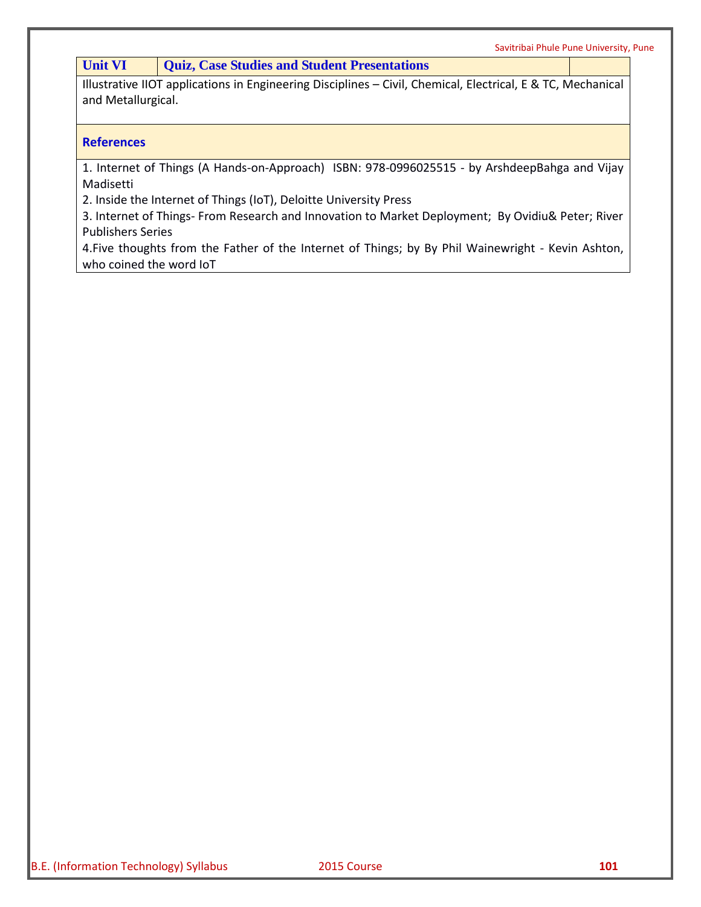| Unit VI | Quiz, Case Studies and Student Presentations | |
|---|---|---|

Illustrative IIOT applications in Engineering Disciplines – Civil, Chemical, Electrical, E & TC, Mechanical and Metallurgical.

**References**

1. Internet of Things (A Hands-on-Approach) ISBN: 978-0996025515 - by ArshdeepBahga and Vijay Madisetti
2. Inside the Internet of Things (IoT), Deloitte University Press
3. Internet of Things- From Research and Innovation to Market Deployment; By Ovidiu& Peter; River Publishers Series
4. Five thoughts from the Father of the Internet of Things; by By Phil Wainewright - Kevin Ashton, who coined the word IoT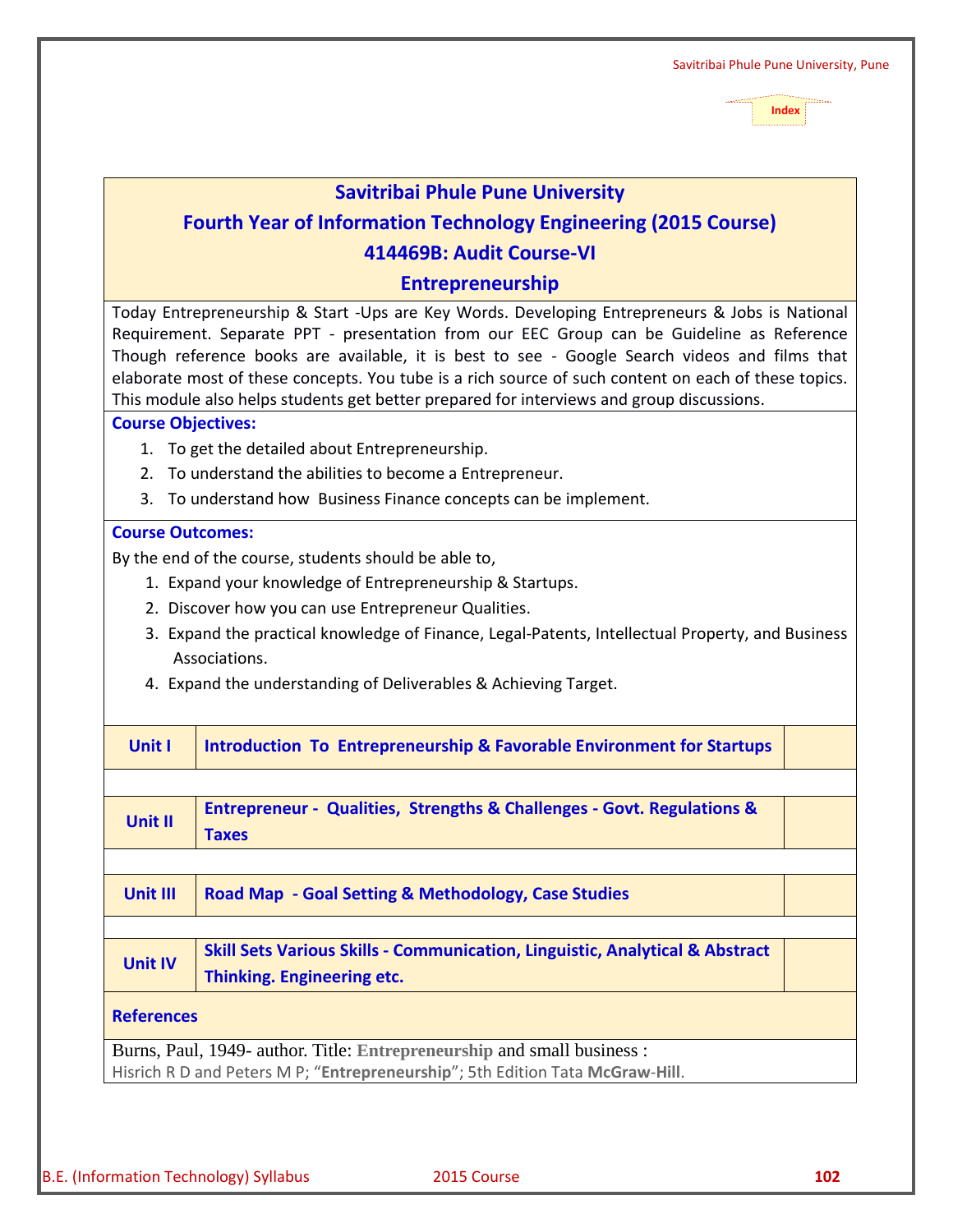Index

## Savitribai Phule Pune University
## Fourth Year of Information Technology Engineering (2015 Course)
## 414469B: Audit Course-VI
## Entrepreneurship

Today Entrepreneurship & Start -Ups are Key Words. Developing Entrepreneurs & Jobs is National Requirement. Separate PPT - presentation from our EEC Group can be Guideline as Reference Though reference books are available, it is best to see - Google Search videos and films that elaborate most of these concepts. You tube is a rich source of such content on each of these topics. This module also helps students get better prepared for interviews and group discussions.

**Course Objectives:**

1. To get the detailed about Entrepreneurship.
2. To understand the abilities to become a Entrepreneur.
3. To understand how Business Finance concepts can be implement.

**Course Outcomes:**

By the end of the course, students should be able to,

1. Expand your knowledge of Entrepreneurship & Startups.
2. Discover how you can use Entrepreneur Qualities.
3. Expand the practical knowledge of Finance, Legal-Patents, Intellectual Property, and Business Associations.
4. Expand the understanding of Deliverables & Achieving Target.

| | | |
|---|---|---|
| **Unit I** | **Introduction To Entrepreneurship & Favorable Environment for Startups** | |
| **Unit II** | **Entrepreneur - Qualities, Strengths & Challenges - Govt. Regulations & Taxes** | |
| **Unit III** | **Road Map - Goal Setting & Methodology, Case Studies** | |
| **Unit IV** | **Skill Sets Various Skills - Communication, Linguistic, Analytical & Abstract Thinking. Engineering etc.** | |

**References**

Burns, Paul, 1949- author. Title: **Entrepreneurship** and small business :
Hisrich R D and Peters M P; "**Entrepreneurship**"; 5th Edition Tata **McGraw-Hill**.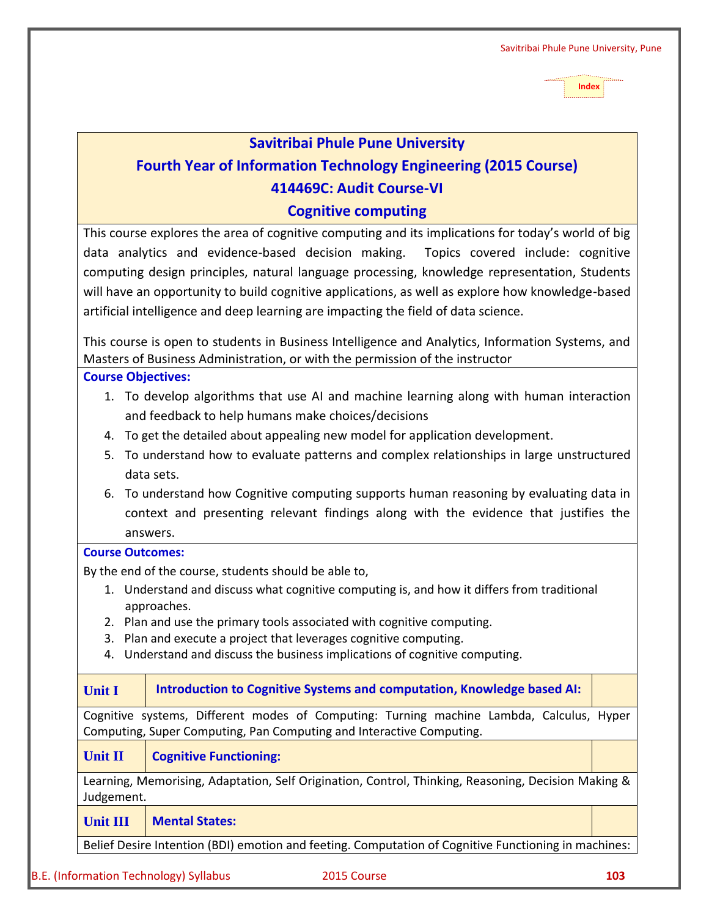## Savitribai Phule Pune University
## Fourth Year of Information Technology Engineering (2015 Course)
## 414469C: Audit Course-VI
## Cognitive computing

This course explores the area of cognitive computing and its implications for today's world of big data analytics and evidence-based decision making. Topics covered include: cognitive computing design principles, natural language processing, knowledge representation, Students will have an opportunity to build cognitive applications, as well as explore how knowledge-based artificial intelligence and deep learning are impacting the field of data science.

This course is open to students in Business Intelligence and Analytics, Information Systems, and Masters of Business Administration, or with the permission of the instructor

**Course Objectives:**

1. To develop algorithms that use AI and machine learning along with human interaction and feedback to help humans make choices/decisions
4. To get the detailed about appealing new model for application development.
5. To understand how to evaluate patterns and complex relationships in large unstructured data sets.
6. To understand how Cognitive computing supports human reasoning by evaluating data in context and presenting relevant findings along with the evidence that justifies the answers.

**Course Outcomes:**

By the end of the course, students should be able to,

1. Understand and discuss what cognitive computing is, and how it differs from traditional approaches.
2. Plan and use the primary tools associated with cognitive computing.
3. Plan and execute a project that leverages cognitive computing.
4. Understand and discuss the business implications of cognitive computing.

**Unit I — Introduction to Cognitive Systems and computation, Knowledge based AI:**

Cognitive systems, Different modes of Computing: Turning machine Lambda, Calculus, Hyper Computing, Super Computing, Pan Computing and Interactive Computing.

**Unit II — Cognitive Functioning:**

Learning, Memorising, Adaptation, Self Origination, Control, Thinking, Reasoning, Decision Making & Judgement.

**Unit III — Mental States:**

Belief Desire Intention (BDI) emotion and feeting. Computation of Cognitive Functioning in machines: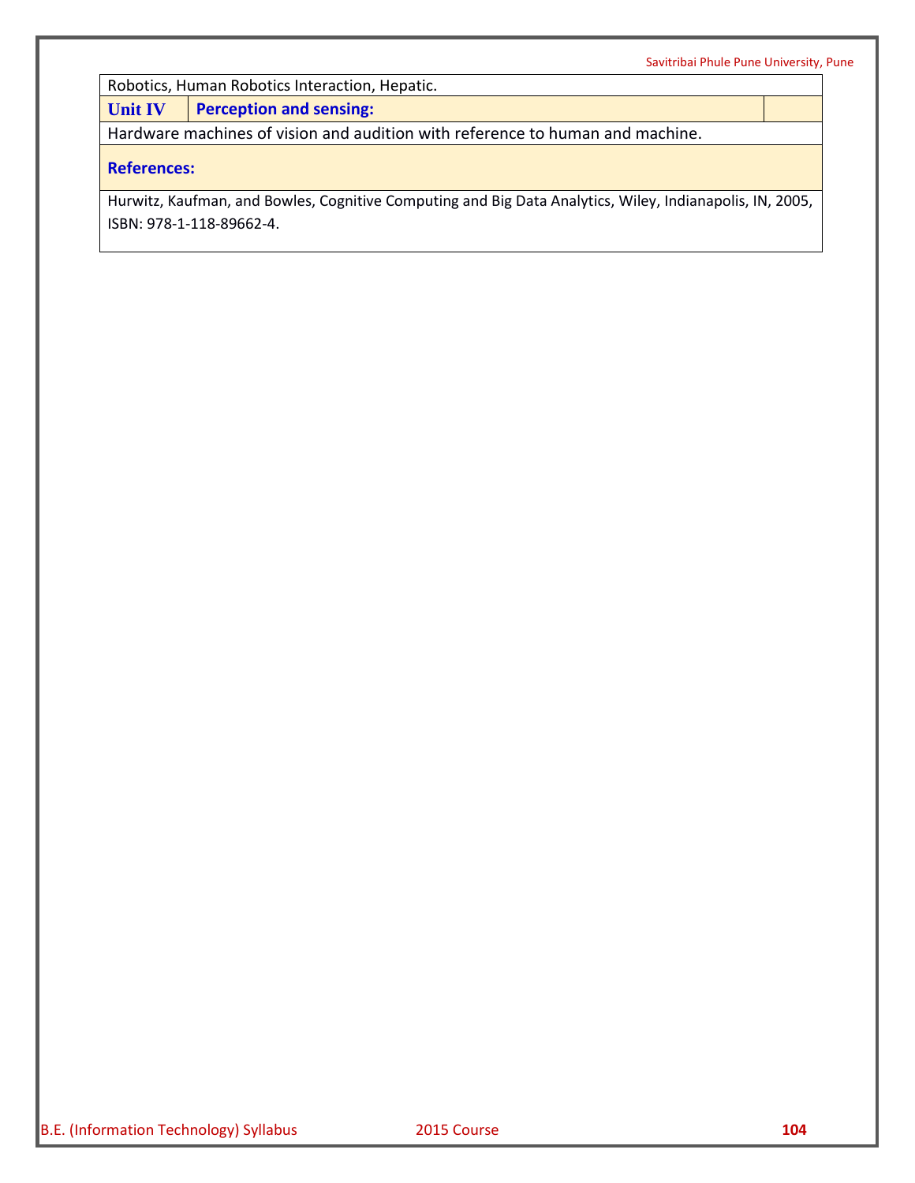Robotics, Human Robotics Interaction, Hepatic.

| Unit IV | Perception and sensing: | |
|---|---|---|

Hardware machines of vision and audition with reference to human and machine.

**References:**

Hurwitz, Kaufman, and Bowles, Cognitive Computing and Big Data Analytics, Wiley, Indianapolis, IN, 2005, ISBN: 978-1-118-89662-4.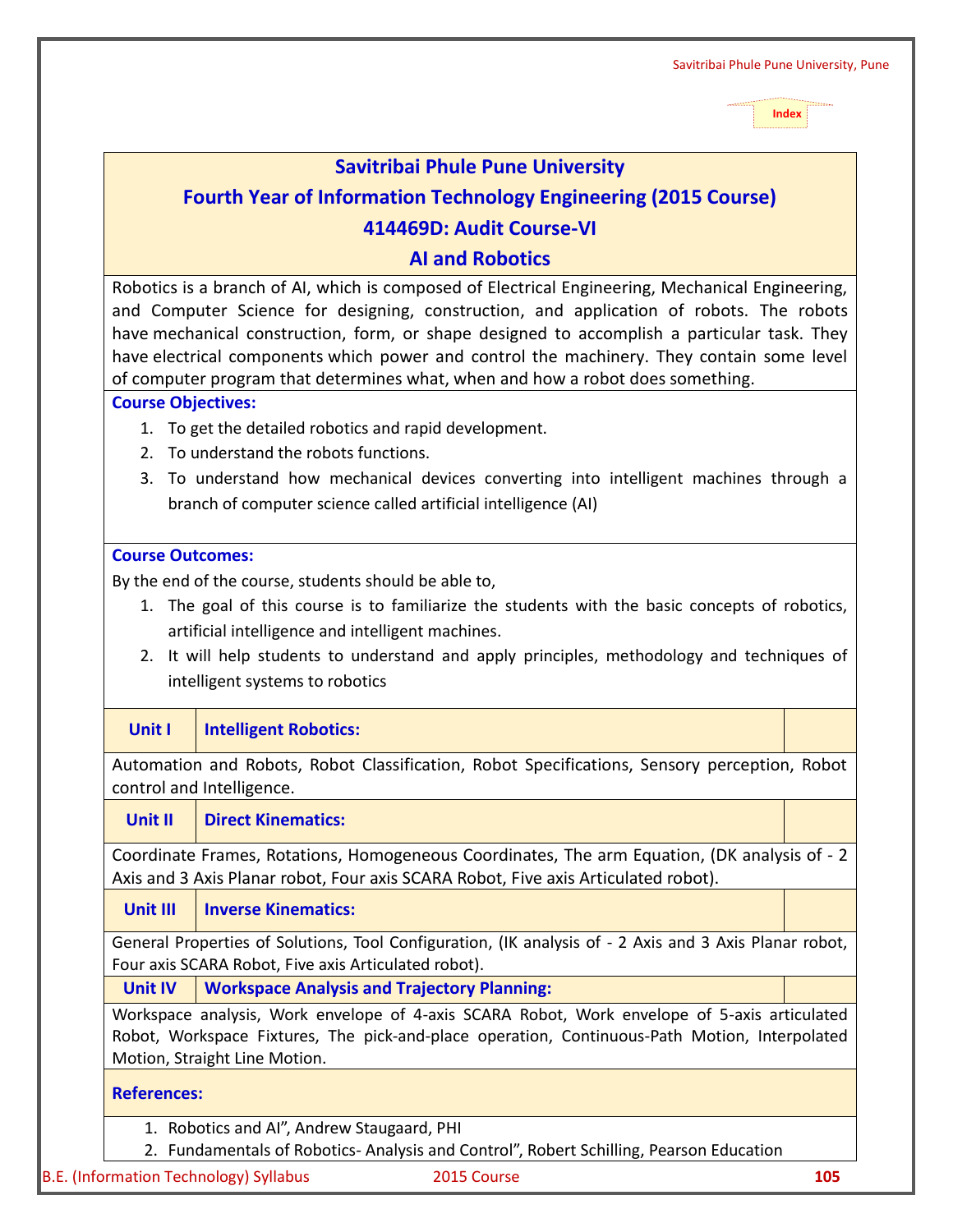Index

# Savitribai Phule Pune University

## Fourth Year of Information Technology Engineering (2015 Course)

## 414469D: Audit Course-VI

## AI and Robotics

Robotics is a branch of AI, which is composed of Electrical Engineering, Mechanical Engineering, and Computer Science for designing, construction, and application of robots. The robots have mechanical construction, form, or shape designed to accomplish a particular task. They have electrical components which power and control the machinery. They contain some level of computer program that determines what, when and how a robot does something.

**Course Objectives:**

1. To get the detailed robotics and rapid development.
2. To understand the robots functions.
3. To understand how mechanical devices converting into intelligent machines through a branch of computer science called artificial intelligence (AI)

**Course Outcomes:**

By the end of the course, students should be able to,

1. The goal of this course is to familiarize the students with the basic concepts of robotics, artificial intelligence and intelligent machines.
2. It will help students to understand and apply principles, methodology and techniques of intelligent systems to robotics

| | | |
|---|---|---|
| **Unit I** | **Intelligent Robotics:** | |

Automation and Robots, Robot Classification, Robot Specifications, Sensory perception, Robot control and Intelligence.

| | | |
|---|---|---|
| **Unit II** | **Direct Kinematics:** | |

Coordinate Frames, Rotations, Homogeneous Coordinates, The arm Equation, (DK analysis of - 2 Axis and 3 Axis Planar robot, Four axis SCARA Robot, Five axis Articulated robot).

| | | |
|---|---|---|
| **Unit III** | **Inverse Kinematics:** | |

General Properties of Solutions, Tool Configuration, (IK analysis of - 2 Axis and 3 Axis Planar robot, Four axis SCARA Robot, Five axis Articulated robot).

| | | |
|---|---|---|
| **Unit IV** | **Workspace Analysis and Trajectory Planning:** | |

Workspace analysis, Work envelope of 4-axis SCARA Robot, Work envelope of 5-axis articulated Robot, Workspace Fixtures, The pick-and-place operation, Continuous-Path Motion, Interpolated Motion, Straight Line Motion.

**References:**

1. Robotics and AI", Andrew Staugaard, PHI
2. Fundamentals of Robotics- Analysis and Control", Robert Schilling, Pearson Education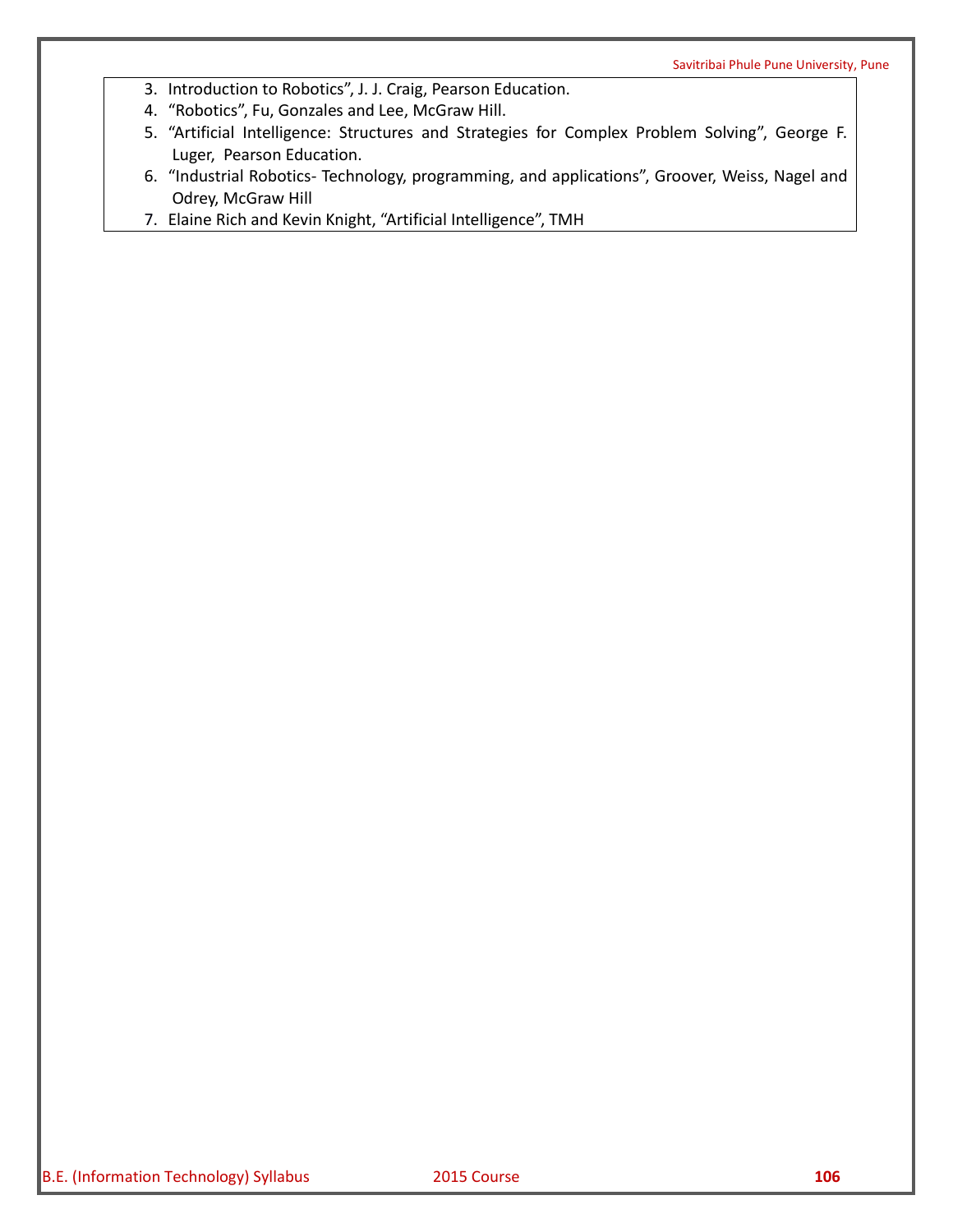3. Introduction to Robotics", J. J. Craig, Pearson Education.
4. "Robotics", Fu, Gonzales and Lee, McGraw Hill.
5. "Artificial Intelligence: Structures and Strategies for Complex Problem Solving", George F. Luger, Pearson Education.
6. "Industrial Robotics- Technology, programming, and applications", Groover, Weiss, Nagel and Odrey, McGraw Hill
7. Elaine Rich and Kevin Knight, "Artificial Intelligence", TMH